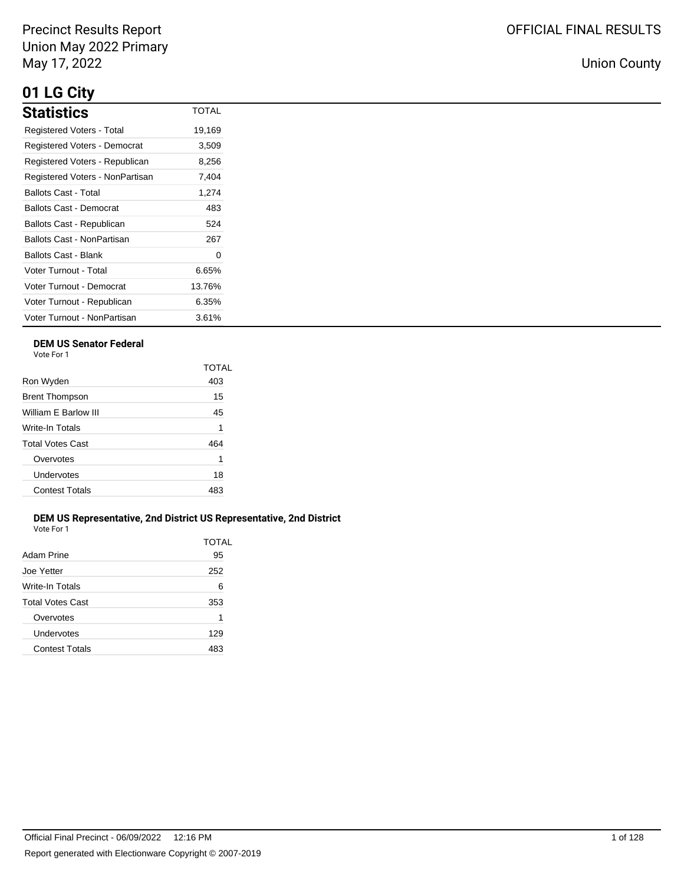Precinct Results Report
Union May 2022 Primary
May 17, 2022

OFFICIAL FINAL RESULTS

Union County

# 01 LG City

| Statistics | TOTAL |
|---|---|
| Registered Voters - Total | 19,169 |
| Registered Voters - Democrat | 3,509 |
| Registered Voters - Republican | 8,256 |
| Registered Voters - NonPartisan | 7,404 |
| Ballots Cast - Total | 1,274 |
| Ballots Cast - Democrat | 483 |
| Ballots Cast - Republican | 524 |
| Ballots Cast - NonPartisan | 267 |
| Ballots Cast - Blank | 0 |
| Voter Turnout - Total | 6.65% |
| Voter Turnout - Democrat | 13.76% |
| Voter Turnout - Republican | 6.35% |
| Voter Turnout - NonPartisan | 3.61% |

### DEM US Senator Federal

Vote For 1

| | TOTAL |
|---|---|
| Ron Wyden | 403 |
| Brent Thompson | 15 |
| William E Barlow III | 45 |
| Write-In Totals | 1 |
| Total Votes Cast | 464 |
| Overvotes | 1 |
| Undervotes | 18 |
| Contest Totals | 483 |

### DEM US Representative, 2nd District US Representative, 2nd District

Vote For 1

| | TOTAL |
|---|---|
| Adam Prine | 95 |
| Joe Yetter | 252 |
| Write-In Totals | 6 |
| Total Votes Cast | 353 |
| Overvotes | 1 |
| Undervotes | 129 |
| Contest Totals | 483 |

Official Final Precinct - 06/09/2022 12:16 PM

Report generated with Electionware Copyright © 2007-2019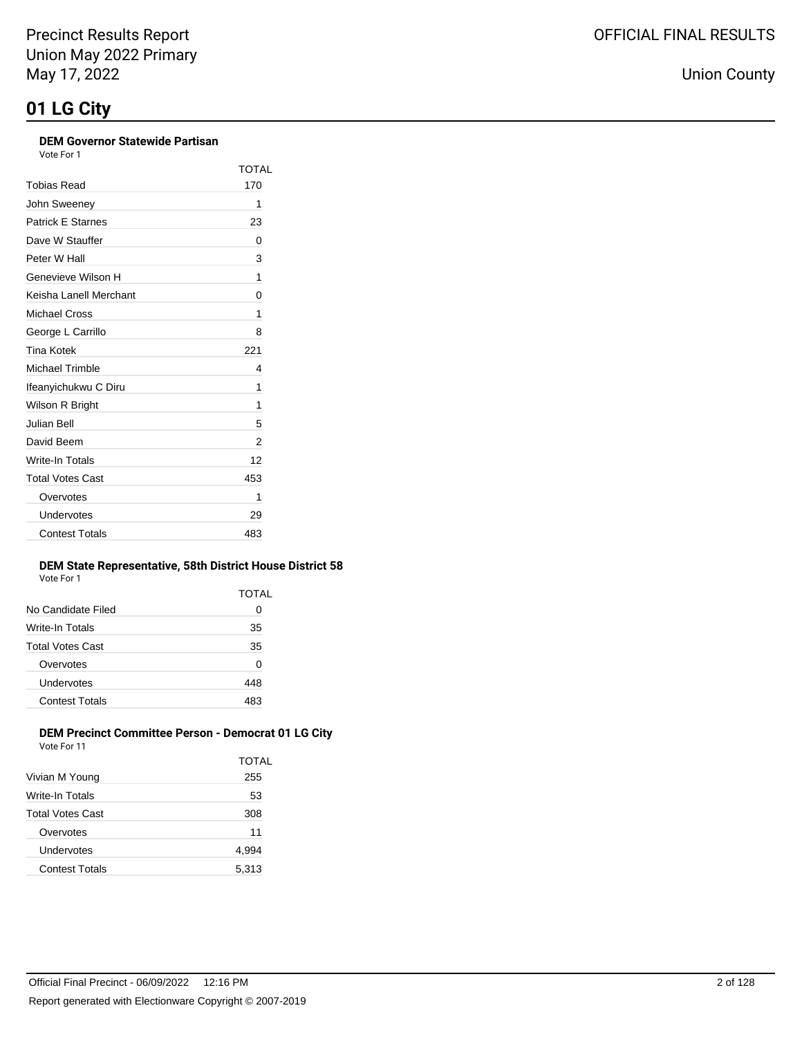# 01 LG City

### DEM Governor Statewide Partisan

Vote For 1

| | TOTAL |
|---|---|
| Tobias Read | 170 |
| John Sweeney | 1 |
| Patrick E Starnes | 23 |
| Dave W Stauffer | 0 |
| Peter W Hall | 3 |
| Genevieve Wilson H | 1 |
| Keisha Lanell Merchant | 0 |
| Michael Cross | 1 |
| George L Carrillo | 8 |
| Tina Kotek | 221 |
| Michael Trimble | 4 |
| Ifeanyichukwu C Diru | 1 |
| Wilson R Bright | 1 |
| Julian Bell | 5 |
| David Beem | 2 |
| Write-In Totals | 12 |
| Total Votes Cast | 453 |
| Overvotes | 1 |
| Undervotes | 29 |
| Contest Totals | 483 |

### DEM State Representative, 58th District House District 58

Vote For 1

| | TOTAL |
|---|---|
| No Candidate Filed | 0 |
| Write-In Totals | 35 |
| Total Votes Cast | 35 |
| Overvotes | 0 |
| Undervotes | 448 |
| Contest Totals | 483 |

### DEM Precinct Committee Person - Democrat 01 LG City

Vote For 11

| | TOTAL |
|---|---|
| Vivian M Young | 255 |
| Write-In Totals | 53 |
| Total Votes Cast | 308 |
| Overvotes | 11 |
| Undervotes | 4,994 |
| Contest Totals | 5,313 |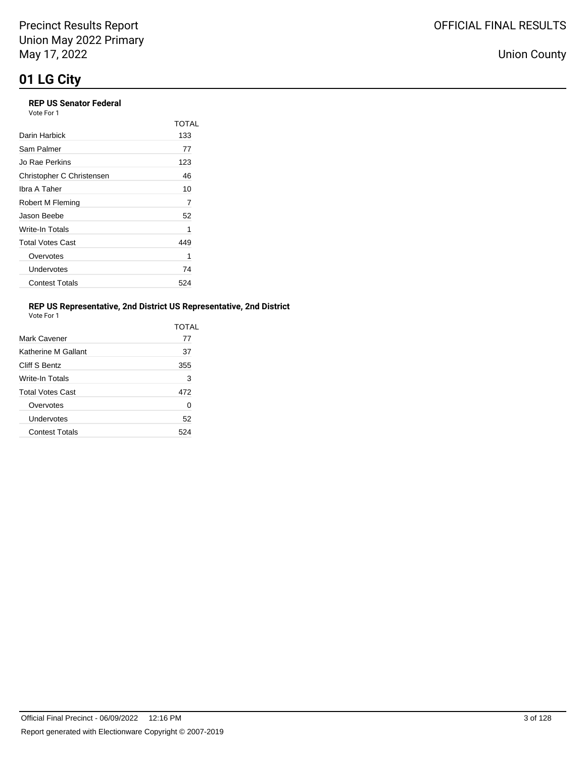# 01 LG City

### REP US Senator Federal

Vote For 1

| | TOTAL |
|---|---|
| Darin Harbick | 133 |
| Sam Palmer | 77 |
| Jo Rae Perkins | 123 |
| Christopher C Christensen | 46 |
| Ibra A Taher | 10 |
| Robert M Fleming | 7 |
| Jason Beebe | 52 |
| Write-In Totals | 1 |
| Total Votes Cast | 449 |
| Overvotes | 1 |
| Undervotes | 74 |
| Contest Totals | 524 |

### REP US Representative, 2nd District US Representative, 2nd District

Vote For 1

| | TOTAL |
|---|---|
| Mark Cavener | 77 |
| Katherine M Gallant | 37 |
| Cliff S Bentz | 355 |
| Write-In Totals | 3 |
| Total Votes Cast | 472 |
| Overvotes | 0 |
| Undervotes | 52 |
| Contest Totals | 524 |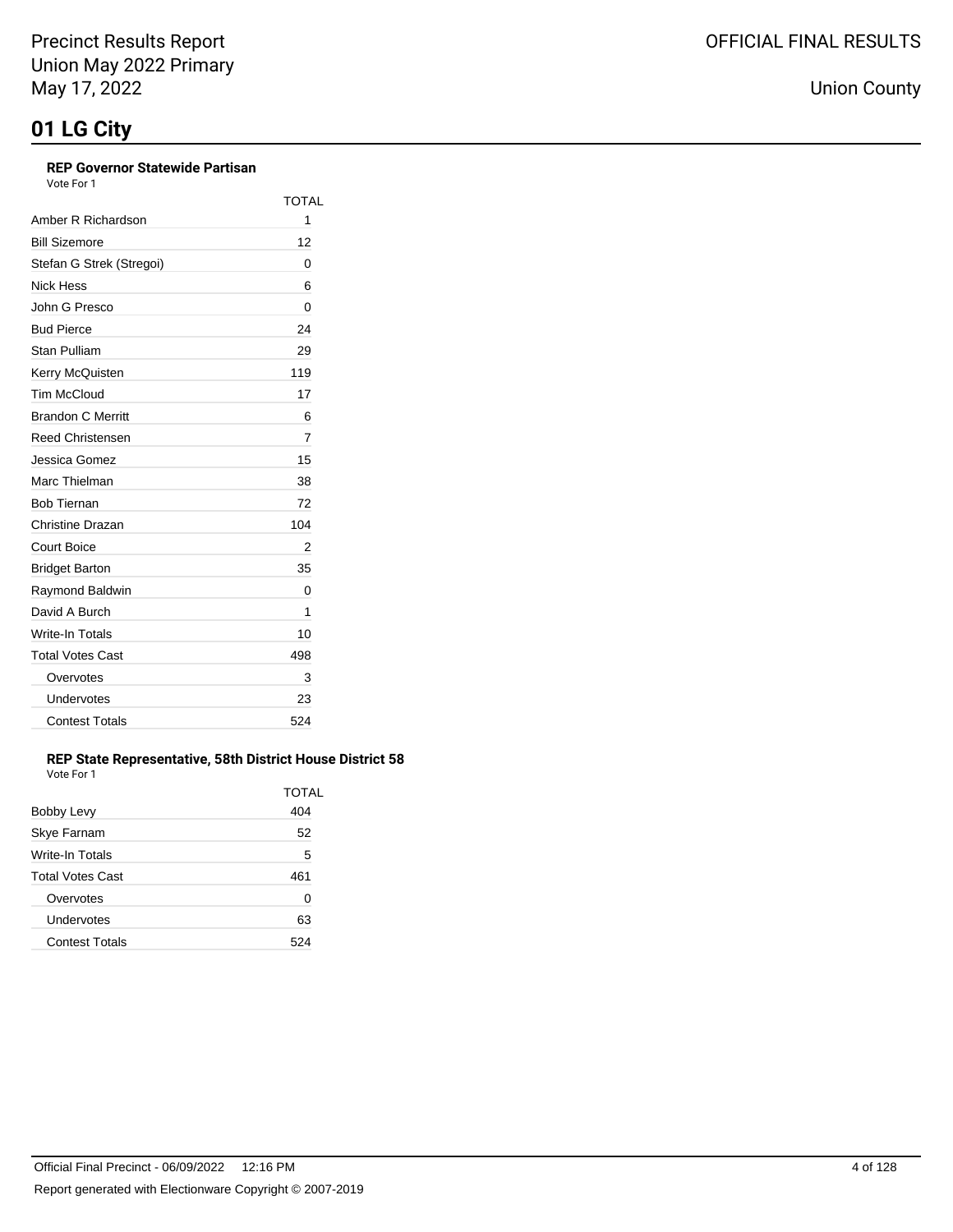# 01 LG City

### REP Governor Statewide Partisan

Vote For 1

| | TOTAL |
|---|---|
| Amber R Richardson | 1 |
| Bill Sizemore | 12 |
| Stefan G Strek (Stregoi) | 0 |
| Nick Hess | 6 |
| John G Presco | 0 |
| Bud Pierce | 24 |
| Stan Pulliam | 29 |
| Kerry McQuisten | 119 |
| Tim McCloud | 17 |
| Brandon C Merritt | 6 |
| Reed Christensen | 7 |
| Jessica Gomez | 15 |
| Marc Thielman | 38 |
| Bob Tiernan | 72 |
| Christine Drazan | 104 |
| Court Boice | 2 |
| Bridget Barton | 35 |
| Raymond Baldwin | 0 |
| David A Burch | 1 |
| Write-In Totals | 10 |
| Total Votes Cast | 498 |
| Overvotes | 3 |
| Undervotes | 23 |
| Contest Totals | 524 |

### REP State Representative, 58th District House District 58

Vote For 1

| | TOTAL |
|---|---|
| Bobby Levy | 404 |
| Skye Farnam | 52 |
| Write-In Totals | 5 |
| Total Votes Cast | 461 |
| Overvotes | 0 |
| Undervotes | 63 |
| Contest Totals | 524 |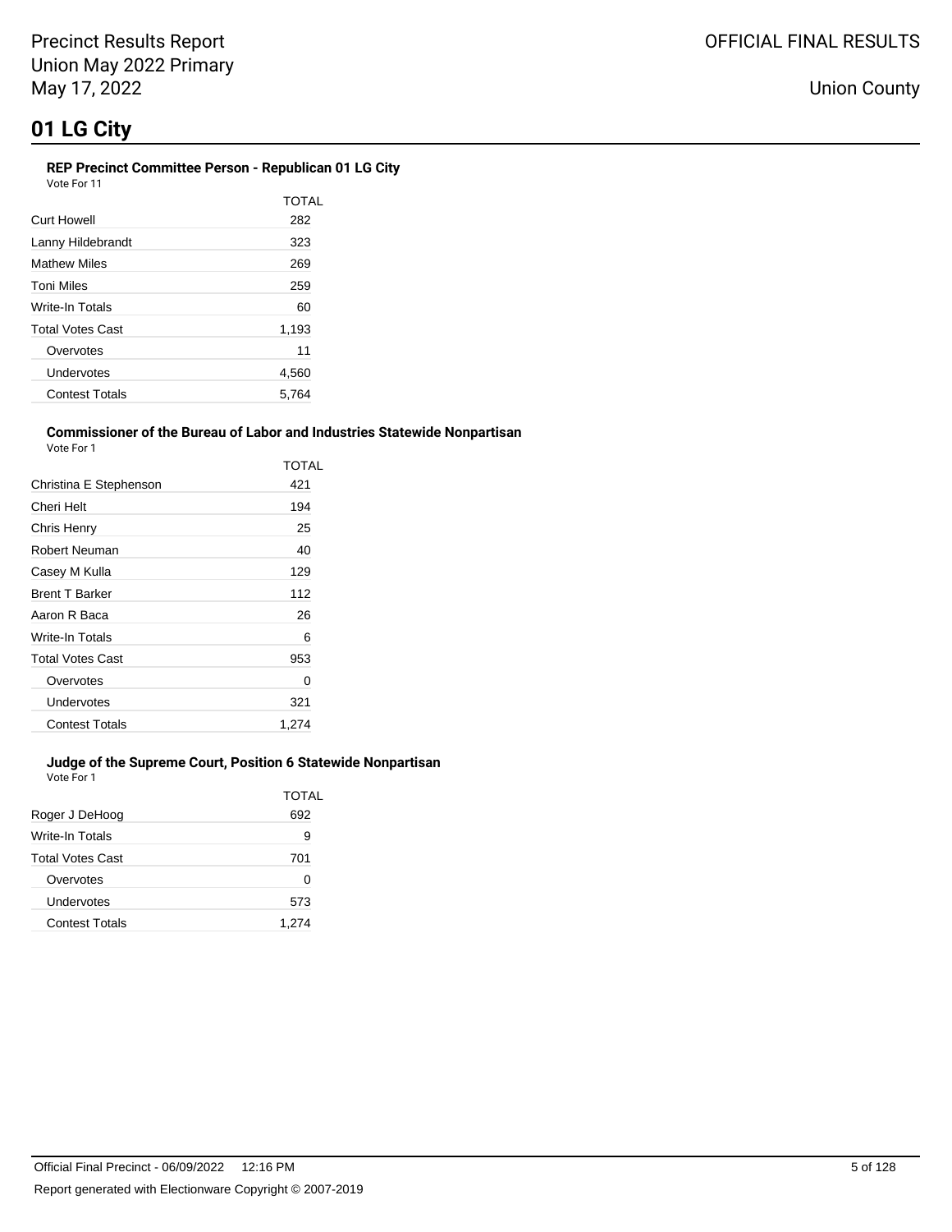# 01 LG City

### REP Precinct Committee Person - Republican 01 LG City

Vote For 11

| | TOTAL |
|---|---|
| Curt Howell | 282 |
| Lanny Hildebrandt | 323 |
| Mathew Miles | 269 |
| Toni Miles | 259 |
| Write-In Totals | 60 |
| Total Votes Cast | 1,193 |
| Overvotes | 11 |
| Undervotes | 4,560 |
| Contest Totals | 5,764 |

### Commissioner of the Bureau of Labor and Industries Statewide Nonpartisan

Vote For 1

| | TOTAL |
|---|---|
| Christina E Stephenson | 421 |
| Cheri Helt | 194 |
| Chris Henry | 25 |
| Robert Neuman | 40 |
| Casey M Kulla | 129 |
| Brent T Barker | 112 |
| Aaron R Baca | 26 |
| Write-In Totals | 6 |
| Total Votes Cast | 953 |
| Overvotes | 0 |
| Undervotes | 321 |
| Contest Totals | 1,274 |

### Judge of the Supreme Court, Position 6 Statewide Nonpartisan

Vote For 1

| | TOTAL |
|---|---|
| Roger J DeHoog | 692 |
| Write-In Totals | 9 |
| Total Votes Cast | 701 |
| Overvotes | 0 |
| Undervotes | 573 |
| Contest Totals | 1,274 |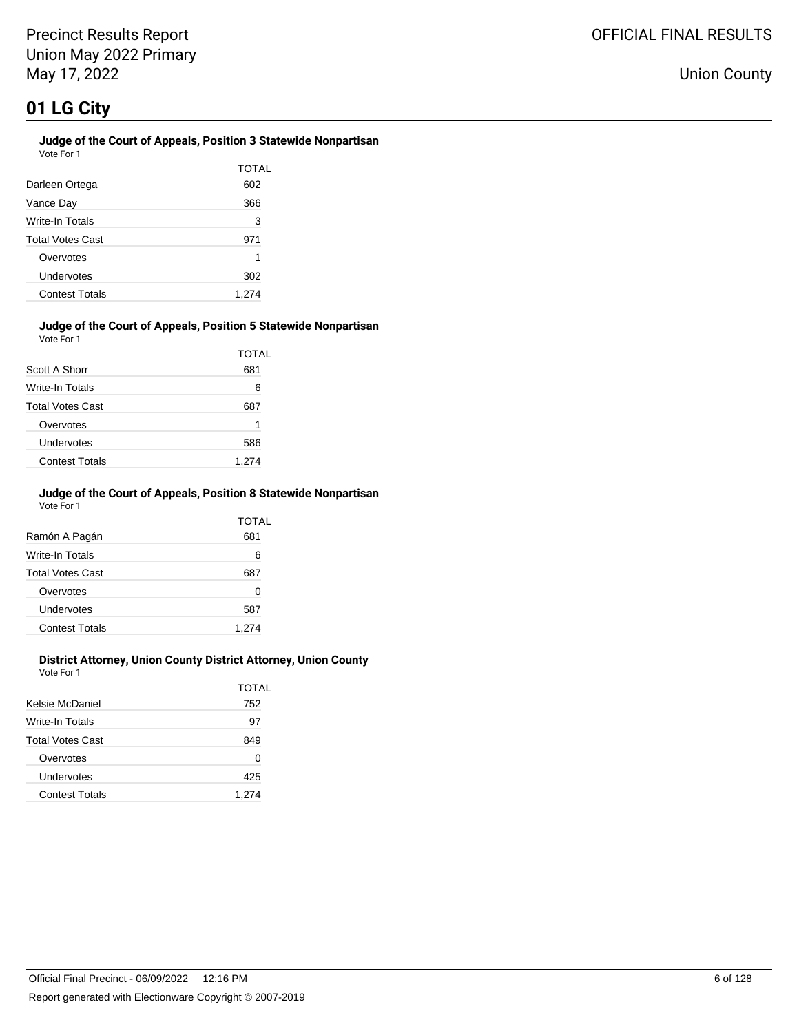# 01 LG City

### Judge of the Court of Appeals, Position 3 Statewide Nonpartisan

Vote For 1

| | TOTAL |
|---|---|
| Darleen Ortega | 602 |
| Vance Day | 366 |
| Write-In Totals | 3 |
| Total Votes Cast | 971 |
| Overvotes | 1 |
| Undervotes | 302 |
| Contest Totals | 1,274 |

### Judge of the Court of Appeals, Position 5 Statewide Nonpartisan

Vote For 1

| | TOTAL |
|---|---|
| Scott A Shorr | 681 |
| Write-In Totals | 6 |
| Total Votes Cast | 687 |
| Overvotes | 1 |
| Undervotes | 586 |
| Contest Totals | 1,274 |

### Judge of the Court of Appeals, Position 8 Statewide Nonpartisan

Vote For 1

| | TOTAL |
|---|---|
| Ramón A Pagán | 681 |
| Write-In Totals | 6 |
| Total Votes Cast | 687 |
| Overvotes | 0 |
| Undervotes | 587 |
| Contest Totals | 1,274 |

### District Attorney, Union County District Attorney, Union County

Vote For 1

| | TOTAL |
|---|---|
| Kelsie McDaniel | 752 |
| Write-In Totals | 97 |
| Total Votes Cast | 849 |
| Overvotes | 0 |
| Undervotes | 425 |
| Contest Totals | 1,274 |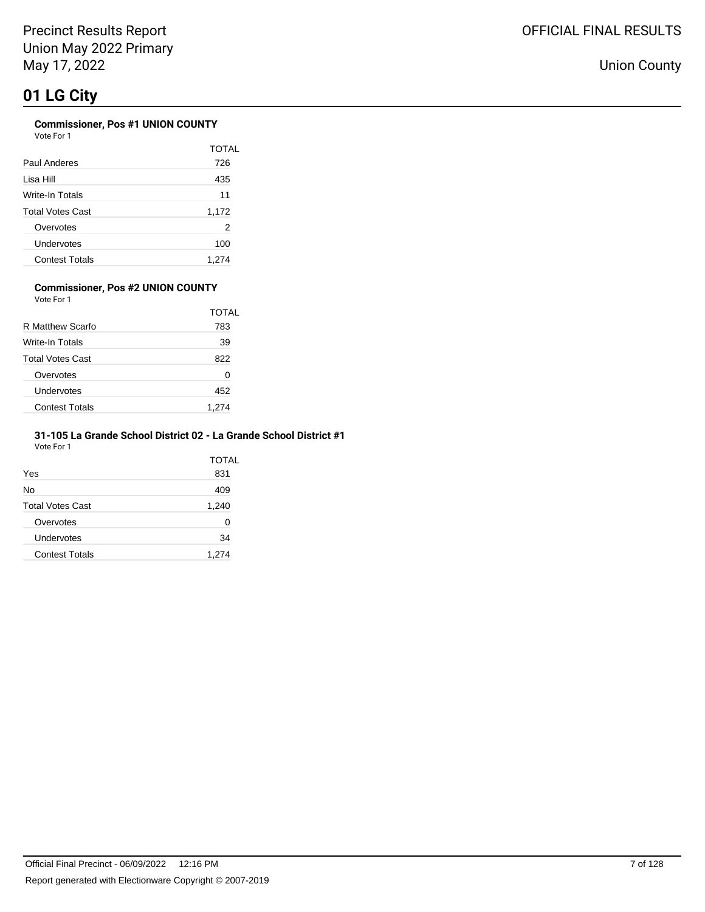# 01 LG City

### Commissioner, Pos #1 UNION COUNTY

Vote For 1

| | TOTAL |
|---|---|
| Paul Anderes | 726 |
| Lisa Hill | 435 |
| Write-In Totals | 11 |
| Total Votes Cast | 1,172 |
| Overvotes | 2 |
| Undervotes | 100 |
| Contest Totals | 1,274 |

### Commissioner, Pos #2 UNION COUNTY

Vote For 1

| | TOTAL |
|---|---|
| R Matthew Scarfo | 783 |
| Write-In Totals | 39 |
| Total Votes Cast | 822 |
| Overvotes | 0 |
| Undervotes | 452 |
| Contest Totals | 1,274 |

### 31-105 La Grande School District 02 - La Grande School District #1

Vote For 1

| | TOTAL |
|---|---|
| Yes | 831 |
| No | 409 |
| Total Votes Cast | 1,240 |
| Overvotes | 0 |
| Undervotes | 34 |
| Contest Totals | 1,274 |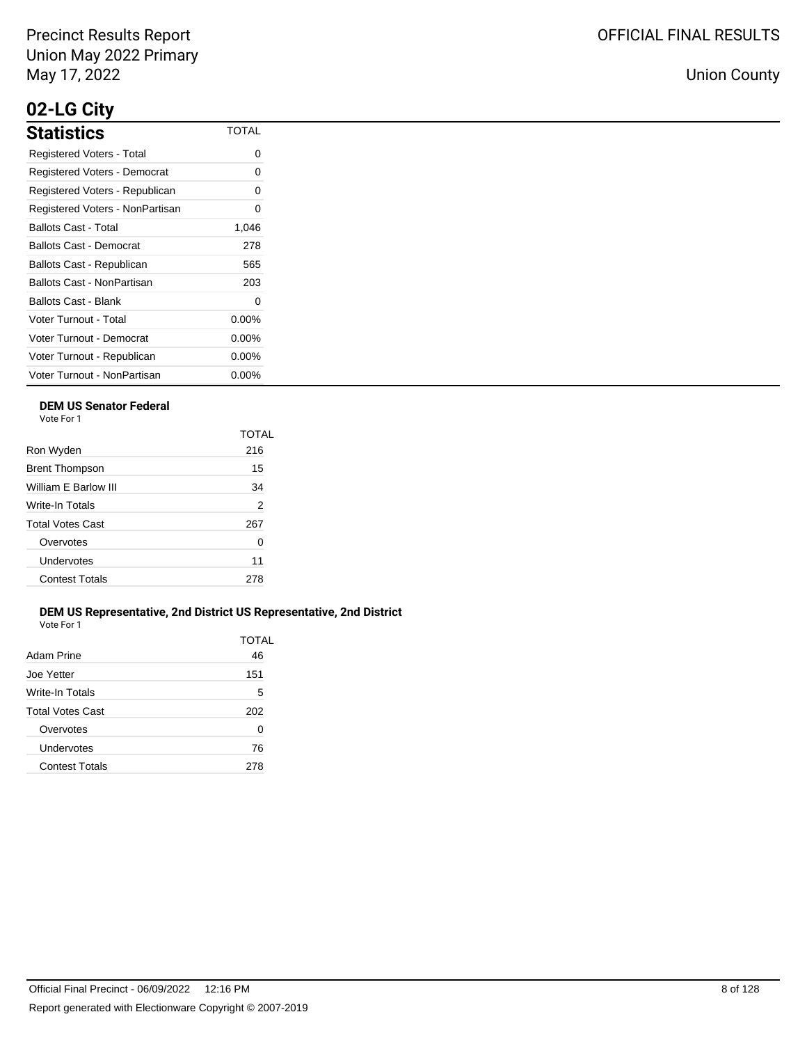# 02-LG City

## Statistics

| Statistics | TOTAL |
|---|---|
| Registered Voters - Total | 0 |
| Registered Voters - Democrat | 0 |
| Registered Voters - Republican | 0 |
| Registered Voters - NonPartisan | 0 |
| Ballots Cast - Total | 1,046 |
| Ballots Cast - Democrat | 278 |
| Ballots Cast - Republican | 565 |
| Ballots Cast - NonPartisan | 203 |
| Ballots Cast - Blank | 0 |
| Voter Turnout - Total | 0.00% |
| Voter Turnout - Democrat | 0.00% |
| Voter Turnout - Republican | 0.00% |
| Voter Turnout - NonPartisan | 0.00% |

### DEM US Senator Federal

Vote For 1

| | TOTAL |
|---|---|
| Ron Wyden | 216 |
| Brent Thompson | 15 |
| William E Barlow III | 34 |
| Write-In Totals | 2 |
| Total Votes Cast | 267 |
| Overvotes | 0 |
| Undervotes | 11 |
| Contest Totals | 278 |

### DEM US Representative, 2nd District US Representative, 2nd District

Vote For 1

| | TOTAL |
|---|---|
| Adam Prine | 46 |
| Joe Yetter | 151 |
| Write-In Totals | 5 |
| Total Votes Cast | 202 |
| Overvotes | 0 |
| Undervotes | 76 |
| Contest Totals | 278 |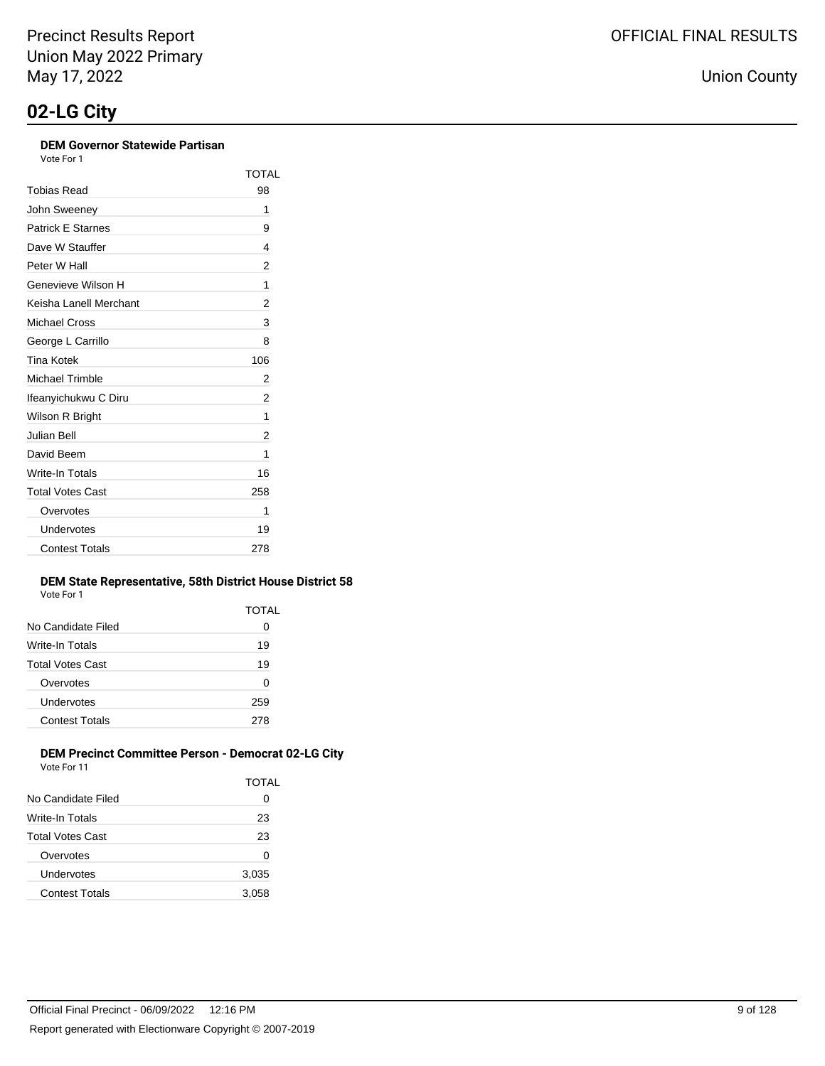# 02-LG City

### DEM Governor Statewide Partisan

Vote For 1

| | TOTAL |
|---|---|
| Tobias Read | 98 |
| John Sweeney | 1 |
| Patrick E Starnes | 9 |
| Dave W Stauffer | 4 |
| Peter W Hall | 2 |
| Genevieve Wilson H | 1 |
| Keisha Lanell Merchant | 2 |
| Michael Cross | 3 |
| George L Carrillo | 8 |
| Tina Kotek | 106 |
| Michael Trimble | 2 |
| Ifeanyichukwu C Diru | 2 |
| Wilson R Bright | 1 |
| Julian Bell | 2 |
| David Beem | 1 |
| Write-In Totals | 16 |
| Total Votes Cast | 258 |
| Overvotes | 1 |
| Undervotes | 19 |
| Contest Totals | 278 |

### DEM State Representative, 58th District House District 58

Vote For 1

| | TOTAL |
|---|---|
| No Candidate Filed | 0 |
| Write-In Totals | 19 |
| Total Votes Cast | 19 |
| Overvotes | 0 |
| Undervotes | 259 |
| Contest Totals | 278 |

### DEM Precinct Committee Person - Democrat 02-LG City

Vote For 11

| | TOTAL |
|---|---|
| No Candidate Filed | 0 |
| Write-In Totals | 23 |
| Total Votes Cast | 23 |
| Overvotes | 0 |
| Undervotes | 3,035 |
| Contest Totals | 3,058 |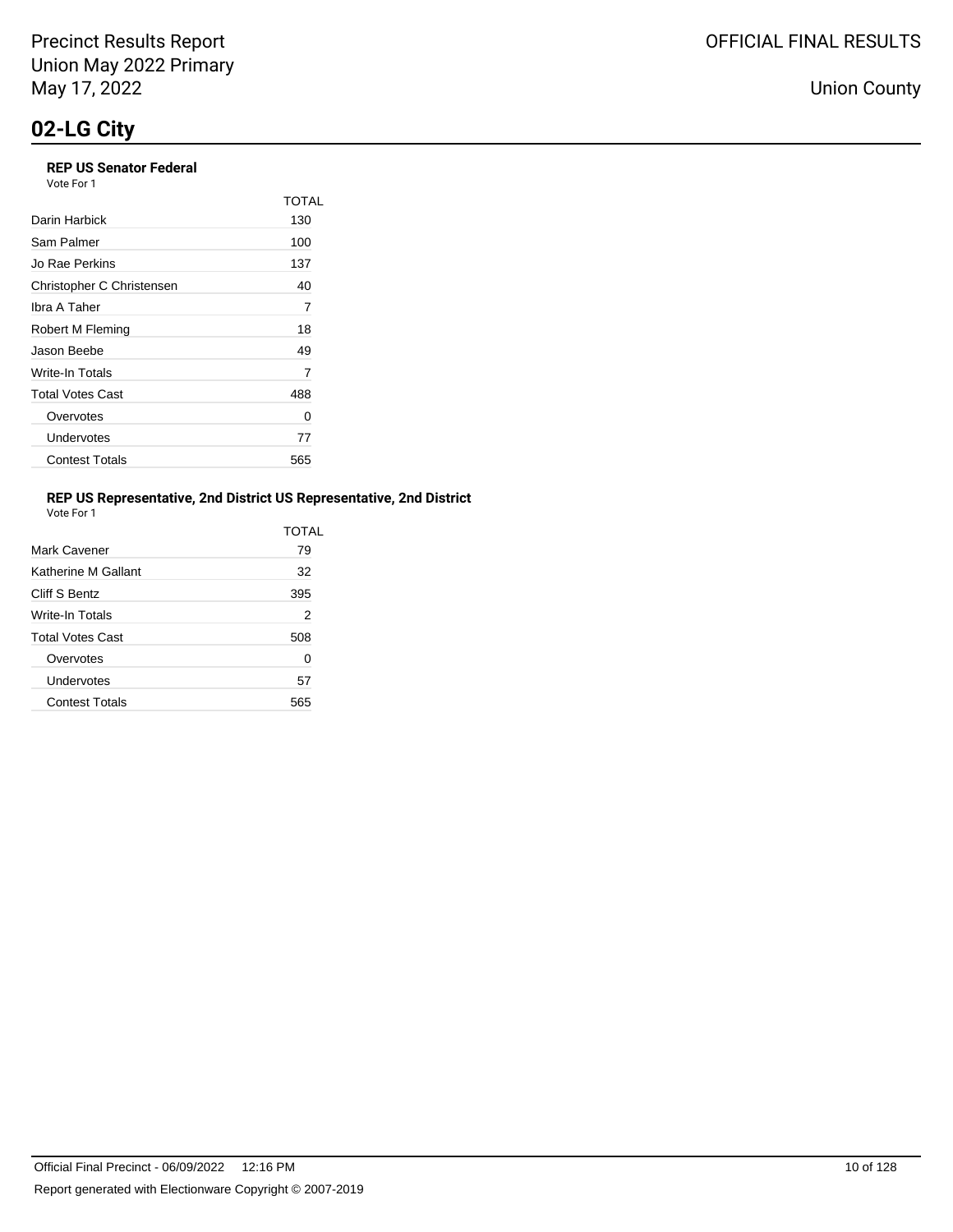## 02-LG City

### REP US Senator Federal

Vote For 1

| | TOTAL |
|---|---|
| Darin Harbick | 130 |
| Sam Palmer | 100 |
| Jo Rae Perkins | 137 |
| Christopher C Christensen | 40 |
| Ibra A Taher | 7 |
| Robert M Fleming | 18 |
| Jason Beebe | 49 |
| Write-In Totals | 7 |
| Total Votes Cast | 488 |
| Overvotes | 0 |
| Undervotes | 77 |
| Contest Totals | 565 |

### REP US Representative, 2nd District US Representative, 2nd District

Vote For 1

| | TOTAL |
|---|---|
| Mark Cavener | 79 |
| Katherine M Gallant | 32 |
| Cliff S Bentz | 395 |
| Write-In Totals | 2 |
| Total Votes Cast | 508 |
| Overvotes | 0 |
| Undervotes | 57 |
| Contest Totals | 565 |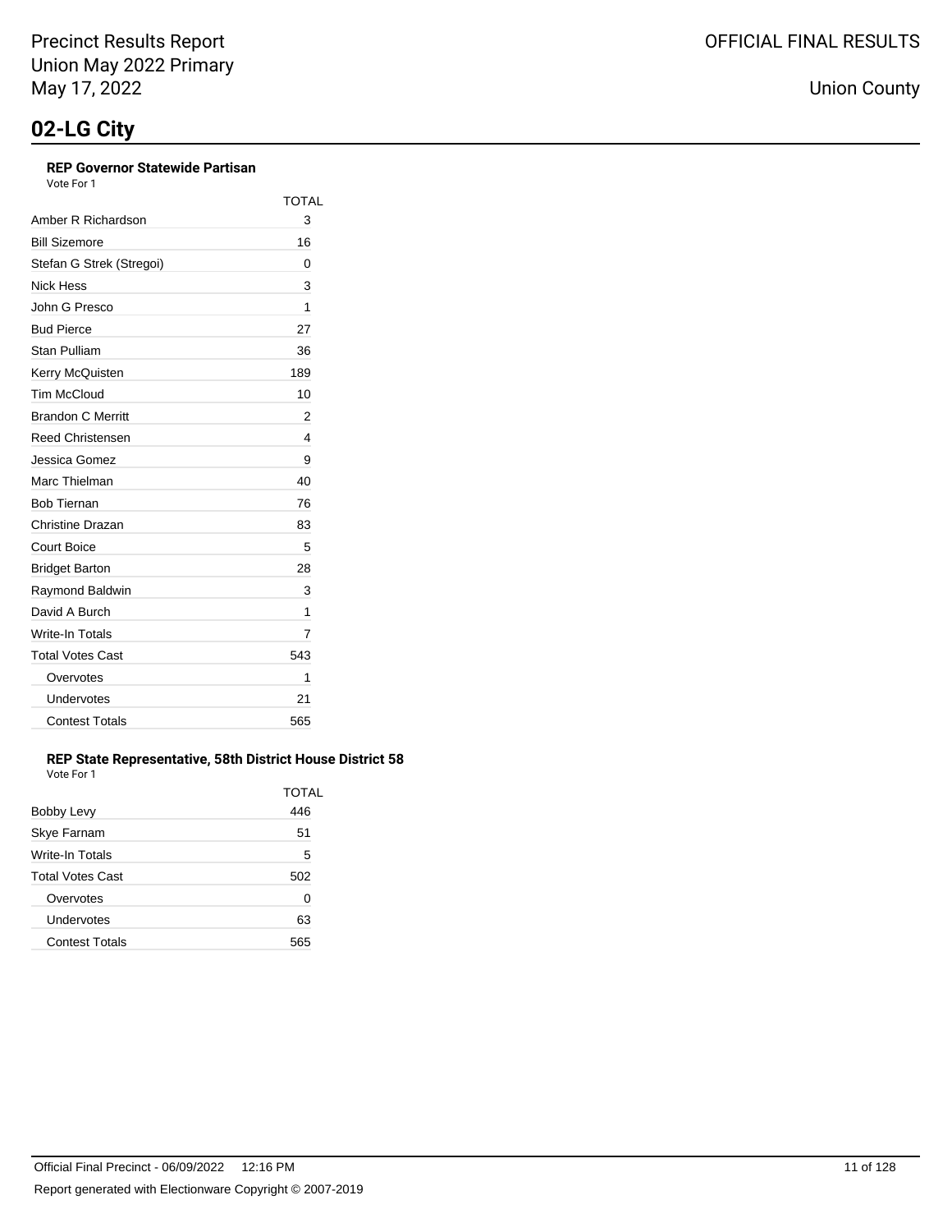## 02-LG City

### REP Governor Statewide Partisan

Vote For 1

| | TOTAL |
|---|---|
| Amber R Richardson | 3 |
| Bill Sizemore | 16 |
| Stefan G Strek (Stregoi) | 0 |
| Nick Hess | 3 |
| John G Presco | 1 |
| Bud Pierce | 27 |
| Stan Pulliam | 36 |
| Kerry McQuisten | 189 |
| Tim McCloud | 10 |
| Brandon C Merritt | 2 |
| Reed Christensen | 4 |
| Jessica Gomez | 9 |
| Marc Thielman | 40 |
| Bob Tiernan | 76 |
| Christine Drazan | 83 |
| Court Boice | 5 |
| Bridget Barton | 28 |
| Raymond Baldwin | 3 |
| David A Burch | 1 |
| Write-In Totals | 7 |
| Total Votes Cast | 543 |
| Overvotes | 1 |
| Undervotes | 21 |
| Contest Totals | 565 |

### REP State Representative, 58th District House District 58

Vote For 1

| | TOTAL |
|---|---|
| Bobby Levy | 446 |
| Skye Farnam | 51 |
| Write-In Totals | 5 |
| Total Votes Cast | 502 |
| Overvotes | 0 |
| Undervotes | 63 |
| Contest Totals | 565 |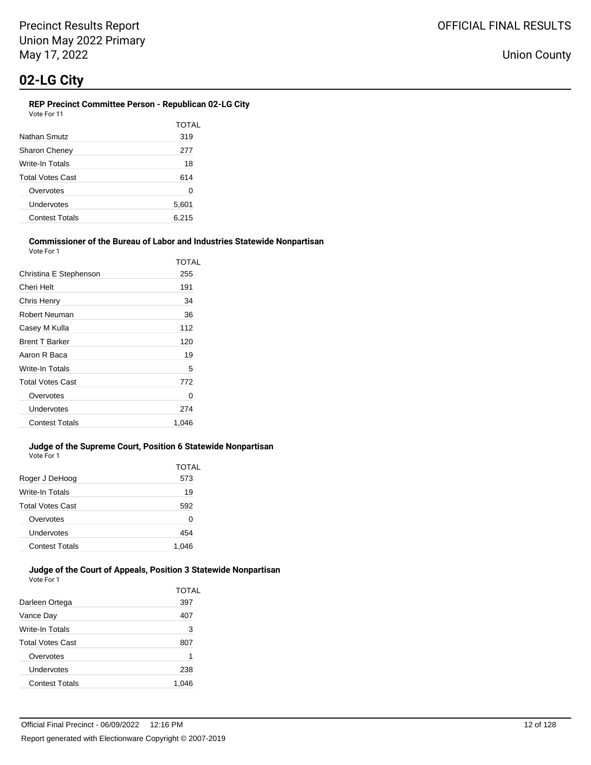# 02-LG City

### REP Precinct Committee Person - Republican 02-LG City

Vote For 11

| | TOTAL |
|---|---|
| Nathan Smutz | 319 |
| Sharon Cheney | 277 |
| Write-In Totals | 18 |
| Total Votes Cast | 614 |
| Overvotes | 0 |
| Undervotes | 5,601 |
| Contest Totals | 6,215 |

### Commissioner of the Bureau of Labor and Industries Statewide Nonpartisan

Vote For 1

| | TOTAL |
|---|---|
| Christina E Stephenson | 255 |
| Cheri Helt | 191 |
| Chris Henry | 34 |
| Robert Neuman | 36 |
| Casey M Kulla | 112 |
| Brent T Barker | 120 |
| Aaron R Baca | 19 |
| Write-In Totals | 5 |
| Total Votes Cast | 772 |
| Overvotes | 0 |
| Undervotes | 274 |
| Contest Totals | 1,046 |

### Judge of the Supreme Court, Position 6 Statewide Nonpartisan

Vote For 1

| | TOTAL |
|---|---|
| Roger J DeHoog | 573 |
| Write-In Totals | 19 |
| Total Votes Cast | 592 |
| Overvotes | 0 |
| Undervotes | 454 |
| Contest Totals | 1,046 |

### Judge of the Court of Appeals, Position 3 Statewide Nonpartisan

Vote For 1

| | TOTAL |
|---|---|
| Darleen Ortega | 397 |
| Vance Day | 407 |
| Write-In Totals | 3 |
| Total Votes Cast | 807 |
| Overvotes | 1 |
| Undervotes | 238 |
| Contest Totals | 1,046 |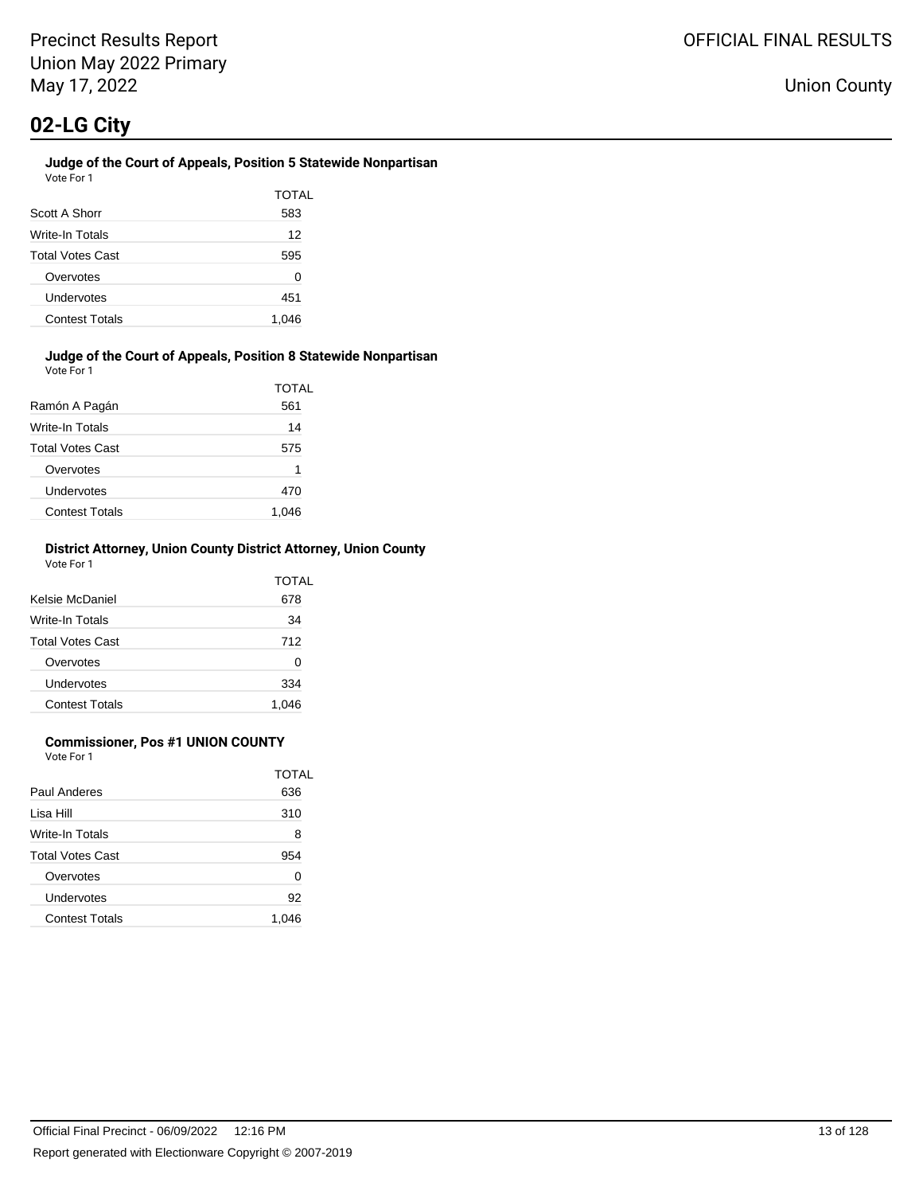# 02-LG City

### Judge of the Court of Appeals, Position 5 Statewide Nonpartisan

Vote For 1

| | TOTAL |
|---|---|
| Scott A Shorr | 583 |
| Write-In Totals | 12 |
| Total Votes Cast | 595 |
| Overvotes | 0 |
| Undervotes | 451 |
| Contest Totals | 1,046 |

### Judge of the Court of Appeals, Position 8 Statewide Nonpartisan

Vote For 1

| | TOTAL |
|---|---|
| Ramón A Pagán | 561 |
| Write-In Totals | 14 |
| Total Votes Cast | 575 |
| Overvotes | 1 |
| Undervotes | 470 |
| Contest Totals | 1,046 |

### District Attorney, Union County District Attorney, Union County

Vote For 1

| | TOTAL |
|---|---|
| Kelsie McDaniel | 678 |
| Write-In Totals | 34 |
| Total Votes Cast | 712 |
| Overvotes | 0 |
| Undervotes | 334 |
| Contest Totals | 1,046 |

### Commissioner, Pos #1 UNION COUNTY

Vote For 1

| | TOTAL |
|---|---|
| Paul Anderes | 636 |
| Lisa Hill | 310 |
| Write-In Totals | 8 |
| Total Votes Cast | 954 |
| Overvotes | 0 |
| Undervotes | 92 |
| Contest Totals | 1,046 |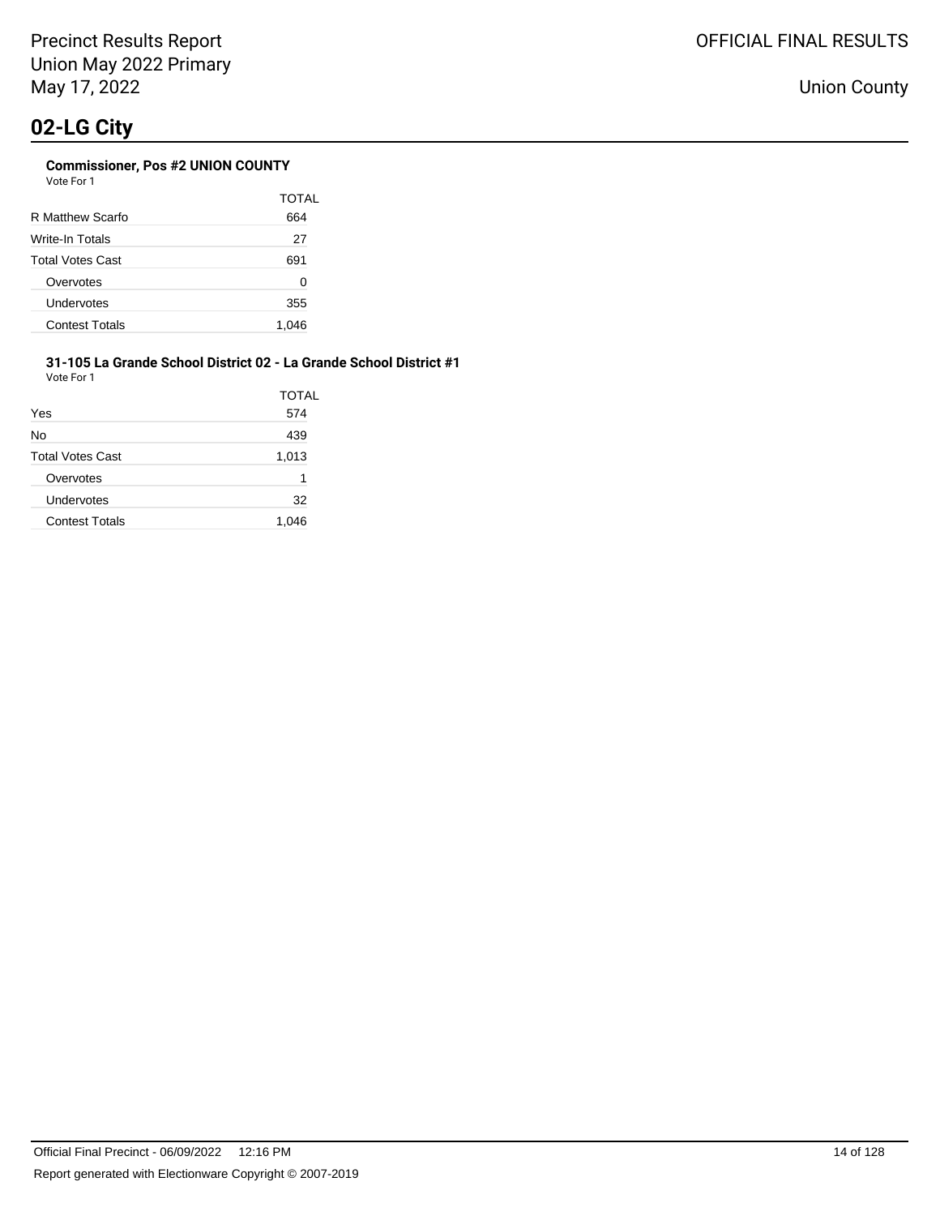# 02-LG City

### Commissioner, Pos #2 UNION COUNTY

Vote For 1

| | TOTAL |
|---|---|
| R Matthew Scarfo | 664 |
| Write-In Totals | 27 |
| Total Votes Cast | 691 |
| Overvotes | 0 |
| Undervotes | 355 |
| Contest Totals | 1,046 |

### 31-105 La Grande School District 02 - La Grande School District #1

Vote For 1

| | TOTAL |
|---|---|
| Yes | 574 |
| No | 439 |
| Total Votes Cast | 1,013 |
| Overvotes | 1 |
| Undervotes | 32 |
| Contest Totals | 1,046 |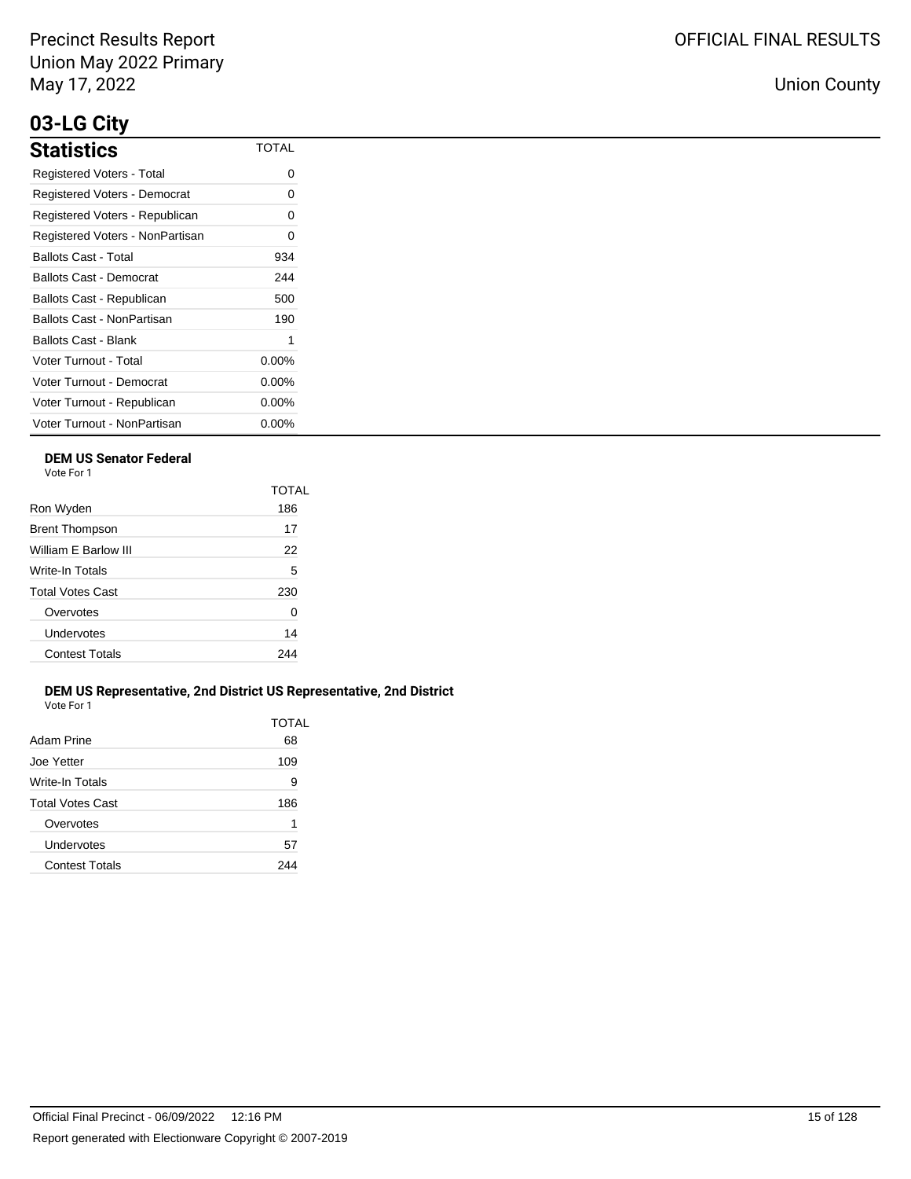# 03-LG City

## Statistics

| Statistics | TOTAL |
|---|---|
| Registered Voters - Total | 0 |
| Registered Voters - Democrat | 0 |
| Registered Voters - Republican | 0 |
| Registered Voters - NonPartisan | 0 |
| Ballots Cast - Total | 934 |
| Ballots Cast - Democrat | 244 |
| Ballots Cast - Republican | 500 |
| Ballots Cast - NonPartisan | 190 |
| Ballots Cast - Blank | 1 |
| Voter Turnout - Total | 0.00% |
| Voter Turnout - Democrat | 0.00% |
| Voter Turnout - Republican | 0.00% |
| Voter Turnout - NonPartisan | 0.00% |

### DEM US Senator Federal

Vote For 1

| | TOTAL |
|---|---|
| Ron Wyden | 186 |
| Brent Thompson | 17 |
| William E Barlow III | 22 |
| Write-In Totals | 5 |
| Total Votes Cast | 230 |
| Overvotes | 0 |
| Undervotes | 14 |
| Contest Totals | 244 |

### DEM US Representative, 2nd District US Representative, 2nd District

Vote For 1

| | TOTAL |
|---|---|
| Adam Prine | 68 |
| Joe Yetter | 109 |
| Write-In Totals | 9 |
| Total Votes Cast | 186 |
| Overvotes | 1 |
| Undervotes | 57 |
| Contest Totals | 244 |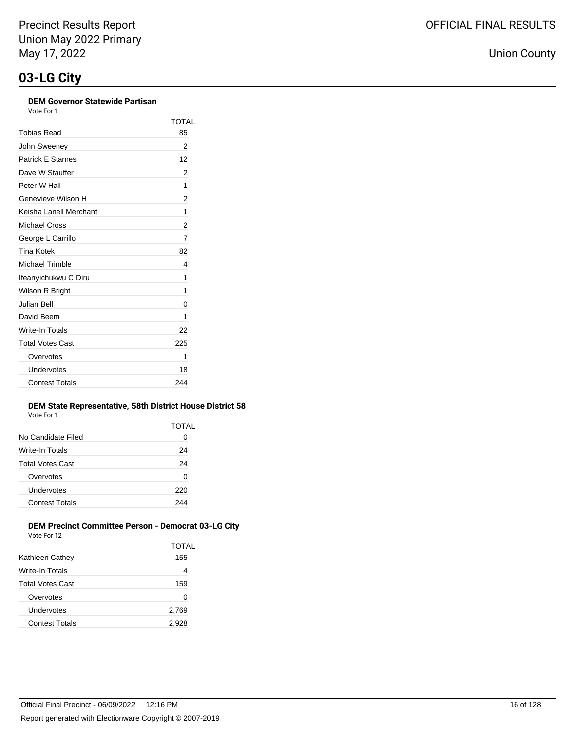# 03-LG City

### DEM Governor Statewide Partisan

Vote For 1

| | TOTAL |
|---|---|
| Tobias Read | 85 |
| John Sweeney | 2 |
| Patrick E Starnes | 12 |
| Dave W Stauffer | 2 |
| Peter W Hall | 1 |
| Genevieve Wilson H | 2 |
| Keisha Lanell Merchant | 1 |
| Michael Cross | 2 |
| George L Carrillo | 7 |
| Tina Kotek | 82 |
| Michael Trimble | 4 |
| Ifeanyichukwu C Diru | 1 |
| Wilson R Bright | 1 |
| Julian Bell | 0 |
| David Beem | 1 |
| Write-In Totals | 22 |
| Total Votes Cast | 225 |
| Overvotes | 1 |
| Undervotes | 18 |
| Contest Totals | 244 |

### DEM State Representative, 58th District House District 58

Vote For 1

| | TOTAL |
|---|---|
| No Candidate Filed | 0 |
| Write-In Totals | 24 |
| Total Votes Cast | 24 |
| Overvotes | 0 |
| Undervotes | 220 |
| Contest Totals | 244 |

### DEM Precinct Committee Person - Democrat 03-LG City

Vote For 12

| | TOTAL |
|---|---|
| Kathleen Cathey | 155 |
| Write-In Totals | 4 |
| Total Votes Cast | 159 |
| Overvotes | 0 |
| Undervotes | 2,769 |
| Contest Totals | 2,928 |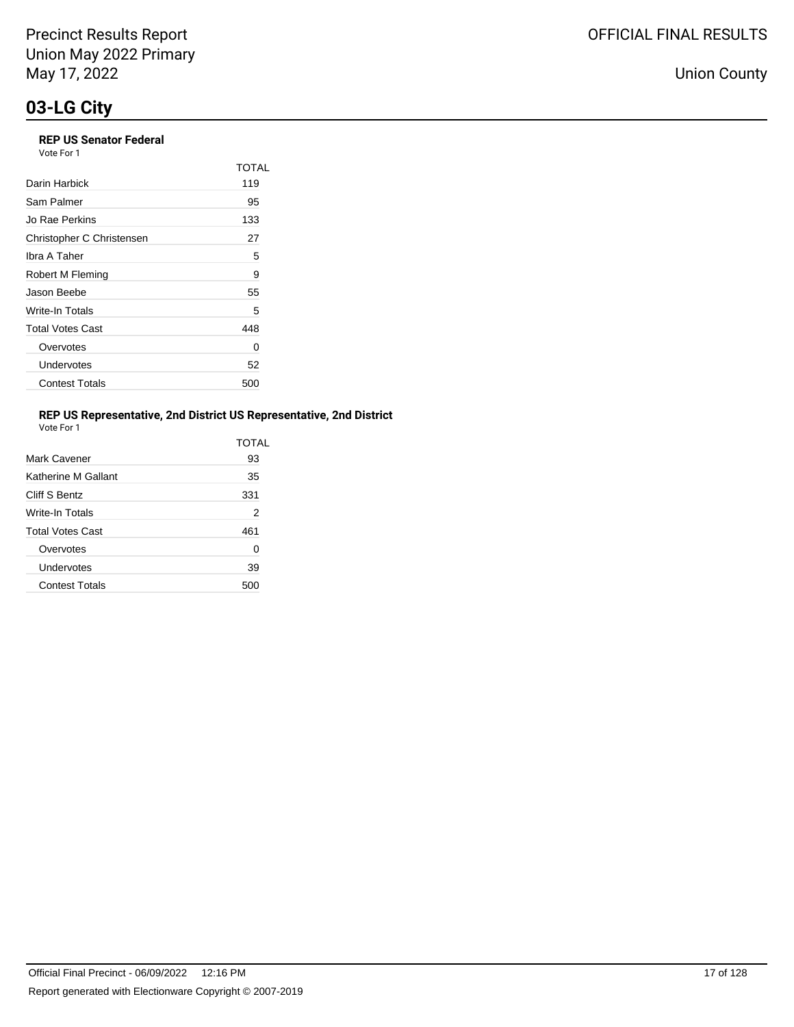## 03-LG City

### REP US Senator Federal

Vote For 1

| | TOTAL |
|---|---|
| Darin Harbick | 119 |
| Sam Palmer | 95 |
| Jo Rae Perkins | 133 |
| Christopher C Christensen | 27 |
| Ibra A Taher | 5 |
| Robert M Fleming | 9 |
| Jason Beebe | 55 |
| Write-In Totals | 5 |
| Total Votes Cast | 448 |
| Overvotes | 0 |
| Undervotes | 52 |
| Contest Totals | 500 |

### REP US Representative, 2nd District US Representative, 2nd District

Vote For 1

| | TOTAL |
|---|---|
| Mark Cavener | 93 |
| Katherine M Gallant | 35 |
| Cliff S Bentz | 331 |
| Write-In Totals | 2 |
| Total Votes Cast | 461 |
| Overvotes | 0 |
| Undervotes | 39 |
| Contest Totals | 500 |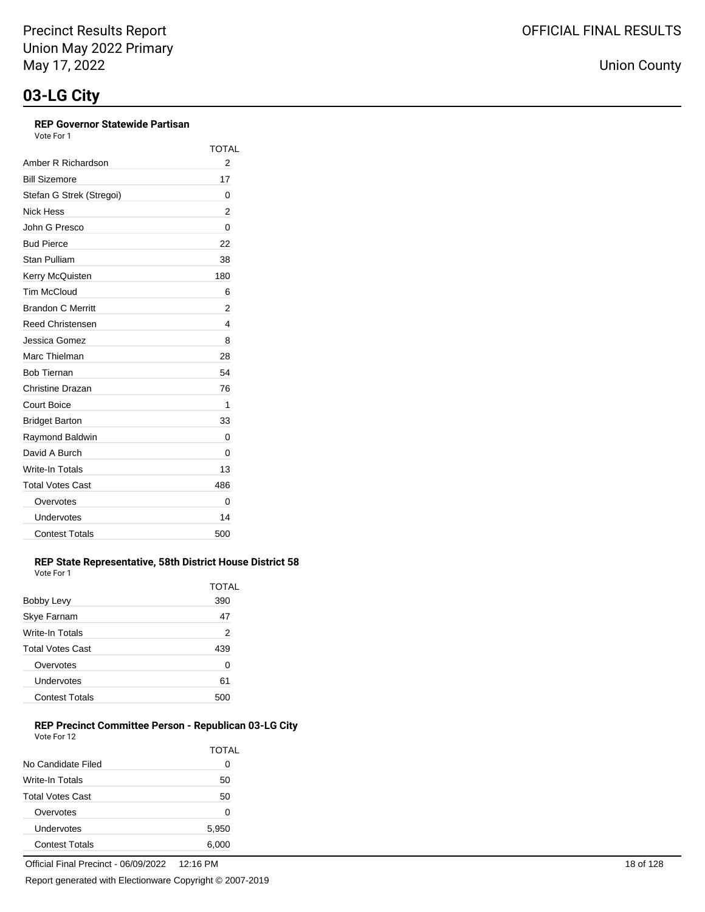# 03-LG City

### REP Governor Statewide Partisan

Vote For 1

| | TOTAL |
|---|---|
| Amber R Richardson | 2 |
| Bill Sizemore | 17 |
| Stefan G Strek (Stregoi) | 0 |
| Nick Hess | 2 |
| John G Presco | 0 |
| Bud Pierce | 22 |
| Stan Pulliam | 38 |
| Kerry McQuisten | 180 |
| Tim McCloud | 6 |
| Brandon C Merritt | 2 |
| Reed Christensen | 4 |
| Jessica Gomez | 8 |
| Marc Thielman | 28 |
| Bob Tiernan | 54 |
| Christine Drazan | 76 |
| Court Boice | 1 |
| Bridget Barton | 33 |
| Raymond Baldwin | 0 |
| David A Burch | 0 |
| Write-In Totals | 13 |
| Total Votes Cast | 486 |
| Overvotes | 0 |
| Undervotes | 14 |
| Contest Totals | 500 |

### REP State Representative, 58th District House District 58

Vote For 1

| | TOTAL |
|---|---|
| Bobby Levy | 390 |
| Skye Farnam | 47 |
| Write-In Totals | 2 |
| Total Votes Cast | 439 |
| Overvotes | 0 |
| Undervotes | 61 |
| Contest Totals | 500 |

### REP Precinct Committee Person - Republican 03-LG City

Vote For 12

| | TOTAL |
|---|---|
| No Candidate Filed | 0 |
| Write-In Totals | 50 |
| Total Votes Cast | 50 |
| Overvotes | 0 |
| Undervotes | 5,950 |
| Contest Totals | 6,000 |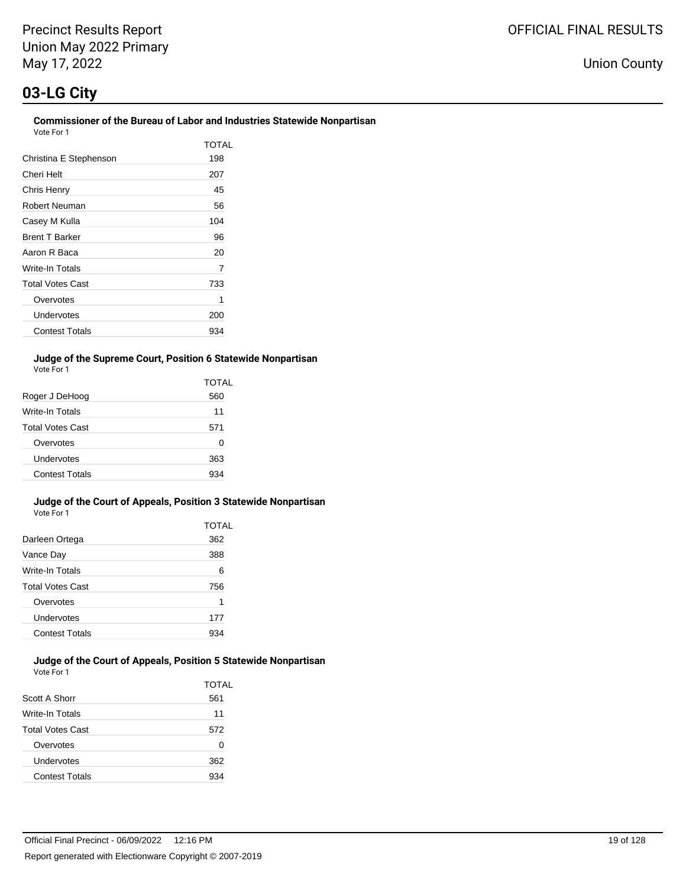Precinct Results Report
Union May 2022 Primary
May 17, 2022

OFFICIAL FINAL RESULTS

Union County

# 03-LG City

### Commissioner of the Bureau of Labor and Industries Statewide Nonpartisan

Vote For 1

| | TOTAL |
|---|---|
| Christina E Stephenson | 198 |
| Cheri Helt | 207 |
| Chris Henry | 45 |
| Robert Neuman | 56 |
| Casey M Kulla | 104 |
| Brent T Barker | 96 |
| Aaron R Baca | 20 |
| Write-In Totals | 7 |
| Total Votes Cast | 733 |
| Overvotes | 1 |
| Undervotes | 200 |
| Contest Totals | 934 |

### Judge of the Supreme Court, Position 6 Statewide Nonpartisan

Vote For 1

| | TOTAL |
|---|---|
| Roger J DeHoog | 560 |
| Write-In Totals | 11 |
| Total Votes Cast | 571 |
| Overvotes | 0 |
| Undervotes | 363 |
| Contest Totals | 934 |

### Judge of the Court of Appeals, Position 3 Statewide Nonpartisan

Vote For 1

| | TOTAL |
|---|---|
| Darleen Ortega | 362 |
| Vance Day | 388 |
| Write-In Totals | 6 |
| Total Votes Cast | 756 |
| Overvotes | 1 |
| Undervotes | 177 |
| Contest Totals | 934 |

### Judge of the Court of Appeals, Position 5 Statewide Nonpartisan

Vote For 1

| | TOTAL |
|---|---|
| Scott A Shorr | 561 |
| Write-In Totals | 11 |
| Total Votes Cast | 572 |
| Overvotes | 0 |
| Undervotes | 362 |
| Contest Totals | 934 |

Official Final Precinct - 06/09/2022 12:16 PM

Report generated with Electionware Copyright © 2007-2019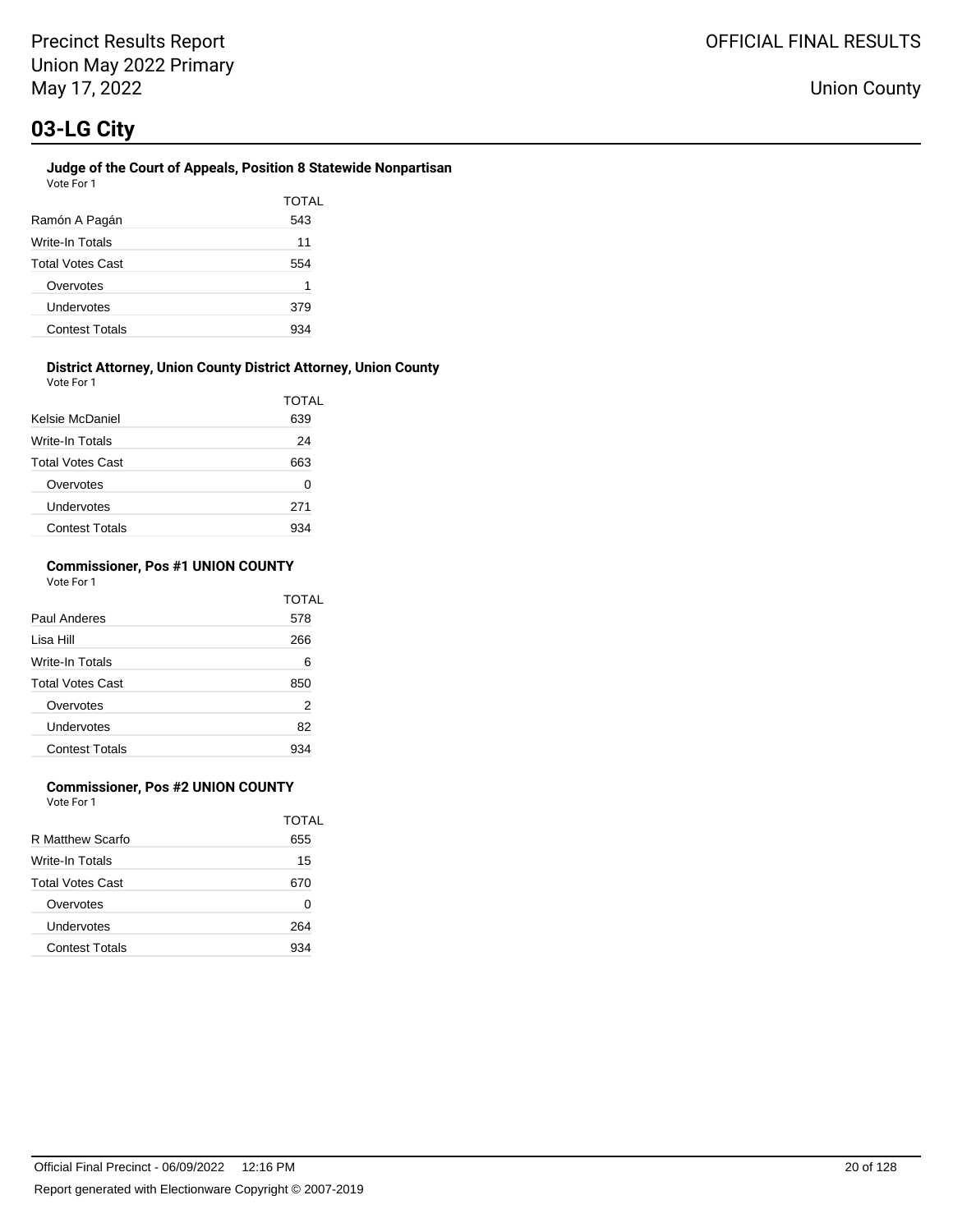# 03-LG City

### Judge of the Court of Appeals, Position 8 Statewide Nonpartisan

Vote For 1

| | TOTAL |
|---|---|
| Ramón A Pagán | 543 |
| Write-In Totals | 11 |
| Total Votes Cast | 554 |
| Overvotes | 1 |
| Undervotes | 379 |
| Contest Totals | 934 |

### District Attorney, Union County District Attorney, Union County

Vote For 1

| | TOTAL |
|---|---|
| Kelsie McDaniel | 639 |
| Write-In Totals | 24 |
| Total Votes Cast | 663 |
| Overvotes | 0 |
| Undervotes | 271 |
| Contest Totals | 934 |

### Commissioner, Pos #1 UNION COUNTY

Vote For 1

| | TOTAL |
|---|---|
| Paul Anderes | 578 |
| Lisa Hill | 266 |
| Write-In Totals | 6 |
| Total Votes Cast | 850 |
| Overvotes | 2 |
| Undervotes | 82 |
| Contest Totals | 934 |

### Commissioner, Pos #2 UNION COUNTY

Vote For 1

| | TOTAL |
|---|---|
| R Matthew Scarfo | 655 |
| Write-In Totals | 15 |
| Total Votes Cast | 670 |
| Overvotes | 0 |
| Undervotes | 264 |
| Contest Totals | 934 |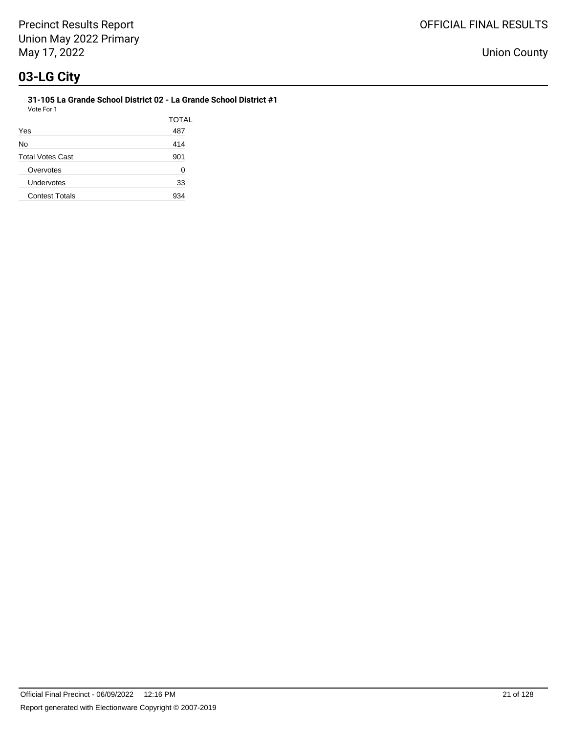# 03-LG City

**31-105 La Grande School District 02 - La Grande School District #1**

Vote For 1

| | TOTAL |
|---|---|
| Yes | 487 |
| No | 414 |
| Total Votes Cast | 901 |
| Overvotes | 0 |
| Undervotes | 33 |
| Contest Totals | 934 |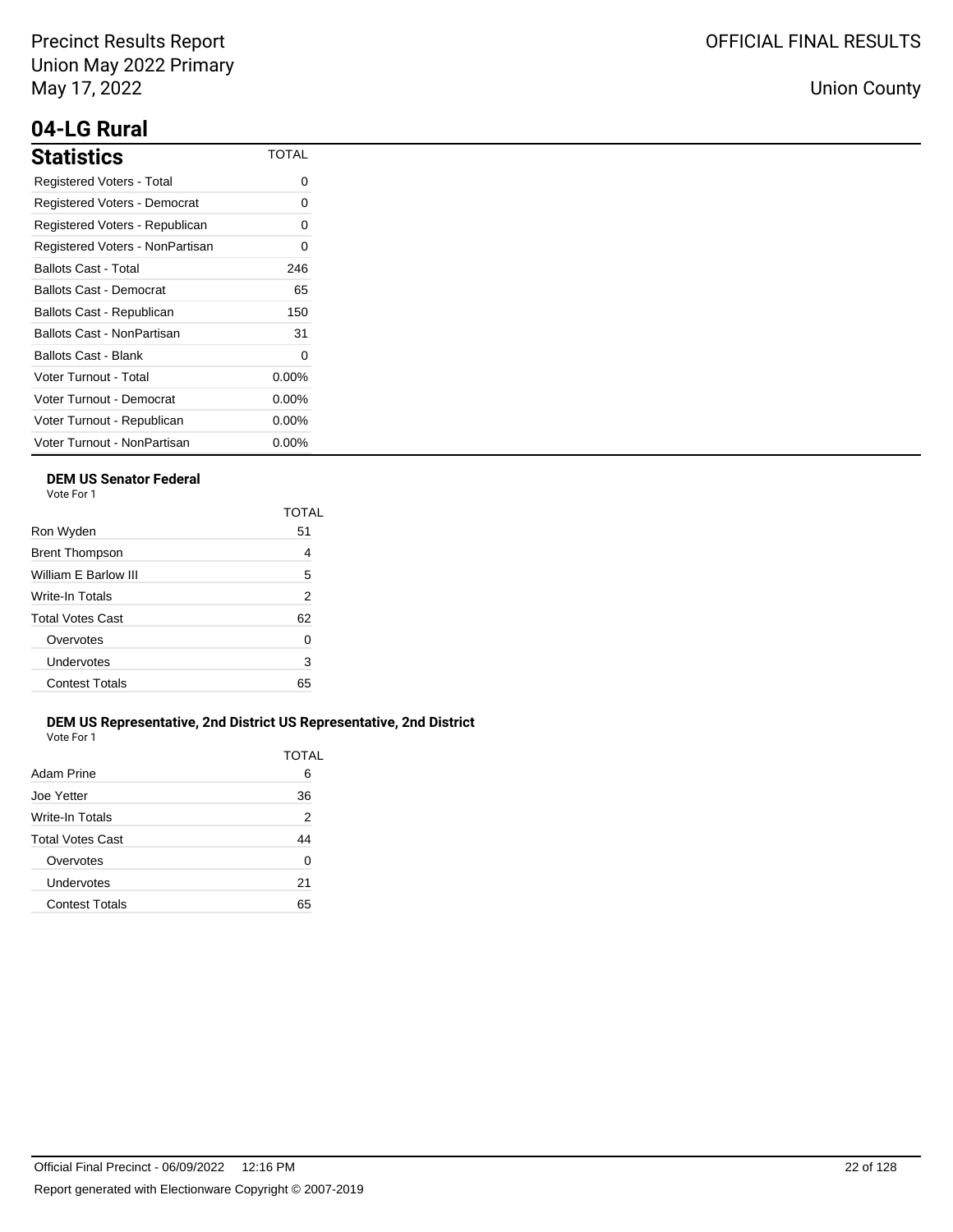# 04-LG Rural

## Statistics

| Statistics | TOTAL |
|---|---|
| Registered Voters - Total | 0 |
| Registered Voters - Democrat | 0 |
| Registered Voters - Republican | 0 |
| Registered Voters - NonPartisan | 0 |
| Ballots Cast - Total | 246 |
| Ballots Cast - Democrat | 65 |
| Ballots Cast - Republican | 150 |
| Ballots Cast - NonPartisan | 31 |
| Ballots Cast - Blank | 0 |
| Voter Turnout - Total | 0.00% |
| Voter Turnout - Democrat | 0.00% |
| Voter Turnout - Republican | 0.00% |
| Voter Turnout - NonPartisan | 0.00% |

### DEM US Senator Federal

Vote For 1

| | TOTAL |
|---|---|
| Ron Wyden | 51 |
| Brent Thompson | 4 |
| William E Barlow III | 5 |
| Write-In Totals | 2 |
| Total Votes Cast | 62 |
| Overvotes | 0 |
| Undervotes | 3 |
| Contest Totals | 65 |

### DEM US Representative, 2nd District US Representative, 2nd District

Vote For 1

| | TOTAL |
|---|---|
| Adam Prine | 6 |
| Joe Yetter | 36 |
| Write-In Totals | 2 |
| Total Votes Cast | 44 |
| Overvotes | 0 |
| Undervotes | 21 |
| Contest Totals | 65 |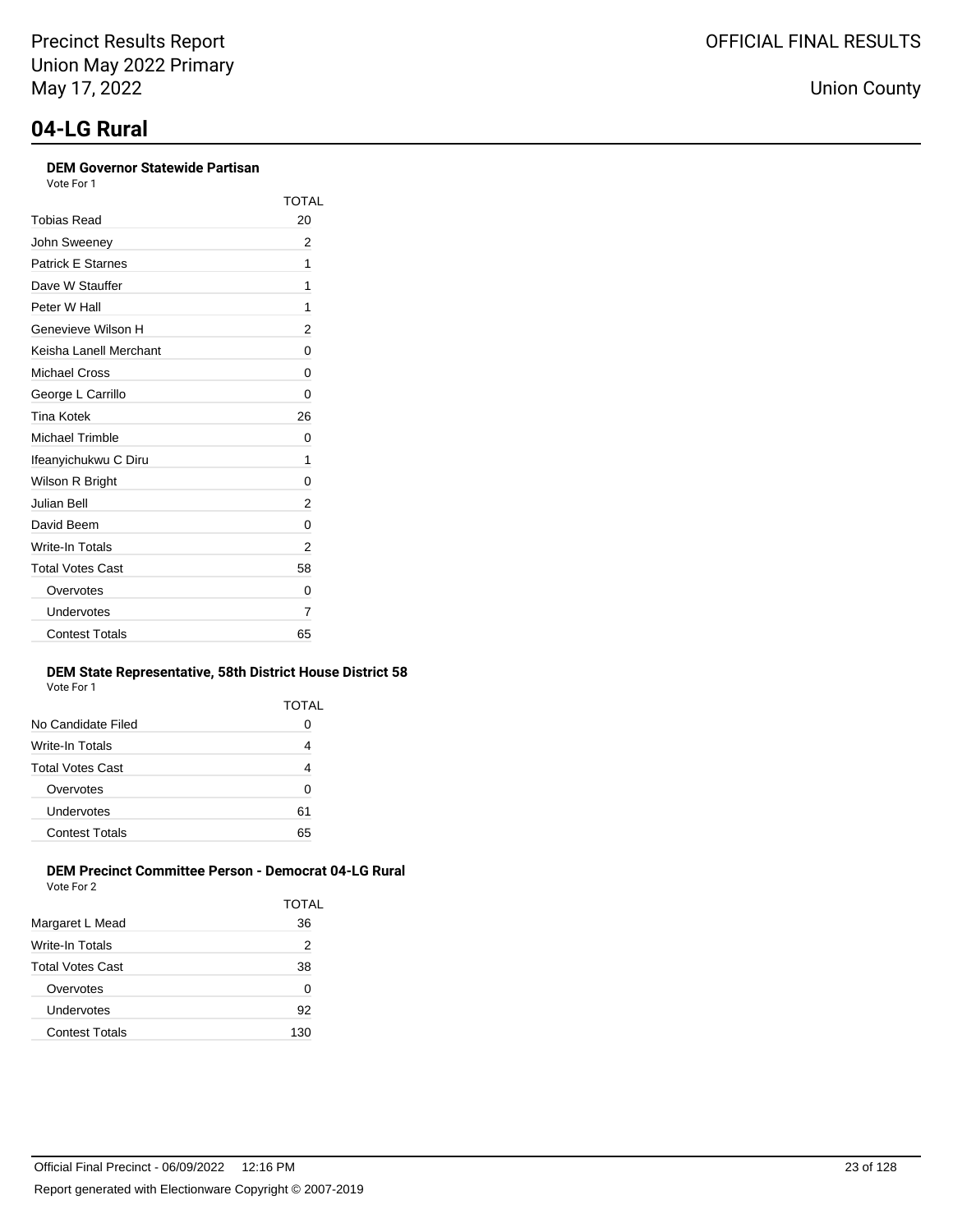# 04-LG Rural

### DEM Governor Statewide Partisan

Vote For 1

| | TOTAL |
|---|---|
| Tobias Read | 20 |
| John Sweeney | 2 |
| Patrick E Starnes | 1 |
| Dave W Stauffer | 1 |
| Peter W Hall | 1 |
| Genevieve Wilson H | 2 |
| Keisha Lanell Merchant | 0 |
| Michael Cross | 0 |
| George L Carrillo | 0 |
| Tina Kotek | 26 |
| Michael Trimble | 0 |
| Ifeanyichukwu C Diru | 1 |
| Wilson R Bright | 0 |
| Julian Bell | 2 |
| David Beem | 0 |
| Write-In Totals | 2 |
| Total Votes Cast | 58 |
| Overvotes | 0 |
| Undervotes | 7 |
| Contest Totals | 65 |

### DEM State Representative, 58th District House District 58

Vote For 1

| | TOTAL |
|---|---|
| No Candidate Filed | 0 |
| Write-In Totals | 4 |
| Total Votes Cast | 4 |
| Overvotes | 0 |
| Undervotes | 61 |
| Contest Totals | 65 |

### DEM Precinct Committee Person - Democrat 04-LG Rural

Vote For 2

| | TOTAL |
|---|---|
| Margaret L Mead | 36 |
| Write-In Totals | 2 |
| Total Votes Cast | 38 |
| Overvotes | 0 |
| Undervotes | 92 |
| Contest Totals | 130 |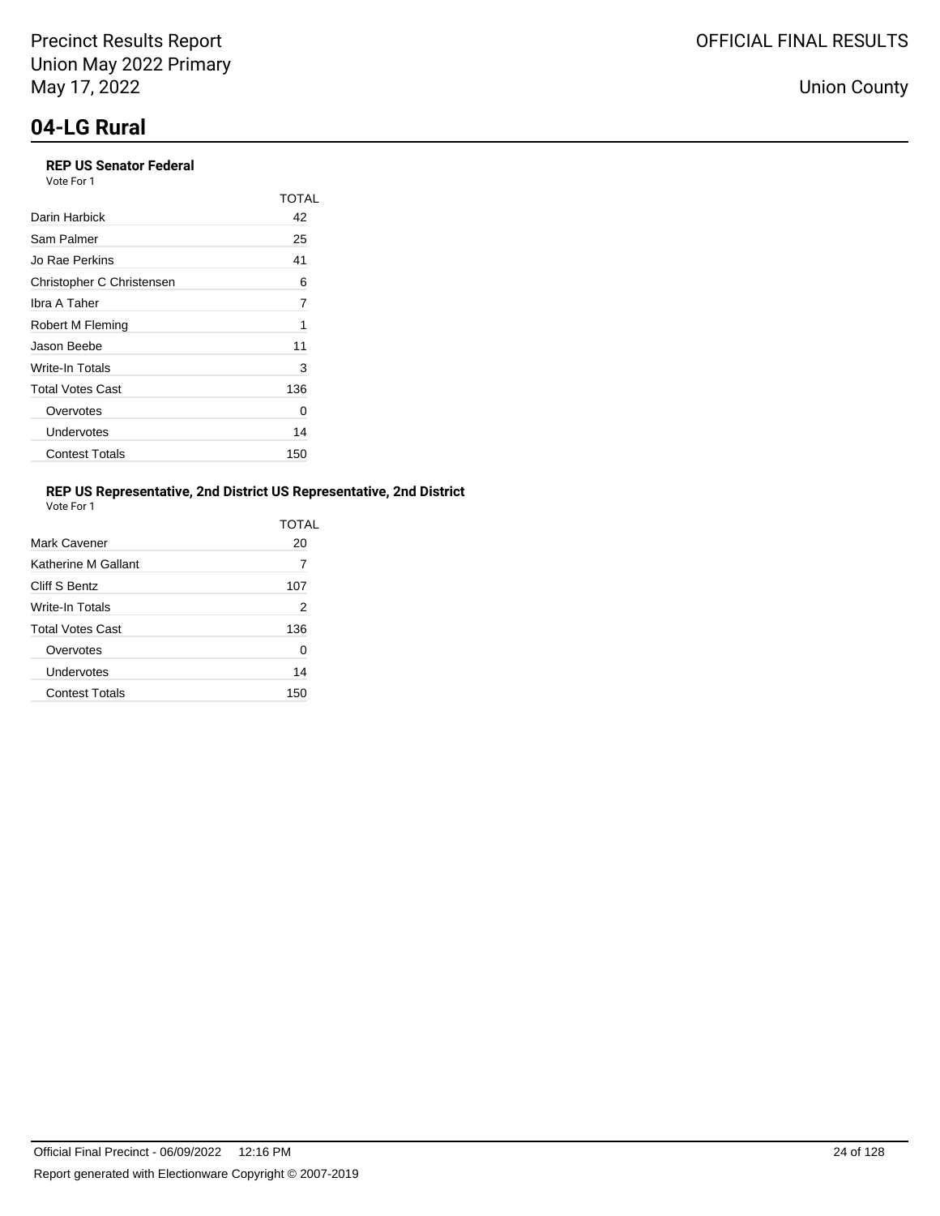# 04-LG Rural

### REP US Senator Federal

Vote For 1

| | TOTAL |
|---|---|
| Darin Harbick | 42 |
| Sam Palmer | 25 |
| Jo Rae Perkins | 41 |
| Christopher C Christensen | 6 |
| Ibra A Taher | 7 |
| Robert M Fleming | 1 |
| Jason Beebe | 11 |
| Write-In Totals | 3 |
| Total Votes Cast | 136 |
| Overvotes | 0 |
| Undervotes | 14 |
| Contest Totals | 150 |

### REP US Representative, 2nd District US Representative, 2nd District

Vote For 1

| | TOTAL |
|---|---|
| Mark Cavener | 20 |
| Katherine M Gallant | 7 |
| Cliff S Bentz | 107 |
| Write-In Totals | 2 |
| Total Votes Cast | 136 |
| Overvotes | 0 |
| Undervotes | 14 |
| Contest Totals | 150 |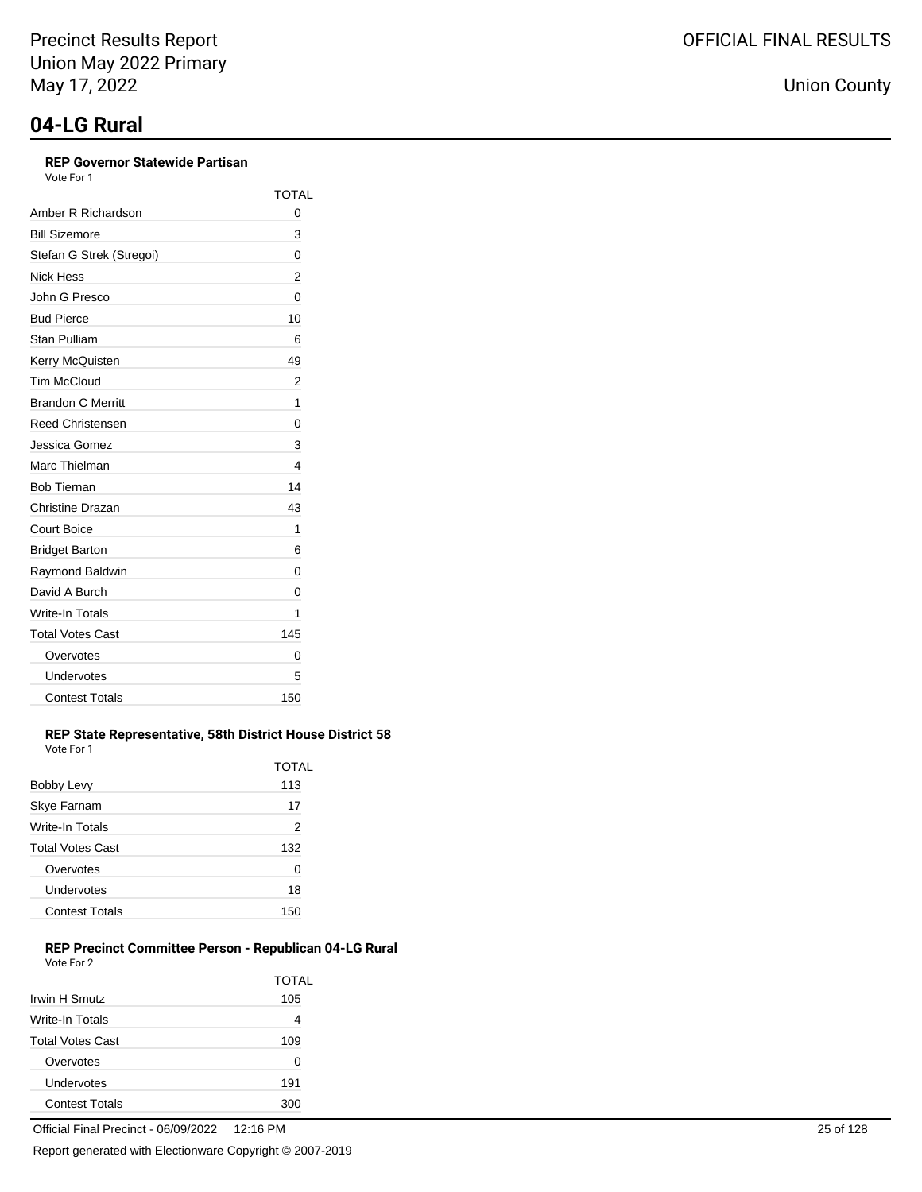# 04-LG Rural

### REP Governor Statewide Partisan

Vote For 1

| | TOTAL |
|---|---|
| Amber R Richardson | 0 |
| Bill Sizemore | 3 |
| Stefan G Strek (Stregoi) | 0 |
| Nick Hess | 2 |
| John G Presco | 0 |
| Bud Pierce | 10 |
| Stan Pulliam | 6 |
| Kerry McQuisten | 49 |
| Tim McCloud | 2 |
| Brandon C Merritt | 1 |
| Reed Christensen | 0 |
| Jessica Gomez | 3 |
| Marc Thielman | 4 |
| Bob Tiernan | 14 |
| Christine Drazan | 43 |
| Court Boice | 1 |
| Bridget Barton | 6 |
| Raymond Baldwin | 0 |
| David A Burch | 0 |
| Write-In Totals | 1 |
| Total Votes Cast | 145 |
| Overvotes | 0 |
| Undervotes | 5 |
| Contest Totals | 150 |

### REP State Representative, 58th District House District 58

Vote For 1

| | TOTAL |
|---|---|
| Bobby Levy | 113 |
| Skye Farnam | 17 |
| Write-In Totals | 2 |
| Total Votes Cast | 132 |
| Overvotes | 0 |
| Undervotes | 18 |
| Contest Totals | 150 |

### REP Precinct Committee Person - Republican 04-LG Rural

Vote For 2

| | TOTAL |
|---|---|
| Irwin H Smutz | 105 |
| Write-In Totals | 4 |
| Total Votes Cast | 109 |
| Overvotes | 0 |
| Undervotes | 191 |
| Contest Totals | 300 |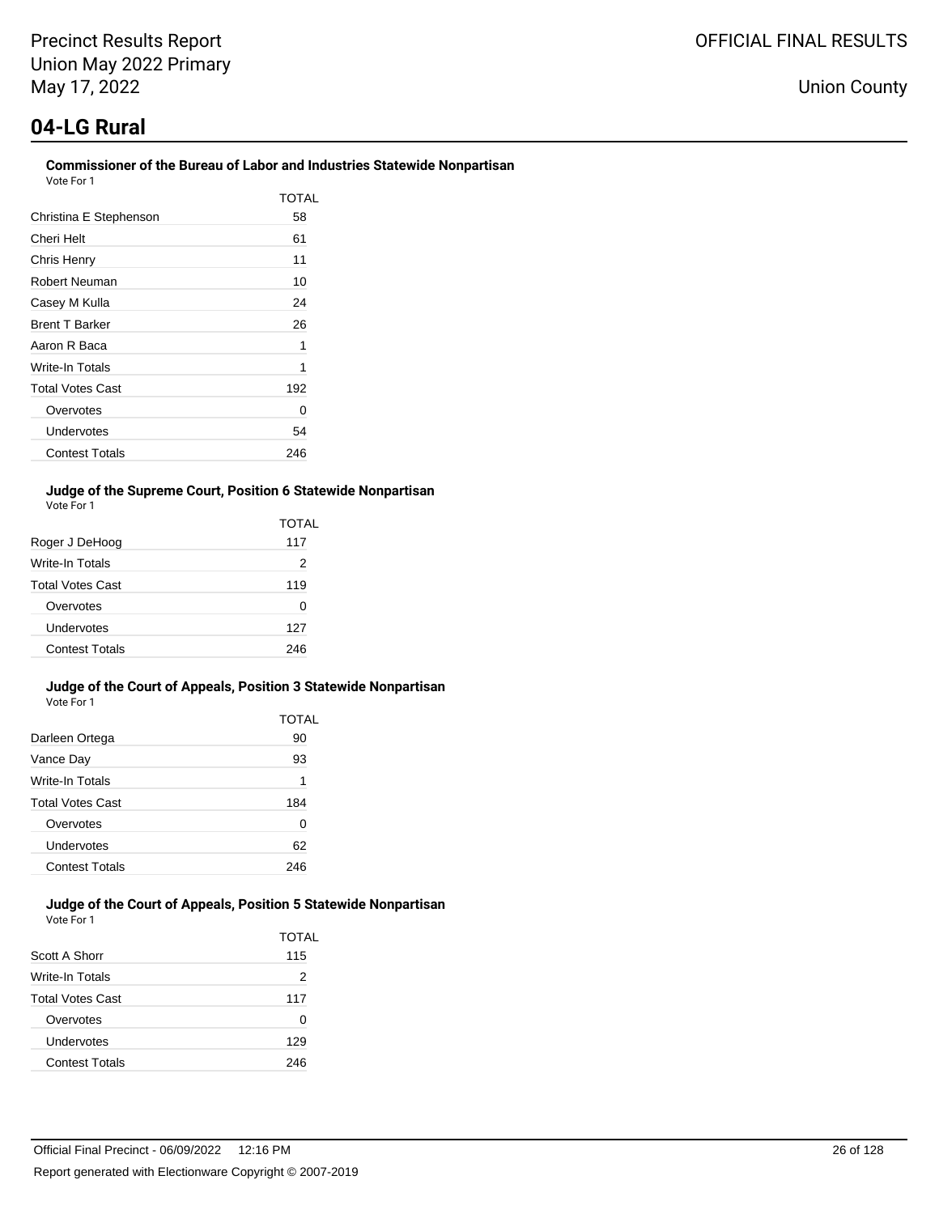# 04-LG Rural

### Commissioner of the Bureau of Labor and Industries Statewide Nonpartisan

Vote For 1

| | TOTAL |
|---|---|
| Christina E Stephenson | 58 |
| Cheri Helt | 61 |
| Chris Henry | 11 |
| Robert Neuman | 10 |
| Casey M Kulla | 24 |
| Brent T Barker | 26 |
| Aaron R Baca | 1 |
| Write-In Totals | 1 |
| Total Votes Cast | 192 |
| Overvotes | 0 |
| Undervotes | 54 |
| Contest Totals | 246 |

### Judge of the Supreme Court, Position 6 Statewide Nonpartisan

Vote For 1

| | TOTAL |
|---|---|
| Roger J DeHoog | 117 |
| Write-In Totals | 2 |
| Total Votes Cast | 119 |
| Overvotes | 0 |
| Undervotes | 127 |
| Contest Totals | 246 |

### Judge of the Court of Appeals, Position 3 Statewide Nonpartisan

Vote For 1

| | TOTAL |
|---|---|
| Darleen Ortega | 90 |
| Vance Day | 93 |
| Write-In Totals | 1 |
| Total Votes Cast | 184 |
| Overvotes | 0 |
| Undervotes | 62 |
| Contest Totals | 246 |

### Judge of the Court of Appeals, Position 5 Statewide Nonpartisan

Vote For 1

| | TOTAL |
|---|---|
| Scott A Shorr | 115 |
| Write-In Totals | 2 |
| Total Votes Cast | 117 |
| Overvotes | 0 |
| Undervotes | 129 |
| Contest Totals | 246 |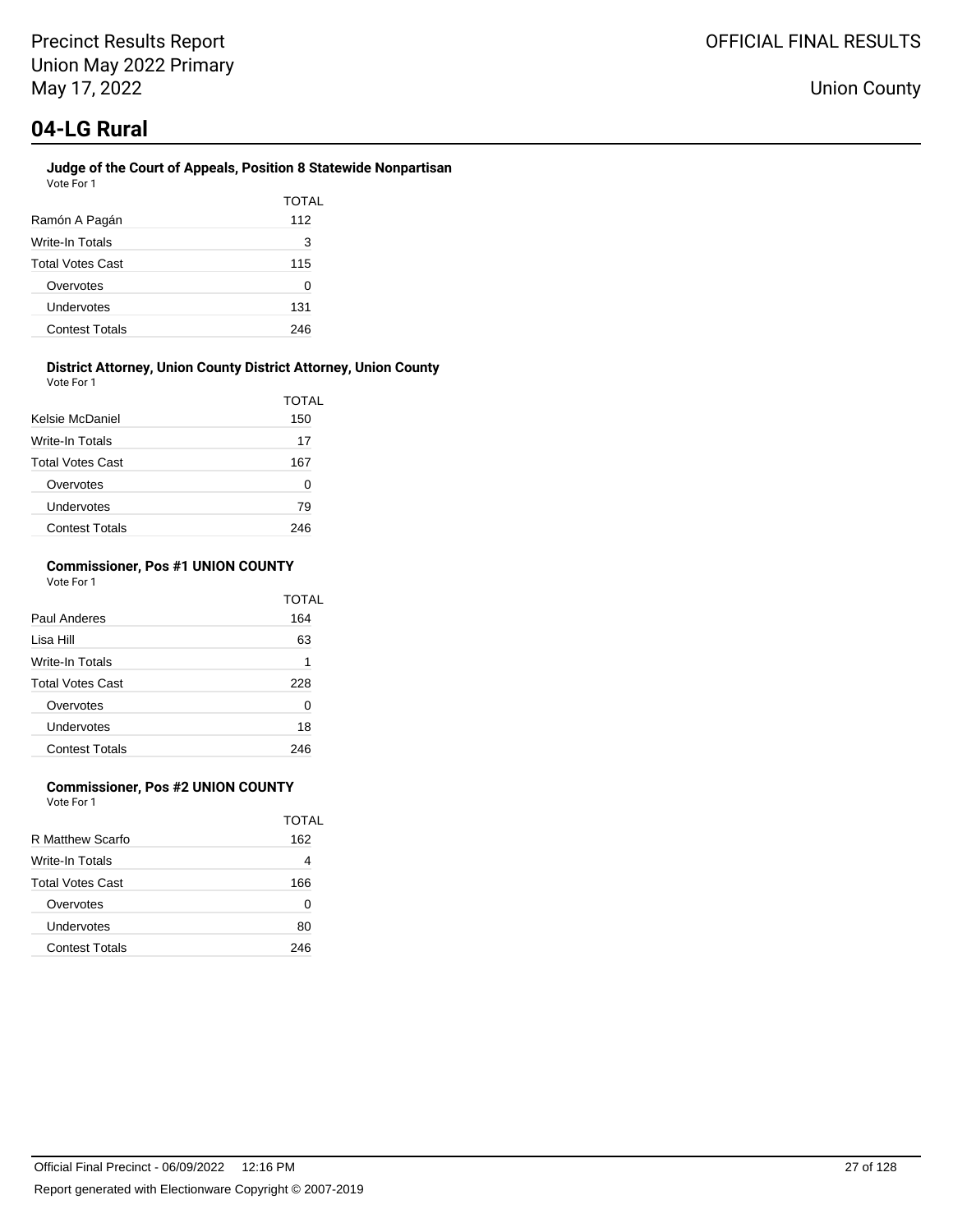# 04-LG Rural

### Judge of the Court of Appeals, Position 8 Statewide Nonpartisan

Vote For 1

| | TOTAL |
|---|---|
| Ramón A Pagán | 112 |
| Write-In Totals | 3 |
| Total Votes Cast | 115 |
| Overvotes | 0 |
| Undervotes | 131 |
| Contest Totals | 246 |

### District Attorney, Union County District Attorney, Union County

Vote For 1

| | TOTAL |
|---|---|
| Kelsie McDaniel | 150 |
| Write-In Totals | 17 |
| Total Votes Cast | 167 |
| Overvotes | 0 |
| Undervotes | 79 |
| Contest Totals | 246 |

### Commissioner, Pos #1 UNION COUNTY

Vote For 1

| | TOTAL |
|---|---|
| Paul Anderes | 164 |
| Lisa Hill | 63 |
| Write-In Totals | 1 |
| Total Votes Cast | 228 |
| Overvotes | 0 |
| Undervotes | 18 |
| Contest Totals | 246 |

### Commissioner, Pos #2 UNION COUNTY

Vote For 1

| | TOTAL |
|---|---|
| R Matthew Scarfo | 162 |
| Write-In Totals | 4 |
| Total Votes Cast | 166 |
| Overvotes | 0 |
| Undervotes | 80 |
| Contest Totals | 246 |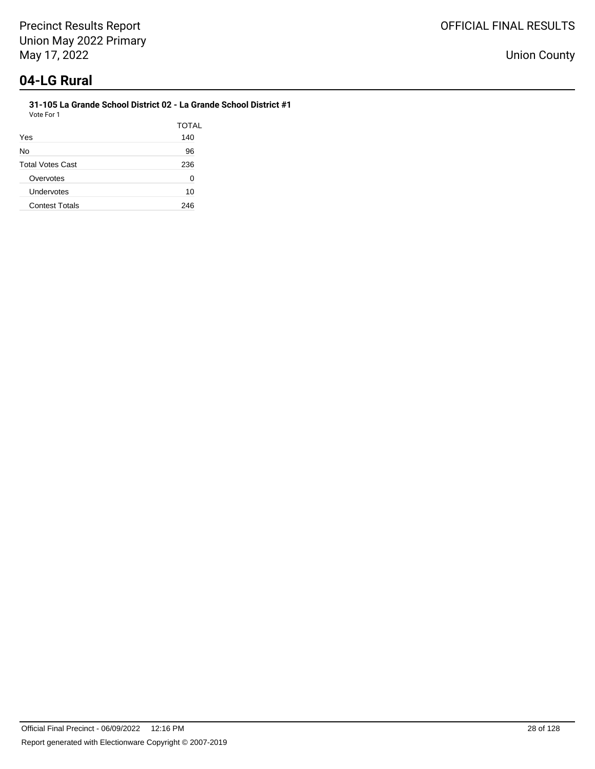# 04-LG Rural

**31-105 La Grande School District 02 - La Grande School District #1**

Vote For 1

| | TOTAL |
|---|---|
| Yes | 140 |
| No | 96 |
| Total Votes Cast | 236 |
| Overvotes | 0 |
| Undervotes | 10 |
| Contest Totals | 246 |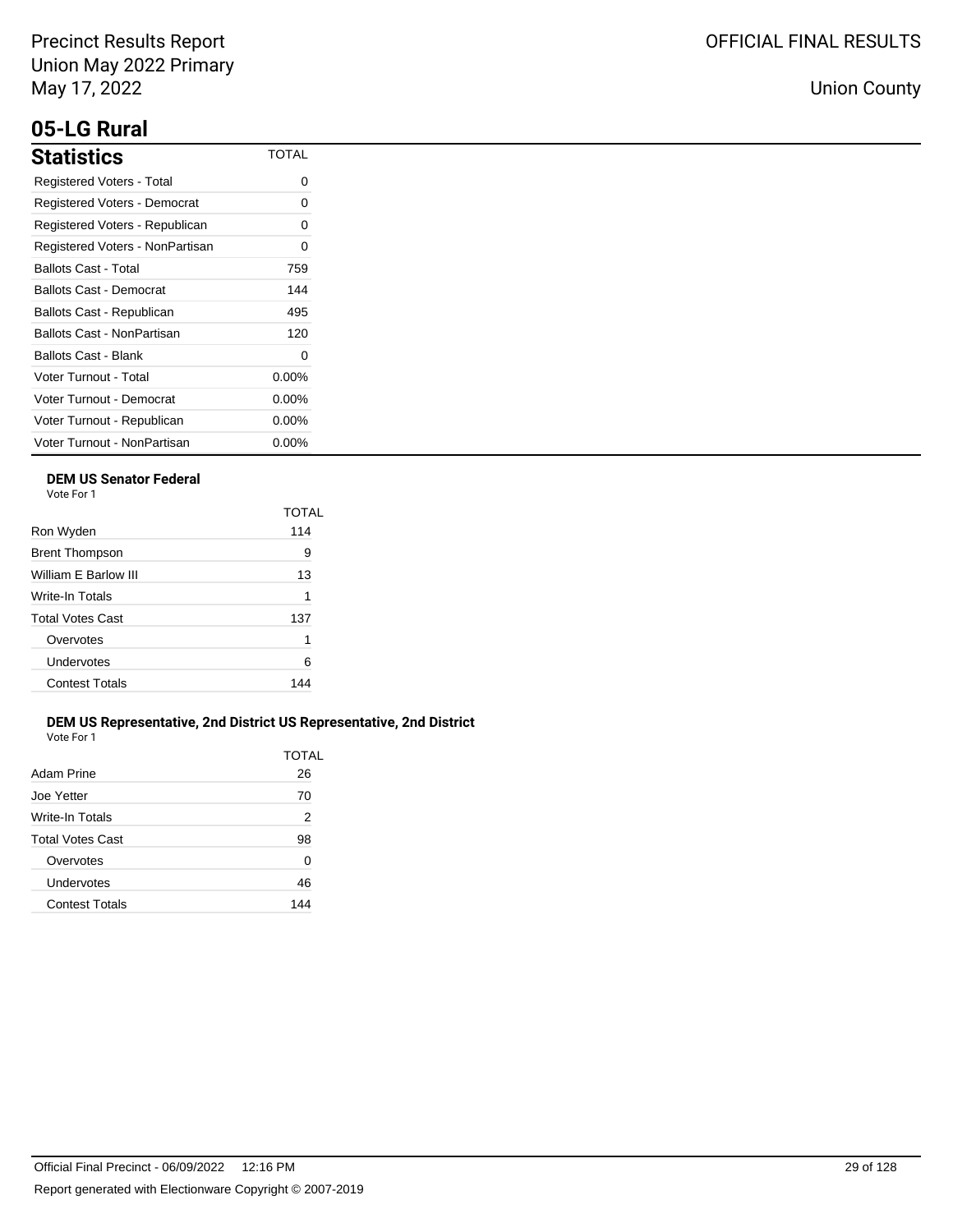# 05-LG Rural

## Statistics

| Statistics | TOTAL |
| --- | --- |
| Registered Voters - Total | 0 |
| Registered Voters - Democrat | 0 |
| Registered Voters - Republican | 0 |
| Registered Voters - NonPartisan | 0 |
| Ballots Cast - Total | 759 |
| Ballots Cast - Democrat | 144 |
| Ballots Cast - Republican | 495 |
| Ballots Cast - NonPartisan | 120 |
| Ballots Cast - Blank | 0 |
| Voter Turnout - Total | 0.00% |
| Voter Turnout - Democrat | 0.00% |
| Voter Turnout - Republican | 0.00% |
| Voter Turnout - NonPartisan | 0.00% |

### DEM US Senator Federal

Vote For 1

| | TOTAL |
| --- | --- |
| Ron Wyden | 114 |
| Brent Thompson | 9 |
| William E Barlow III | 13 |
| Write-In Totals | 1 |
| Total Votes Cast | 137 |
| Overvotes | 1 |
| Undervotes | 6 |
| Contest Totals | 144 |

### DEM US Representative, 2nd District US Representative, 2nd District

Vote For 1

| | TOTAL |
| --- | --- |
| Adam Prine | 26 |
| Joe Yetter | 70 |
| Write-In Totals | 2 |
| Total Votes Cast | 98 |
| Overvotes | 0 |
| Undervotes | 46 |
| Contest Totals | 144 |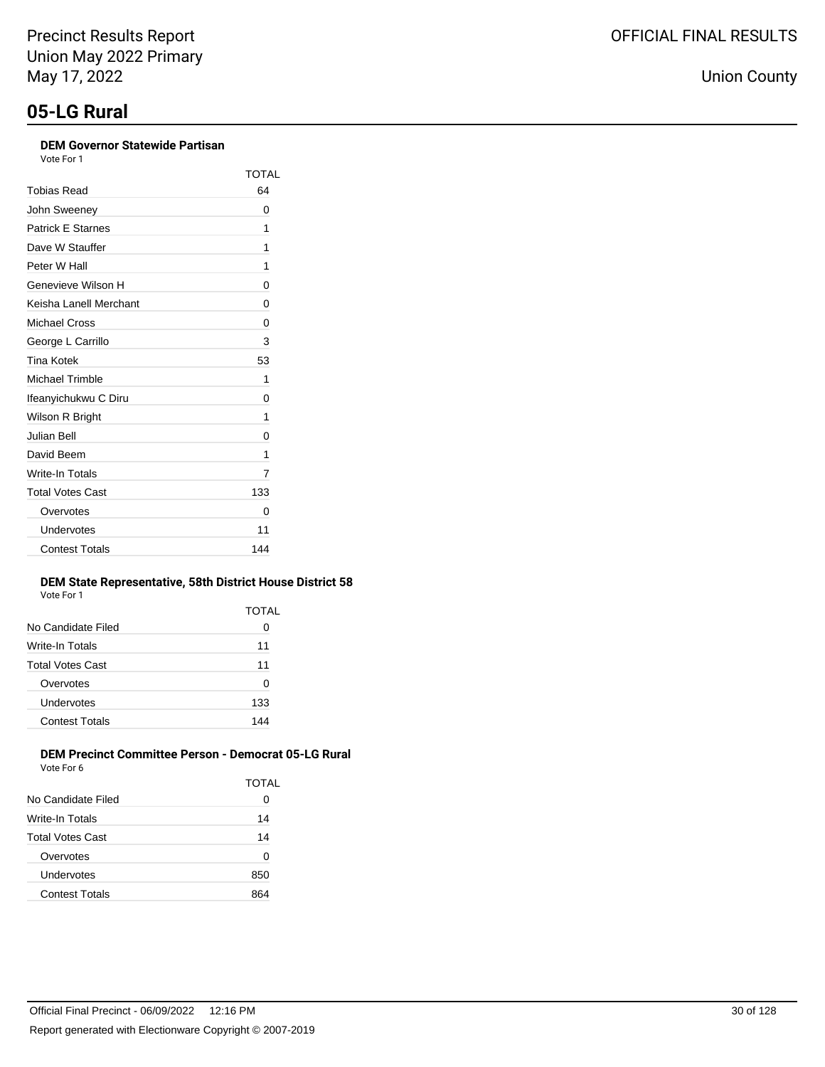# 05-LG Rural

### DEM Governor Statewide Partisan

Vote For 1

| | TOTAL |
|---|---|
| Tobias Read | 64 |
| John Sweeney | 0 |
| Patrick E Starnes | 1 |
| Dave W Stauffer | 1 |
| Peter W Hall | 1 |
| Genevieve Wilson H | 0 |
| Keisha Lanell Merchant | 0 |
| Michael Cross | 0 |
| George L Carrillo | 3 |
| Tina Kotek | 53 |
| Michael Trimble | 1 |
| Ifeanyichukwu C Diru | 0 |
| Wilson R Bright | 1 |
| Julian Bell | 0 |
| David Beem | 1 |
| Write-In Totals | 7 |
| Total Votes Cast | 133 |
| Overvotes | 0 |
| Undervotes | 11 |
| Contest Totals | 144 |

### DEM State Representative, 58th District House District 58

Vote For 1

| | TOTAL |
|---|---|
| No Candidate Filed | 0 |
| Write-In Totals | 11 |
| Total Votes Cast | 11 |
| Overvotes | 0 |
| Undervotes | 133 |
| Contest Totals | 144 |

### DEM Precinct Committee Person - Democrat 05-LG Rural

Vote For 6

| | TOTAL |
|---|---|
| No Candidate Filed | 0 |
| Write-In Totals | 14 |
| Total Votes Cast | 14 |
| Overvotes | 0 |
| Undervotes | 850 |
| Contest Totals | 864 |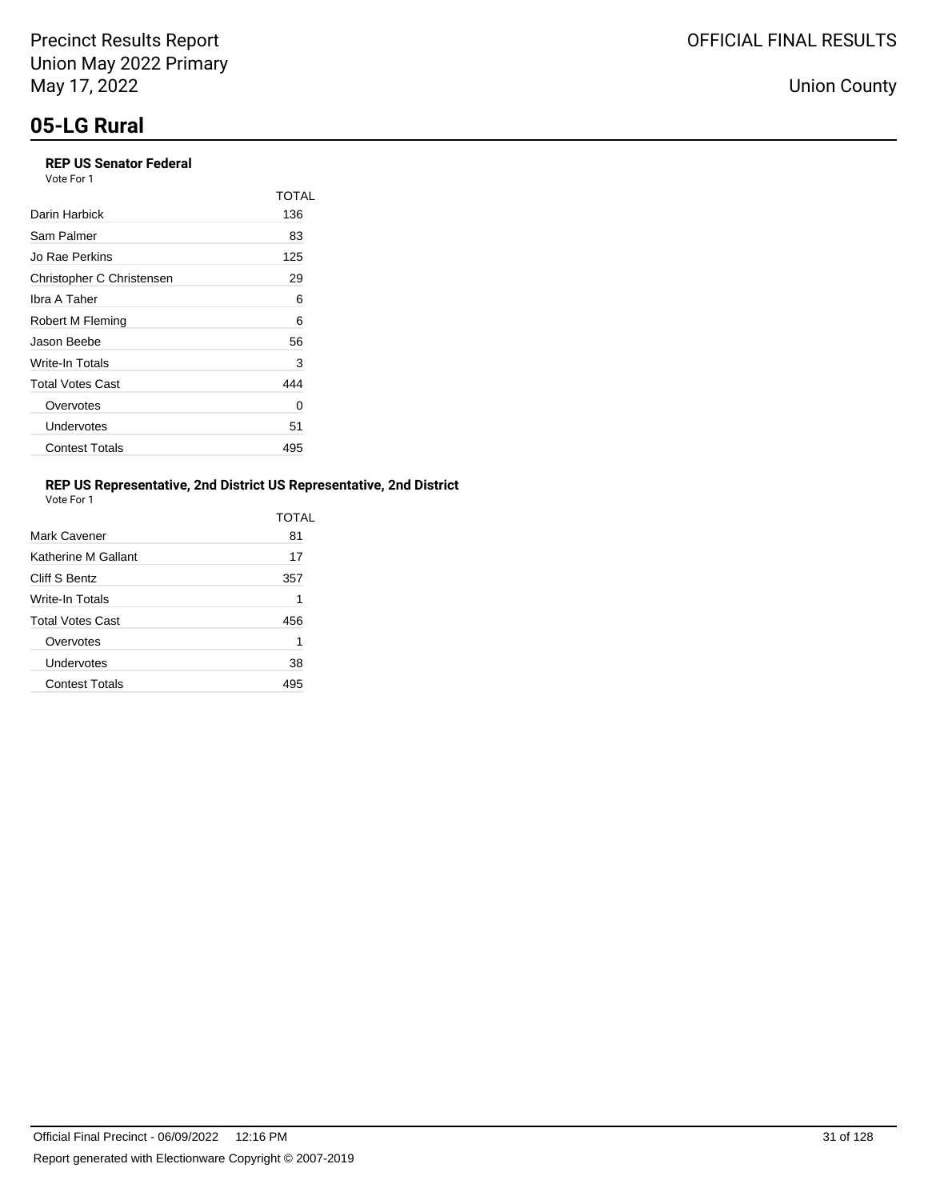Precinct Results Report
Union May 2022 Primary
May 17, 2022

OFFICIAL FINAL RESULTS

Union County

# 05-LG Rural

### REP US Senator Federal

Vote For 1

| | TOTAL |
|---|---|
| Darin Harbick | 136 |
| Sam Palmer | 83 |
| Jo Rae Perkins | 125 |
| Christopher C Christensen | 29 |
| Ibra A Taher | 6 |
| Robert M Fleming | 6 |
| Jason Beebe | 56 |
| Write-In Totals | 3 |
| Total Votes Cast | 444 |
| Overvotes | 0 |
| Undervotes | 51 |
| Contest Totals | 495 |

### REP US Representative, 2nd District US Representative, 2nd District

Vote For 1

| | TOTAL |
|---|---|
| Mark Cavener | 81 |
| Katherine M Gallant | 17 |
| Cliff S Bentz | 357 |
| Write-In Totals | 1 |
| Total Votes Cast | 456 |
| Overvotes | 1 |
| Undervotes | 38 |
| Contest Totals | 495 |

Official Final Precinct - 06/09/2022 12:16 PM

Report generated with Electionware Copyright © 2007-2019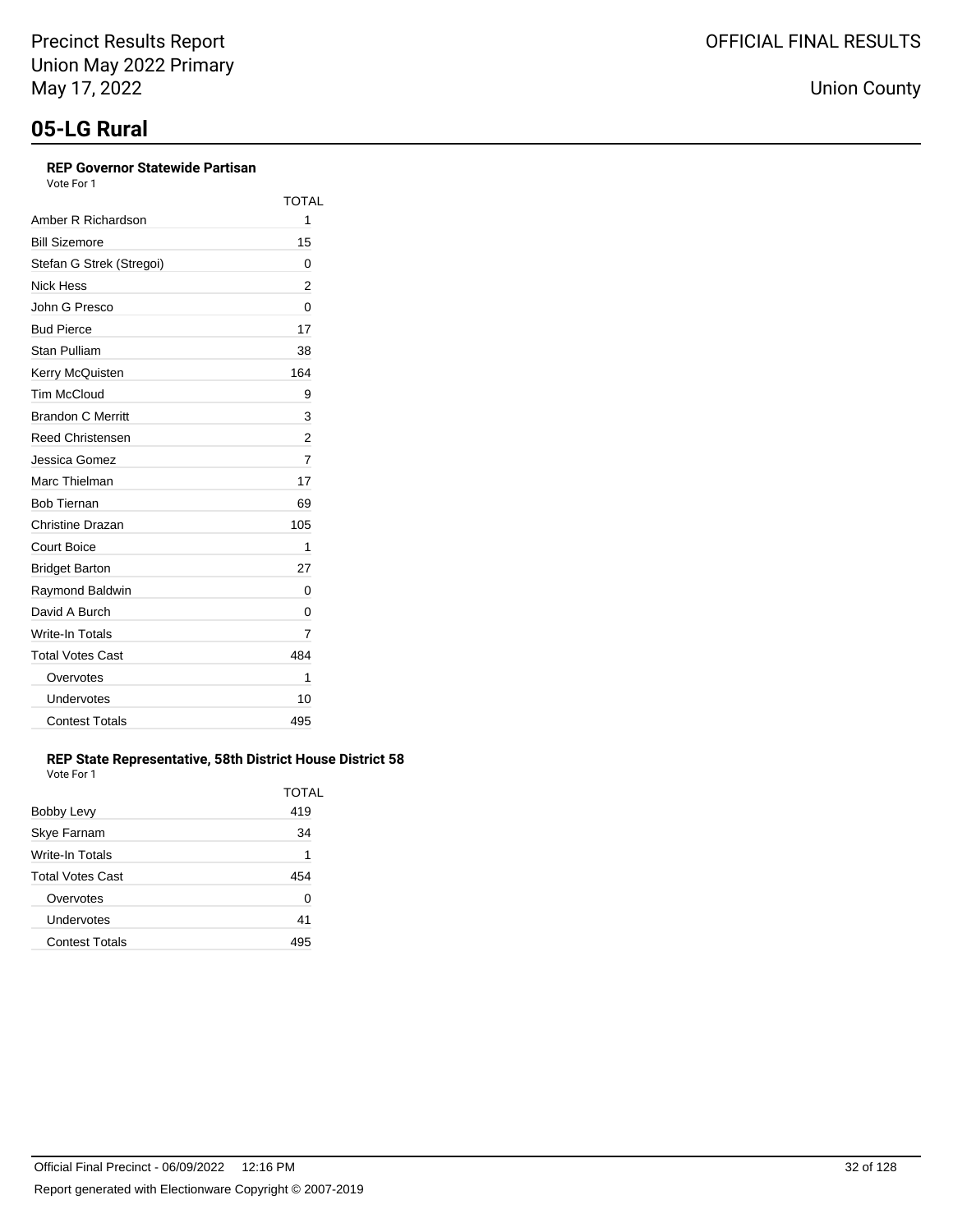# 05-LG Rural

**REP Governor Statewide Partisan**

Vote For 1

| | TOTAL |
|---|---|
| Amber R Richardson | 1 |
| Bill Sizemore | 15 |
| Stefan G Strek (Stregoi) | 0 |
| Nick Hess | 2 |
| John G Presco | 0 |
| Bud Pierce | 17 |
| Stan Pulliam | 38 |
| Kerry McQuisten | 164 |
| Tim McCloud | 9 |
| Brandon C Merritt | 3 |
| Reed Christensen | 2 |
| Jessica Gomez | 7 |
| Marc Thielman | 17 |
| Bob Tiernan | 69 |
| Christine Drazan | 105 |
| Court Boice | 1 |
| Bridget Barton | 27 |
| Raymond Baldwin | 0 |
| David A Burch | 0 |
| Write-In Totals | 7 |
| Total Votes Cast | 484 |
| Overvotes | 1 |
| Undervotes | 10 |
| Contest Totals | 495 |

**REP State Representative, 58th District House District 58**

Vote For 1

| | TOTAL |
|---|---|
| Bobby Levy | 419 |
| Skye Farnam | 34 |
| Write-In Totals | 1 |
| Total Votes Cast | 454 |
| Overvotes | 0 |
| Undervotes | 41 |
| Contest Totals | 495 |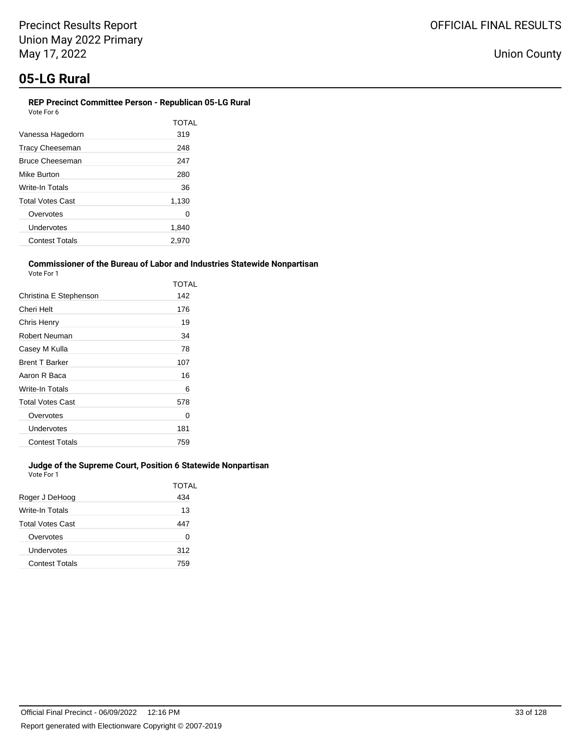# 05-LG Rural

**REP Precinct Committee Person - Republican 05-LG Rural**
Vote For 6

| | TOTAL |
|---|---|
| Vanessa Hagedorn | 319 |
| Tracy Cheeseman | 248 |
| Bruce Cheeseman | 247 |
| Mike Burton | 280 |
| Write-In Totals | 36 |
| Total Votes Cast | 1,130 |
| Overvotes | 0 |
| Undervotes | 1,840 |
| Contest Totals | 2,970 |

**Commissioner of the Bureau of Labor and Industries Statewide Nonpartisan**
Vote For 1

| | TOTAL |
|---|---|
| Christina E Stephenson | 142 |
| Cheri Helt | 176 |
| Chris Henry | 19 |
| Robert Neuman | 34 |
| Casey M Kulla | 78 |
| Brent T Barker | 107 |
| Aaron R Baca | 16 |
| Write-In Totals | 6 |
| Total Votes Cast | 578 |
| Overvotes | 0 |
| Undervotes | 181 |
| Contest Totals | 759 |

**Judge of the Supreme Court, Position 6 Statewide Nonpartisan**
Vote For 1

| | TOTAL |
|---|---|
| Roger J DeHoog | 434 |
| Write-In Totals | 13 |
| Total Votes Cast | 447 |
| Overvotes | 0 |
| Undervotes | 312 |
| Contest Totals | 759 |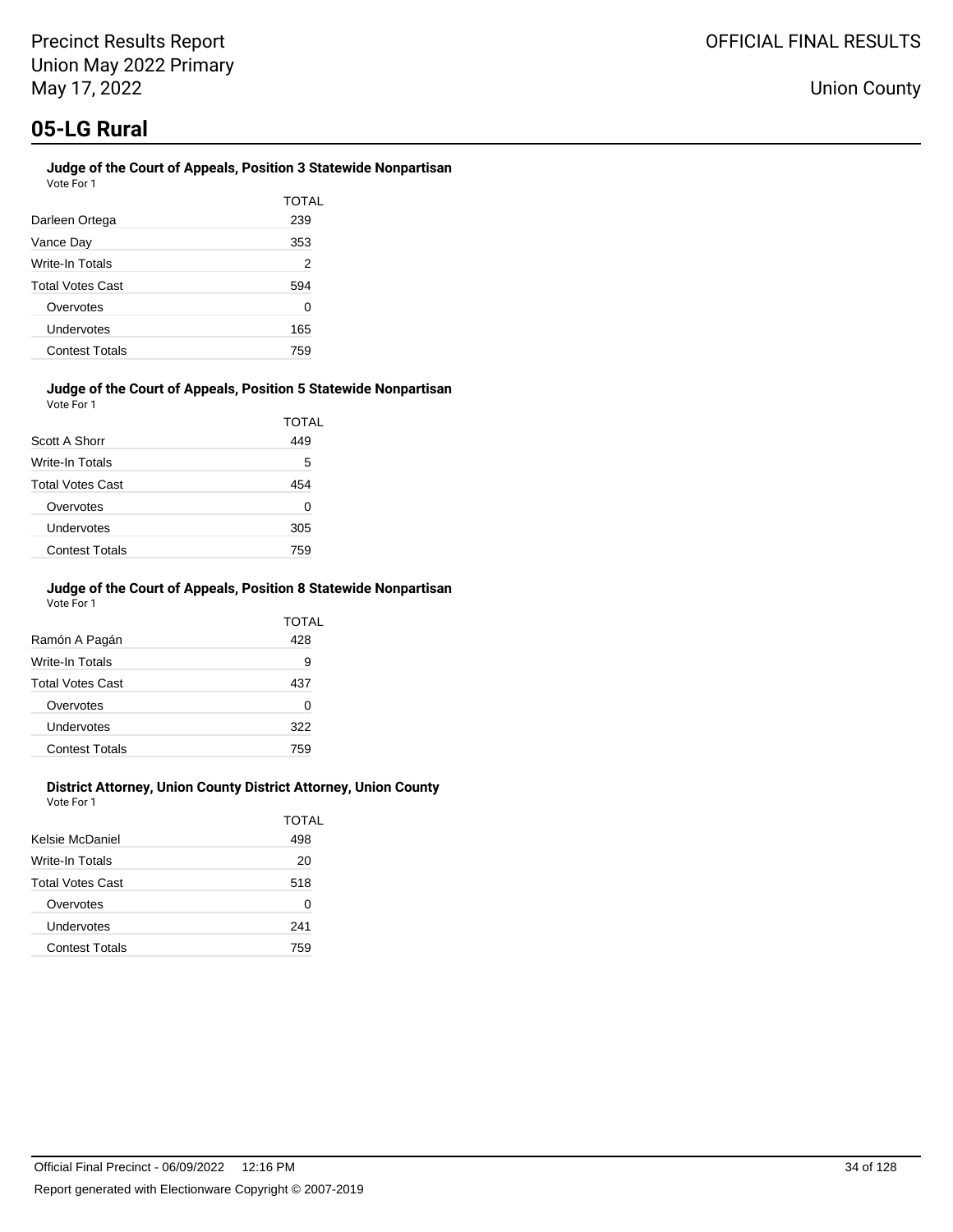# 05-LG Rural

### Judge of the Court of Appeals, Position 3 Statewide Nonpartisan

Vote For 1

| | TOTAL |
|---|---|
| Darleen Ortega | 239 |
| Vance Day | 353 |
| Write-In Totals | 2 |
| Total Votes Cast | 594 |
| Overvotes | 0 |
| Undervotes | 165 |
| Contest Totals | 759 |

### Judge of the Court of Appeals, Position 5 Statewide Nonpartisan

Vote For 1

| | TOTAL |
|---|---|
| Scott A Shorr | 449 |
| Write-In Totals | 5 |
| Total Votes Cast | 454 |
| Overvotes | 0 |
| Undervotes | 305 |
| Contest Totals | 759 |

### Judge of the Court of Appeals, Position 8 Statewide Nonpartisan

Vote For 1

| | TOTAL |
|---|---|
| Ramón A Pagán | 428 |
| Write-In Totals | 9 |
| Total Votes Cast | 437 |
| Overvotes | 0 |
| Undervotes | 322 |
| Contest Totals | 759 |

### District Attorney, Union County District Attorney, Union County

Vote For 1

| | TOTAL |
|---|---|
| Kelsie McDaniel | 498 |
| Write-In Totals | 20 |
| Total Votes Cast | 518 |
| Overvotes | 0 |
| Undervotes | 241 |
| Contest Totals | 759 |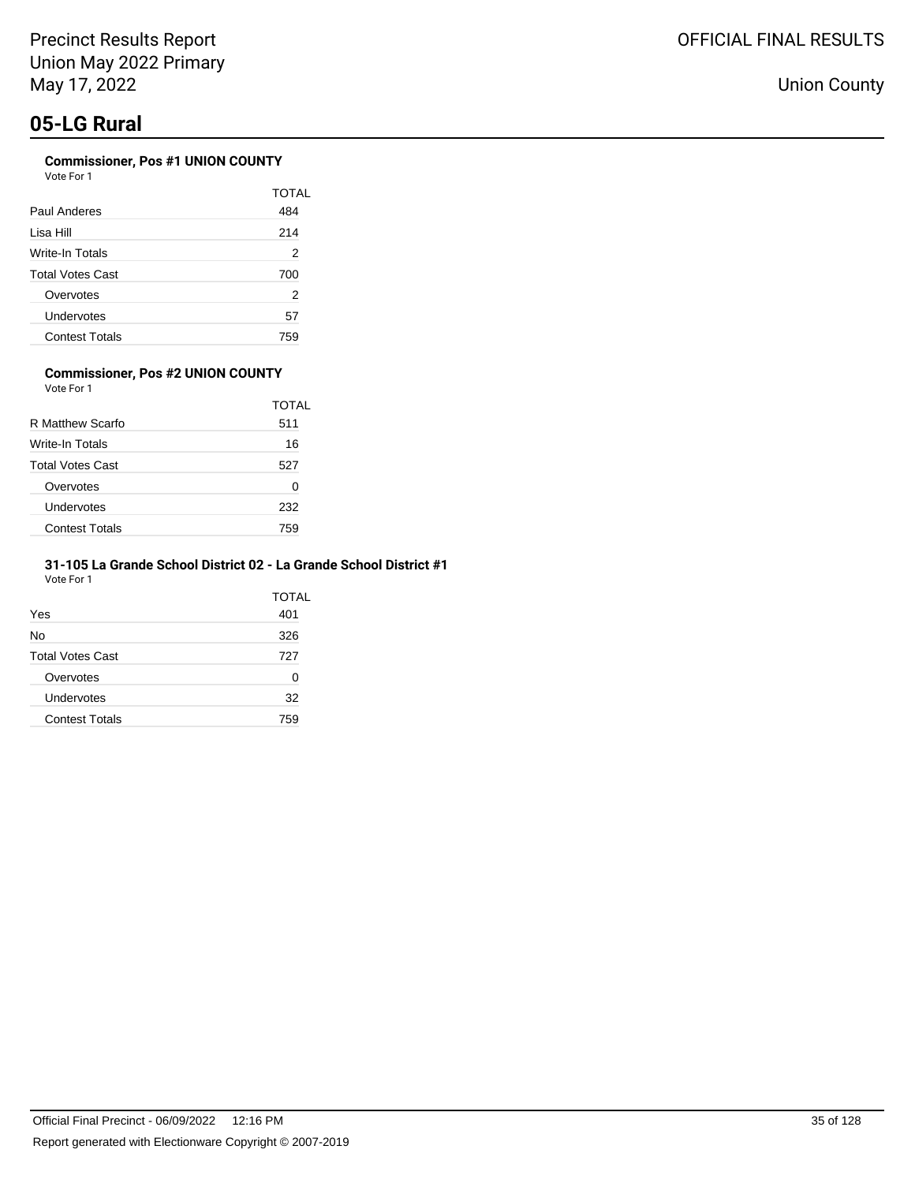# 05-LG Rural

### Commissioner, Pos #1 UNION COUNTY

Vote For 1

| | TOTAL |
|---|---|
| Paul Anderes | 484 |
| Lisa Hill | 214 |
| Write-In Totals | 2 |
| Total Votes Cast | 700 |
| Overvotes | 2 |
| Undervotes | 57 |
| Contest Totals | 759 |

### Commissioner, Pos #2 UNION COUNTY

Vote For 1

| | TOTAL |
|---|---|
| R Matthew Scarfo | 511 |
| Write-In Totals | 16 |
| Total Votes Cast | 527 |
| Overvotes | 0 |
| Undervotes | 232 |
| Contest Totals | 759 |

### 31-105 La Grande School District 02 - La Grande School District #1

Vote For 1

| | TOTAL |
|---|---|
| Yes | 401 |
| No | 326 |
| Total Votes Cast | 727 |
| Overvotes | 0 |
| Undervotes | 32 |
| Contest Totals | 759 |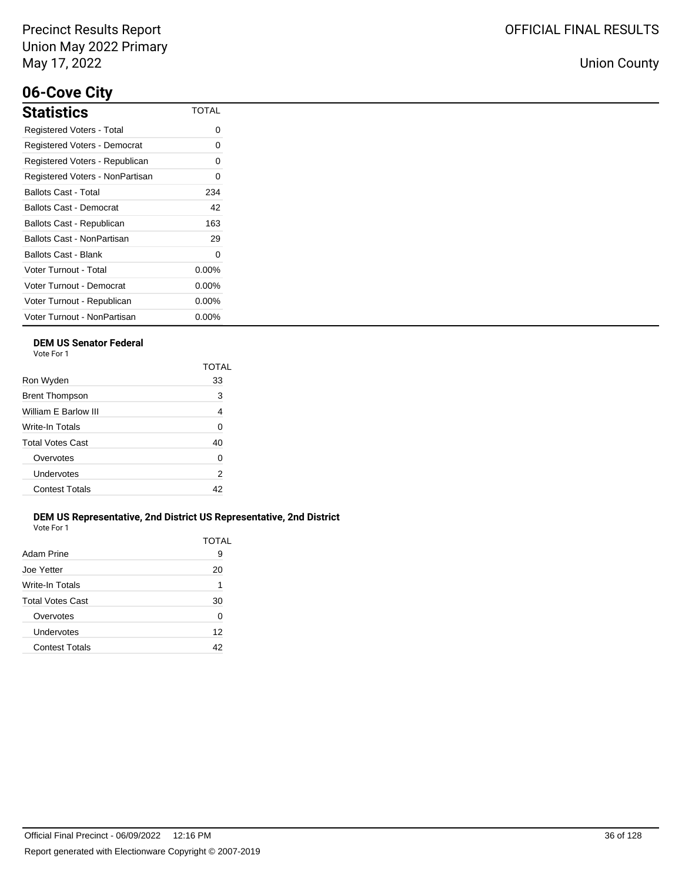## 06-Cove City

### Statistics

| Statistics | TOTAL |
|---|---|
| Registered Voters - Total | 0 |
| Registered Voters - Democrat | 0 |
| Registered Voters - Republican | 0 |
| Registered Voters - NonPartisan | 0 |
| Ballots Cast - Total | 234 |
| Ballots Cast - Democrat | 42 |
| Ballots Cast - Republican | 163 |
| Ballots Cast - NonPartisan | 29 |
| Ballots Cast - Blank | 0 |
| Voter Turnout - Total | 0.00% |
| Voter Turnout - Democrat | 0.00% |
| Voter Turnout - Republican | 0.00% |
| Voter Turnout - NonPartisan | 0.00% |

**DEM US Senator Federal**

Vote For 1

| | TOTAL |
|---|---|
| Ron Wyden | 33 |
| Brent Thompson | 3 |
| William E Barlow III | 4 |
| Write-In Totals | 0 |
| Total Votes Cast | 40 |
| Overvotes | 0 |
| Undervotes | 2 |
| Contest Totals | 42 |

**DEM US Representative, 2nd District US Representative, 2nd District**

Vote For 1

| | TOTAL |
|---|---|
| Adam Prine | 9 |
| Joe Yetter | 20 |
| Write-In Totals | 1 |
| Total Votes Cast | 30 |
| Overvotes | 0 |
| Undervotes | 12 |
| Contest Totals | 42 |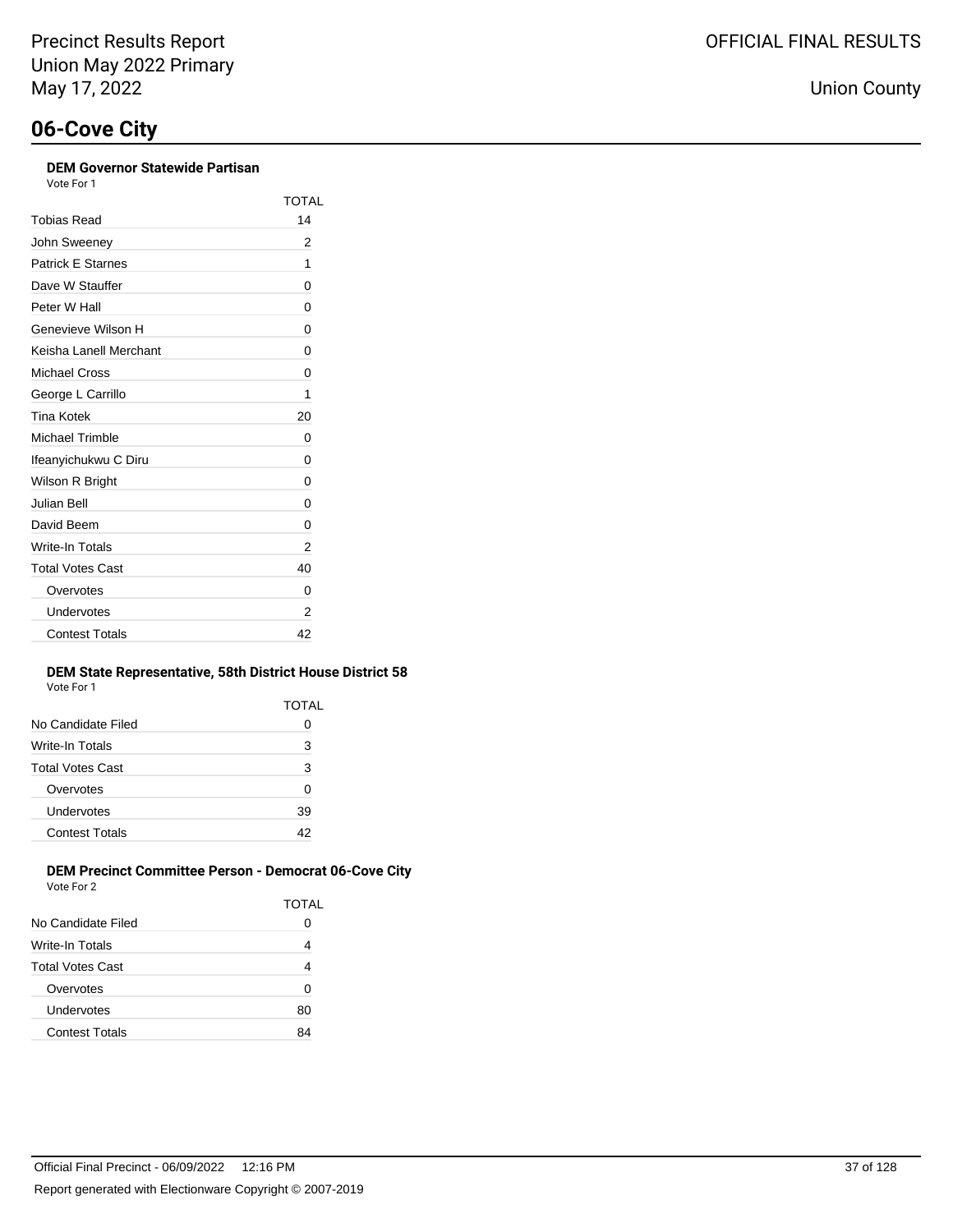# 06-Cove City

**DEM Governor Statewide Partisan**
Vote For 1

| | TOTAL |
|---|---|
| Tobias Read | 14 |
| John Sweeney | 2 |
| Patrick E Starnes | 1 |
| Dave W Stauffer | 0 |
| Peter W Hall | 0 |
| Genevieve Wilson H | 0 |
| Keisha Lanell Merchant | 0 |
| Michael Cross | 0 |
| George L Carrillo | 1 |
| Tina Kotek | 20 |
| Michael Trimble | 0 |
| Ifeanyichukwu C Diru | 0 |
| Wilson R Bright | 0 |
| Julian Bell | 0 |
| David Beem | 0 |
| Write-In Totals | 2 |
| Total Votes Cast | 40 |
| Overvotes | 0 |
| Undervotes | 2 |
| Contest Totals | 42 |

**DEM State Representative, 58th District House District 58**
Vote For 1

| | TOTAL |
|---|---|
| No Candidate Filed | 0 |
| Write-In Totals | 3 |
| Total Votes Cast | 3 |
| Overvotes | 0 |
| Undervotes | 39 |
| Contest Totals | 42 |

**DEM Precinct Committee Person - Democrat 06-Cove City**
Vote For 2

| | TOTAL |
|---|---|
| No Candidate Filed | 0 |
| Write-In Totals | 4 |
| Total Votes Cast | 4 |
| Overvotes | 0 |
| Undervotes | 80 |
| Contest Totals | 84 |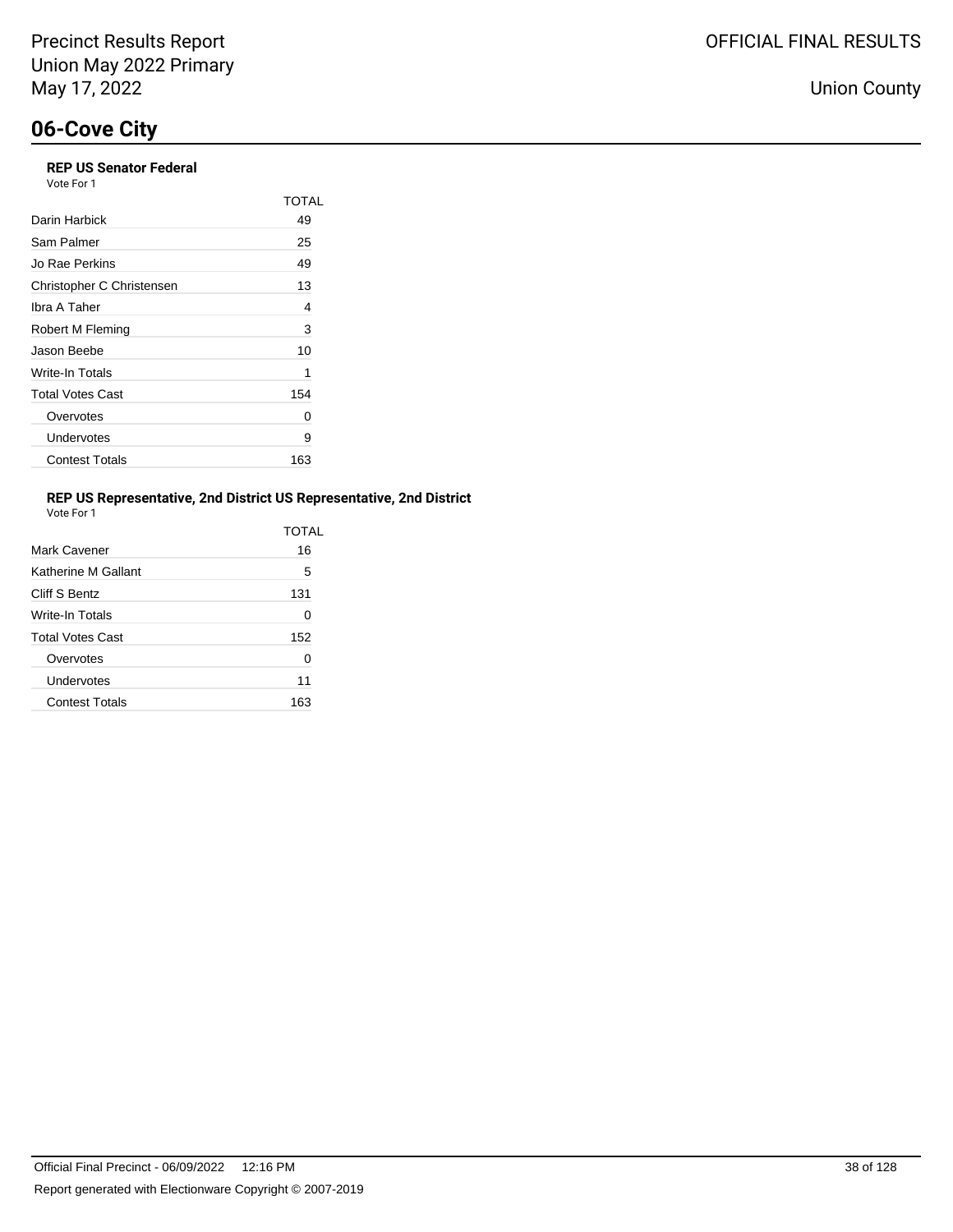## 06-Cove City

**REP US Senator Federal**
Vote For 1

| | TOTAL |
|---|---|
| Darin Harbick | 49 |
| Sam Palmer | 25 |
| Jo Rae Perkins | 49 |
| Christopher C Christensen | 13 |
| Ibra A Taher | 4 |
| Robert M Fleming | 3 |
| Jason Beebe | 10 |
| Write-In Totals | 1 |
| Total Votes Cast | 154 |
| Overvotes | 0 |
| Undervotes | 9 |
| Contest Totals | 163 |

**REP US Representative, 2nd District US Representative, 2nd District**
Vote For 1

| | TOTAL |
|---|---|
| Mark Cavener | 16 |
| Katherine M Gallant | 5 |
| Cliff S Bentz | 131 |
| Write-In Totals | 0 |
| Total Votes Cast | 152 |
| Overvotes | 0 |
| Undervotes | 11 |
| Contest Totals | 163 |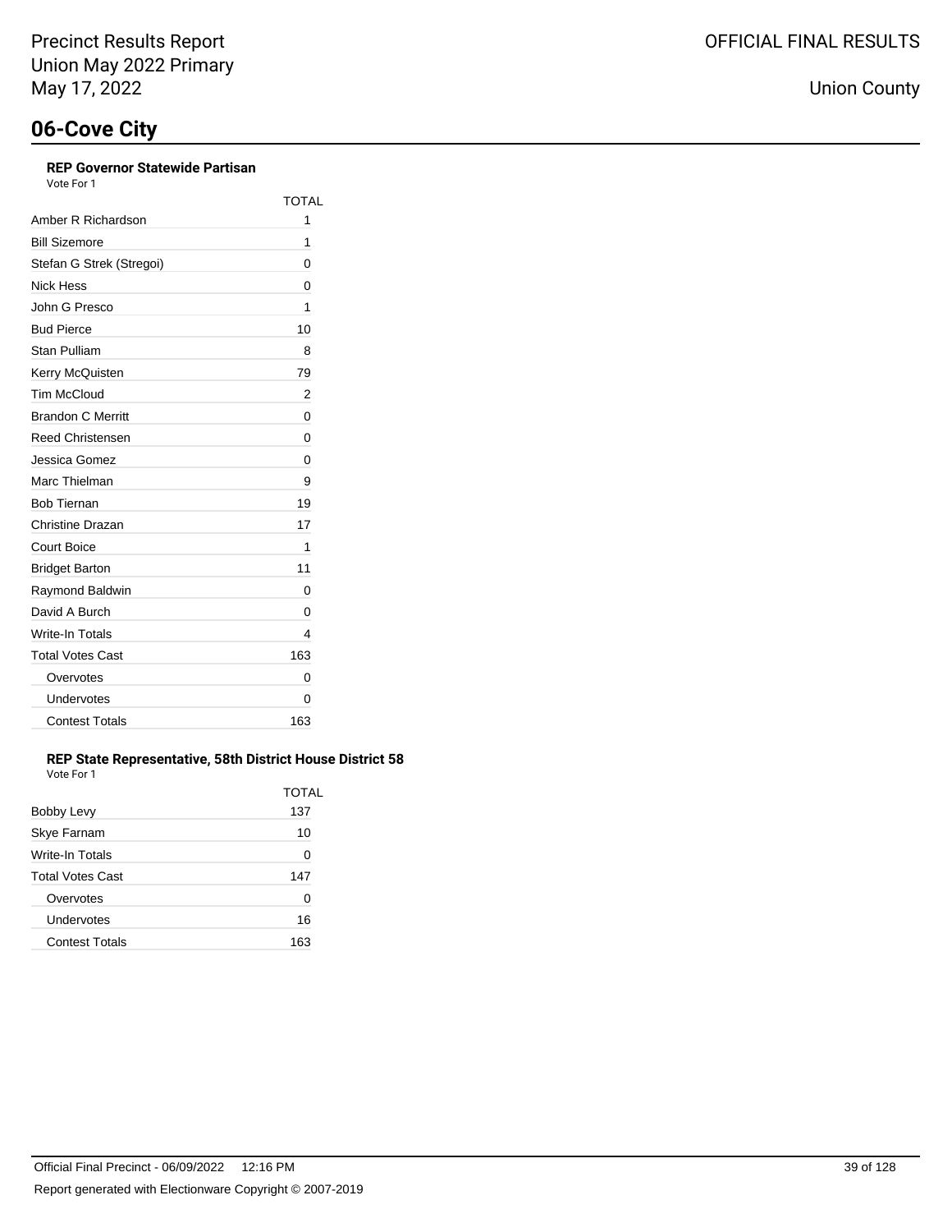# 06-Cove City

### REP Governor Statewide Partisan

Vote For 1

| | TOTAL |
|---|---|
| Amber R Richardson | 1 |
| Bill Sizemore | 1 |
| Stefan G Strek (Stregoi) | 0 |
| Nick Hess | 0 |
| John G Presco | 1 |
| Bud Pierce | 10 |
| Stan Pulliam | 8 |
| Kerry McQuisten | 79 |
| Tim McCloud | 2 |
| Brandon C Merritt | 0 |
| Reed Christensen | 0 |
| Jessica Gomez | 0 |
| Marc Thielman | 9 |
| Bob Tiernan | 19 |
| Christine Drazan | 17 |
| Court Boice | 1 |
| Bridget Barton | 11 |
| Raymond Baldwin | 0 |
| David A Burch | 0 |
| Write-In Totals | 4 |
| Total Votes Cast | 163 |
| Overvotes | 0 |
| Undervotes | 0 |
| Contest Totals | 163 |

### REP State Representative, 58th District House District 58

Vote For 1

| | TOTAL |
|---|---|
| Bobby Levy | 137 |
| Skye Farnam | 10 |
| Write-In Totals | 0 |
| Total Votes Cast | 147 |
| Overvotes | 0 |
| Undervotes | 16 |
| Contest Totals | 163 |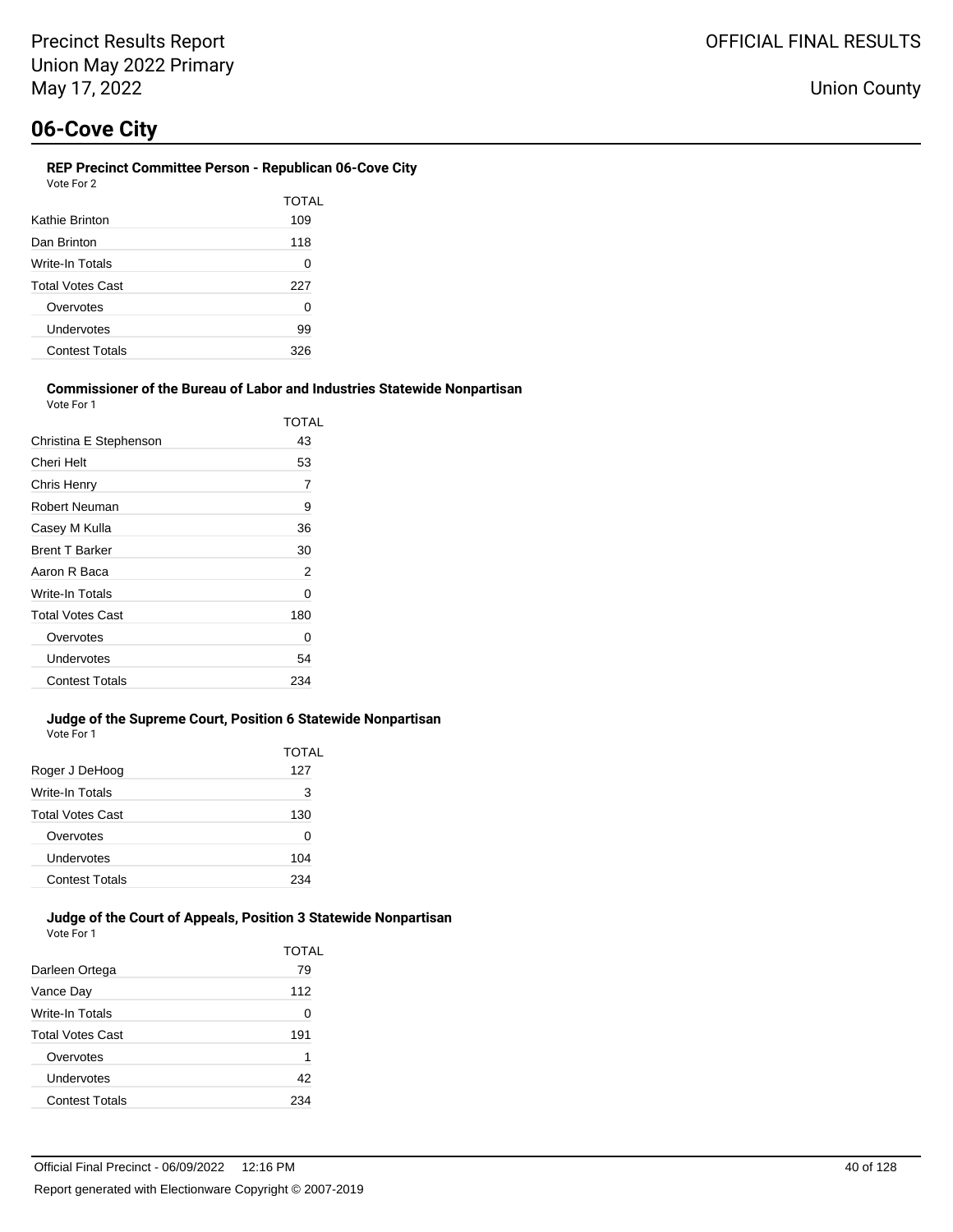# 06-Cove City

### REP Precinct Committee Person - Republican 06-Cove City

Vote For 2

| | TOTAL |
|---|---|
| Kathie Brinton | 109 |
| Dan Brinton | 118 |
| Write-In Totals | 0 |
| Total Votes Cast | 227 |
| Overvotes | 0 |
| Undervotes | 99 |
| Contest Totals | 326 |

### Commissioner of the Bureau of Labor and Industries Statewide Nonpartisan

Vote For 1

| | TOTAL |
|---|---|
| Christina E Stephenson | 43 |
| Cheri Helt | 53 |
| Chris Henry | 7 |
| Robert Neuman | 9 |
| Casey M Kulla | 36 |
| Brent T Barker | 30 |
| Aaron R Baca | 2 |
| Write-In Totals | 0 |
| Total Votes Cast | 180 |
| Overvotes | 0 |
| Undervotes | 54 |
| Contest Totals | 234 |

### Judge of the Supreme Court, Position 6 Statewide Nonpartisan

Vote For 1

| | TOTAL |
|---|---|
| Roger J DeHoog | 127 |
| Write-In Totals | 3 |
| Total Votes Cast | 130 |
| Overvotes | 0 |
| Undervotes | 104 |
| Contest Totals | 234 |

### Judge of the Court of Appeals, Position 3 Statewide Nonpartisan

Vote For 1

| | TOTAL |
|---|---|
| Darleen Ortega | 79 |
| Vance Day | 112 |
| Write-In Totals | 0 |
| Total Votes Cast | 191 |
| Overvotes | 1 |
| Undervotes | 42 |
| Contest Totals | 234 |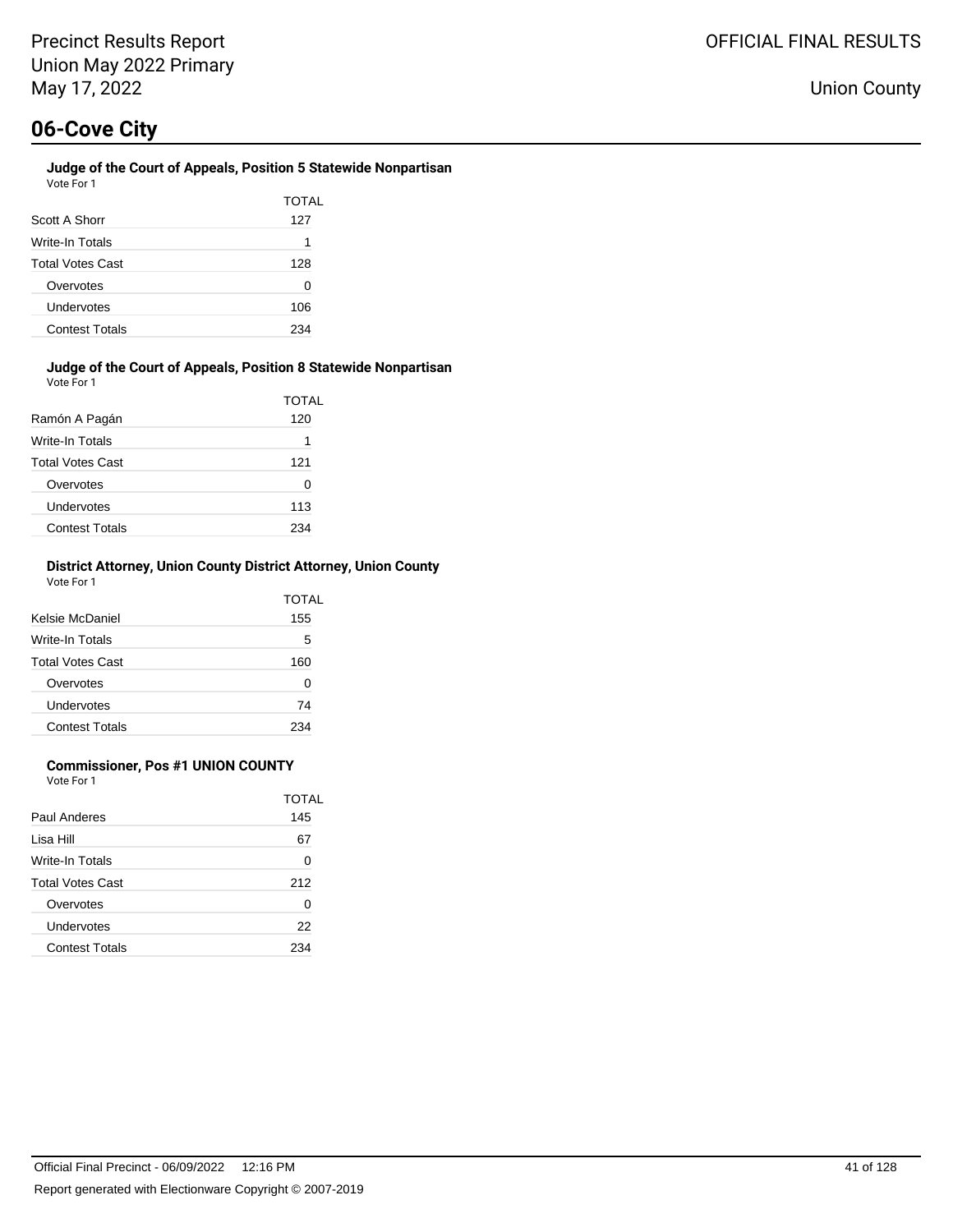## 06-Cove City

**Judge of the Court of Appeals, Position 5 Statewide Nonpartisan**
Vote For 1

| | TOTAL |
|---|---|
| Scott A Shorr | 127 |
| Write-In Totals | 1 |
| Total Votes Cast | 128 |
| Overvotes | 0 |
| Undervotes | 106 |
| Contest Totals | 234 |

**Judge of the Court of Appeals, Position 8 Statewide Nonpartisan**
Vote For 1

| | TOTAL |
|---|---|
| Ramón A Pagán | 120 |
| Write-In Totals | 1 |
| Total Votes Cast | 121 |
| Overvotes | 0 |
| Undervotes | 113 |
| Contest Totals | 234 |

**District Attorney, Union County District Attorney, Union County**
Vote For 1

| | TOTAL |
|---|---|
| Kelsie McDaniel | 155 |
| Write-In Totals | 5 |
| Total Votes Cast | 160 |
| Overvotes | 0 |
| Undervotes | 74 |
| Contest Totals | 234 |

**Commissioner, Pos #1 UNION COUNTY**
Vote For 1

| | TOTAL |
|---|---|
| Paul Anderes | 145 |
| Lisa Hill | 67 |
| Write-In Totals | 0 |
| Total Votes Cast | 212 |
| Overvotes | 0 |
| Undervotes | 22 |
| Contest Totals | 234 |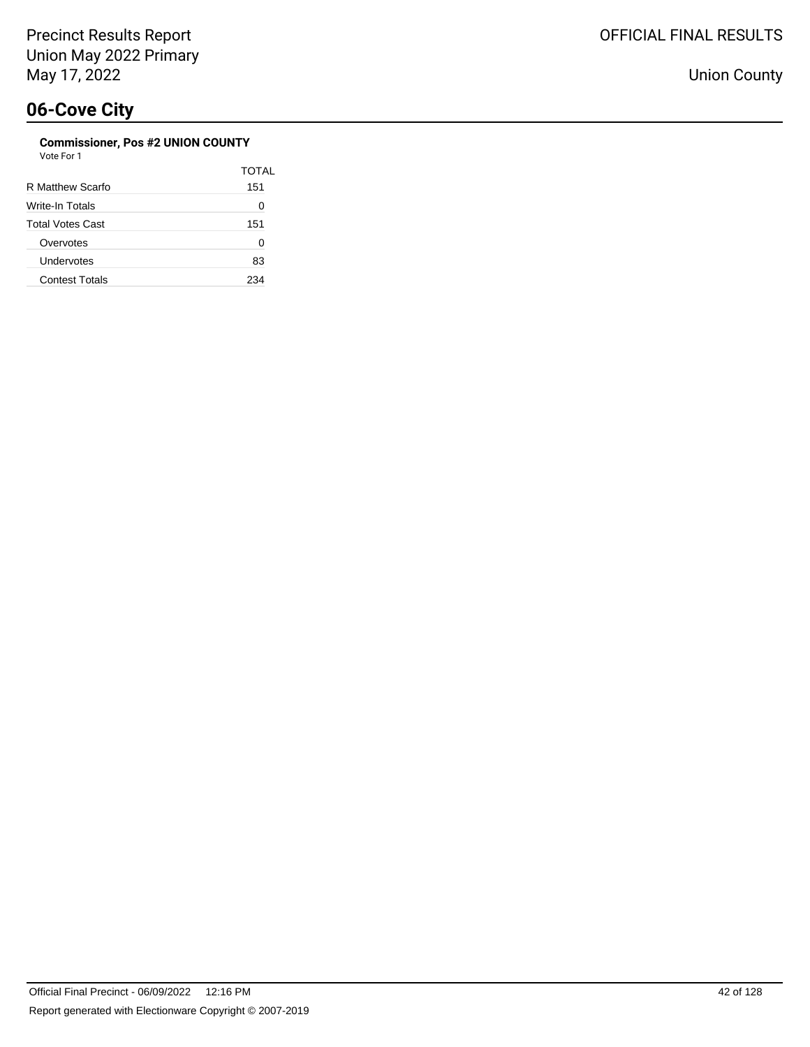## 06-Cove City

**Commissioner, Pos #2 UNION COUNTY**
Vote For 1

| | TOTAL |
|---|---|
| R Matthew Scarfo | 151 |
| Write-In Totals | 0 |
| Total Votes Cast | 151 |
| Overvotes | 0 |
| Undervotes | 83 |
| Contest Totals | 234 |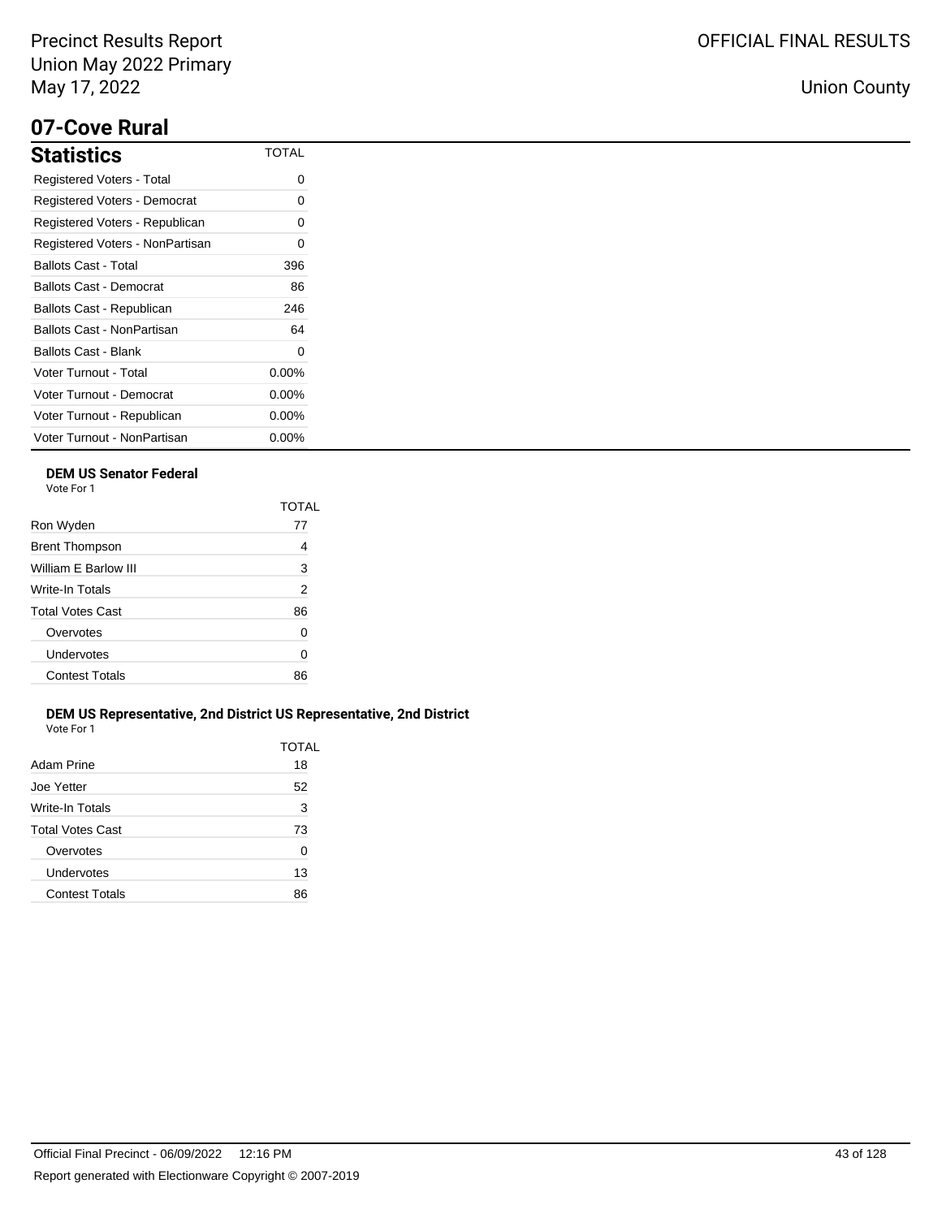# 07-Cove Rural

## Statistics

| Statistics | TOTAL |
|---|---|
| Registered Voters - Total | 0 |
| Registered Voters - Democrat | 0 |
| Registered Voters - Republican | 0 |
| Registered Voters - NonPartisan | 0 |
| Ballots Cast - Total | 396 |
| Ballots Cast - Democrat | 86 |
| Ballots Cast - Republican | 246 |
| Ballots Cast - NonPartisan | 64 |
| Ballots Cast - Blank | 0 |
| Voter Turnout - Total | 0.00% |
| Voter Turnout - Democrat | 0.00% |
| Voter Turnout - Republican | 0.00% |
| Voter Turnout - NonPartisan | 0.00% |

### DEM US Senator Federal

Vote For 1

| | TOTAL |
|---|---|
| Ron Wyden | 77 |
| Brent Thompson | 4 |
| William E Barlow III | 3 |
| Write-In Totals | 2 |
| Total Votes Cast | 86 |
| Overvotes | 0 |
| Undervotes | 0 |
| Contest Totals | 86 |

### DEM US Representative, 2nd District US Representative, 2nd District

Vote For 1

| | TOTAL |
|---|---|
| Adam Prine | 18 |
| Joe Yetter | 52 |
| Write-In Totals | 3 |
| Total Votes Cast | 73 |
| Overvotes | 0 |
| Undervotes | 13 |
| Contest Totals | 86 |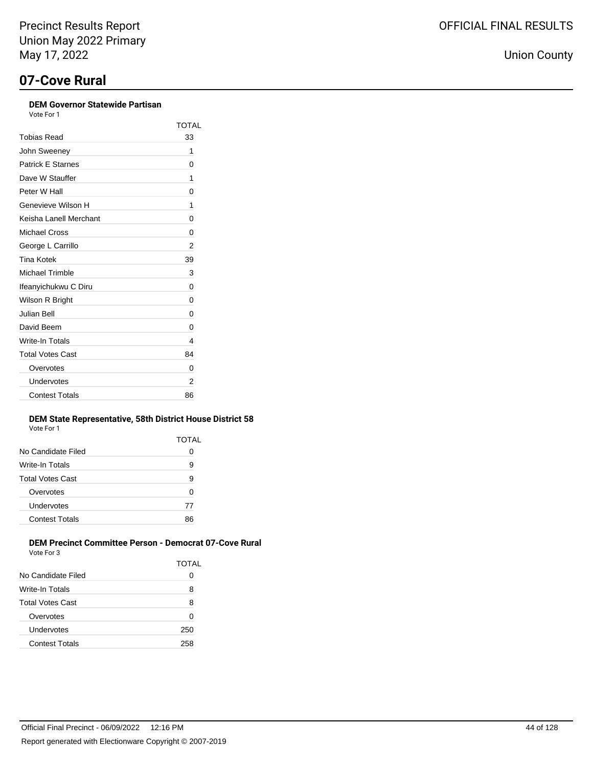# 07-Cove Rural

### DEM Governor Statewide Partisan

Vote For 1

| | TOTAL |
|---|---|
| Tobias Read | 33 |
| John Sweeney | 1 |
| Patrick E Starnes | 0 |
| Dave W Stauffer | 1 |
| Peter W Hall | 0 |
| Genevieve Wilson H | 1 |
| Keisha Lanell Merchant | 0 |
| Michael Cross | 0 |
| George L Carrillo | 2 |
| Tina Kotek | 39 |
| Michael Trimble | 3 |
| Ifeanyichukwu C Diru | 0 |
| Wilson R Bright | 0 |
| Julian Bell | 0 |
| David Beem | 0 |
| Write-In Totals | 4 |
| Total Votes Cast | 84 |
| Overvotes | 0 |
| Undervotes | 2 |
| Contest Totals | 86 |

### DEM State Representative, 58th District House District 58

Vote For 1

| | TOTAL |
|---|---|
| No Candidate Filed | 0 |
| Write-In Totals | 9 |
| Total Votes Cast | 9 |
| Overvotes | 0 |
| Undervotes | 77 |
| Contest Totals | 86 |

### DEM Precinct Committee Person - Democrat 07-Cove Rural

Vote For 3

| | TOTAL |
|---|---|
| No Candidate Filed | 0 |
| Write-In Totals | 8 |
| Total Votes Cast | 8 |
| Overvotes | 0 |
| Undervotes | 250 |
| Contest Totals | 258 |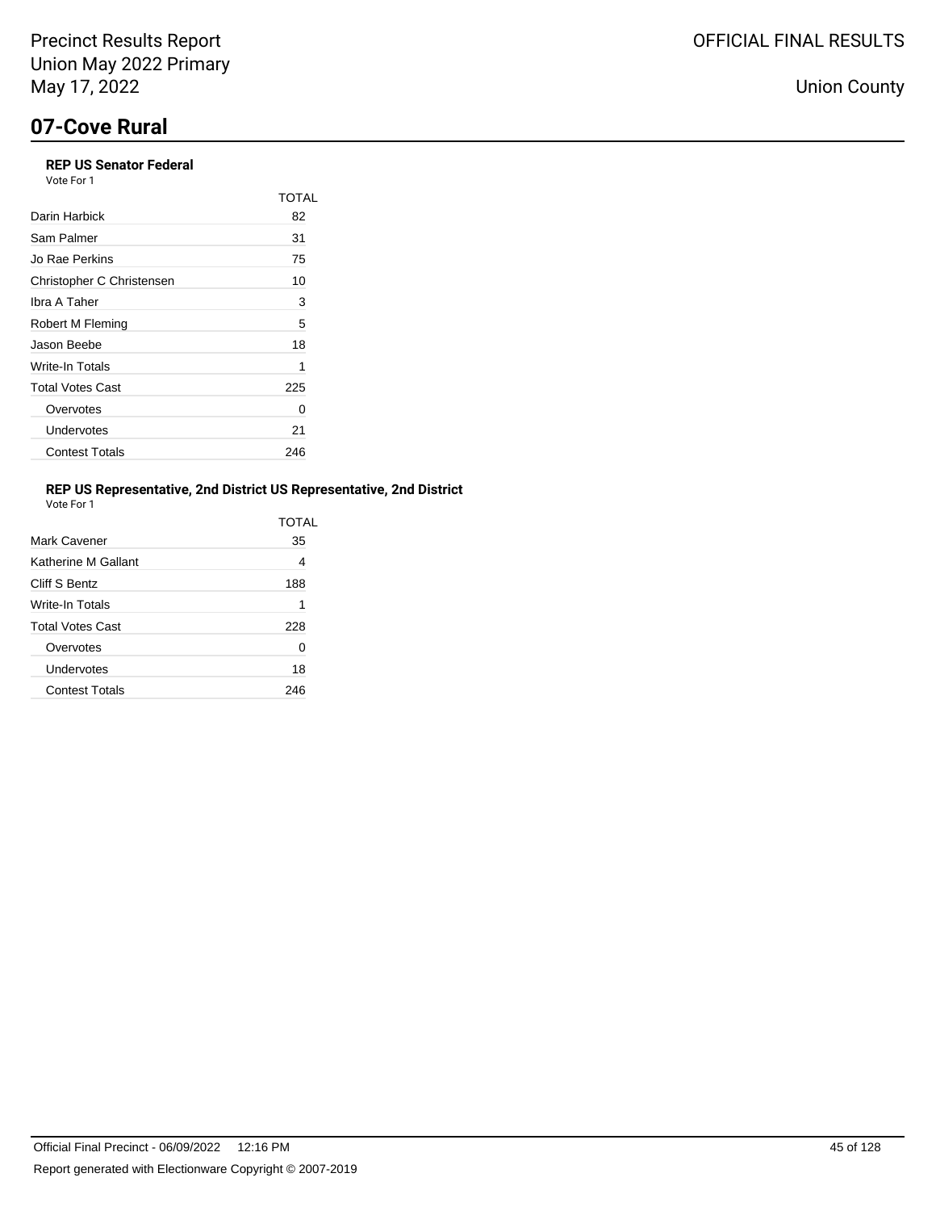# 07-Cove Rural

### REP US Senator Federal

Vote For 1

| | TOTAL |
|---|---|
| Darin Harbick | 82 |
| Sam Palmer | 31 |
| Jo Rae Perkins | 75 |
| Christopher C Christensen | 10 |
| Ibra A Taher | 3 |
| Robert M Fleming | 5 |
| Jason Beebe | 18 |
| Write-In Totals | 1 |
| Total Votes Cast | 225 |
| Overvotes | 0 |
| Undervotes | 21 |
| Contest Totals | 246 |

### REP US Representative, 2nd District US Representative, 2nd District

Vote For 1

| | TOTAL |
|---|---|
| Mark Cavener | 35 |
| Katherine M Gallant | 4 |
| Cliff S Bentz | 188 |
| Write-In Totals | 1 |
| Total Votes Cast | 228 |
| Overvotes | 0 |
| Undervotes | 18 |
| Contest Totals | 246 |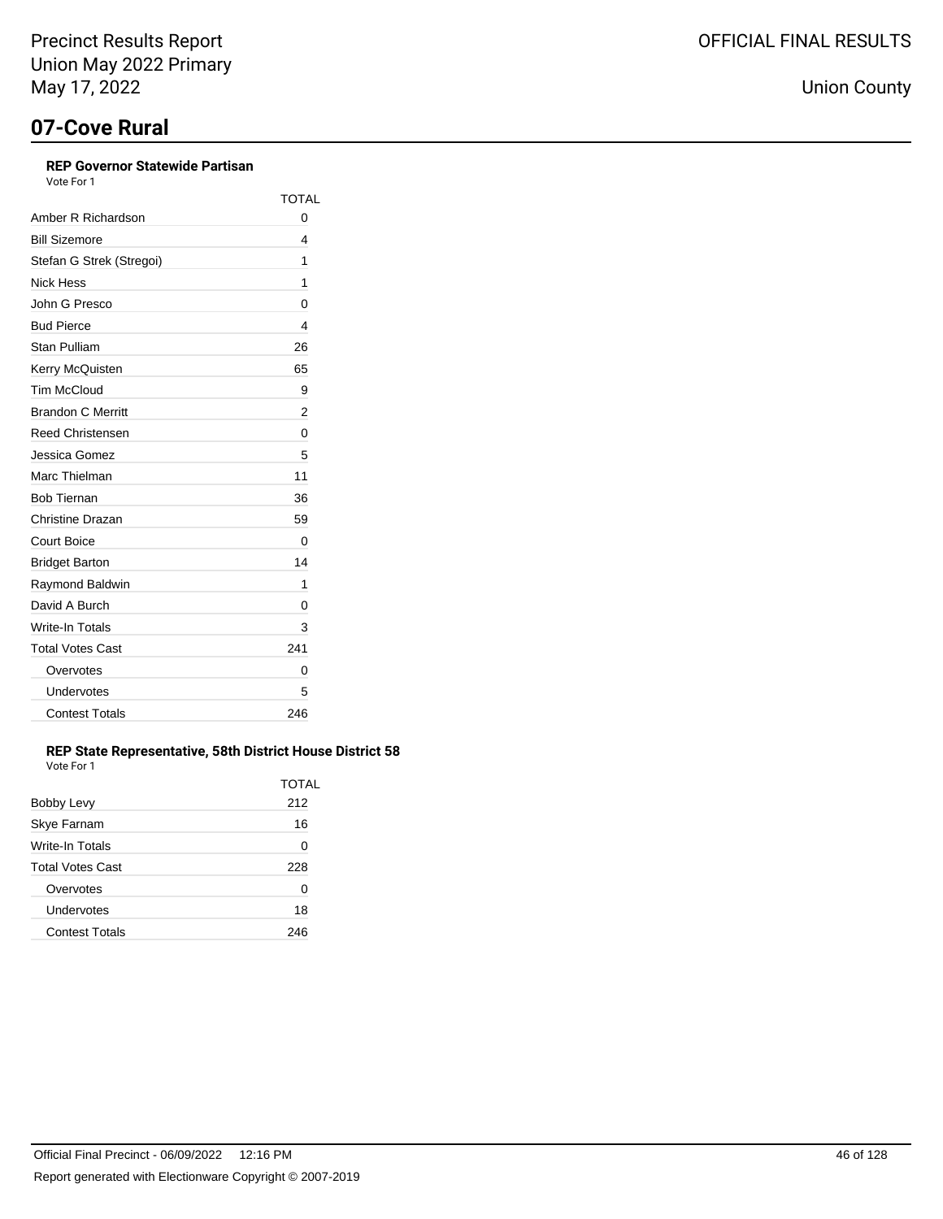Precinct Results Report
Union May 2022 Primary
May 17, 2022

OFFICIAL FINAL RESULTS

Union County

# 07-Cove Rural

### REP Governor Statewide Partisan

Vote For 1

| | TOTAL |
|---|---|
| Amber R Richardson | 0 |
| Bill Sizemore | 4 |
| Stefan G Strek (Stregoi) | 1 |
| Nick Hess | 1 |
| John G Presco | 0 |
| Bud Pierce | 4 |
| Stan Pulliam | 26 |
| Kerry McQuisten | 65 |
| Tim McCloud | 9 |
| Brandon C Merritt | 2 |
| Reed Christensen | 0 |
| Jessica Gomez | 5 |
| Marc Thielman | 11 |
| Bob Tiernan | 36 |
| Christine Drazan | 59 |
| Court Boice | 0 |
| Bridget Barton | 14 |
| Raymond Baldwin | 1 |
| David A Burch | 0 |
| Write-In Totals | 3 |
| Total Votes Cast | 241 |
| Overvotes | 0 |
| Undervotes | 5 |
| Contest Totals | 246 |

### REP State Representative, 58th District House District 58

Vote For 1

| | TOTAL |
|---|---|
| Bobby Levy | 212 |
| Skye Farnam | 16 |
| Write-In Totals | 0 |
| Total Votes Cast | 228 |
| Overvotes | 0 |
| Undervotes | 18 |
| Contest Totals | 246 |

Official Final Precinct - 06/09/2022 12:16 PM

Report generated with Electionware Copyright © 2007-2019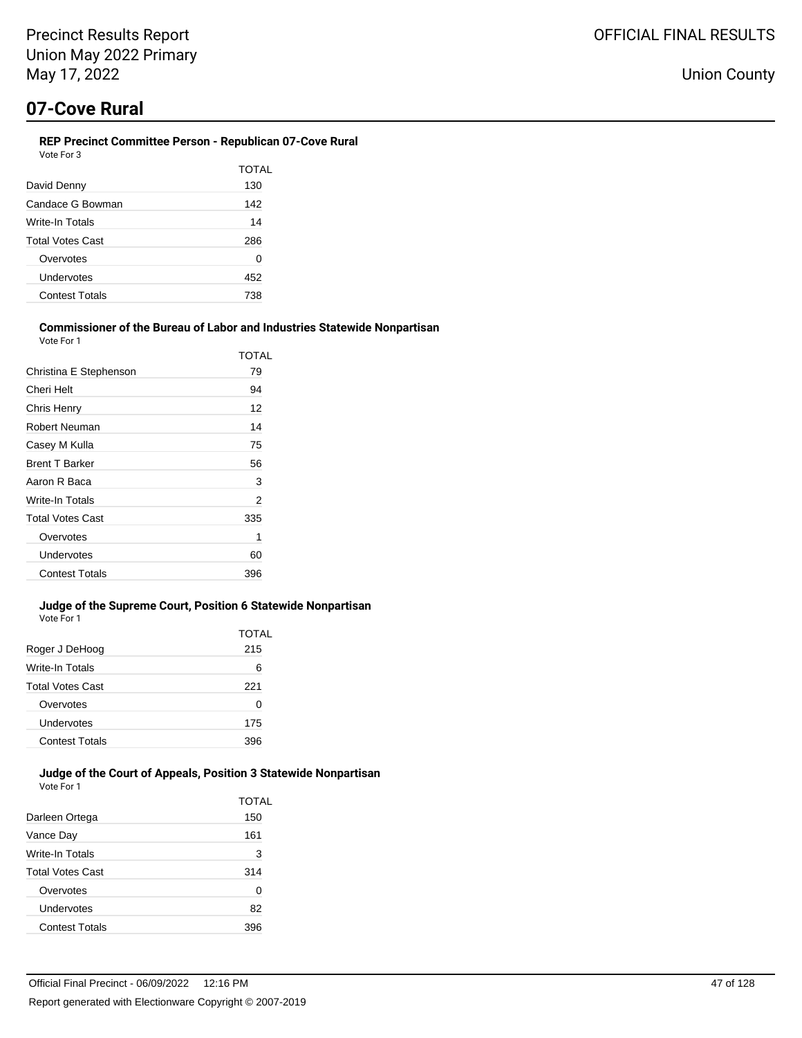# 07-Cove Rural

### REP Precinct Committee Person - Republican 07-Cove Rural

Vote For 3

| | TOTAL |
|---|---|
| David Denny | 130 |
| Candace G Bowman | 142 |
| Write-In Totals | 14 |
| Total Votes Cast | 286 |
| Overvotes | 0 |
| Undervotes | 452 |
| Contest Totals | 738 |

### Commissioner of the Bureau of Labor and Industries Statewide Nonpartisan

Vote For 1

| | TOTAL |
|---|---|
| Christina E Stephenson | 79 |
| Cheri Helt | 94 |
| Chris Henry | 12 |
| Robert Neuman | 14 |
| Casey M Kulla | 75 |
| Brent T Barker | 56 |
| Aaron R Baca | 3 |
| Write-In Totals | 2 |
| Total Votes Cast | 335 |
| Overvotes | 1 |
| Undervotes | 60 |
| Contest Totals | 396 |

### Judge of the Supreme Court, Position 6 Statewide Nonpartisan

Vote For 1

| | TOTAL |
|---|---|
| Roger J DeHoog | 215 |
| Write-In Totals | 6 |
| Total Votes Cast | 221 |
| Overvotes | 0 |
| Undervotes | 175 |
| Contest Totals | 396 |

### Judge of the Court of Appeals, Position 3 Statewide Nonpartisan

Vote For 1

| | TOTAL |
|---|---|
| Darleen Ortega | 150 |
| Vance Day | 161 |
| Write-In Totals | 3 |
| Total Votes Cast | 314 |
| Overvotes | 0 |
| Undervotes | 82 |
| Contest Totals | 396 |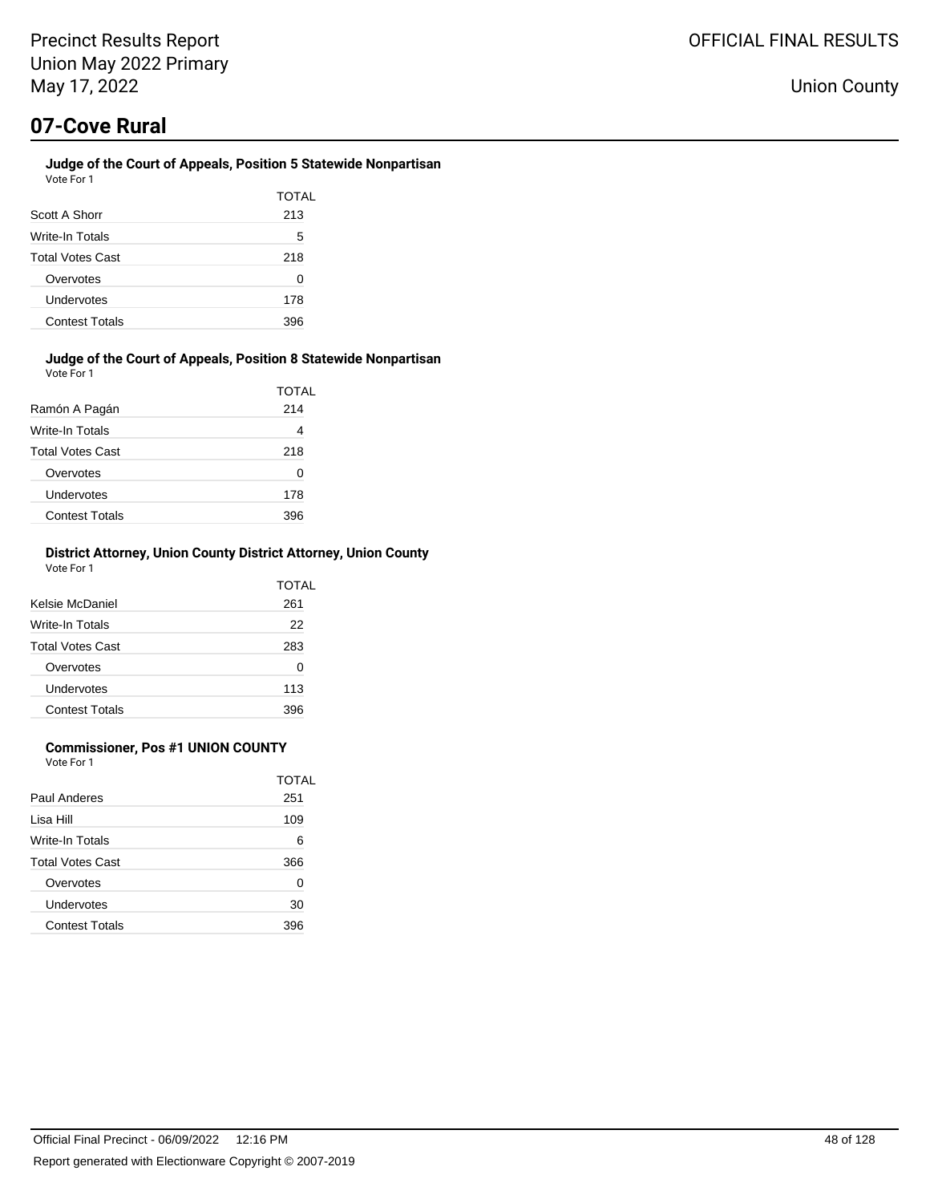## 07-Cove Rural

### Judge of the Court of Appeals, Position 5 Statewide Nonpartisan

Vote For 1

| | TOTAL |
|---|---|
| Scott A Shorr | 213 |
| Write-In Totals | 5 |
| Total Votes Cast | 218 |
| Overvotes | 0 |
| Undervotes | 178 |
| Contest Totals | 396 |

### Judge of the Court of Appeals, Position 8 Statewide Nonpartisan

Vote For 1

| | TOTAL |
|---|---|
| Ramón A Pagán | 214 |
| Write-In Totals | 4 |
| Total Votes Cast | 218 |
| Overvotes | 0 |
| Undervotes | 178 |
| Contest Totals | 396 |

### District Attorney, Union County District Attorney, Union County

Vote For 1

| | TOTAL |
|---|---|
| Kelsie McDaniel | 261 |
| Write-In Totals | 22 |
| Total Votes Cast | 283 |
| Overvotes | 0 |
| Undervotes | 113 |
| Contest Totals | 396 |

### Commissioner, Pos #1 UNION COUNTY

Vote For 1

| | TOTAL |
|---|---|
| Paul Anderes | 251 |
| Lisa Hill | 109 |
| Write-In Totals | 6 |
| Total Votes Cast | 366 |
| Overvotes | 0 |
| Undervotes | 30 |
| Contest Totals | 396 |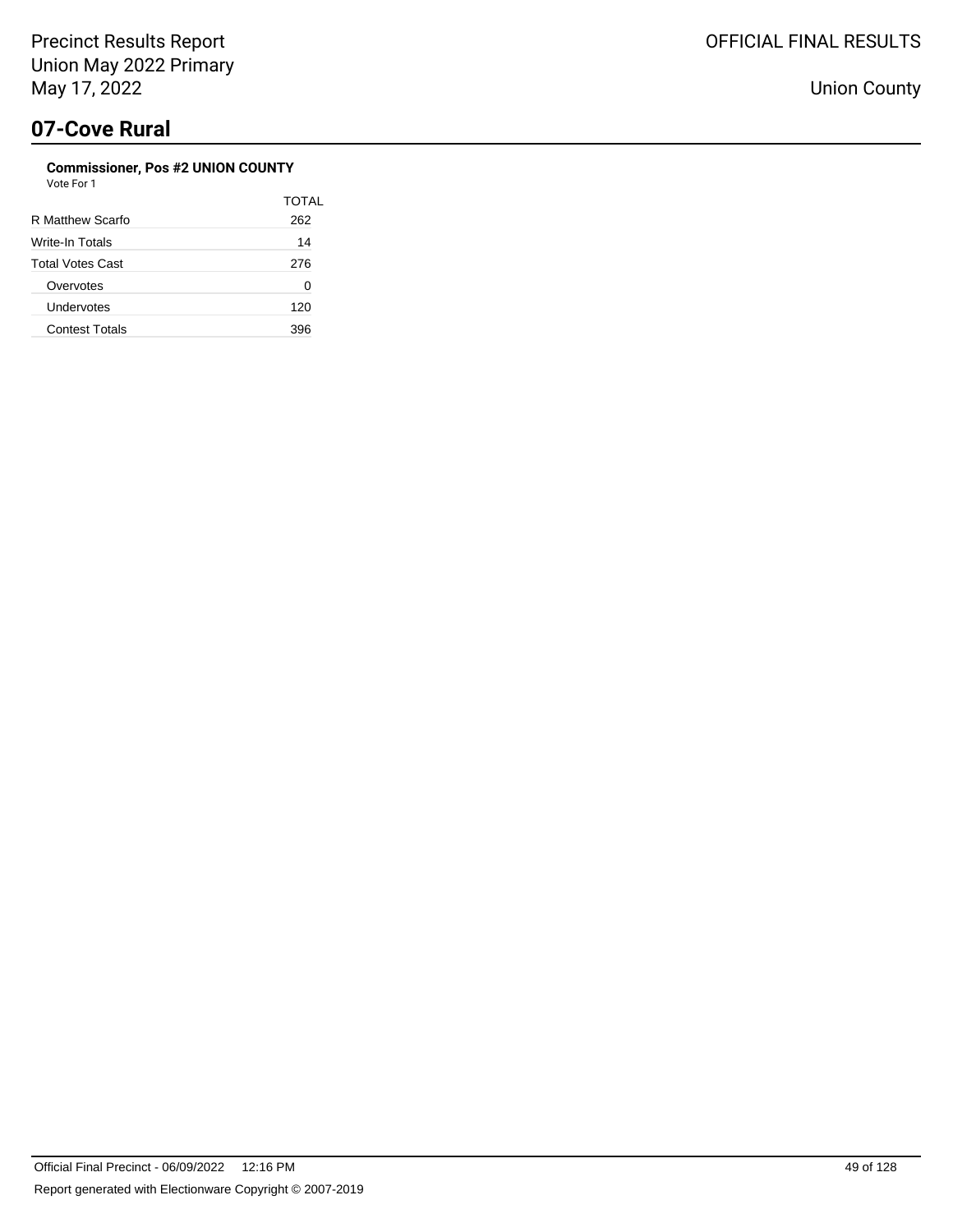## 07-Cove Rural

**Commissioner, Pos #2 UNION COUNTY**

Vote For 1

| | TOTAL |
|---|---|
| R Matthew Scarfo | 262 |
| Write-In Totals | 14 |
| Total Votes Cast | 276 |
| Overvotes | 0 |
| Undervotes | 120 |
| Contest Totals | 396 |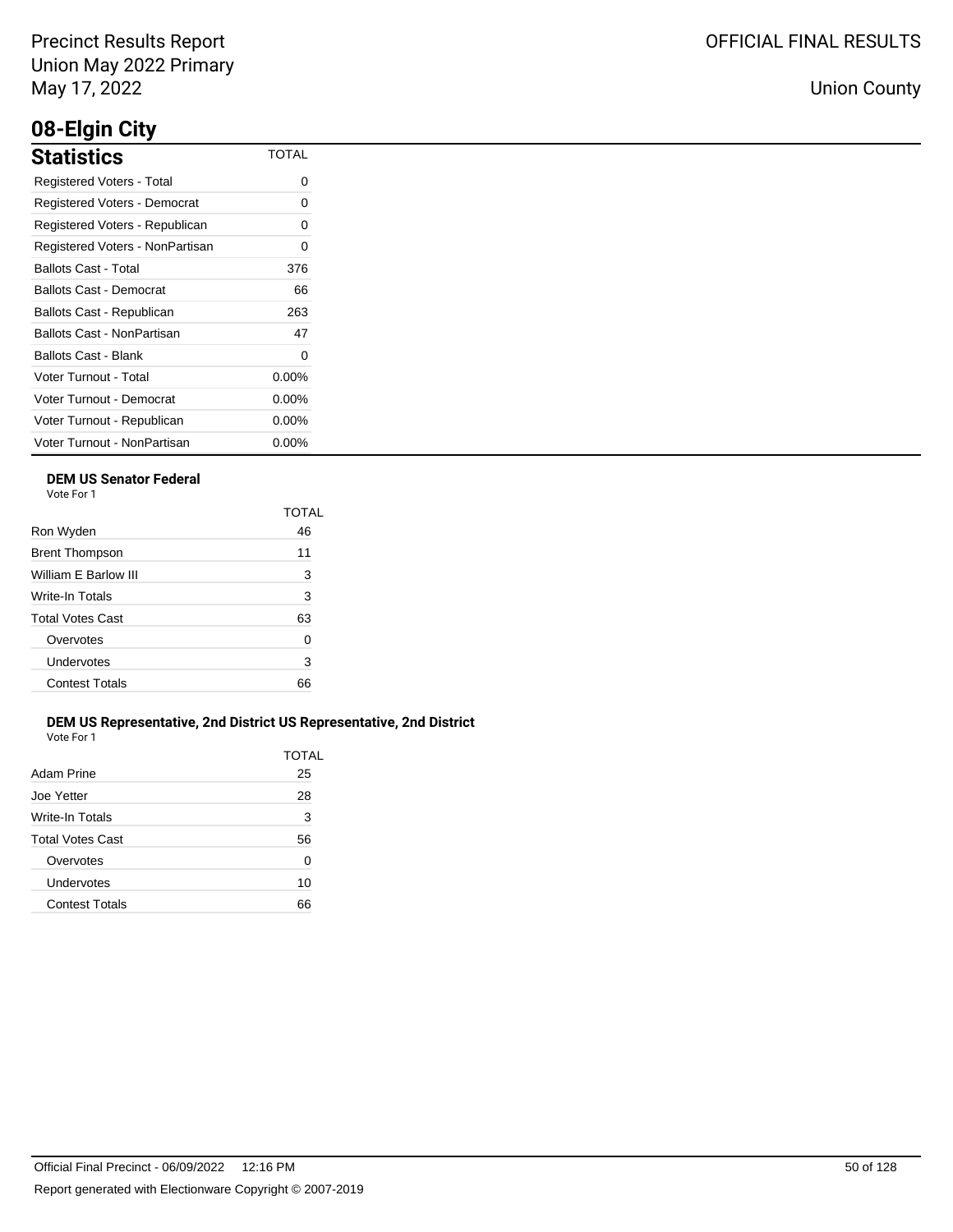# 08-Elgin City

## Statistics

| Statistics | TOTAL |
|---|---|
| Registered Voters - Total | 0 |
| Registered Voters - Democrat | 0 |
| Registered Voters - Republican | 0 |
| Registered Voters - NonPartisan | 0 |
| Ballots Cast - Total | 376 |
| Ballots Cast - Democrat | 66 |
| Ballots Cast - Republican | 263 |
| Ballots Cast - NonPartisan | 47 |
| Ballots Cast - Blank | 0 |
| Voter Turnout - Total | 0.00% |
| Voter Turnout - Democrat | 0.00% |
| Voter Turnout - Republican | 0.00% |
| Voter Turnout - NonPartisan | 0.00% |

### DEM US Senator Federal

Vote For 1

| | TOTAL |
|---|---|
| Ron Wyden | 46 |
| Brent Thompson | 11 |
| William E Barlow III | 3 |
| Write-In Totals | 3 |
| Total Votes Cast | 63 |
| Overvotes | 0 |
| Undervotes | 3 |
| Contest Totals | 66 |

### DEM US Representative, 2nd District US Representative, 2nd District

Vote For 1

| | TOTAL |
|---|---|
| Adam Prine | 25 |
| Joe Yetter | 28 |
| Write-In Totals | 3 |
| Total Votes Cast | 56 |
| Overvotes | 0 |
| Undervotes | 10 |
| Contest Totals | 66 |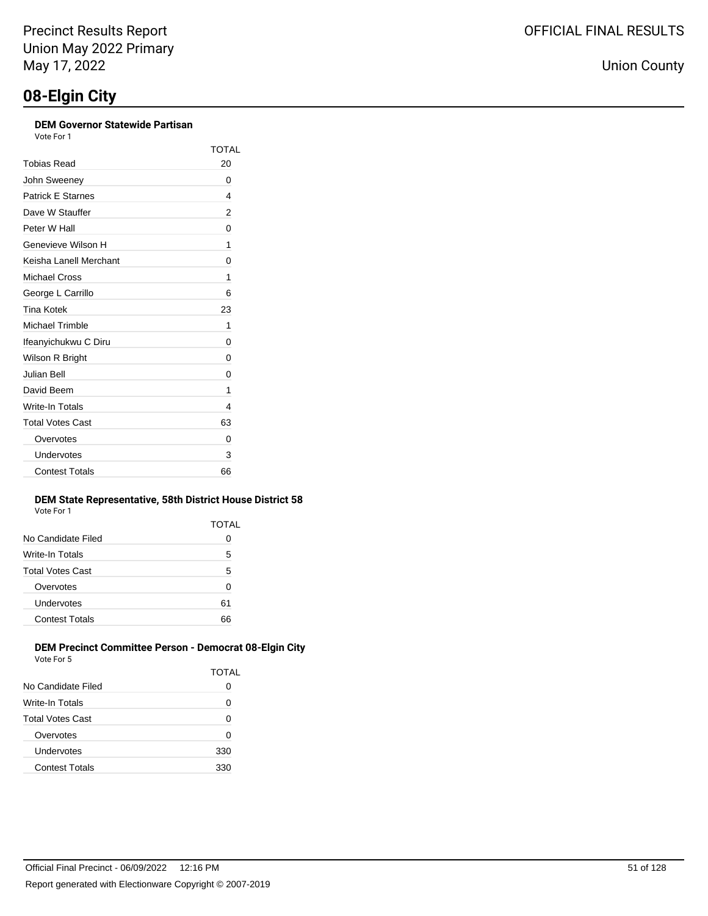Precinct Results Report
Union May 2022 Primary
May 17, 2022

OFFICIAL FINAL RESULTS

Union County

# 08-Elgin City

### DEM Governor Statewide Partisan

Vote For 1

| | TOTAL |
|---|---|
| Tobias Read | 20 |
| John Sweeney | 0 |
| Patrick E Starnes | 4 |
| Dave W Stauffer | 2 |
| Peter W Hall | 0 |
| Genevieve Wilson H | 1 |
| Keisha Lanell Merchant | 0 |
| Michael Cross | 1 |
| George L Carrillo | 6 |
| Tina Kotek | 23 |
| Michael Trimble | 1 |
| Ifeanyichukwu C Diru | 0 |
| Wilson R Bright | 0 |
| Julian Bell | 0 |
| David Beem | 1 |
| Write-In Totals | 4 |
| Total Votes Cast | 63 |
| Overvotes | 0 |
| Undervotes | 3 |
| Contest Totals | 66 |

### DEM State Representative, 58th District House District 58

Vote For 1

| | TOTAL |
|---|---|
| No Candidate Filed | 0 |
| Write-In Totals | 5 |
| Total Votes Cast | 5 |
| Overvotes | 0 |
| Undervotes | 61 |
| Contest Totals | 66 |

### DEM Precinct Committee Person - Democrat 08-Elgin City

Vote For 5

| | TOTAL |
|---|---|
| No Candidate Filed | 0 |
| Write-In Totals | 0 |
| Total Votes Cast | 0 |
| Overvotes | 0 |
| Undervotes | 330 |
| Contest Totals | 330 |

Official Final Precinct - 06/09/2022 12:16 PM

Report generated with Electionware Copyright © 2007-2019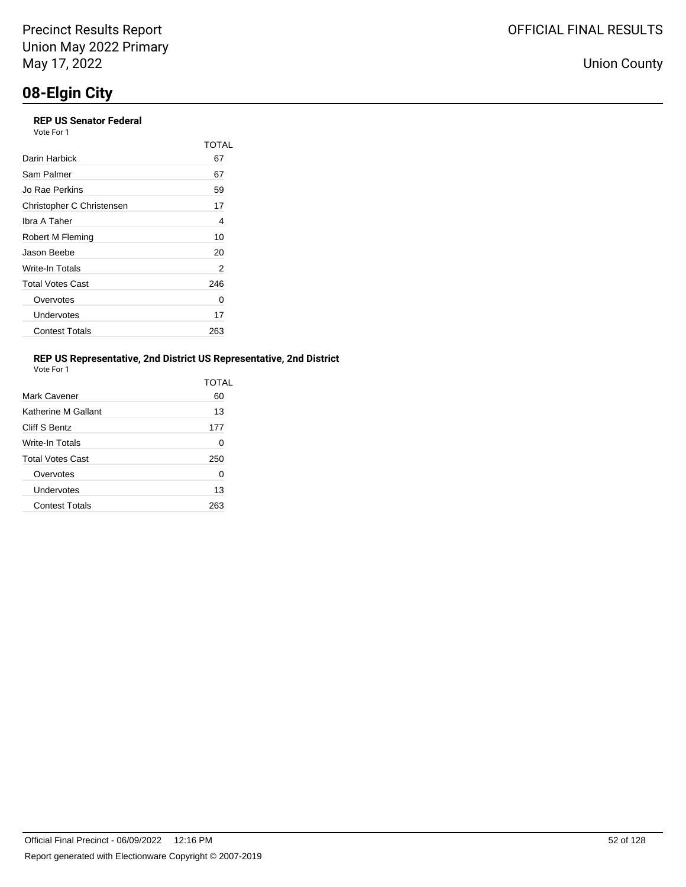## 08-Elgin City

**REP US Senator Federal**
Vote For 1

| | TOTAL |
|---|---|
| Darin Harbick | 67 |
| Sam Palmer | 67 |
| Jo Rae Perkins | 59 |
| Christopher C Christensen | 17 |
| Ibra A Taher | 4 |
| Robert M Fleming | 10 |
| Jason Beebe | 20 |
| Write-In Totals | 2 |
| Total Votes Cast | 246 |
| Overvotes | 0 |
| Undervotes | 17 |
| Contest Totals | 263 |

**REP US Representative, 2nd District US Representative, 2nd District**
Vote For 1

| | TOTAL |
|---|---|
| Mark Cavener | 60 |
| Katherine M Gallant | 13 |
| Cliff S Bentz | 177 |
| Write-In Totals | 0 |
| Total Votes Cast | 250 |
| Overvotes | 0 |
| Undervotes | 13 |
| Contest Totals | 263 |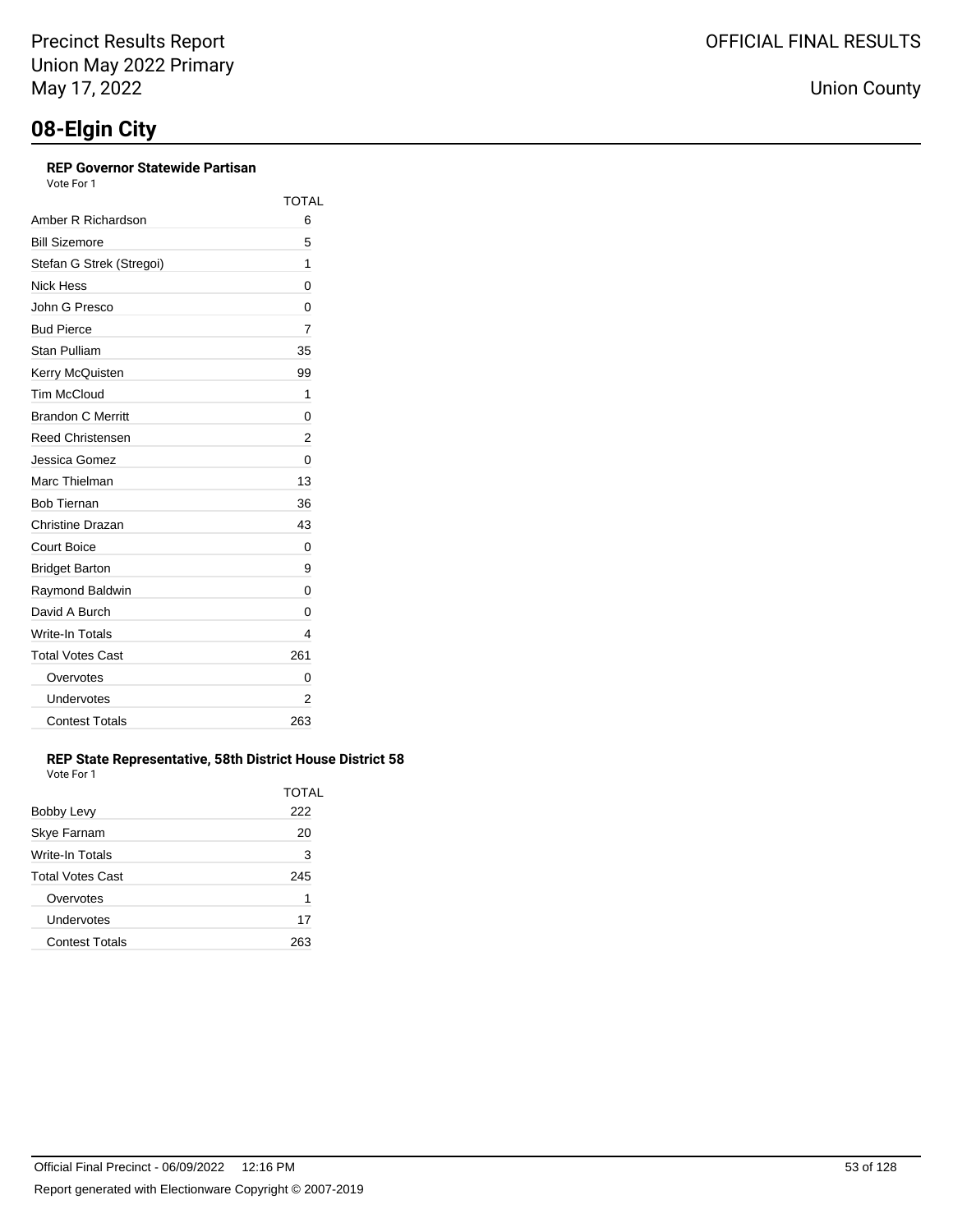# 08-Elgin City

### REP Governor Statewide Partisan

Vote For 1

| | TOTAL |
|---|---|
| Amber R Richardson | 6 |
| Bill Sizemore | 5 |
| Stefan G Strek (Stregoi) | 1 |
| Nick Hess | 0 |
| John G Presco | 0 |
| Bud Pierce | 7 |
| Stan Pulliam | 35 |
| Kerry McQuisten | 99 |
| Tim McCloud | 1 |
| Brandon C Merritt | 0 |
| Reed Christensen | 2 |
| Jessica Gomez | 0 |
| Marc Thielman | 13 |
| Bob Tiernan | 36 |
| Christine Drazan | 43 |
| Court Boice | 0 |
| Bridget Barton | 9 |
| Raymond Baldwin | 0 |
| David A Burch | 0 |
| Write-In Totals | 4 |
| Total Votes Cast | 261 |
| Overvotes | 0 |
| Undervotes | 2 |
| Contest Totals | 263 |

### REP State Representative, 58th District House District 58

Vote For 1

| | TOTAL |
|---|---|
| Bobby Levy | 222 |
| Skye Farnam | 20 |
| Write-In Totals | 3 |
| Total Votes Cast | 245 |
| Overvotes | 1 |
| Undervotes | 17 |
| Contest Totals | 263 |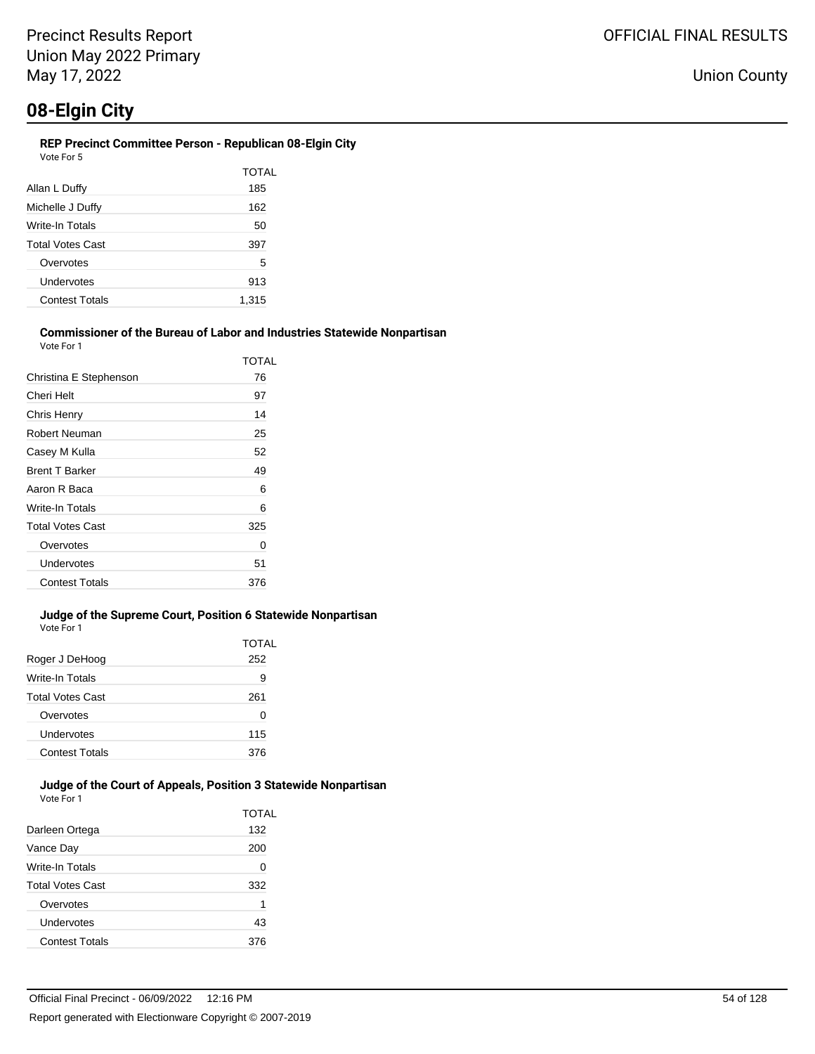# 08-Elgin City

### REP Precinct Committee Person - Republican 08-Elgin City

Vote For 5

| | TOTAL |
|---|---|
| Allan L Duffy | 185 |
| Michelle J Duffy | 162 |
| Write-In Totals | 50 |
| Total Votes Cast | 397 |
| Overvotes | 5 |
| Undervotes | 913 |
| Contest Totals | 1,315 |

### Commissioner of the Bureau of Labor and Industries Statewide Nonpartisan

Vote For 1

| | TOTAL |
|---|---|
| Christina E Stephenson | 76 |
| Cheri Helt | 97 |
| Chris Henry | 14 |
| Robert Neuman | 25 |
| Casey M Kulla | 52 |
| Brent T Barker | 49 |
| Aaron R Baca | 6 |
| Write-In Totals | 6 |
| Total Votes Cast | 325 |
| Overvotes | 0 |
| Undervotes | 51 |
| Contest Totals | 376 |

### Judge of the Supreme Court, Position 6 Statewide Nonpartisan

Vote For 1

| | TOTAL |
|---|---|
| Roger J DeHoog | 252 |
| Write-In Totals | 9 |
| Total Votes Cast | 261 |
| Overvotes | 0 |
| Undervotes | 115 |
| Contest Totals | 376 |

### Judge of the Court of Appeals, Position 3 Statewide Nonpartisan

Vote For 1

| | TOTAL |
|---|---|
| Darleen Ortega | 132 |
| Vance Day | 200 |
| Write-In Totals | 0 |
| Total Votes Cast | 332 |
| Overvotes | 1 |
| Undervotes | 43 |
| Contest Totals | 376 |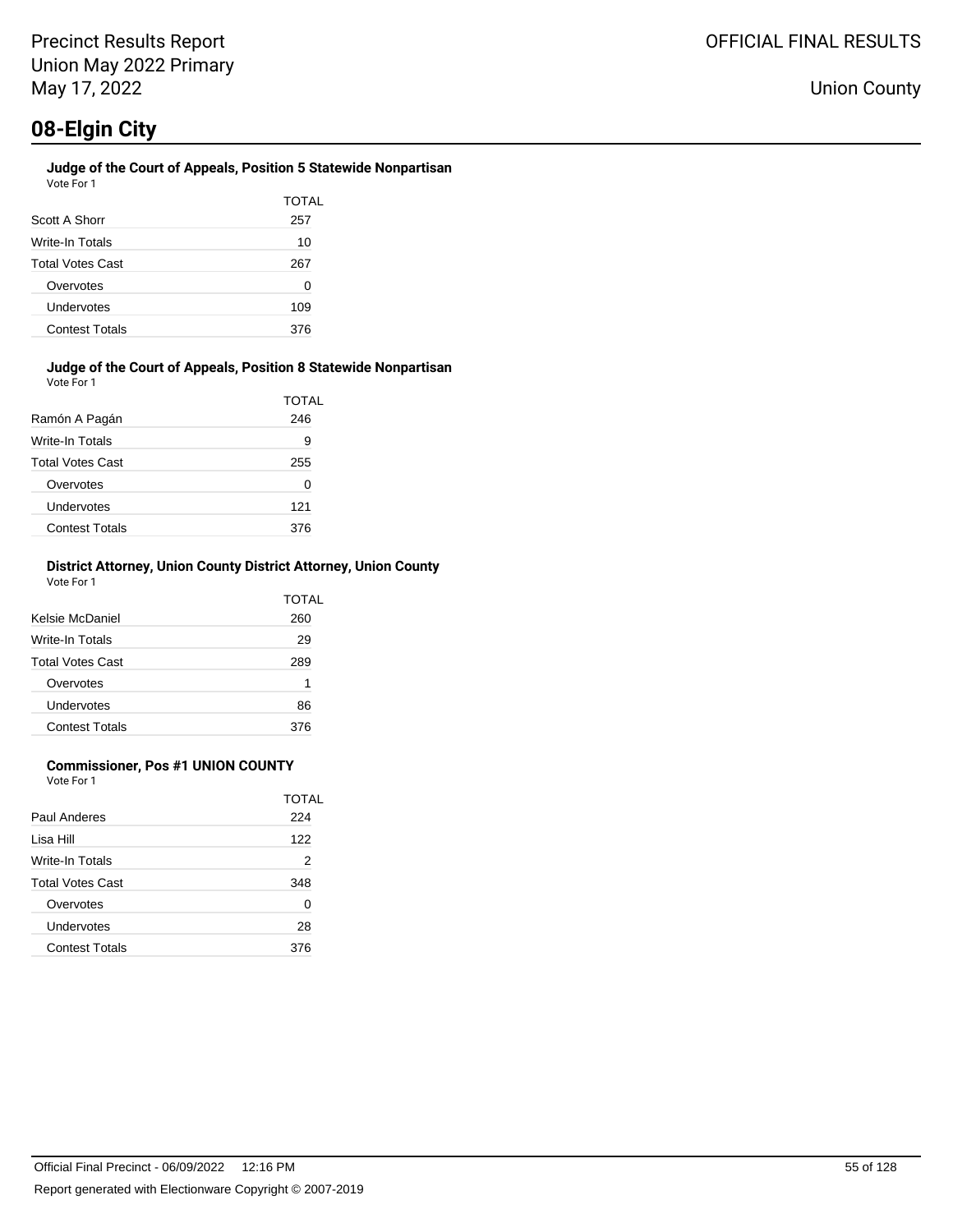# 08-Elgin City

### Judge of the Court of Appeals, Position 5 Statewide Nonpartisan

Vote For 1

| | TOTAL |
|---|---|
| Scott A Shorr | 257 |
| Write-In Totals | 10 |
| Total Votes Cast | 267 |
| Overvotes | 0 |
| Undervotes | 109 |
| Contest Totals | 376 |

### Judge of the Court of Appeals, Position 8 Statewide Nonpartisan

Vote For 1

| | TOTAL |
|---|---|
| Ramón A Pagán | 246 |
| Write-In Totals | 9 |
| Total Votes Cast | 255 |
| Overvotes | 0 |
| Undervotes | 121 |
| Contest Totals | 376 |

### District Attorney, Union County District Attorney, Union County

Vote For 1

| | TOTAL |
|---|---|
| Kelsie McDaniel | 260 |
| Write-In Totals | 29 |
| Total Votes Cast | 289 |
| Overvotes | 1 |
| Undervotes | 86 |
| Contest Totals | 376 |

### Commissioner, Pos #1 UNION COUNTY

Vote For 1

| | TOTAL |
|---|---|
| Paul Anderes | 224 |
| Lisa Hill | 122 |
| Write-In Totals | 2 |
| Total Votes Cast | 348 |
| Overvotes | 0 |
| Undervotes | 28 |
| Contest Totals | 376 |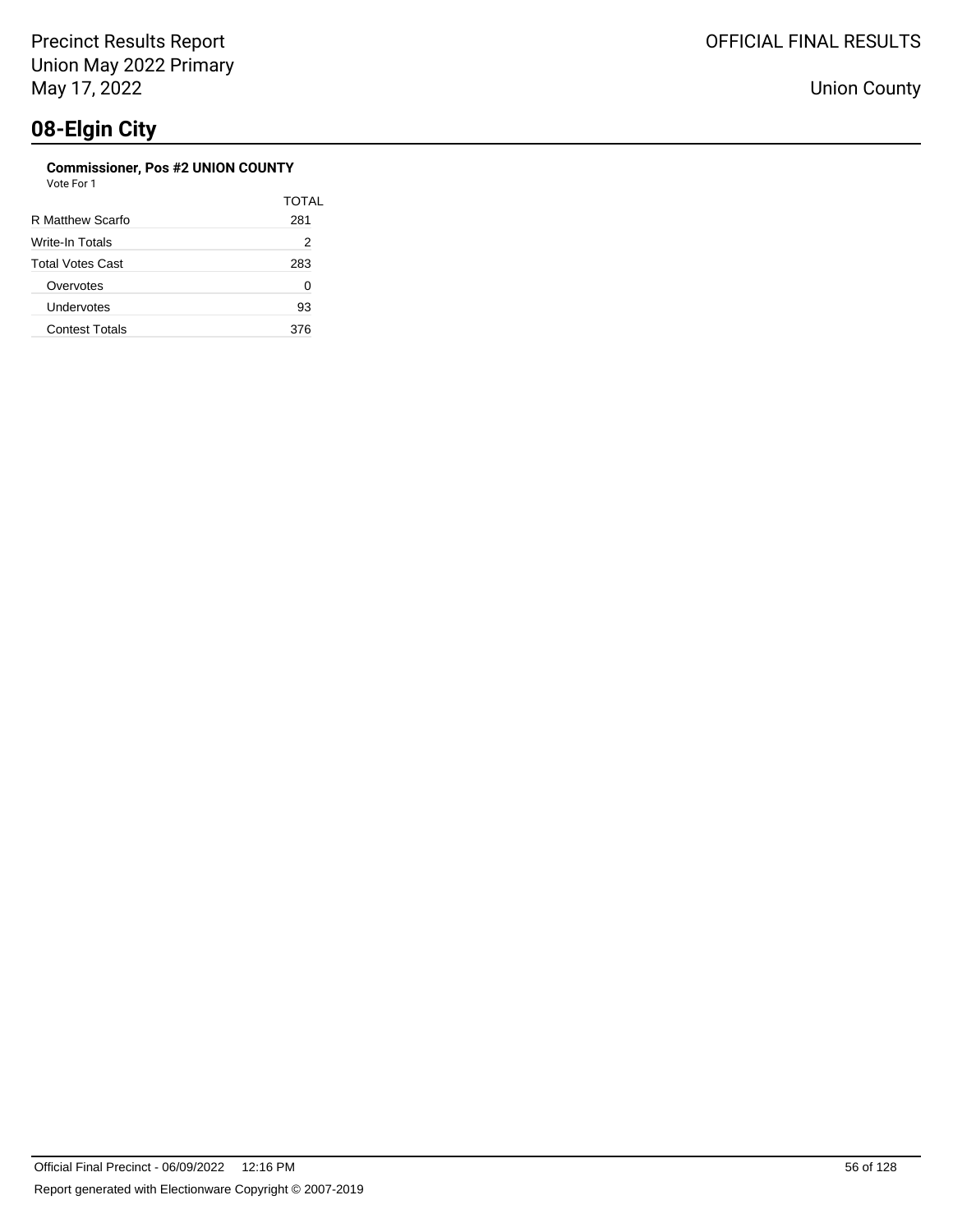## 08-Elgin City

**Commissioner, Pos #2 UNION COUNTY**

Vote For 1

| | TOTAL |
|---|---|
| R Matthew Scarfo | 281 |
| Write-In Totals | 2 |
| Total Votes Cast | 283 |
| Overvotes | 0 |
| Undervotes | 93 |
| Contest Totals | 376 |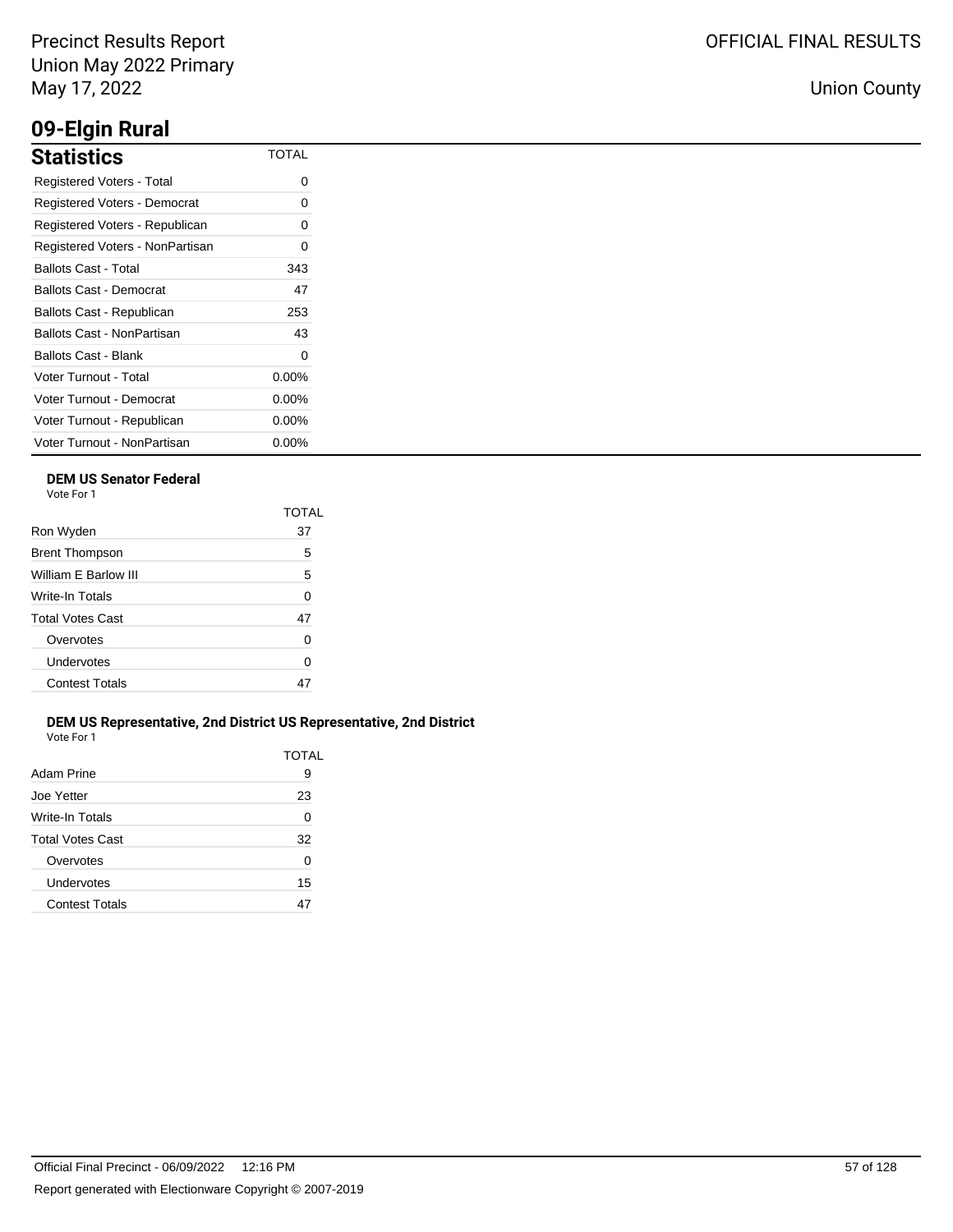# 09-Elgin Rural

## Statistics

| Statistics | TOTAL |
|---|---|
| Registered Voters - Total | 0 |
| Registered Voters - Democrat | 0 |
| Registered Voters - Republican | 0 |
| Registered Voters - NonPartisan | 0 |
| Ballots Cast - Total | 343 |
| Ballots Cast - Democrat | 47 |
| Ballots Cast - Republican | 253 |
| Ballots Cast - NonPartisan | 43 |
| Ballots Cast - Blank | 0 |
| Voter Turnout - Total | 0.00% |
| Voter Turnout - Democrat | 0.00% |
| Voter Turnout - Republican | 0.00% |
| Voter Turnout - NonPartisan | 0.00% |

### DEM US Senator Federal

Vote For 1

| | TOTAL |
|---|---|
| Ron Wyden | 37 |
| Brent Thompson | 5 |
| William E Barlow III | 5 |
| Write-In Totals | 0 |
| Total Votes Cast | 47 |
| Overvotes | 0 |
| Undervotes | 0 |
| Contest Totals | 47 |

### DEM US Representative, 2nd District US Representative, 2nd District

Vote For 1

| | TOTAL |
|---|---|
| Adam Prine | 9 |
| Joe Yetter | 23 |
| Write-In Totals | 0 |
| Total Votes Cast | 32 |
| Overvotes | 0 |
| Undervotes | 15 |
| Contest Totals | 47 |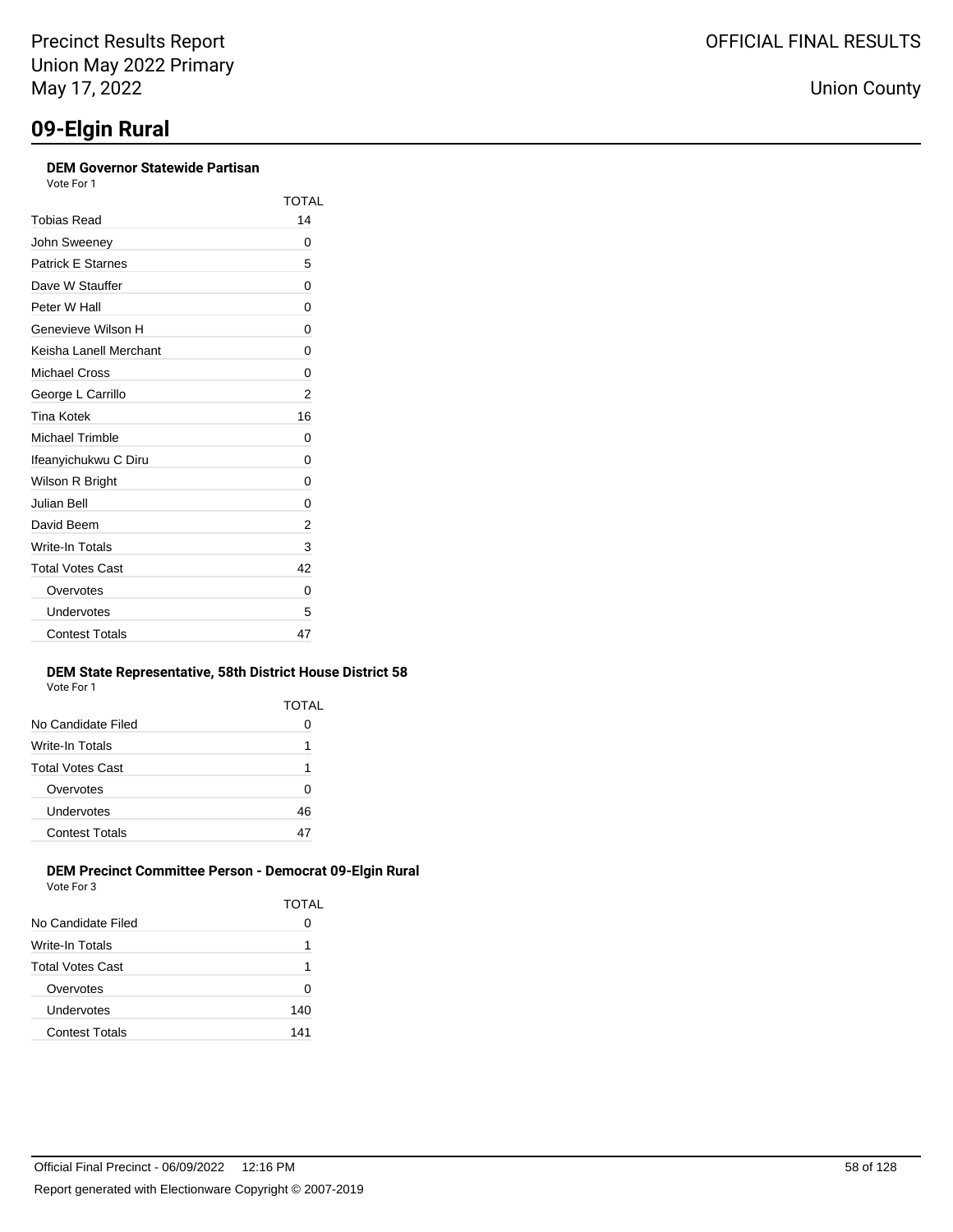# 09-Elgin Rural

### DEM Governor Statewide Partisan

Vote For 1

| | TOTAL |
|---|---|
| Tobias Read | 14 |
| John Sweeney | 0 |
| Patrick E Starnes | 5 |
| Dave W Stauffer | 0 |
| Peter W Hall | 0 |
| Genevieve Wilson H | 0 |
| Keisha Lanell Merchant | 0 |
| Michael Cross | 0 |
| George L Carrillo | 2 |
| Tina Kotek | 16 |
| Michael Trimble | 0 |
| Ifeanyichukwu C Diru | 0 |
| Wilson R Bright | 0 |
| Julian Bell | 0 |
| David Beem | 2 |
| Write-In Totals | 3 |
| Total Votes Cast | 42 |
| Overvotes | 0 |
| Undervotes | 5 |
| Contest Totals | 47 |

### DEM State Representative, 58th District House District 58

Vote For 1

| | TOTAL |
|---|---|
| No Candidate Filed | 0 |
| Write-In Totals | 1 |
| Total Votes Cast | 1 |
| Overvotes | 0 |
| Undervotes | 46 |
| Contest Totals | 47 |

### DEM Precinct Committee Person - Democrat 09-Elgin Rural

Vote For 3

| | TOTAL |
|---|---|
| No Candidate Filed | 0 |
| Write-In Totals | 1 |
| Total Votes Cast | 1 |
| Overvotes | 0 |
| Undervotes | 140 |
| Contest Totals | 141 |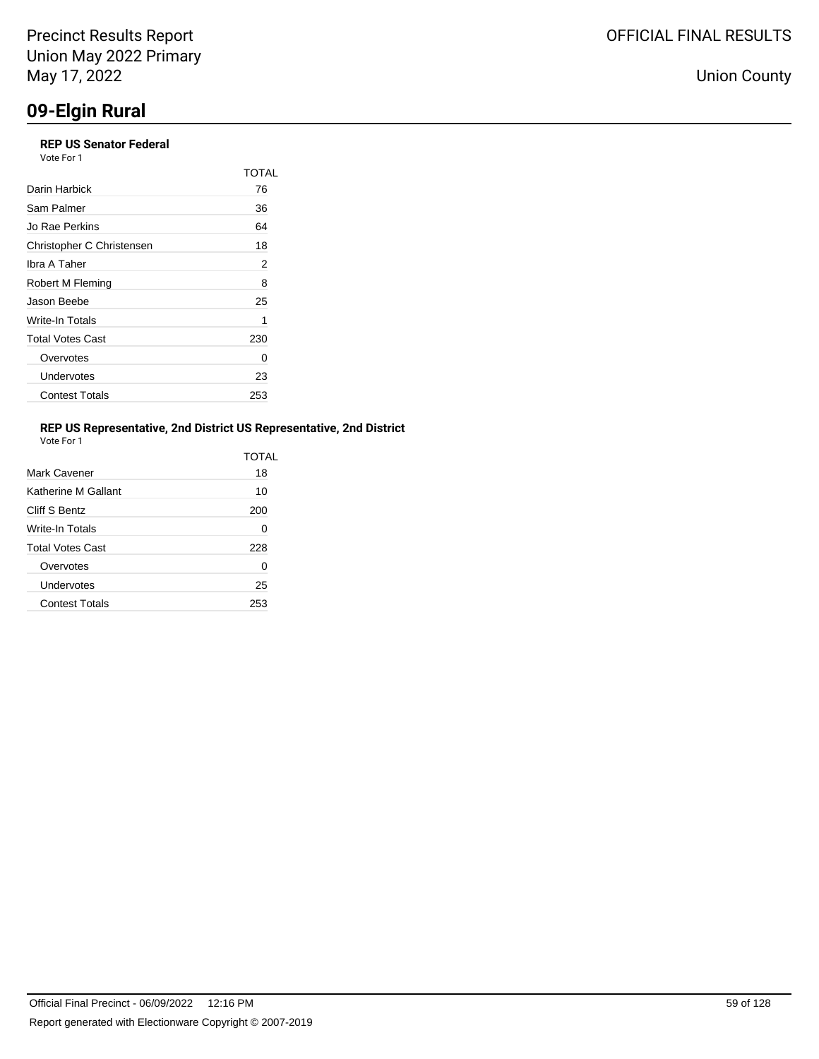# 09-Elgin Rural

### REP US Senator Federal

Vote For 1

| | TOTAL |
|---|---|
| Darin Harbick | 76 |
| Sam Palmer | 36 |
| Jo Rae Perkins | 64 |
| Christopher C Christensen | 18 |
| Ibra A Taher | 2 |
| Robert M Fleming | 8 |
| Jason Beebe | 25 |
| Write-In Totals | 1 |
| Total Votes Cast | 230 |
| Overvotes | 0 |
| Undervotes | 23 |
| Contest Totals | 253 |

### REP US Representative, 2nd District US Representative, 2nd District

Vote For 1

| | TOTAL |
|---|---|
| Mark Cavener | 18 |
| Katherine M Gallant | 10 |
| Cliff S Bentz | 200 |
| Write-In Totals | 0 |
| Total Votes Cast | 228 |
| Overvotes | 0 |
| Undervotes | 25 |
| Contest Totals | 253 |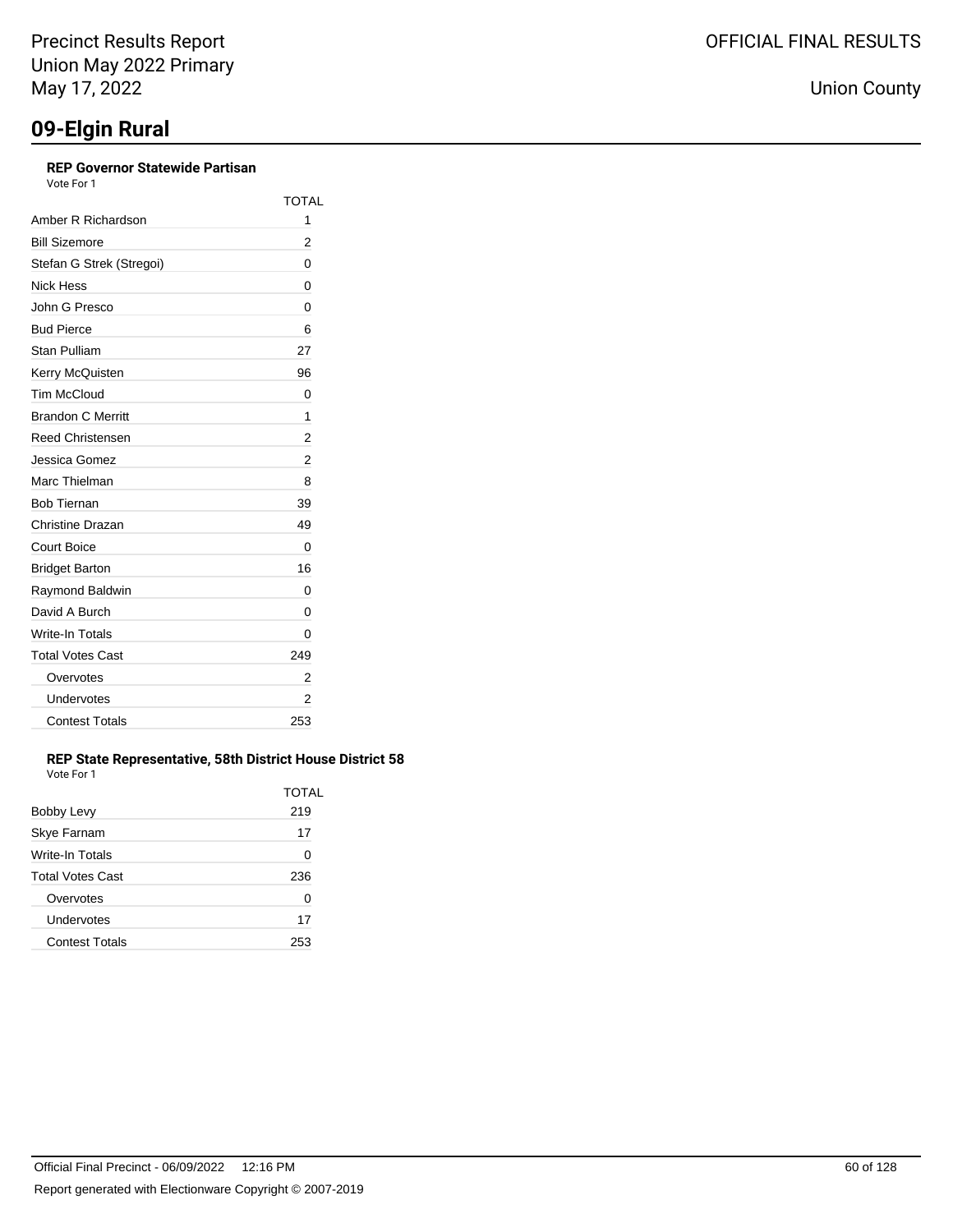## 09-Elgin Rural

### REP Governor Statewide Partisan

Vote For 1

| | TOTAL |
|---|---|
| Amber R Richardson | 1 |
| Bill Sizemore | 2 |
| Stefan G Strek (Stregoi) | 0 |
| Nick Hess | 0 |
| John G Presco | 0 |
| Bud Pierce | 6 |
| Stan Pulliam | 27 |
| Kerry McQuisten | 96 |
| Tim McCloud | 0 |
| Brandon C Merritt | 1 |
| Reed Christensen | 2 |
| Jessica Gomez | 2 |
| Marc Thielman | 8 |
| Bob Tiernan | 39 |
| Christine Drazan | 49 |
| Court Boice | 0 |
| Bridget Barton | 16 |
| Raymond Baldwin | 0 |
| David A Burch | 0 |
| Write-In Totals | 0 |
| Total Votes Cast | 249 |
| Overvotes | 2 |
| Undervotes | 2 |
| Contest Totals | 253 |

### REP State Representative, 58th District House District 58

Vote For 1

| | TOTAL |
|---|---|
| Bobby Levy | 219 |
| Skye Farnam | 17 |
| Write-In Totals | 0 |
| Total Votes Cast | 236 |
| Overvotes | 0 |
| Undervotes | 17 |
| Contest Totals | 253 |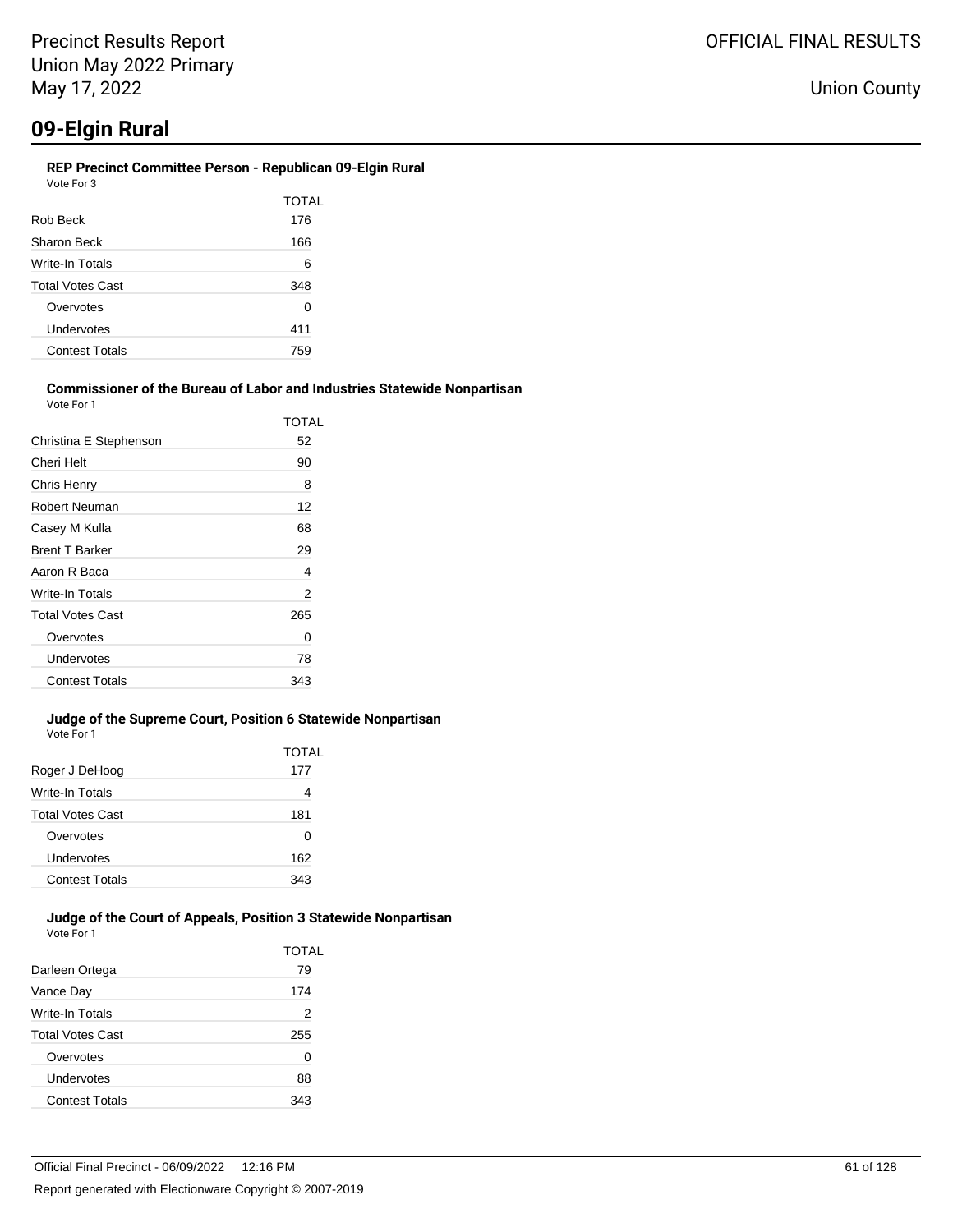# 09-Elgin Rural

### REP Precinct Committee Person - Republican 09-Elgin Rural

Vote For 3

| | TOTAL |
|---|---|
| Rob Beck | 176 |
| Sharon Beck | 166 |
| Write-In Totals | 6 |
| Total Votes Cast | 348 |
| Overvotes | 0 |
| Undervotes | 411 |
| Contest Totals | 759 |

### Commissioner of the Bureau of Labor and Industries Statewide Nonpartisan

Vote For 1

| | TOTAL |
|---|---|
| Christina E Stephenson | 52 |
| Cheri Helt | 90 |
| Chris Henry | 8 |
| Robert Neuman | 12 |
| Casey M Kulla | 68 |
| Brent T Barker | 29 |
| Aaron R Baca | 4 |
| Write-In Totals | 2 |
| Total Votes Cast | 265 |
| Overvotes | 0 |
| Undervotes | 78 |
| Contest Totals | 343 |

### Judge of the Supreme Court, Position 6 Statewide Nonpartisan

Vote For 1

| | TOTAL |
|---|---|
| Roger J DeHoog | 177 |
| Write-In Totals | 4 |
| Total Votes Cast | 181 |
| Overvotes | 0 |
| Undervotes | 162 |
| Contest Totals | 343 |

### Judge of the Court of Appeals, Position 3 Statewide Nonpartisan

Vote For 1

| | TOTAL |
|---|---|
| Darleen Ortega | 79 |
| Vance Day | 174 |
| Write-In Totals | 2 |
| Total Votes Cast | 255 |
| Overvotes | 0 |
| Undervotes | 88 |
| Contest Totals | 343 |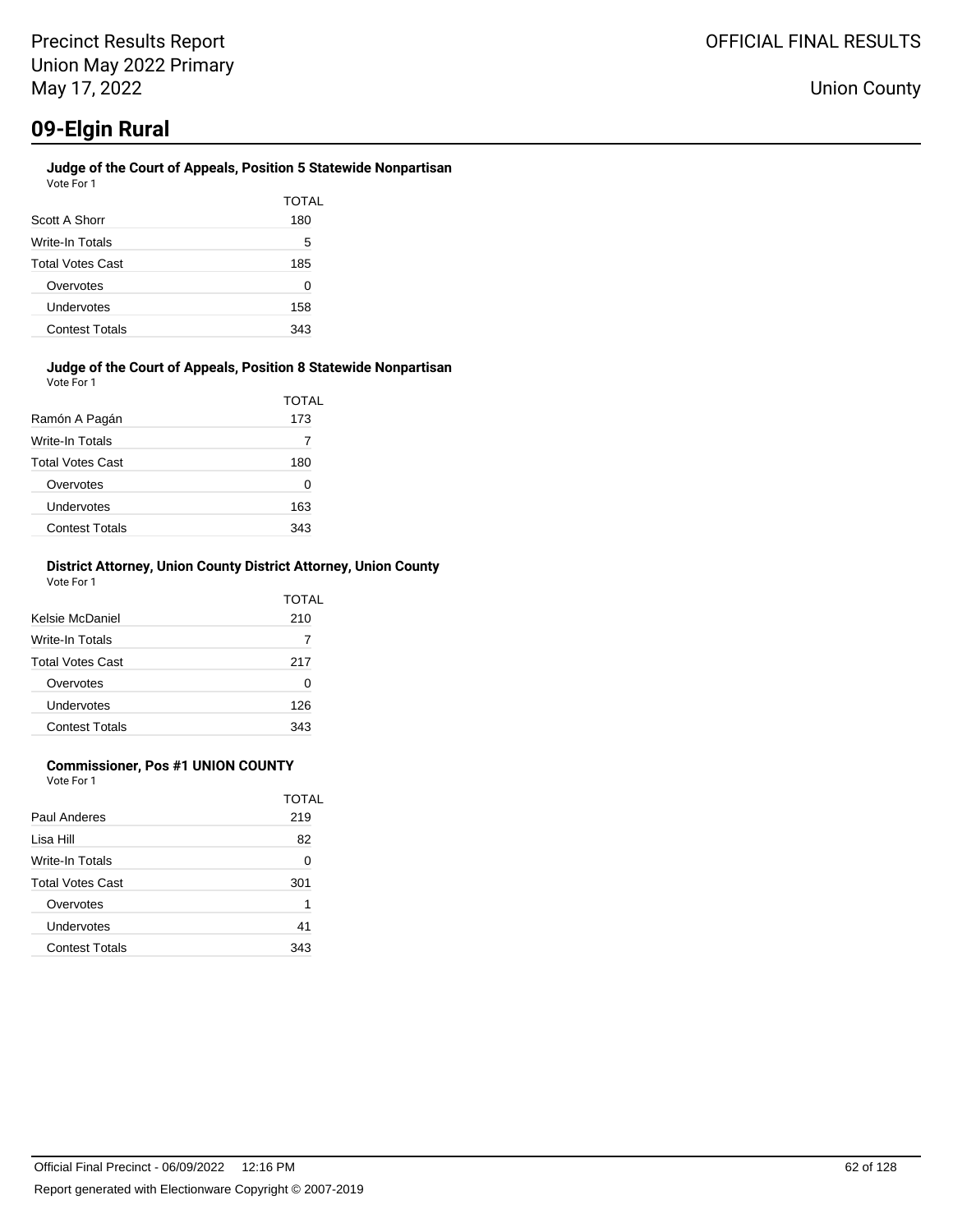# 09-Elgin Rural

### Judge of the Court of Appeals, Position 5 Statewide Nonpartisan

Vote For 1

| | TOTAL |
|---|---|
| Scott A Shorr | 180 |
| Write-In Totals | 5 |
| Total Votes Cast | 185 |
| Overvotes | 0 |
| Undervotes | 158 |
| Contest Totals | 343 |

### Judge of the Court of Appeals, Position 8 Statewide Nonpartisan

Vote For 1

| | TOTAL |
|---|---|
| Ramón A Pagán | 173 |
| Write-In Totals | 7 |
| Total Votes Cast | 180 |
| Overvotes | 0 |
| Undervotes | 163 |
| Contest Totals | 343 |

### District Attorney, Union County District Attorney, Union County

Vote For 1

| | TOTAL |
|---|---|
| Kelsie McDaniel | 210 |
| Write-In Totals | 7 |
| Total Votes Cast | 217 |
| Overvotes | 0 |
| Undervotes | 126 |
| Contest Totals | 343 |

### Commissioner, Pos #1 UNION COUNTY

Vote For 1

| | TOTAL |
|---|---|
| Paul Anderes | 219 |
| Lisa Hill | 82 |
| Write-In Totals | 0 |
| Total Votes Cast | 301 |
| Overvotes | 1 |
| Undervotes | 41 |
| Contest Totals | 343 |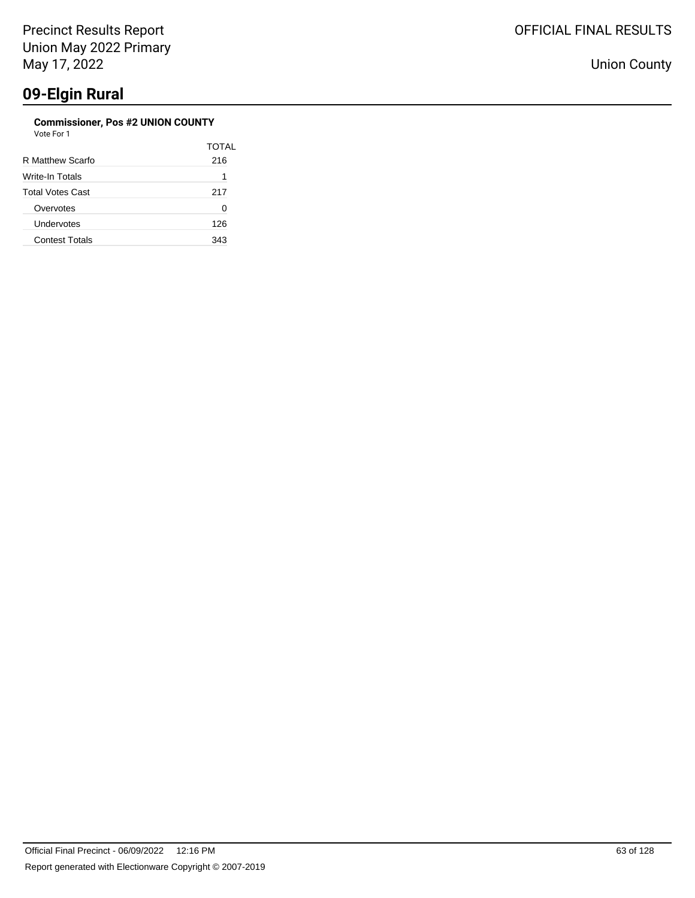# 09-Elgin Rural

**Commissioner, Pos #2 UNION COUNTY**
Vote For 1

| | TOTAL |
|---|---|
| R Matthew Scarfo | 216 |
| Write-In Totals | 1 |
| Total Votes Cast | 217 |
| Overvotes | 0 |
| Undervotes | 126 |
| Contest Totals | 343 |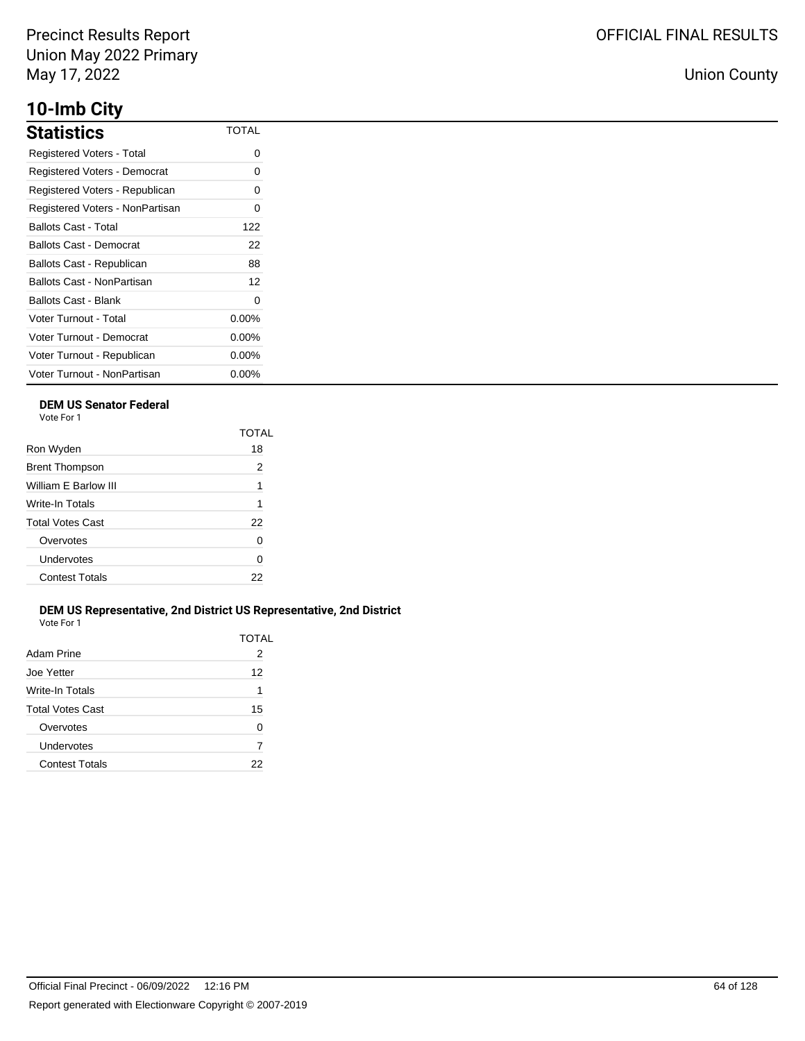## 10-Imb City

| Statistics | TOTAL |
|---|---|
| Registered Voters - Total | 0 |
| Registered Voters - Democrat | 0 |
| Registered Voters - Republican | 0 |
| Registered Voters - NonPartisan | 0 |
| Ballots Cast - Total | 122 |
| Ballots Cast - Democrat | 22 |
| Ballots Cast - Republican | 88 |
| Ballots Cast - NonPartisan | 12 |
| Ballots Cast - Blank | 0 |
| Voter Turnout - Total | 0.00% |
| Voter Turnout - Democrat | 0.00% |
| Voter Turnout - Republican | 0.00% |
| Voter Turnout - NonPartisan | 0.00% |

### DEM US Senator Federal

Vote For 1

| | TOTAL |
|---|---|
| Ron Wyden | 18 |
| Brent Thompson | 2 |
| William E Barlow III | 1 |
| Write-In Totals | 1 |
| Total Votes Cast | 22 |
| Overvotes | 0 |
| Undervotes | 0 |
| Contest Totals | 22 |

### DEM US Representative, 2nd District US Representative, 2nd District

Vote For 1

| | TOTAL |
|---|---|
| Adam Prine | 2 |
| Joe Yetter | 12 |
| Write-In Totals | 1 |
| Total Votes Cast | 15 |
| Overvotes | 0 |
| Undervotes | 7 |
| Contest Totals | 22 |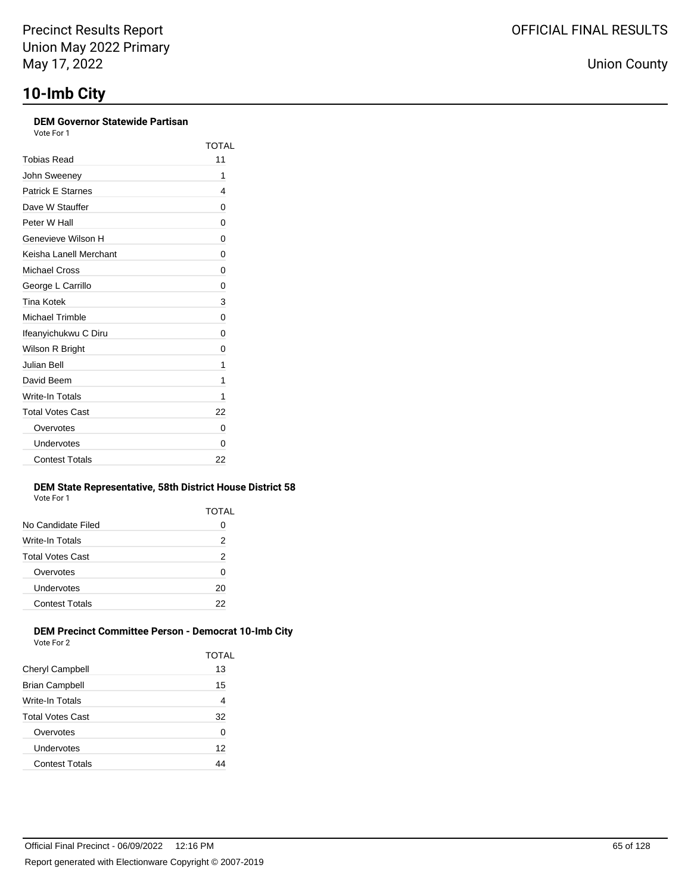# 10-Imb City

### DEM Governor Statewide Partisan

Vote For 1

| | TOTAL |
|---|---|
| Tobias Read | 11 |
| John Sweeney | 1 |
| Patrick E Starnes | 4 |
| Dave W Stauffer | 0 |
| Peter W Hall | 0 |
| Genevieve Wilson H | 0 |
| Keisha Lanell Merchant | 0 |
| Michael Cross | 0 |
| George L Carrillo | 0 |
| Tina Kotek | 3 |
| Michael Trimble | 0 |
| Ifeanyichukwu C Diru | 0 |
| Wilson R Bright | 0 |
| Julian Bell | 1 |
| David Beem | 1 |
| Write-In Totals | 1 |
| Total Votes Cast | 22 |
| Overvotes | 0 |
| Undervotes | 0 |
| Contest Totals | 22 |

### DEM State Representative, 58th District House District 58

Vote For 1

| | TOTAL |
|---|---|
| No Candidate Filed | 0 |
| Write-In Totals | 2 |
| Total Votes Cast | 2 |
| Overvotes | 0 |
| Undervotes | 20 |
| Contest Totals | 22 |

### DEM Precinct Committee Person - Democrat 10-Imb City

Vote For 2

| | TOTAL |
|---|---|
| Cheryl Campbell | 13 |
| Brian Campbell | 15 |
| Write-In Totals | 4 |
| Total Votes Cast | 32 |
| Overvotes | 0 |
| Undervotes | 12 |
| Contest Totals | 44 |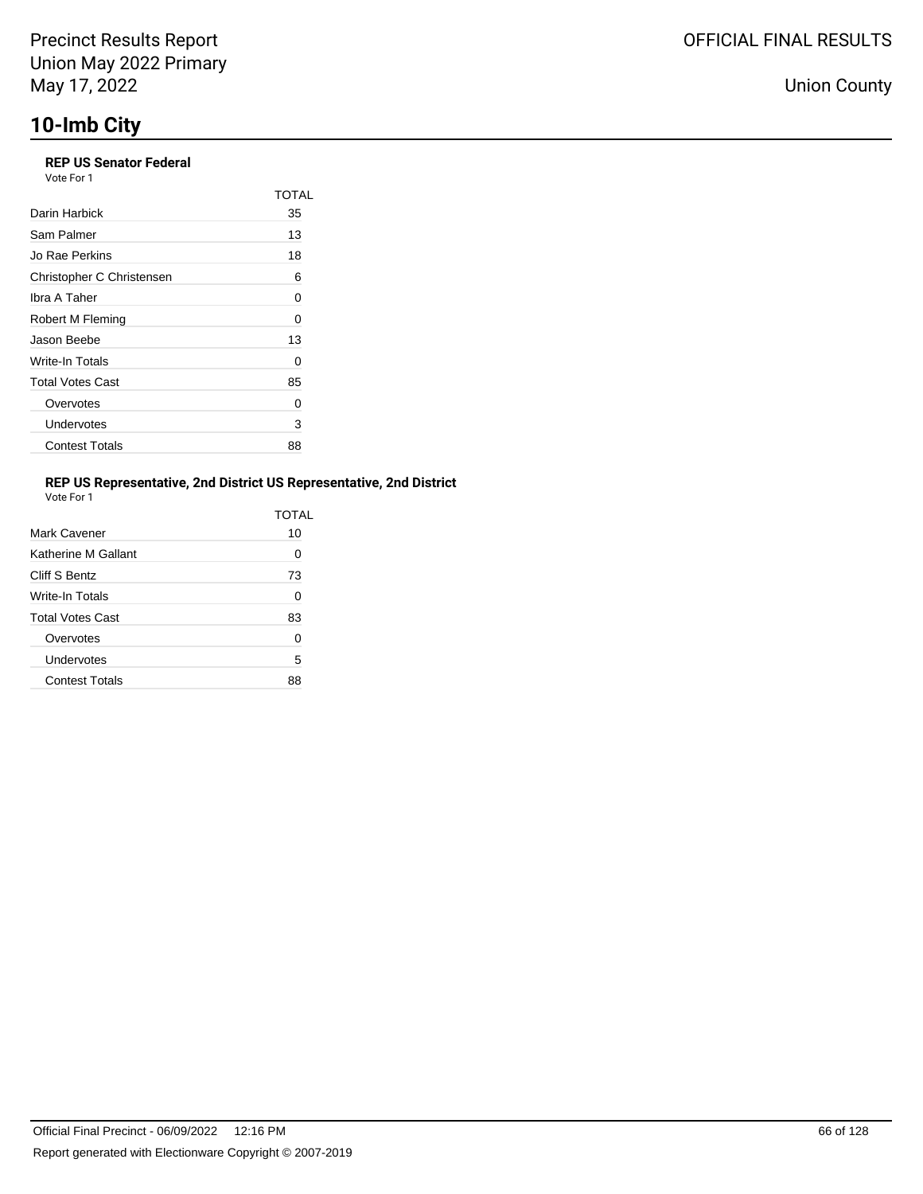# 10-Imb City

### REP US Senator Federal

Vote For 1

| | TOTAL |
|---|---|
| Darin Harbick | 35 |
| Sam Palmer | 13 |
| Jo Rae Perkins | 18 |
| Christopher C Christensen | 6 |
| Ibra A Taher | 0 |
| Robert M Fleming | 0 |
| Jason Beebe | 13 |
| Write-In Totals | 0 |
| Total Votes Cast | 85 |
| Overvotes | 0 |
| Undervotes | 3 |
| Contest Totals | 88 |

### REP US Representative, 2nd District US Representative, 2nd District

Vote For 1

| | TOTAL |
|---|---|
| Mark Cavener | 10 |
| Katherine M Gallant | 0 |
| Cliff S Bentz | 73 |
| Write-In Totals | 0 |
| Total Votes Cast | 83 |
| Overvotes | 0 |
| Undervotes | 5 |
| Contest Totals | 88 |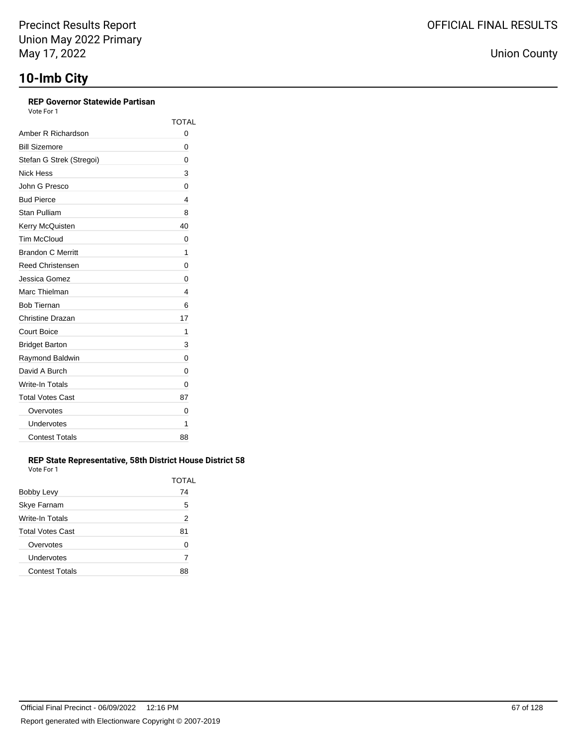Precinct Results Report
Union May 2022 Primary
May 17, 2022

OFFICIAL FINAL RESULTS

Union County

# 10-Imb City

### REP Governor Statewide Partisan

Vote For 1

| | TOTAL |
|---|---|
| Amber R Richardson | 0 |
| Bill Sizemore | 0 |
| Stefan G Strek (Stregoi) | 0 |
| Nick Hess | 3 |
| John G Presco | 0 |
| Bud Pierce | 4 |
| Stan Pulliam | 8 |
| Kerry McQuisten | 40 |
| Tim McCloud | 0 |
| Brandon C Merritt | 1 |
| Reed Christensen | 0 |
| Jessica Gomez | 0 |
| Marc Thielman | 4 |
| Bob Tiernan | 6 |
| Christine Drazan | 17 |
| Court Boice | 1 |
| Bridget Barton | 3 |
| Raymond Baldwin | 0 |
| David A Burch | 0 |
| Write-In Totals | 0 |
| Total Votes Cast | 87 |
| Overvotes | 0 |
| Undervotes | 1 |
| Contest Totals | 88 |

### REP State Representative, 58th District House District 58

Vote For 1

| | TOTAL |
|---|---|
| Bobby Levy | 74 |
| Skye Farnam | 5 |
| Write-In Totals | 2 |
| Total Votes Cast | 81 |
| Overvotes | 0 |
| Undervotes | 7 |
| Contest Totals | 88 |

Official Final Precinct - 06/09/2022 12:16 PM

Report generated with Electionware Copyright © 2007-2019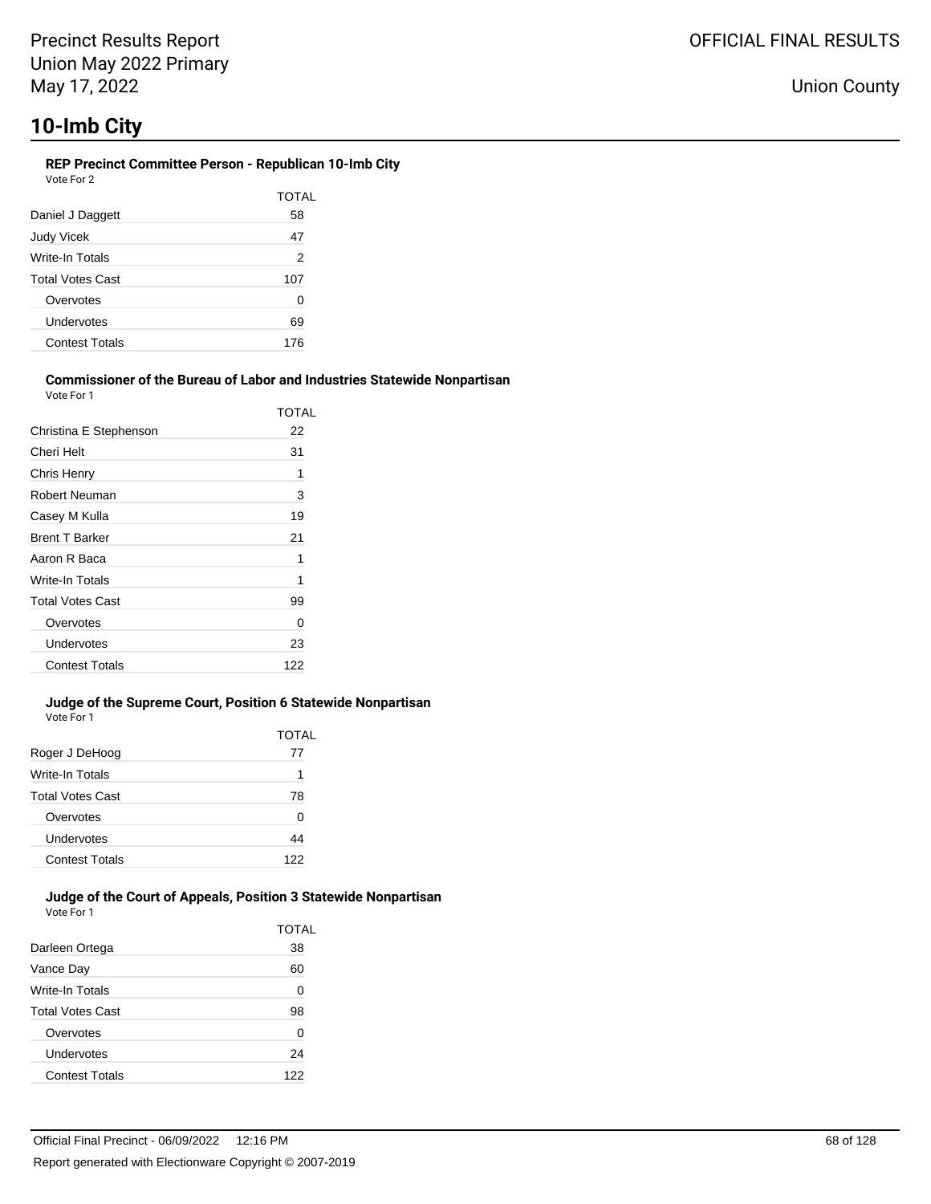## 10-Imb City

### REP Precinct Committee Person - Republican 10-Imb City

Vote For 2

| | TOTAL |
|---|---|
| Daniel J Daggett | 58 |
| Judy Vicek | 47 |
| Write-In Totals | 2 |
| Total Votes Cast | 107 |
| Overvotes | 0 |
| Undervotes | 69 |
| Contest Totals | 176 |

### Commissioner of the Bureau of Labor and Industries Statewide Nonpartisan

Vote For 1

| | TOTAL |
|---|---|
| Christina E Stephenson | 22 |
| Cheri Helt | 31 |
| Chris Henry | 1 |
| Robert Neuman | 3 |
| Casey M Kulla | 19 |
| Brent T Barker | 21 |
| Aaron R Baca | 1 |
| Write-In Totals | 1 |
| Total Votes Cast | 99 |
| Overvotes | 0 |
| Undervotes | 23 |
| Contest Totals | 122 |

### Judge of the Supreme Court, Position 6 Statewide Nonpartisan

Vote For 1

| | TOTAL |
|---|---|
| Roger J DeHoog | 77 |
| Write-In Totals | 1 |
| Total Votes Cast | 78 |
| Overvotes | 0 |
| Undervotes | 44 |
| Contest Totals | 122 |

### Judge of the Court of Appeals, Position 3 Statewide Nonpartisan

Vote For 1

| | TOTAL |
|---|---|
| Darleen Ortega | 38 |
| Vance Day | 60 |
| Write-In Totals | 0 |
| Total Votes Cast | 98 |
| Overvotes | 0 |
| Undervotes | 24 |
| Contest Totals | 122 |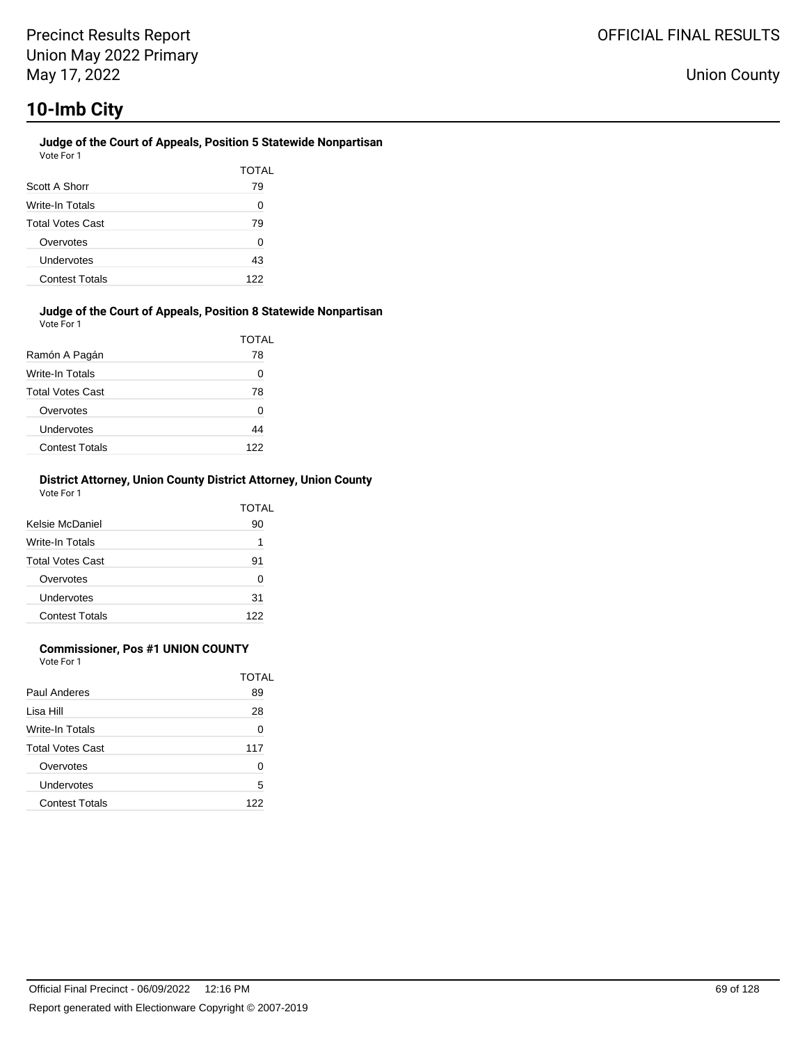# 10-Imb City

### Judge of the Court of Appeals, Position 5 Statewide Nonpartisan

Vote For 1

| | TOTAL |
|---|---|
| Scott A Shorr | 79 |
| Write-In Totals | 0 |
| Total Votes Cast | 79 |
| Overvotes | 0 |
| Undervotes | 43 |
| Contest Totals | 122 |

### Judge of the Court of Appeals, Position 8 Statewide Nonpartisan

Vote For 1

| | TOTAL |
|---|---|
| Ramón A Pagán | 78 |
| Write-In Totals | 0 |
| Total Votes Cast | 78 |
| Overvotes | 0 |
| Undervotes | 44 |
| Contest Totals | 122 |

### District Attorney, Union County District Attorney, Union County

Vote For 1

| | TOTAL |
|---|---|
| Kelsie McDaniel | 90 |
| Write-In Totals | 1 |
| Total Votes Cast | 91 |
| Overvotes | 0 |
| Undervotes | 31 |
| Contest Totals | 122 |

### Commissioner, Pos #1 UNION COUNTY

Vote For 1

| | TOTAL |
|---|---|
| Paul Anderes | 89 |
| Lisa Hill | 28 |
| Write-In Totals | 0 |
| Total Votes Cast | 117 |
| Overvotes | 0 |
| Undervotes | 5 |
| Contest Totals | 122 |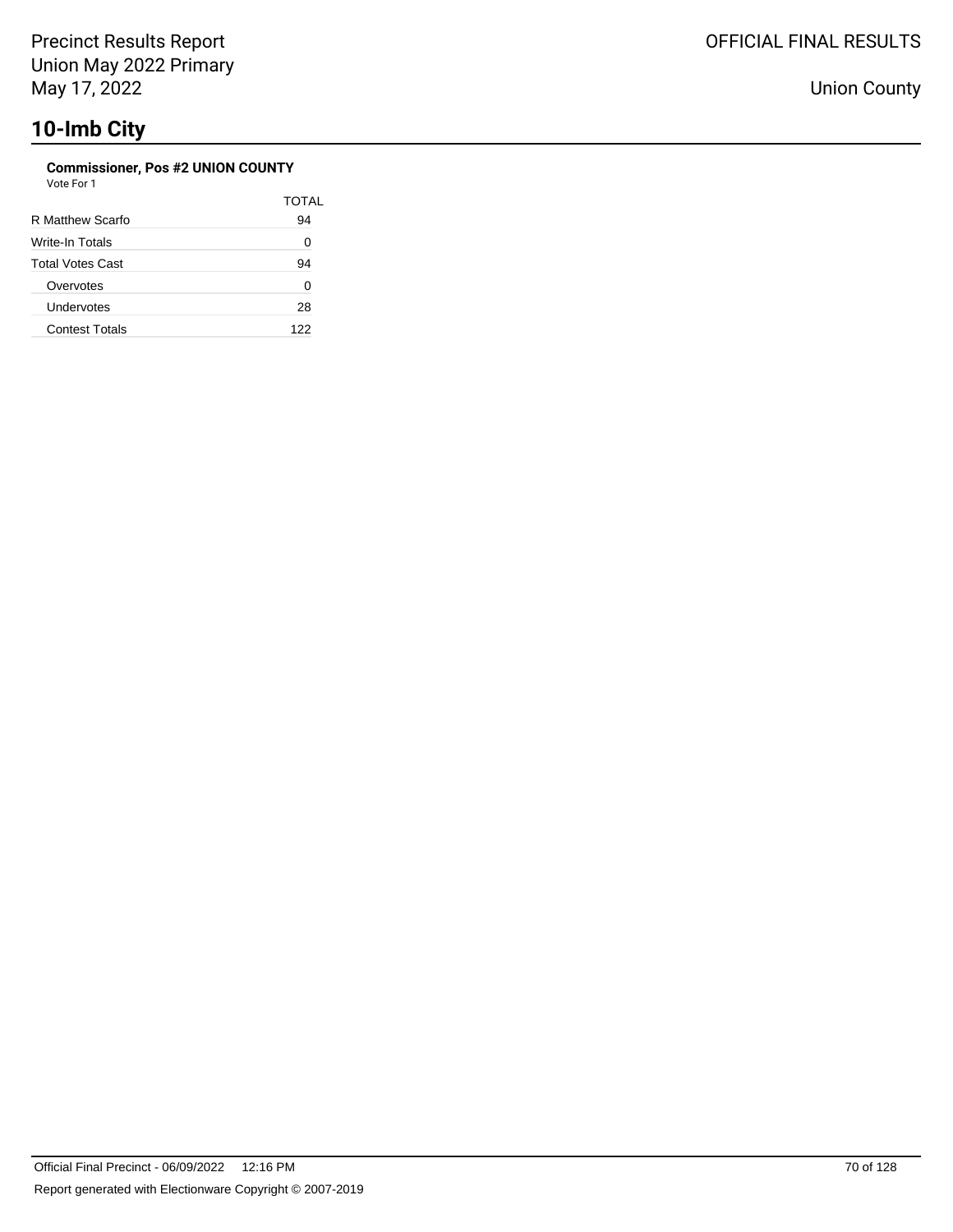# 10-Imb City

### Commissioner, Pos #2 UNION COUNTY

Vote For 1

| | TOTAL |
|---|---|
| R Matthew Scarfo | 94 |
| Write-In Totals | 0 |
| Total Votes Cast | 94 |
| Overvotes | 0 |
| Undervotes | 28 |
| Contest Totals | 122 |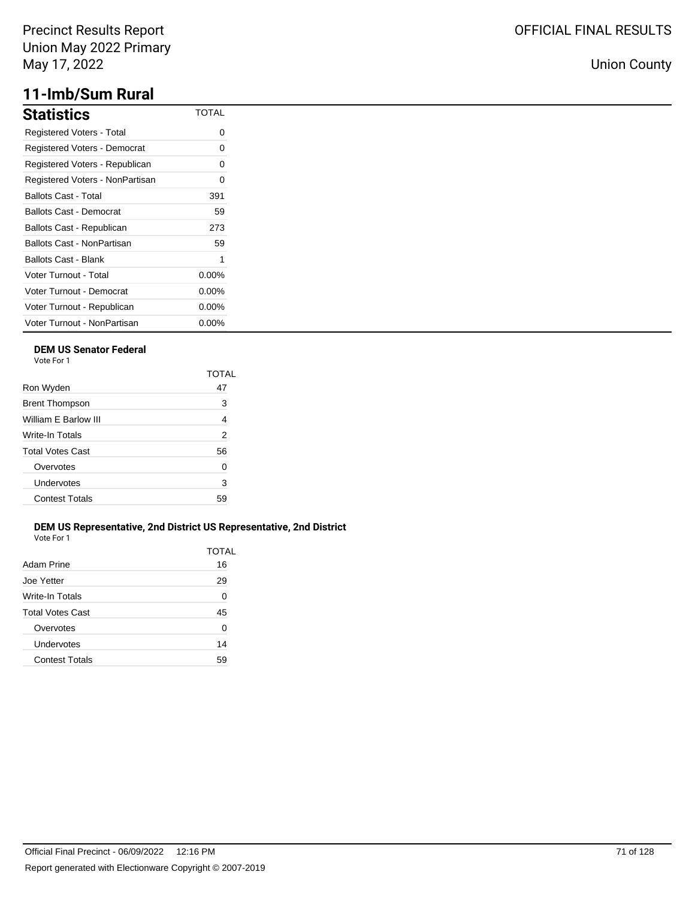## 11-Imb/Sum Rural

| Statistics | TOTAL |
|---|---|
| Registered Voters - Total | 0 |
| Registered Voters - Democrat | 0 |
| Registered Voters - Republican | 0 |
| Registered Voters - NonPartisan | 0 |
| Ballots Cast - Total | 391 |
| Ballots Cast - Democrat | 59 |
| Ballots Cast - Republican | 273 |
| Ballots Cast - NonPartisan | 59 |
| Ballots Cast - Blank | 1 |
| Voter Turnout - Total | 0.00% |
| Voter Turnout - Democrat | 0.00% |
| Voter Turnout - Republican | 0.00% |
| Voter Turnout - NonPartisan | 0.00% |

**DEM US Senator Federal**
Vote For 1

| | TOTAL |
|---|---|
| Ron Wyden | 47 |
| Brent Thompson | 3 |
| William E Barlow III | 4 |
| Write-In Totals | 2 |
| Total Votes Cast | 56 |
| Overvotes | 0 |
| Undervotes | 3 |
| Contest Totals | 59 |

**DEM US Representative, 2nd District US Representative, 2nd District**
Vote For 1

| | TOTAL |
|---|---|
| Adam Prine | 16 |
| Joe Yetter | 29 |
| Write-In Totals | 0 |
| Total Votes Cast | 45 |
| Overvotes | 0 |
| Undervotes | 14 |
| Contest Totals | 59 |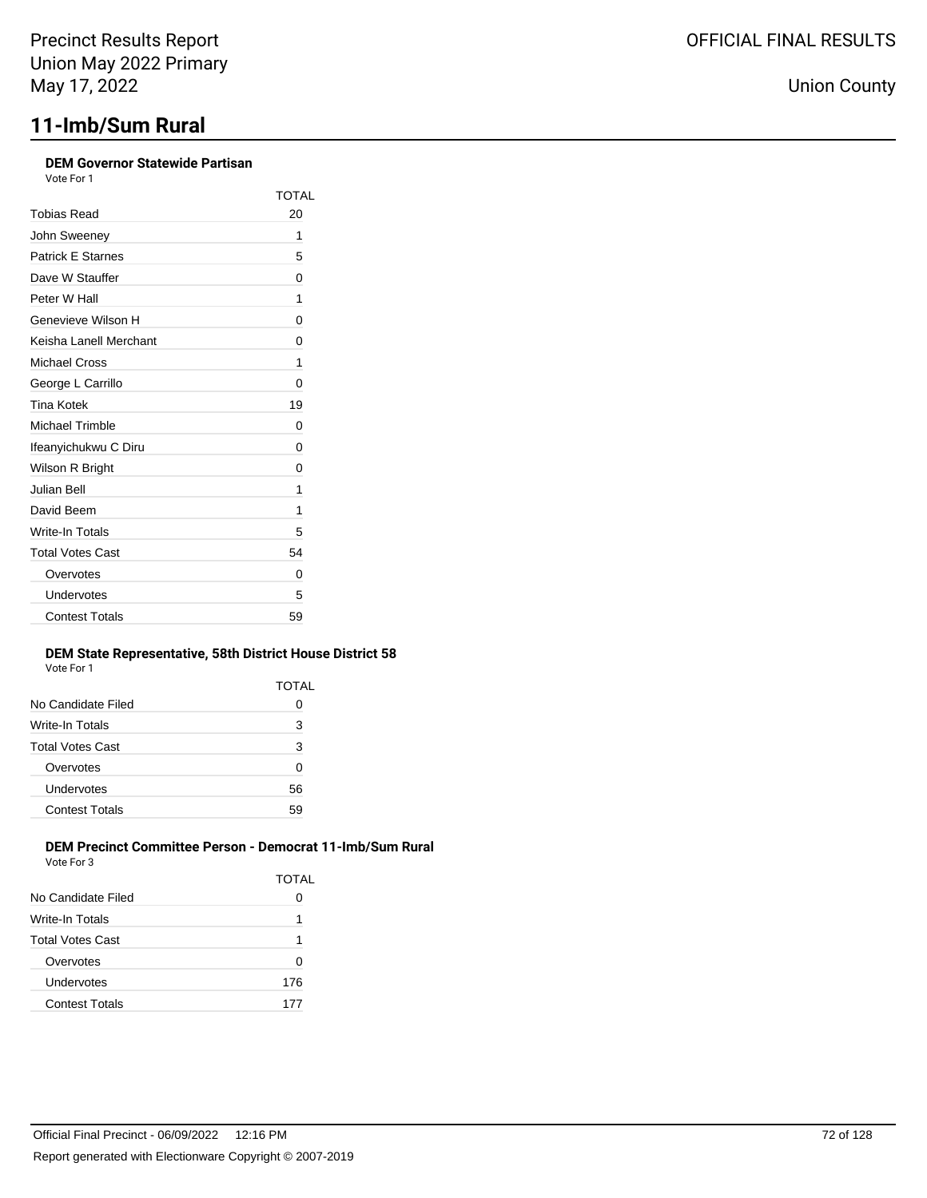# 11-Imb/Sum Rural

### DEM Governor Statewide Partisan

Vote For 1

| | TOTAL |
|---|---|
| Tobias Read | 20 |
| John Sweeney | 1 |
| Patrick E Starnes | 5 |
| Dave W Stauffer | 0 |
| Peter W Hall | 1 |
| Genevieve Wilson H | 0 |
| Keisha Lanell Merchant | 0 |
| Michael Cross | 1 |
| George L Carrillo | 0 |
| Tina Kotek | 19 |
| Michael Trimble | 0 |
| Ifeanyichukwu C Diru | 0 |
| Wilson R Bright | 0 |
| Julian Bell | 1 |
| David Beem | 1 |
| Write-In Totals | 5 |
| Total Votes Cast | 54 |
| Overvotes | 0 |
| Undervotes | 5 |
| Contest Totals | 59 |

### DEM State Representative, 58th District House District 58

Vote For 1

| | TOTAL |
|---|---|
| No Candidate Filed | 0 |
| Write-In Totals | 3 |
| Total Votes Cast | 3 |
| Overvotes | 0 |
| Undervotes | 56 |
| Contest Totals | 59 |

### DEM Precinct Committee Person - Democrat 11-Imb/Sum Rural

Vote For 3

| | TOTAL |
|---|---|
| No Candidate Filed | 0 |
| Write-In Totals | 1 |
| Total Votes Cast | 1 |
| Overvotes | 0 |
| Undervotes | 176 |
| Contest Totals | 177 |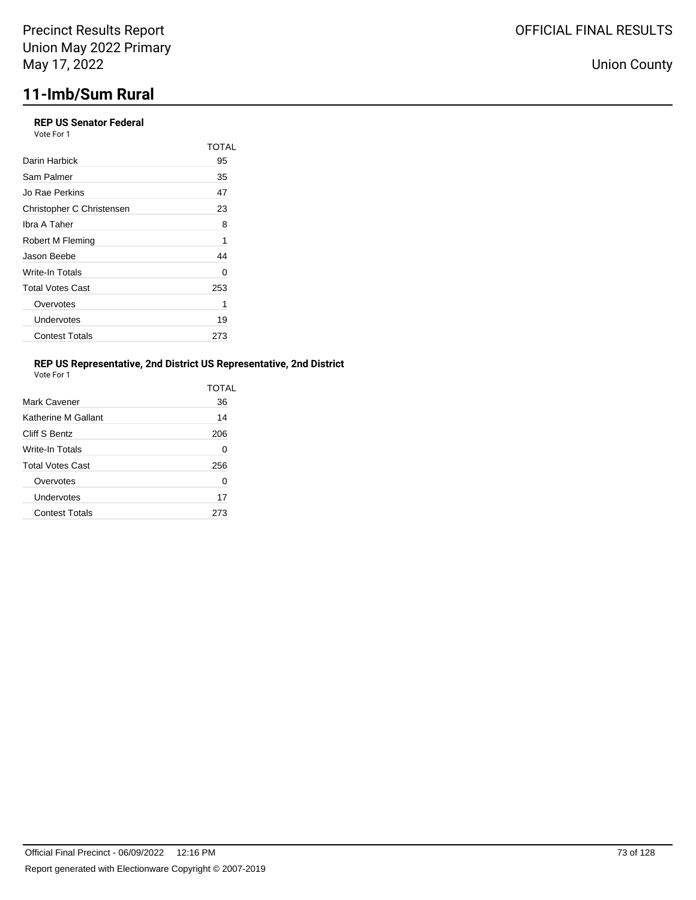# 11-Imb/Sum Rural

### REP US Senator Federal

Vote For 1

| | TOTAL |
|---|---|
| Darin Harbick | 95 |
| Sam Palmer | 35 |
| Jo Rae Perkins | 47 |
| Christopher C Christensen | 23 |
| Ibra A Taher | 8 |
| Robert M Fleming | 1 |
| Jason Beebe | 44 |
| Write-In Totals | 0 |
| Total Votes Cast | 253 |
| Overvotes | 1 |
| Undervotes | 19 |
| Contest Totals | 273 |

### REP US Representative, 2nd District US Representative, 2nd District

Vote For 1

| | TOTAL |
|---|---|
| Mark Cavener | 36 |
| Katherine M Gallant | 14 |
| Cliff S Bentz | 206 |
| Write-In Totals | 0 |
| Total Votes Cast | 256 |
| Overvotes | 0 |
| Undervotes | 17 |
| Contest Totals | 273 |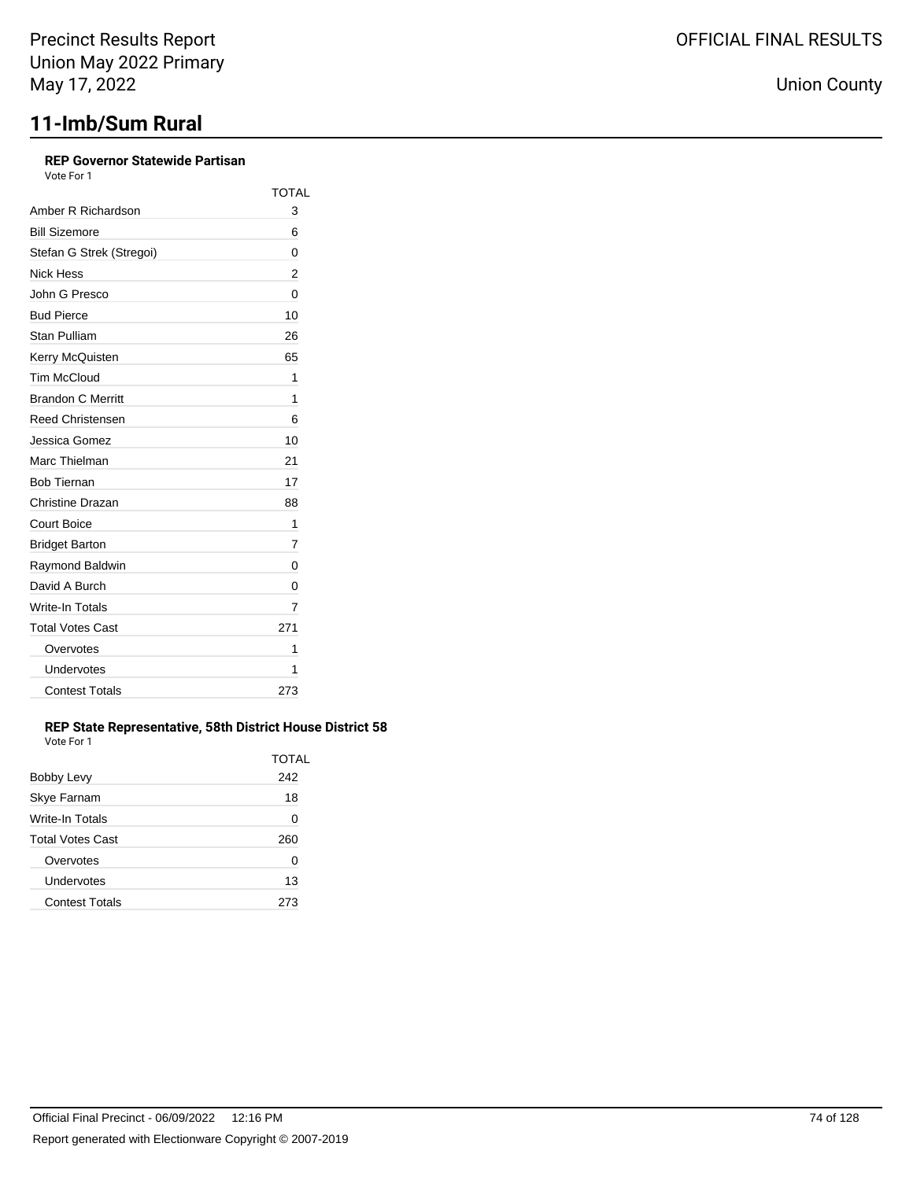# 11-Imb/Sum Rural

**REP Governor Statewide Partisan**
Vote For 1

| | TOTAL |
|---|---|
| Amber R Richardson | 3 |
| Bill Sizemore | 6 |
| Stefan G Strek (Stregoi) | 0 |
| Nick Hess | 2 |
| John G Presco | 0 |
| Bud Pierce | 10 |
| Stan Pulliam | 26 |
| Kerry McQuisten | 65 |
| Tim McCloud | 1 |
| Brandon C Merritt | 1 |
| Reed Christensen | 6 |
| Jessica Gomez | 10 |
| Marc Thielman | 21 |
| Bob Tiernan | 17 |
| Christine Drazan | 88 |
| Court Boice | 1 |
| Bridget Barton | 7 |
| Raymond Baldwin | 0 |
| David A Burch | 0 |
| Write-In Totals | 7 |
| Total Votes Cast | 271 |
| Overvotes | 1 |
| Undervotes | 1 |
| Contest Totals | 273 |

**REP State Representative, 58th District House District 58**
Vote For 1

| | TOTAL |
|---|---|
| Bobby Levy | 242 |
| Skye Farnam | 18 |
| Write-In Totals | 0 |
| Total Votes Cast | 260 |
| Overvotes | 0 |
| Undervotes | 13 |
| Contest Totals | 273 |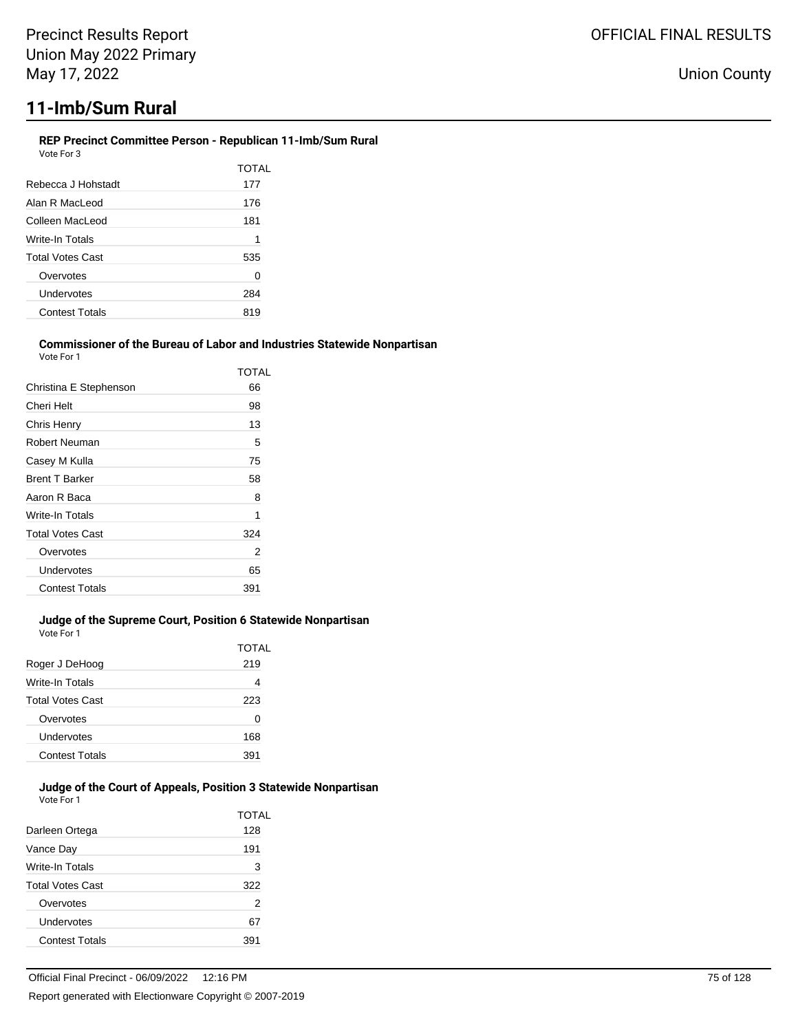# 11-Imb/Sum Rural

### REP Precinct Committee Person - Republican 11-Imb/Sum Rural

Vote For 3

| | TOTAL |
|---|---|
| Rebecca J Hohstadt | 177 |
| Alan R MacLeod | 176 |
| Colleen MacLeod | 181 |
| Write-In Totals | 1 |
| Total Votes Cast | 535 |
| Overvotes | 0 |
| Undervotes | 284 |
| Contest Totals | 819 |

### Commissioner of the Bureau of Labor and Industries Statewide Nonpartisan

Vote For 1

| | TOTAL |
|---|---|
| Christina E Stephenson | 66 |
| Cheri Helt | 98 |
| Chris Henry | 13 |
| Robert Neuman | 5 |
| Casey M Kulla | 75 |
| Brent T Barker | 58 |
| Aaron R Baca | 8 |
| Write-In Totals | 1 |
| Total Votes Cast | 324 |
| Overvotes | 2 |
| Undervotes | 65 |
| Contest Totals | 391 |

### Judge of the Supreme Court, Position 6 Statewide Nonpartisan

Vote For 1

| | TOTAL |
|---|---|
| Roger J DeHoog | 219 |
| Write-In Totals | 4 |
| Total Votes Cast | 223 |
| Overvotes | 0 |
| Undervotes | 168 |
| Contest Totals | 391 |

### Judge of the Court of Appeals, Position 3 Statewide Nonpartisan

Vote For 1

| | TOTAL |
|---|---|
| Darleen Ortega | 128 |
| Vance Day | 191 |
| Write-In Totals | 3 |
| Total Votes Cast | 322 |
| Overvotes | 2 |
| Undervotes | 67 |
| Contest Totals | 391 |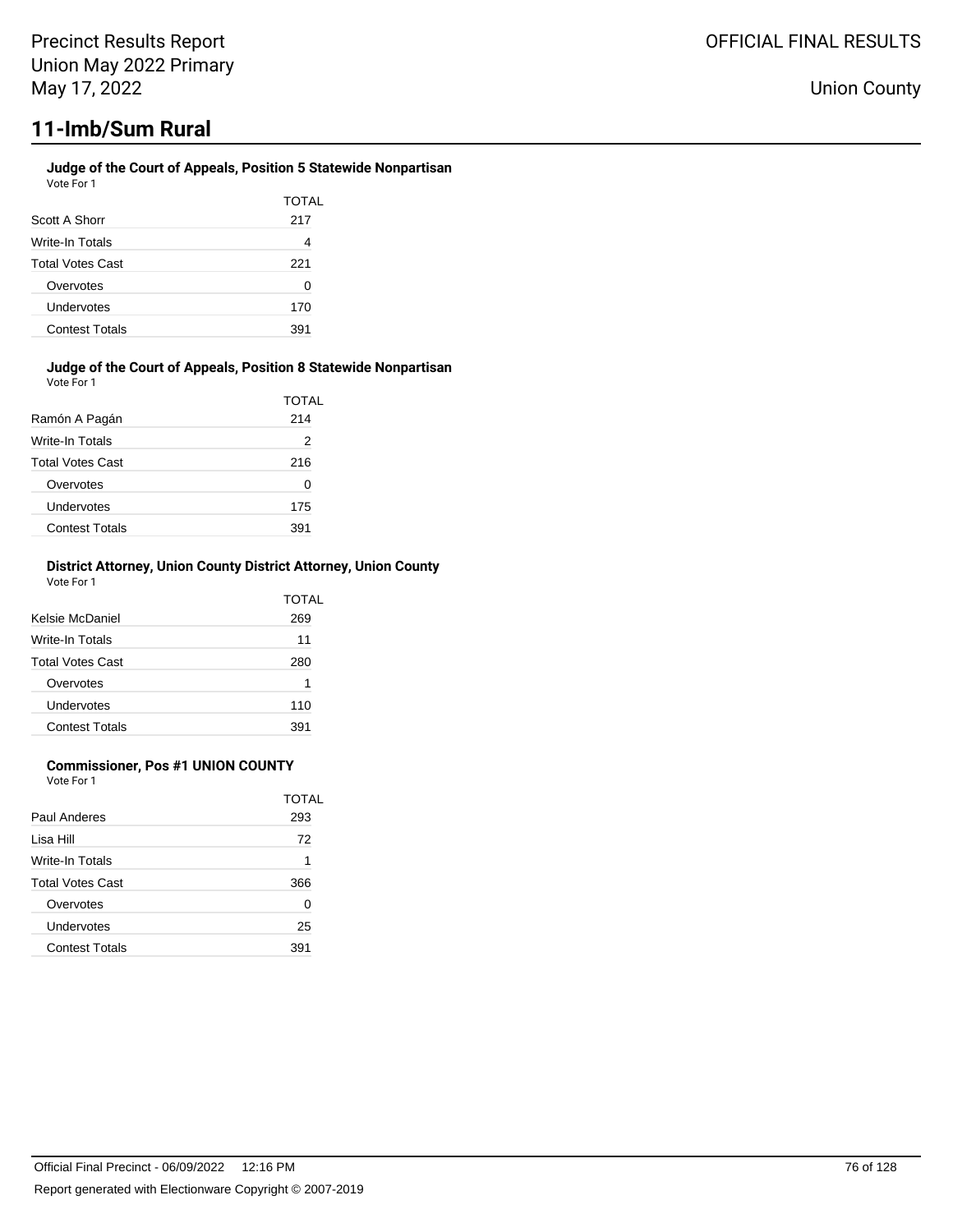## 11-Imb/Sum Rural

### Judge of the Court of Appeals, Position 5 Statewide Nonpartisan

Vote For 1

| | TOTAL |
|---|---|
| Scott A Shorr | 217 |
| Write-In Totals | 4 |
| Total Votes Cast | 221 |
| Overvotes | 0 |
| Undervotes | 170 |
| Contest Totals | 391 |

### Judge of the Court of Appeals, Position 8 Statewide Nonpartisan

Vote For 1

| | TOTAL |
|---|---|
| Ramón A Pagán | 214 |
| Write-In Totals | 2 |
| Total Votes Cast | 216 |
| Overvotes | 0 |
| Undervotes | 175 |
| Contest Totals | 391 |

### District Attorney, Union County District Attorney, Union County

Vote For 1

| | TOTAL |
|---|---|
| Kelsie McDaniel | 269 |
| Write-In Totals | 11 |
| Total Votes Cast | 280 |
| Overvotes | 1 |
| Undervotes | 110 |
| Contest Totals | 391 |

### Commissioner, Pos #1 UNION COUNTY

Vote For 1

| | TOTAL |
|---|---|
| Paul Anderes | 293 |
| Lisa Hill | 72 |
| Write-In Totals | 1 |
| Total Votes Cast | 366 |
| Overvotes | 0 |
| Undervotes | 25 |
| Contest Totals | 391 |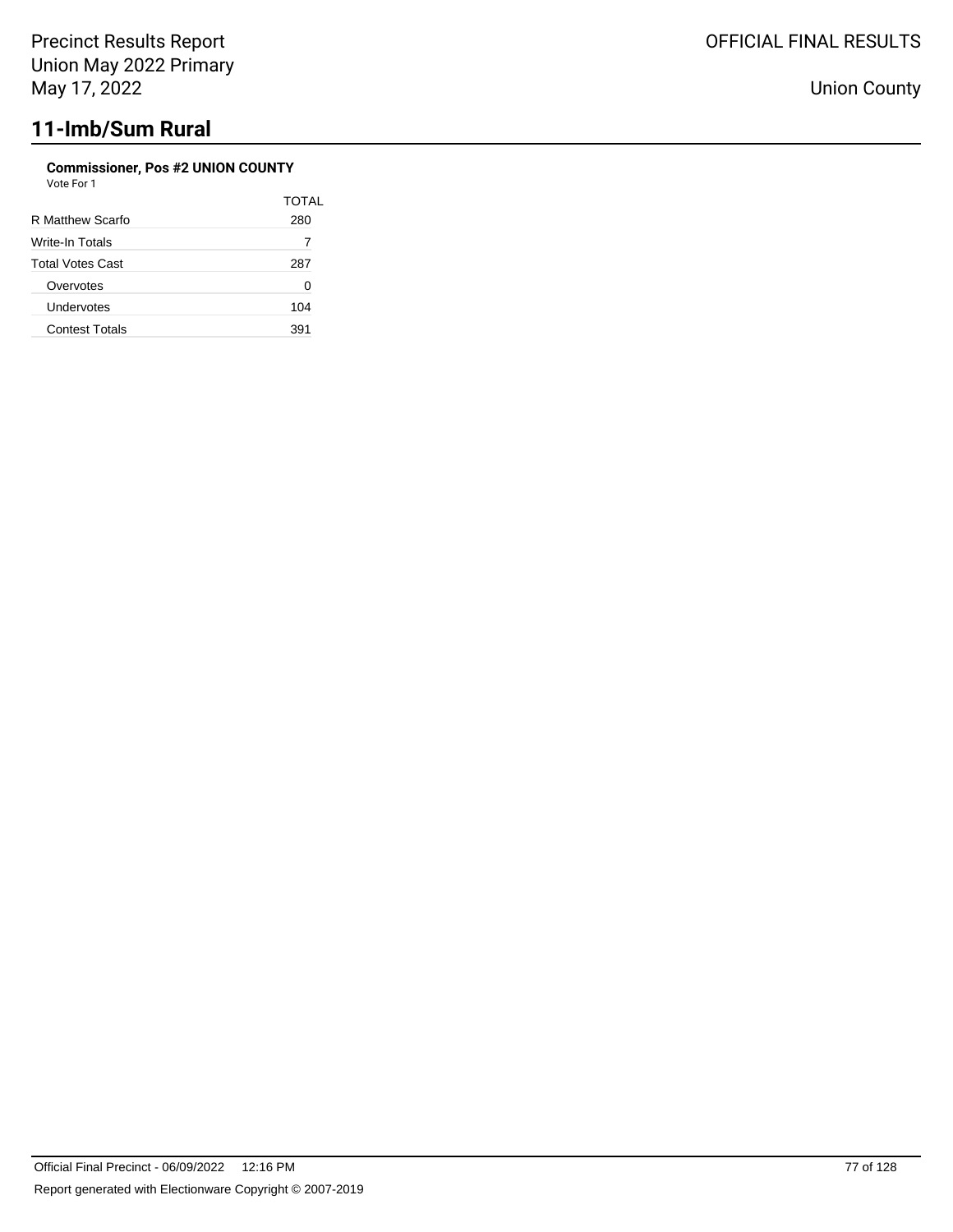# 11-Imb/Sum Rural

**Commissioner, Pos #2 UNION COUNTY**

Vote For 1

| | TOTAL |
|---|---|
| R Matthew Scarfo | 280 |
| Write-In Totals | 7 |
| Total Votes Cast | 287 |
| Overvotes | 0 |
| Undervotes | 104 |
| Contest Totals | 391 |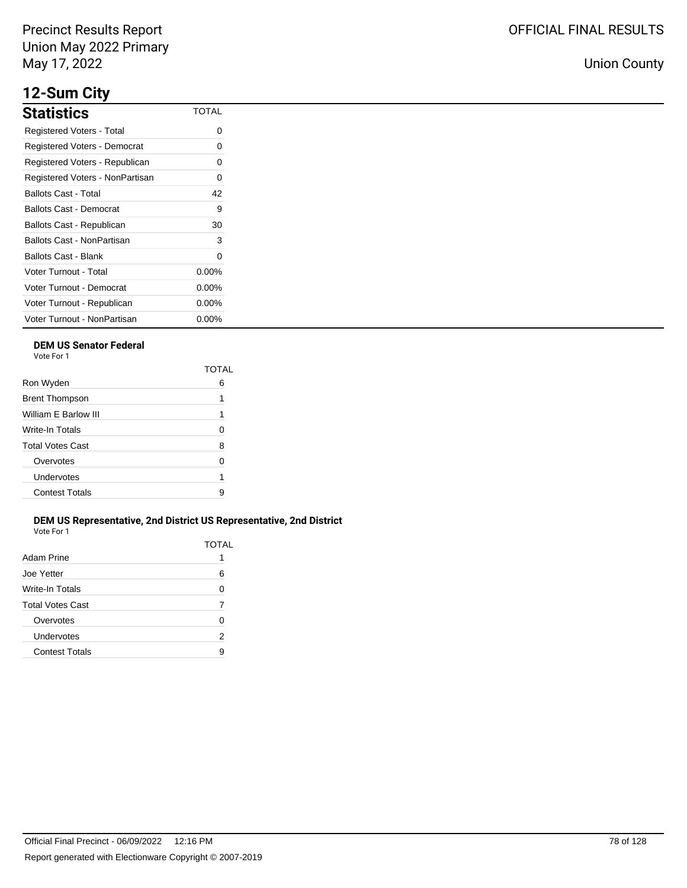# 12-Sum City

## Statistics

| Statistics | TOTAL |
|---|---|
| Registered Voters - Total | 0 |
| Registered Voters - Democrat | 0 |
| Registered Voters - Republican | 0 |
| Registered Voters - NonPartisan | 0 |
| Ballots Cast - Total | 42 |
| Ballots Cast - Democrat | 9 |
| Ballots Cast - Republican | 30 |
| Ballots Cast - NonPartisan | 3 |
| Ballots Cast - Blank | 0 |
| Voter Turnout - Total | 0.00% |
| Voter Turnout - Democrat | 0.00% |
| Voter Turnout - Republican | 0.00% |
| Voter Turnout - NonPartisan | 0.00% |

### DEM US Senator Federal

Vote For 1

| | TOTAL |
|---|---|
| Ron Wyden | 6 |
| Brent Thompson | 1 |
| William E Barlow III | 1 |
| Write-In Totals | 0 |
| Total Votes Cast | 8 |
| Overvotes | 0 |
| Undervotes | 1 |
| Contest Totals | 9 |

### DEM US Representative, 2nd District US Representative, 2nd District

Vote For 1

| | TOTAL |
|---|---|
| Adam Prine | 1 |
| Joe Yetter | 6 |
| Write-In Totals | 0 |
| Total Votes Cast | 7 |
| Overvotes | 0 |
| Undervotes | 2 |
| Contest Totals | 9 |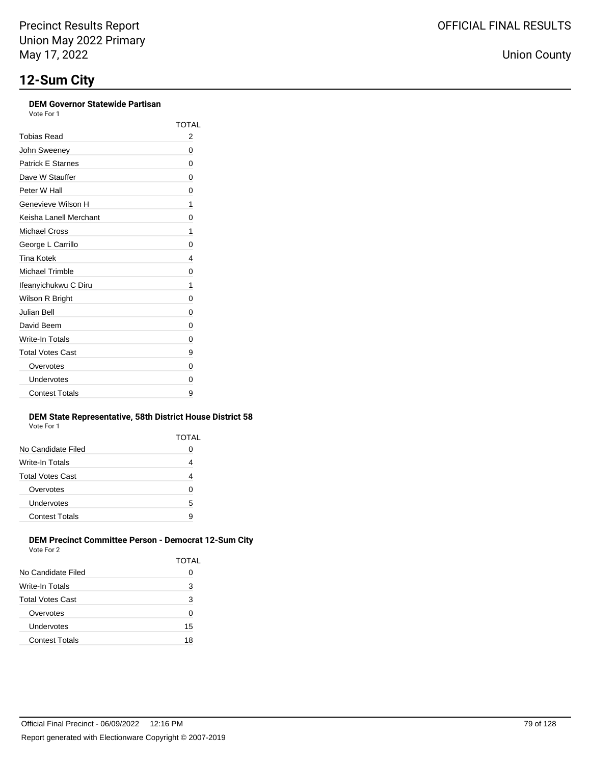# 12-Sum City

### DEM Governor Statewide Partisan

Vote For 1

| | TOTAL |
|---|---|
| Tobias Read | 2 |
| John Sweeney | 0 |
| Patrick E Starnes | 0 |
| Dave W Stauffer | 0 |
| Peter W Hall | 0 |
| Genevieve Wilson H | 1 |
| Keisha Lanell Merchant | 0 |
| Michael Cross | 1 |
| George L Carrillo | 0 |
| Tina Kotek | 4 |
| Michael Trimble | 0 |
| Ifeanyichukwu C Diru | 1 |
| Wilson R Bright | 0 |
| Julian Bell | 0 |
| David Beem | 0 |
| Write-In Totals | 0 |
| Total Votes Cast | 9 |
| Overvotes | 0 |
| Undervotes | 0 |
| Contest Totals | 9 |

### DEM State Representative, 58th District House District 58

Vote For 1

| | TOTAL |
|---|---|
| No Candidate Filed | 0 |
| Write-In Totals | 4 |
| Total Votes Cast | 4 |
| Overvotes | 0 |
| Undervotes | 5 |
| Contest Totals | 9 |

### DEM Precinct Committee Person - Democrat 12-Sum City

Vote For 2

| | TOTAL |
|---|---|
| No Candidate Filed | 0 |
| Write-In Totals | 3 |
| Total Votes Cast | 3 |
| Overvotes | 0 |
| Undervotes | 15 |
| Contest Totals | 18 |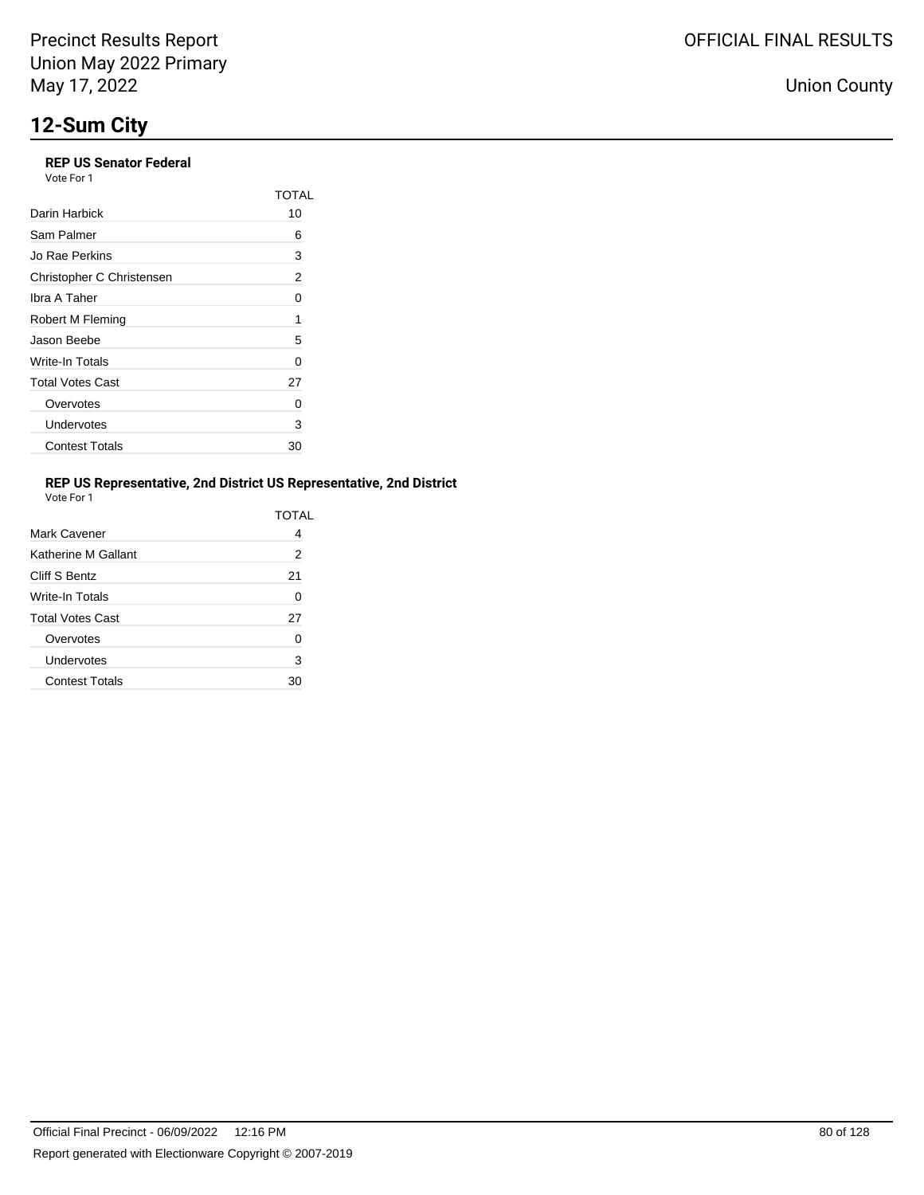Precinct Results Report
Union May 2022 Primary
May 17, 2022

OFFICIAL FINAL RESULTS

Union County

# 12-Sum City

### REP US Senator Federal

Vote For 1

| | TOTAL |
|---|---|
| Darin Harbick | 10 |
| Sam Palmer | 6 |
| Jo Rae Perkins | 3 |
| Christopher C Christensen | 2 |
| Ibra A Taher | 0 |
| Robert M Fleming | 1 |
| Jason Beebe | 5 |
| Write-In Totals | 0 |
| Total Votes Cast | 27 |
| Overvotes | 0 |
| Undervotes | 3 |
| Contest Totals | 30 |

### REP US Representative, 2nd District US Representative, 2nd District

Vote For 1

| | TOTAL |
|---|---|
| Mark Cavener | 4 |
| Katherine M Gallant | 2 |
| Cliff S Bentz | 21 |
| Write-In Totals | 0 |
| Total Votes Cast | 27 |
| Overvotes | 0 |
| Undervotes | 3 |
| Contest Totals | 30 |

Official Final Precinct - 06/09/2022 12:16 PM

Report generated with Electionware Copyright © 2007-2019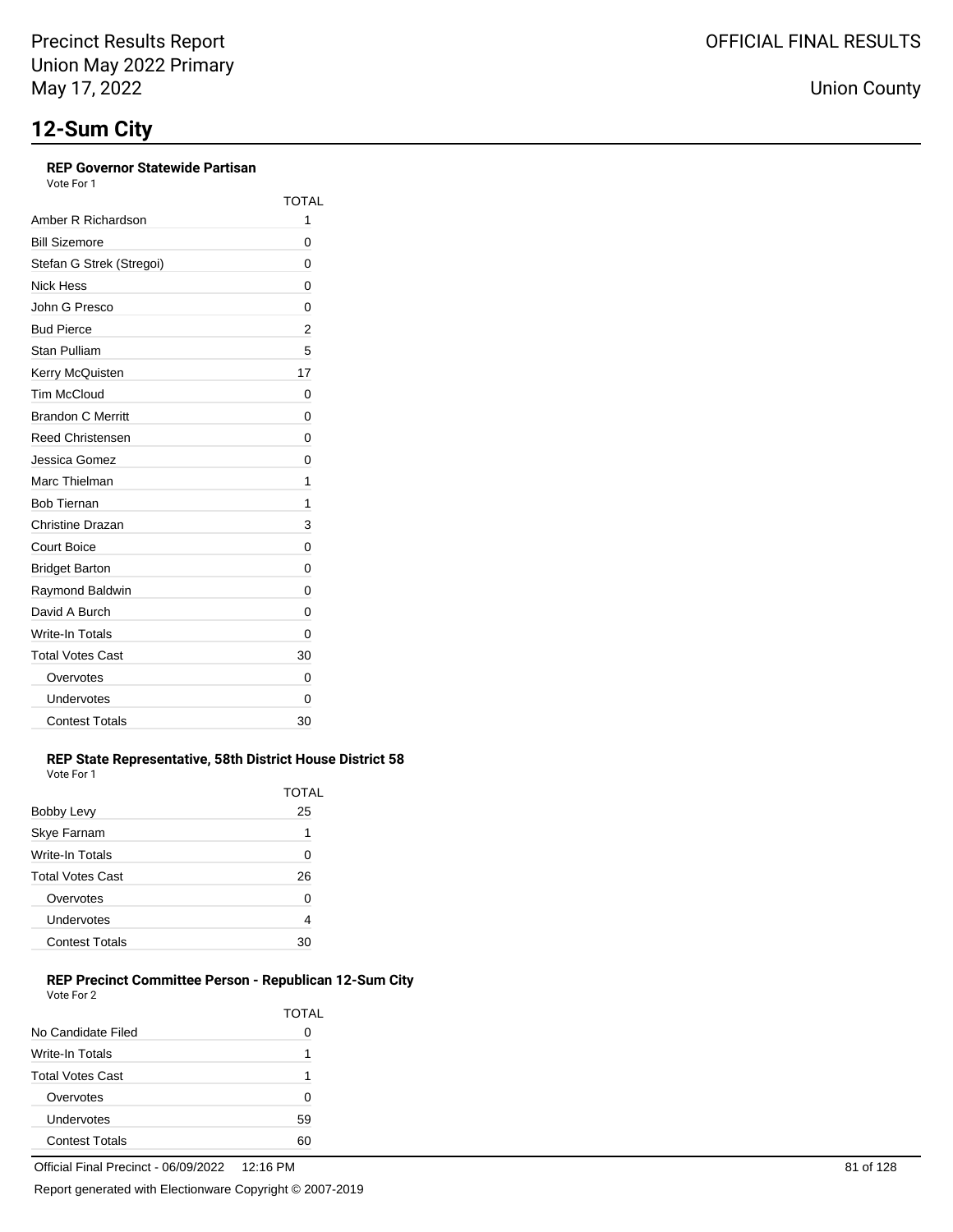# 12-Sum City

### REP Governor Statewide Partisan

Vote For 1

| | TOTAL |
|---|---|
| Amber R Richardson | 1 |
| Bill Sizemore | 0 |
| Stefan G Strek (Stregoi) | 0 |
| Nick Hess | 0 |
| John G Presco | 0 |
| Bud Pierce | 2 |
| Stan Pulliam | 5 |
| Kerry McQuisten | 17 |
| Tim McCloud | 0 |
| Brandon C Merritt | 0 |
| Reed Christensen | 0 |
| Jessica Gomez | 0 |
| Marc Thielman | 1 |
| Bob Tiernan | 1 |
| Christine Drazan | 3 |
| Court Boice | 0 |
| Bridget Barton | 0 |
| Raymond Baldwin | 0 |
| David A Burch | 0 |
| Write-In Totals | 0 |
| Total Votes Cast | 30 |
| Overvotes | 0 |
| Undervotes | 0 |
| Contest Totals | 30 |

### REP State Representative, 58th District House District 58

Vote For 1

| | TOTAL |
|---|---|
| Bobby Levy | 25 |
| Skye Farnam | 1 |
| Write-In Totals | 0 |
| Total Votes Cast | 26 |
| Overvotes | 0 |
| Undervotes | 4 |
| Contest Totals | 30 |

### REP Precinct Committee Person - Republican 12-Sum City

Vote For 2

| | TOTAL |
|---|---|
| No Candidate Filed | 0 |
| Write-In Totals | 1 |
| Total Votes Cast | 1 |
| Overvotes | 0 |
| Undervotes | 59 |
| Contest Totals | 60 |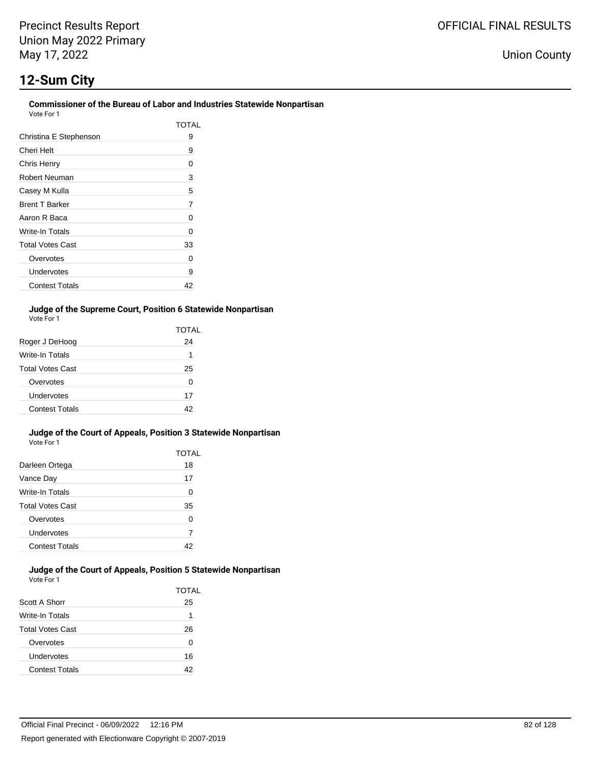# 12-Sum City

### Commissioner of the Bureau of Labor and Industries Statewide Nonpartisan

Vote For 1

| | TOTAL |
|---|---|
| Christina E Stephenson | 9 |
| Cheri Helt | 9 |
| Chris Henry | 0 |
| Robert Neuman | 3 |
| Casey M Kulla | 5 |
| Brent T Barker | 7 |
| Aaron R Baca | 0 |
| Write-In Totals | 0 |
| Total Votes Cast | 33 |
| Overvotes | 0 |
| Undervotes | 9 |
| Contest Totals | 42 |

### Judge of the Supreme Court, Position 6 Statewide Nonpartisan

Vote For 1

| | TOTAL |
|---|---|
| Roger J DeHoog | 24 |
| Write-In Totals | 1 |
| Total Votes Cast | 25 |
| Overvotes | 0 |
| Undervotes | 17 |
| Contest Totals | 42 |

### Judge of the Court of Appeals, Position 3 Statewide Nonpartisan

Vote For 1

| | TOTAL |
|---|---|
| Darleen Ortega | 18 |
| Vance Day | 17 |
| Write-In Totals | 0 |
| Total Votes Cast | 35 |
| Overvotes | 0 |
| Undervotes | 7 |
| Contest Totals | 42 |

### Judge of the Court of Appeals, Position 5 Statewide Nonpartisan

Vote For 1

| | TOTAL |
|---|---|
| Scott A Shorr | 25 |
| Write-In Totals | 1 |
| Total Votes Cast | 26 |
| Overvotes | 0 |
| Undervotes | 16 |
| Contest Totals | 42 |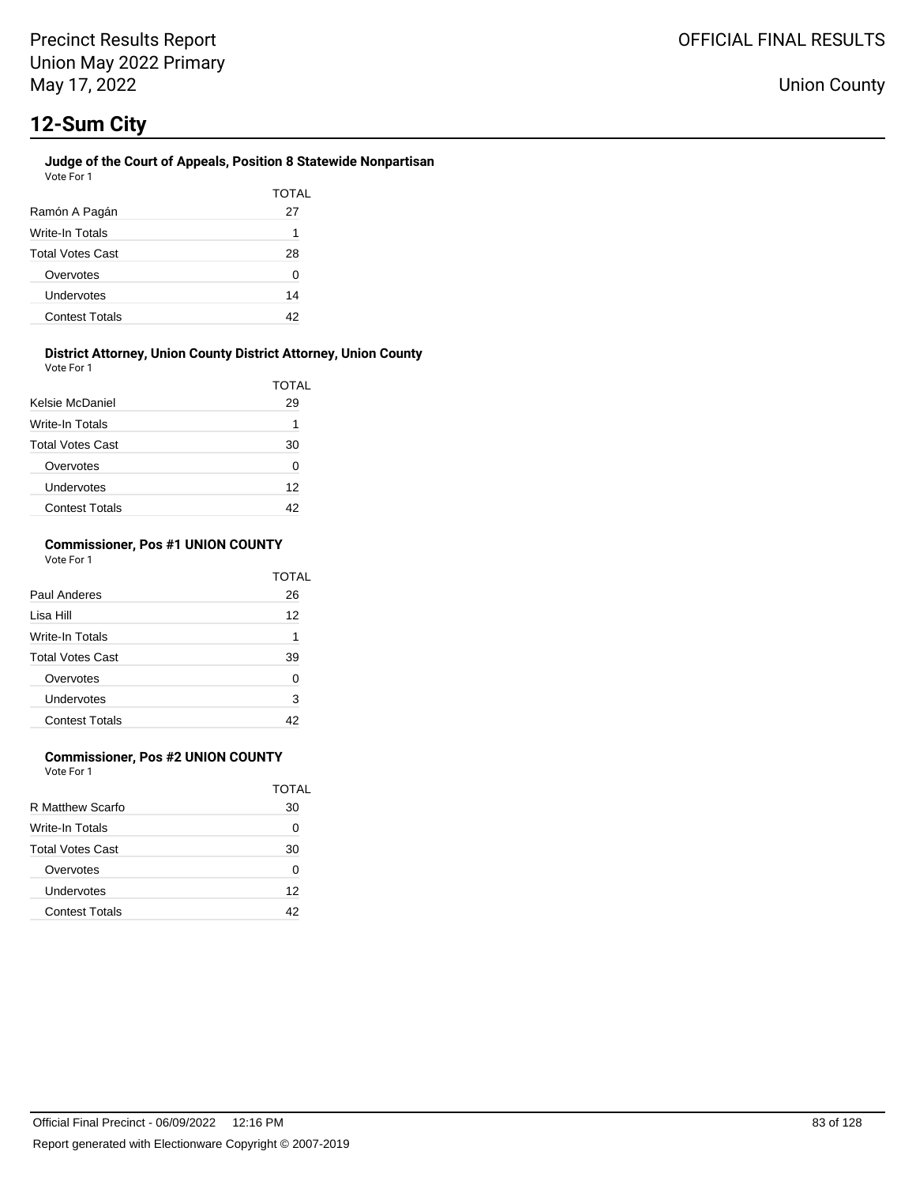## 12-Sum City

### Judge of the Court of Appeals, Position 8 Statewide Nonpartisan

Vote For 1

| | TOTAL |
|---|---|
| Ramón A Pagán | 27 |
| Write-In Totals | 1 |
| Total Votes Cast | 28 |
| Overvotes | 0 |
| Undervotes | 14 |
| Contest Totals | 42 |

### District Attorney, Union County District Attorney, Union County

Vote For 1

| | TOTAL |
|---|---|
| Kelsie McDaniel | 29 |
| Write-In Totals | 1 |
| Total Votes Cast | 30 |
| Overvotes | 0 |
| Undervotes | 12 |
| Contest Totals | 42 |

### Commissioner, Pos #1 UNION COUNTY

Vote For 1

| | TOTAL |
|---|---|
| Paul Anderes | 26 |
| Lisa Hill | 12 |
| Write-In Totals | 1 |
| Total Votes Cast | 39 |
| Overvotes | 0 |
| Undervotes | 3 |
| Contest Totals | 42 |

### Commissioner, Pos #2 UNION COUNTY

Vote For 1

| | TOTAL |
|---|---|
| R Matthew Scarfo | 30 |
| Write-In Totals | 0 |
| Total Votes Cast | 30 |
| Overvotes | 0 |
| Undervotes | 12 |
| Contest Totals | 42 |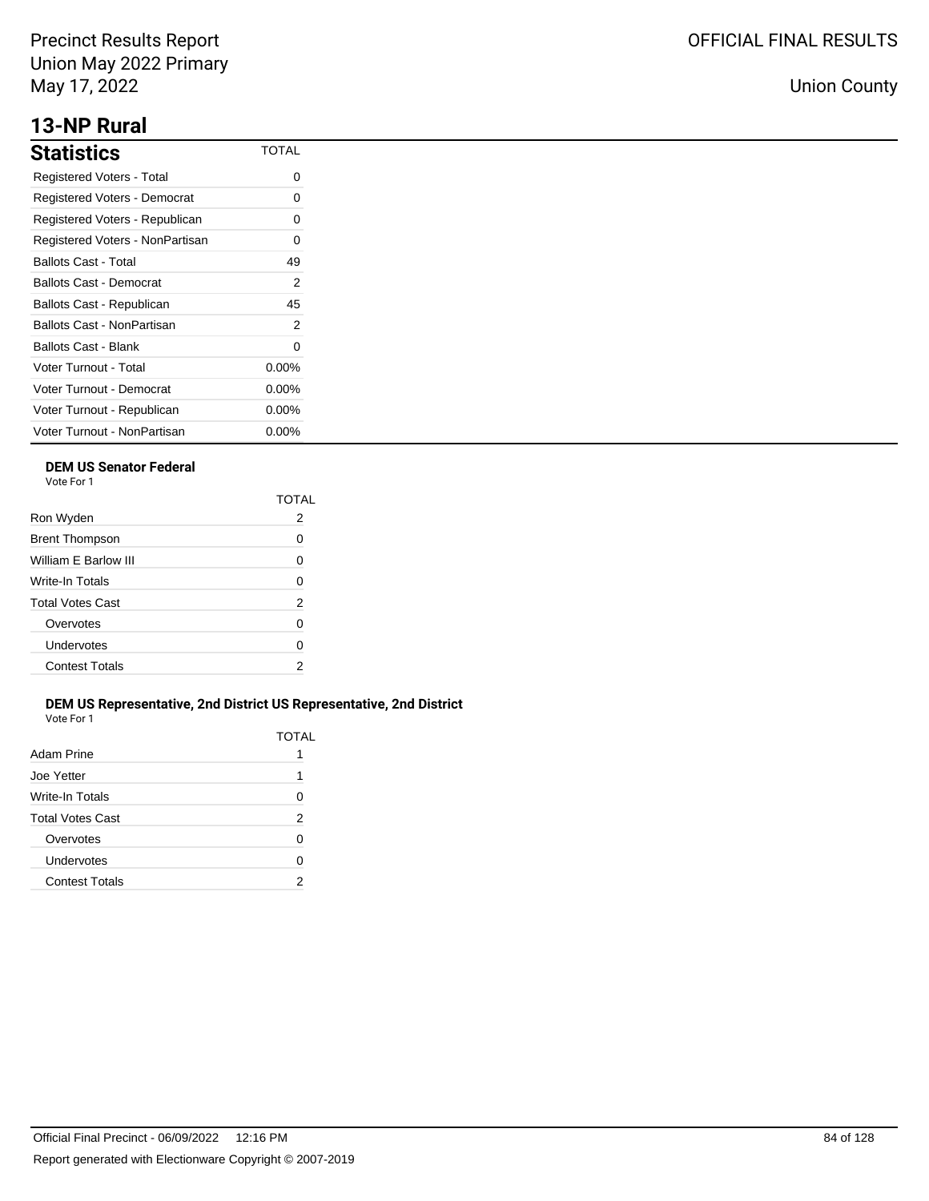# 13-NP Rural

## Statistics

| Statistics | TOTAL |
|---|---|
| Registered Voters - Total | 0 |
| Registered Voters - Democrat | 0 |
| Registered Voters - Republican | 0 |
| Registered Voters - NonPartisan | 0 |
| Ballots Cast - Total | 49 |
| Ballots Cast - Democrat | 2 |
| Ballots Cast - Republican | 45 |
| Ballots Cast - NonPartisan | 2 |
| Ballots Cast - Blank | 0 |
| Voter Turnout - Total | 0.00% |
| Voter Turnout - Democrat | 0.00% |
| Voter Turnout - Republican | 0.00% |
| Voter Turnout - NonPartisan | 0.00% |

### DEM US Senator Federal

Vote For 1

| | TOTAL |
|---|---|
| Ron Wyden | 2 |
| Brent Thompson | 0 |
| William E Barlow III | 0 |
| Write-In Totals | 0 |
| Total Votes Cast | 2 |
| Overvotes | 0 |
| Undervotes | 0 |
| Contest Totals | 2 |

### DEM US Representative, 2nd District US Representative, 2nd District

Vote For 1

| | TOTAL |
|---|---|
| Adam Prine | 1 |
| Joe Yetter | 1 |
| Write-In Totals | 0 |
| Total Votes Cast | 2 |
| Overvotes | 0 |
| Undervotes | 0 |
| Contest Totals | 2 |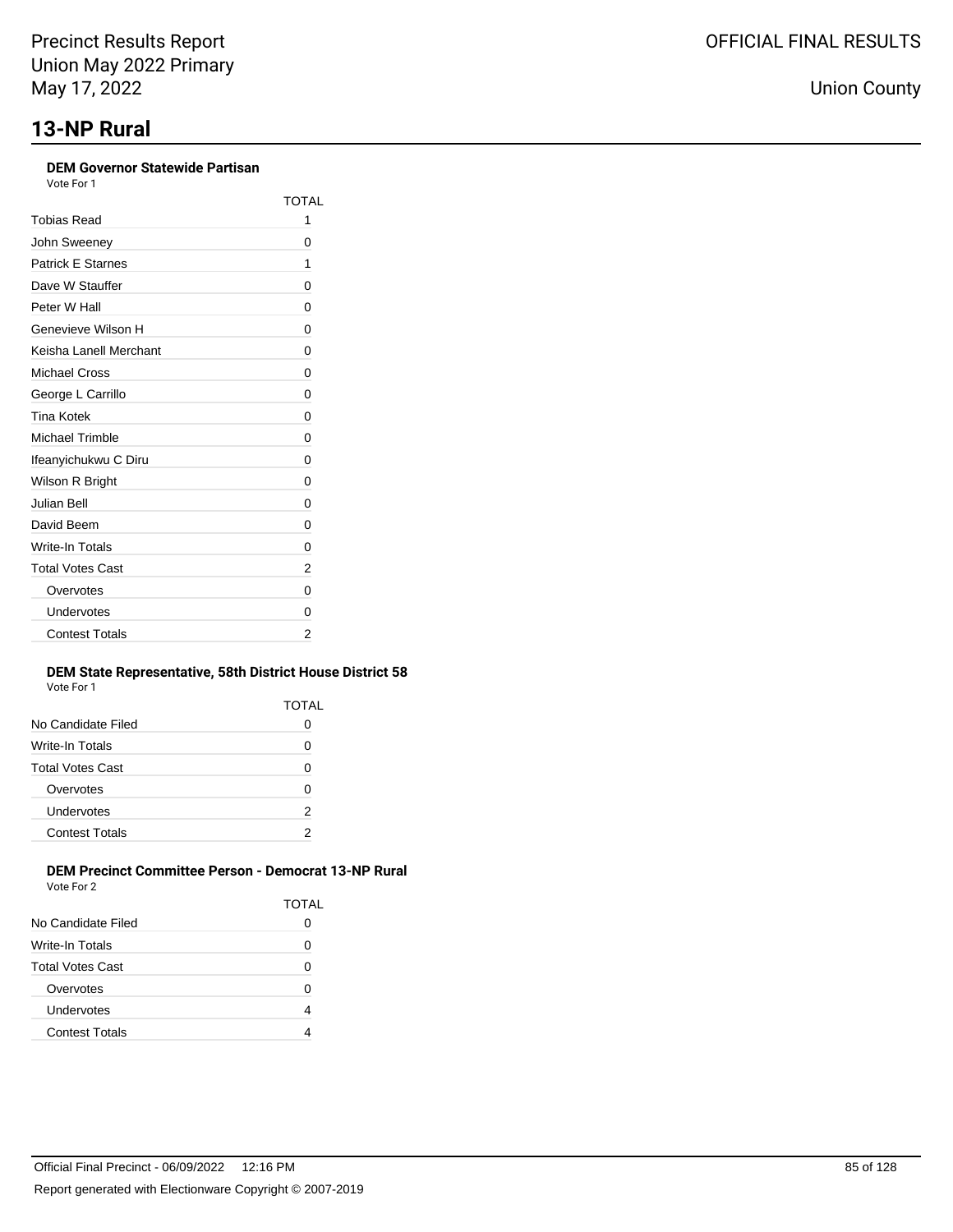# 13-NP Rural

### DEM Governor Statewide Partisan

Vote For 1

| | TOTAL |
|---|---|
| Tobias Read | 1 |
| John Sweeney | 0 |
| Patrick E Starnes | 1 |
| Dave W Stauffer | 0 |
| Peter W Hall | 0 |
| Genevieve Wilson H | 0 |
| Keisha Lanell Merchant | 0 |
| Michael Cross | 0 |
| George L Carrillo | 0 |
| Tina Kotek | 0 |
| Michael Trimble | 0 |
| Ifeanyichukwu C Diru | 0 |
| Wilson R Bright | 0 |
| Julian Bell | 0 |
| David Beem | 0 |
| Write-In Totals | 0 |
| Total Votes Cast | 2 |
| Overvotes | 0 |
| Undervotes | 0 |
| Contest Totals | 2 |

### DEM State Representative, 58th District House District 58

Vote For 1

| | TOTAL |
|---|---|
| No Candidate Filed | 0 |
| Write-In Totals | 0 |
| Total Votes Cast | 0 |
| Overvotes | 0 |
| Undervotes | 2 |
| Contest Totals | 2 |

### DEM Precinct Committee Person - Democrat 13-NP Rural

Vote For 2

| | TOTAL |
|---|---|
| No Candidate Filed | 0 |
| Write-In Totals | 0 |
| Total Votes Cast | 0 |
| Overvotes | 0 |
| Undervotes | 4 |
| Contest Totals | 4 |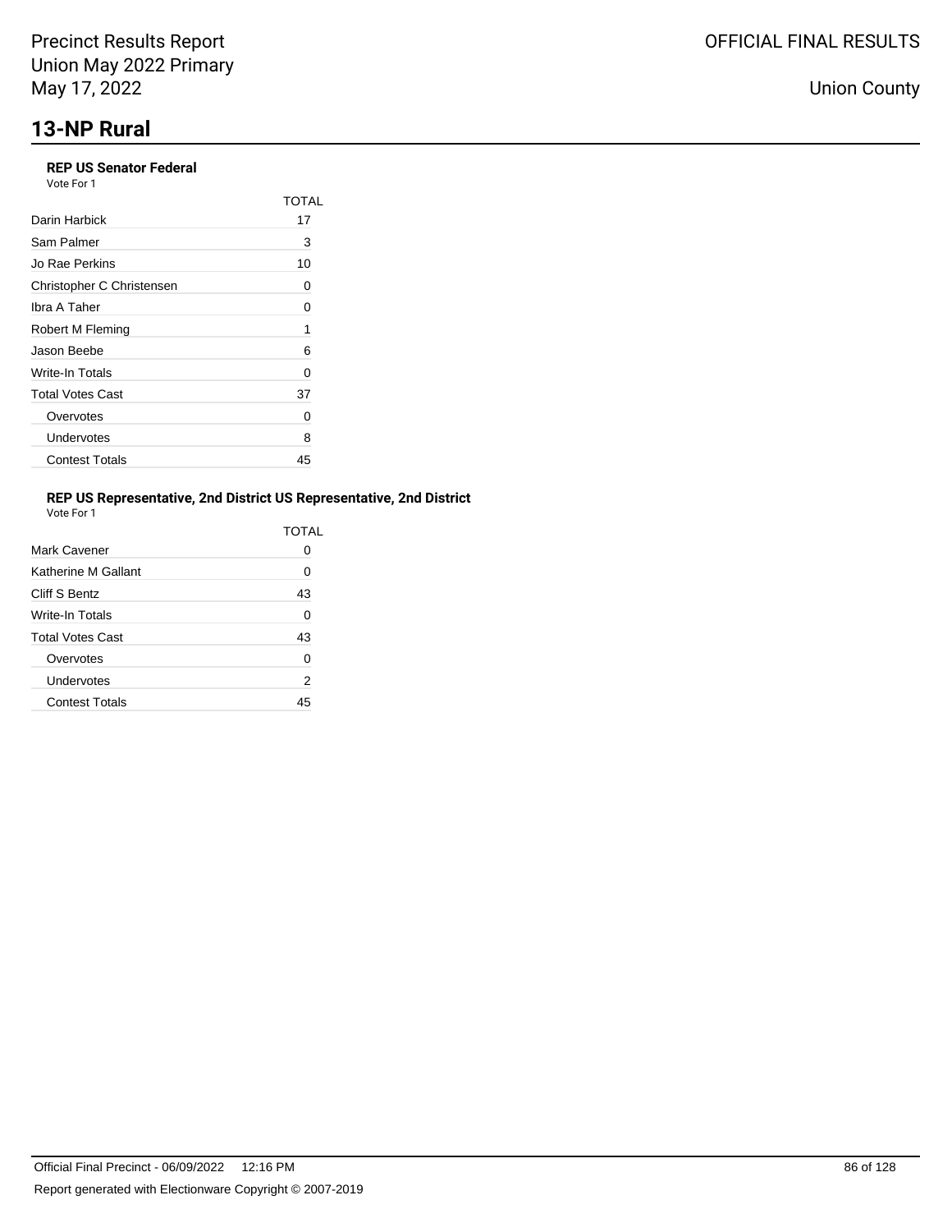Precinct Results Report
Union May 2022 Primary
May 17, 2022

OFFICIAL FINAL RESULTS

Union County

# 13-NP Rural

### REP US Senator Federal

Vote For 1

| | TOTAL |
|---|---|
| Darin Harbick | 17 |
| Sam Palmer | 3 |
| Jo Rae Perkins | 10 |
| Christopher C Christensen | 0 |
| Ibra A Taher | 0 |
| Robert M Fleming | 1 |
| Jason Beebe | 6 |
| Write-In Totals | 0 |
| Total Votes Cast | 37 |
| Overvotes | 0 |
| Undervotes | 8 |
| Contest Totals | 45 |

### REP US Representative, 2nd District US Representative, 2nd District

Vote For 1

| | TOTAL |
|---|---|
| Mark Cavener | 0 |
| Katherine M Gallant | 0 |
| Cliff S Bentz | 43 |
| Write-In Totals | 0 |
| Total Votes Cast | 43 |
| Overvotes | 0 |
| Undervotes | 2 |
| Contest Totals | 45 |

Official Final Precinct - 06/09/2022 12:16 PM

Report generated with Electionware Copyright © 2007-2019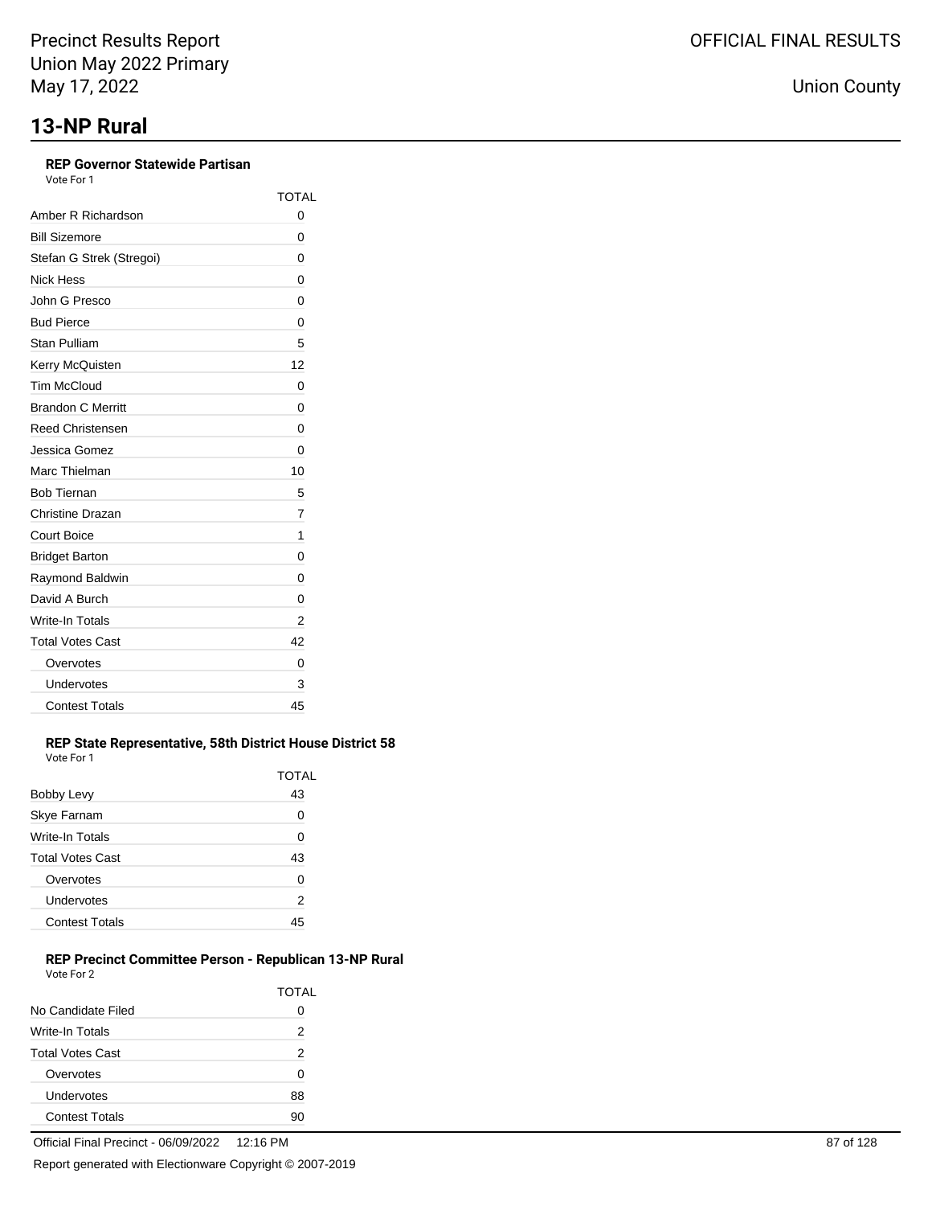Precinct Results Report
Union May 2022 Primary
May 17, 2022

OFFICIAL FINAL RESULTS

Union County

# 13-NP Rural

### REP Governor Statewide Partisan

Vote For 1

| | TOTAL |
|---|---|
| Amber R Richardson | 0 |
| Bill Sizemore | 0 |
| Stefan G Strek (Stregoi) | 0 |
| Nick Hess | 0 |
| John G Presco | 0 |
| Bud Pierce | 0 |
| Stan Pulliam | 5 |
| Kerry McQuisten | 12 |
| Tim McCloud | 0 |
| Brandon C Merritt | 0 |
| Reed Christensen | 0 |
| Jessica Gomez | 0 |
| Marc Thielman | 10 |
| Bob Tiernan | 5 |
| Christine Drazan | 7 |
| Court Boice | 1 |
| Bridget Barton | 0 |
| Raymond Baldwin | 0 |
| David A Burch | 0 |
| Write-In Totals | 2 |
| Total Votes Cast | 42 |
| Overvotes | 0 |
| Undervotes | 3 |
| Contest Totals | 45 |

### REP State Representative, 58th District House District 58

Vote For 1

| | TOTAL |
|---|---|
| Bobby Levy | 43 |
| Skye Farnam | 0 |
| Write-In Totals | 0 |
| Total Votes Cast | 43 |
| Overvotes | 0 |
| Undervotes | 2 |
| Contest Totals | 45 |

### REP Precinct Committee Person - Republican 13-NP Rural

Vote For 2

| | TOTAL |
|---|---|
| No Candidate Filed | 0 |
| Write-In Totals | 2 |
| Total Votes Cast | 2 |
| Overvotes | 0 |
| Undervotes | 88 |
| Contest Totals | 90 |

Official Final Precinct - 06/09/2022 12:16 PM

Report generated with Electionware Copyright © 2007-2019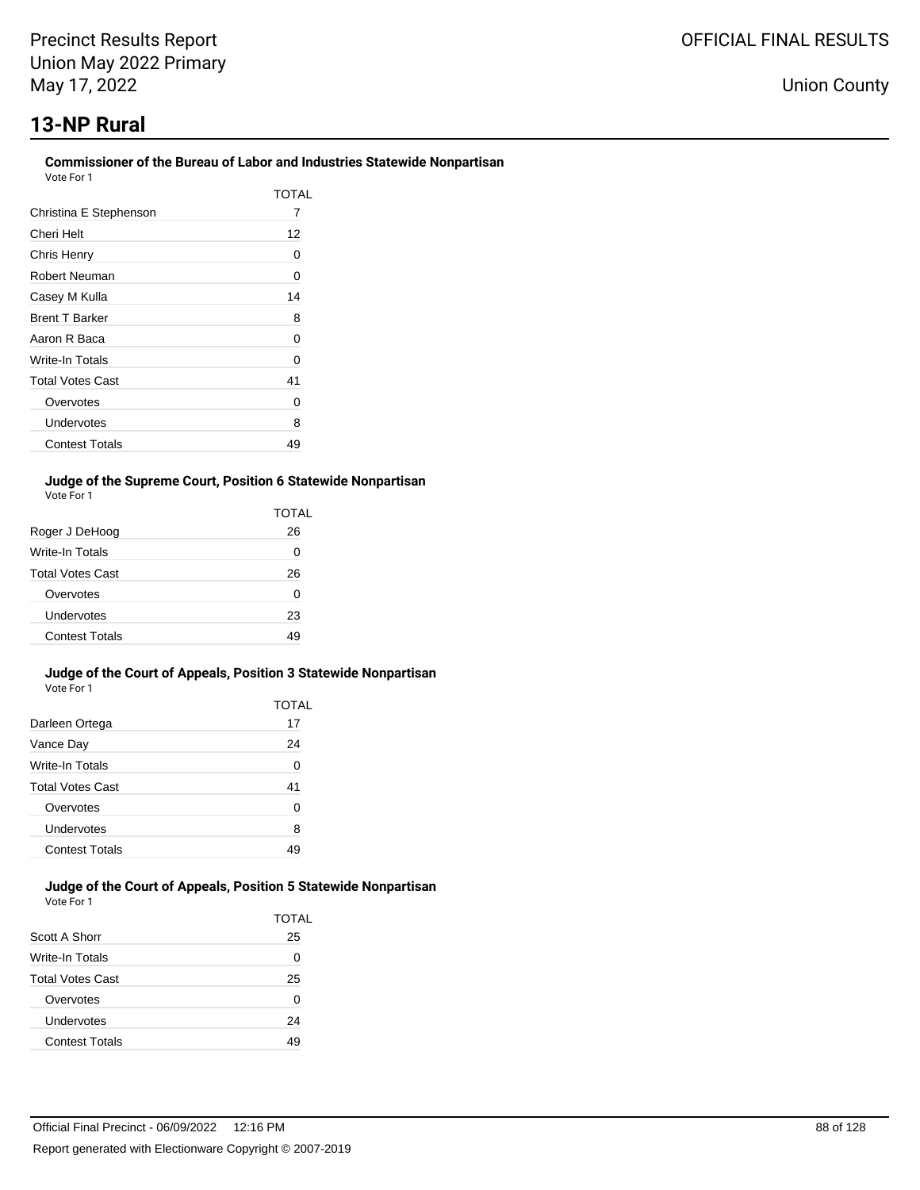# 13-NP Rural

### Commissioner of the Bureau of Labor and Industries Statewide Nonpartisan

Vote For 1

| | TOTAL |
|---|---|
| Christina E Stephenson | 7 |
| Cheri Helt | 12 |
| Chris Henry | 0 |
| Robert Neuman | 0 |
| Casey M Kulla | 14 |
| Brent T Barker | 8 |
| Aaron R Baca | 0 |
| Write-In Totals | 0 |
| Total Votes Cast | 41 |
| Overvotes | 0 |
| Undervotes | 8 |
| Contest Totals | 49 |

### Judge of the Supreme Court, Position 6 Statewide Nonpartisan

Vote For 1

| | TOTAL |
|---|---|
| Roger J DeHoog | 26 |
| Write-In Totals | 0 |
| Total Votes Cast | 26 |
| Overvotes | 0 |
| Undervotes | 23 |
| Contest Totals | 49 |

### Judge of the Court of Appeals, Position 3 Statewide Nonpartisan

Vote For 1

| | TOTAL |
|---|---|
| Darleen Ortega | 17 |
| Vance Day | 24 |
| Write-In Totals | 0 |
| Total Votes Cast | 41 |
| Overvotes | 0 |
| Undervotes | 8 |
| Contest Totals | 49 |

### Judge of the Court of Appeals, Position 5 Statewide Nonpartisan

Vote For 1

| | TOTAL |
|---|---|
| Scott A Shorr | 25 |
| Write-In Totals | 0 |
| Total Votes Cast | 25 |
| Overvotes | 0 |
| Undervotes | 24 |
| Contest Totals | 49 |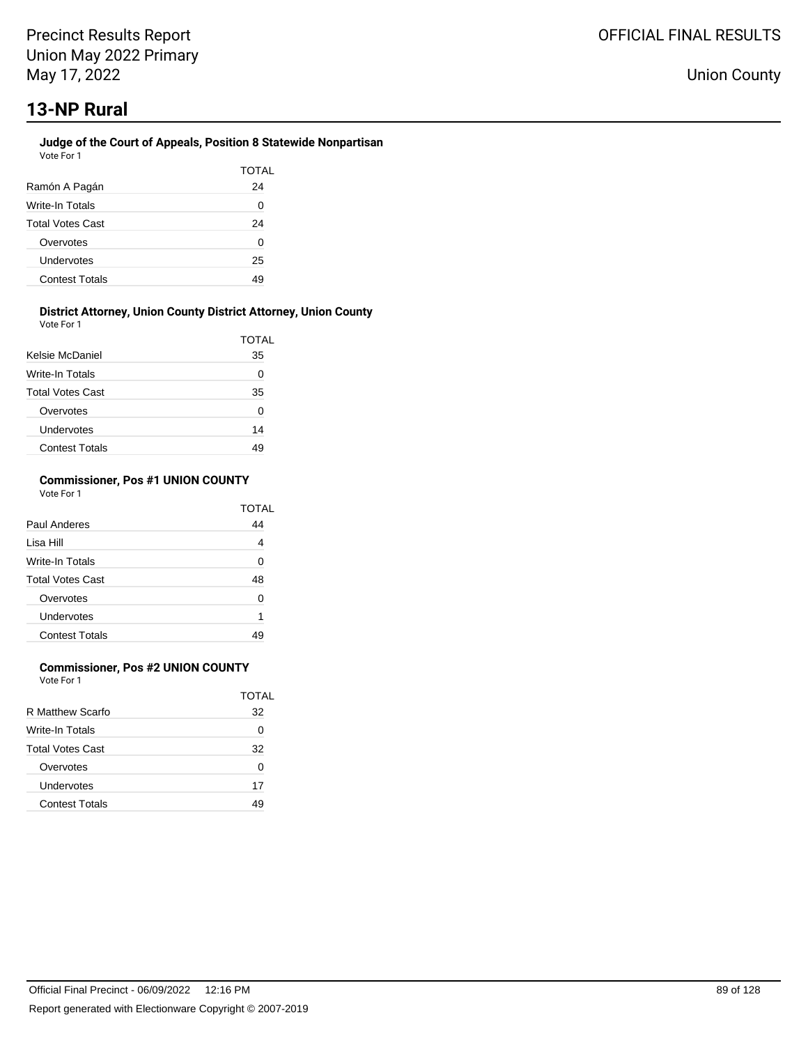# 13-NP Rural

### Judge of the Court of Appeals, Position 8 Statewide Nonpartisan

Vote For 1

| | TOTAL |
|---|---|
| Ramón A Pagán | 24 |
| Write-In Totals | 0 |
| Total Votes Cast | 24 |
| Overvotes | 0 |
| Undervotes | 25 |
| Contest Totals | 49 |

### District Attorney, Union County District Attorney, Union County

Vote For 1

| | TOTAL |
|---|---|
| Kelsie McDaniel | 35 |
| Write-In Totals | 0 |
| Total Votes Cast | 35 |
| Overvotes | 0 |
| Undervotes | 14 |
| Contest Totals | 49 |

### Commissioner, Pos #1 UNION COUNTY

Vote For 1

| | TOTAL |
|---|---|
| Paul Anderes | 44 |
| Lisa Hill | 4 |
| Write-In Totals | 0 |
| Total Votes Cast | 48 |
| Overvotes | 0 |
| Undervotes | 1 |
| Contest Totals | 49 |

### Commissioner, Pos #2 UNION COUNTY

Vote For 1

| | TOTAL |
|---|---|
| R Matthew Scarfo | 32 |
| Write-In Totals | 0 |
| Total Votes Cast | 32 |
| Overvotes | 0 |
| Undervotes | 17 |
| Contest Totals | 49 |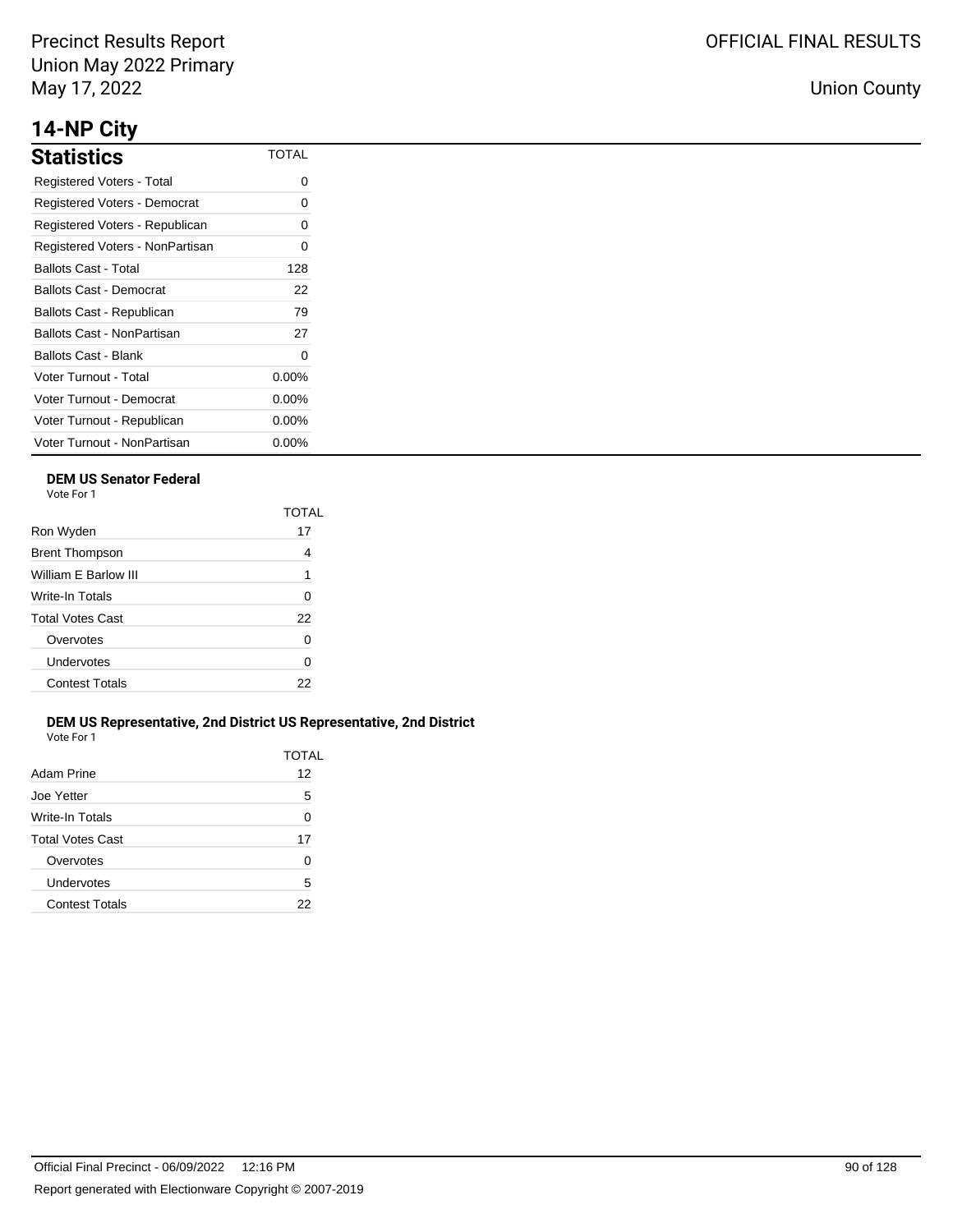# 14-NP City

## Statistics

| Statistics | TOTAL |
|---|---|
| Registered Voters - Total | 0 |
| Registered Voters - Democrat | 0 |
| Registered Voters - Republican | 0 |
| Registered Voters - NonPartisan | 0 |
| Ballots Cast - Total | 128 |
| Ballots Cast - Democrat | 22 |
| Ballots Cast - Republican | 79 |
| Ballots Cast - NonPartisan | 27 |
| Ballots Cast - Blank | 0 |
| Voter Turnout - Total | 0.00% |
| Voter Turnout - Democrat | 0.00% |
| Voter Turnout - Republican | 0.00% |
| Voter Turnout - NonPartisan | 0.00% |

### DEM US Senator Federal

Vote For 1

| | TOTAL |
|---|---|
| Ron Wyden | 17 |
| Brent Thompson | 4 |
| William E Barlow III | 1 |
| Write-In Totals | 0 |
| Total Votes Cast | 22 |
| Overvotes | 0 |
| Undervotes | 0 |
| Contest Totals | 22 |

### DEM US Representative, 2nd District US Representative, 2nd District

Vote For 1

| | TOTAL |
|---|---|
| Adam Prine | 12 |
| Joe Yetter | 5 |
| Write-In Totals | 0 |
| Total Votes Cast | 17 |
| Overvotes | 0 |
| Undervotes | 5 |
| Contest Totals | 22 |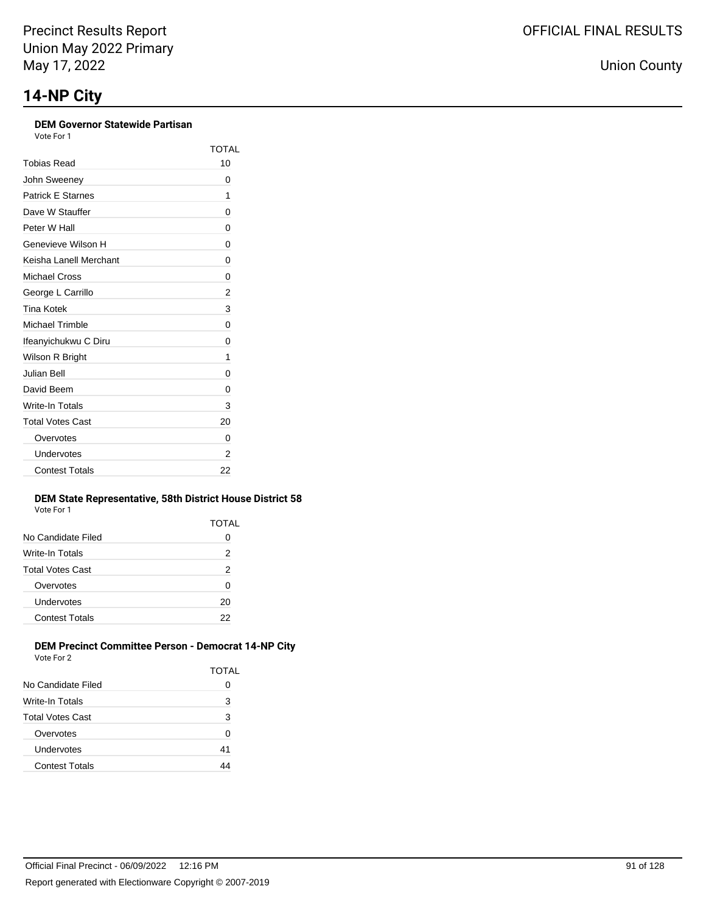Precinct Results Report
Union May 2022 Primary
May 17, 2022

OFFICIAL FINAL RESULTS

Union County

# 14-NP City

### DEM Governor Statewide Partisan

Vote For 1

| | TOTAL |
|---|---|
| Tobias Read | 10 |
| John Sweeney | 0 |
| Patrick E Starnes | 1 |
| Dave W Stauffer | 0 |
| Peter W Hall | 0 |
| Genevieve Wilson H | 0 |
| Keisha Lanell Merchant | 0 |
| Michael Cross | 0 |
| George L Carrillo | 2 |
| Tina Kotek | 3 |
| Michael Trimble | 0 |
| Ifeanyichukwu C Diru | 0 |
| Wilson R Bright | 1 |
| Julian Bell | 0 |
| David Beem | 0 |
| Write-In Totals | 3 |
| Total Votes Cast | 20 |
| Overvotes | 0 |
| Undervotes | 2 |
| Contest Totals | 22 |

### DEM State Representative, 58th District House District 58

Vote For 1

| | TOTAL |
|---|---|
| No Candidate Filed | 0 |
| Write-In Totals | 2 |
| Total Votes Cast | 2 |
| Overvotes | 0 |
| Undervotes | 20 |
| Contest Totals | 22 |

### DEM Precinct Committee Person - Democrat 14-NP City

Vote For 2

| | TOTAL |
|---|---|
| No Candidate Filed | 0 |
| Write-In Totals | 3 |
| Total Votes Cast | 3 |
| Overvotes | 0 |
| Undervotes | 41 |
| Contest Totals | 44 |

Official Final Precinct - 06/09/2022 12:16 PM

Report generated with Electionware Copyright © 2007-2019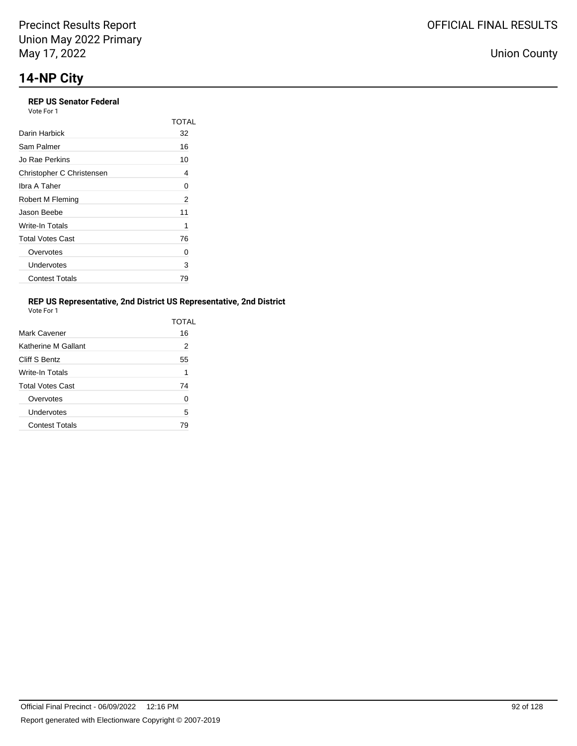# 14-NP City

### REP US Senator Federal

Vote For 1

| | TOTAL |
|---|---|
| Darin Harbick | 32 |
| Sam Palmer | 16 |
| Jo Rae Perkins | 10 |
| Christopher C Christensen | 4 |
| Ibra A Taher | 0 |
| Robert M Fleming | 2 |
| Jason Beebe | 11 |
| Write-In Totals | 1 |
| Total Votes Cast | 76 |
| Overvotes | 0 |
| Undervotes | 3 |
| Contest Totals | 79 |

### REP US Representative, 2nd District US Representative, 2nd District

Vote For 1

| | TOTAL |
|---|---|
| Mark Cavener | 16 |
| Katherine M Gallant | 2 |
| Cliff S Bentz | 55 |
| Write-In Totals | 1 |
| Total Votes Cast | 74 |
| Overvotes | 0 |
| Undervotes | 5 |
| Contest Totals | 79 |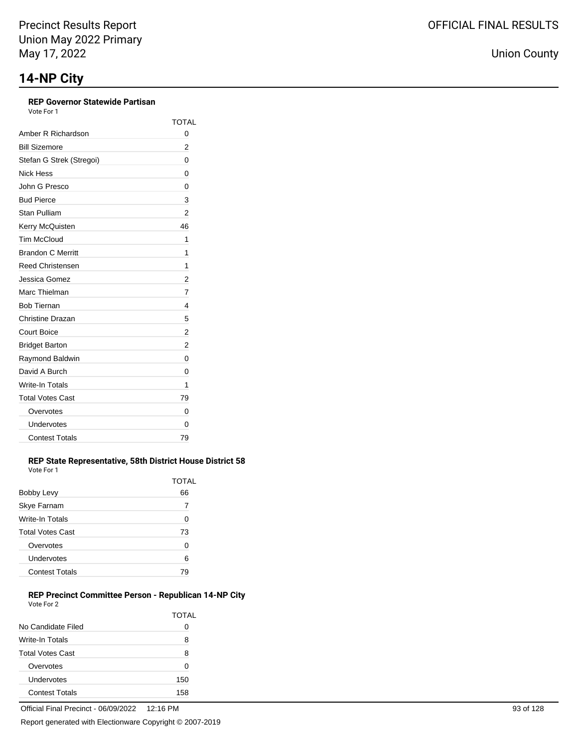# 14-NP City

### REP Governor Statewide Partisan

Vote For 1

| | TOTAL |
|---|---|
| Amber R Richardson | 0 |
| Bill Sizemore | 2 |
| Stefan G Strek (Stregoi) | 0 |
| Nick Hess | 0 |
| John G Presco | 0 |
| Bud Pierce | 3 |
| Stan Pulliam | 2 |
| Kerry McQuisten | 46 |
| Tim McCloud | 1 |
| Brandon C Merritt | 1 |
| Reed Christensen | 1 |
| Jessica Gomez | 2 |
| Marc Thielman | 7 |
| Bob Tiernan | 4 |
| Christine Drazan | 5 |
| Court Boice | 2 |
| Bridget Barton | 2 |
| Raymond Baldwin | 0 |
| David A Burch | 0 |
| Write-In Totals | 1 |
| Total Votes Cast | 79 |
| Overvotes | 0 |
| Undervotes | 0 |
| Contest Totals | 79 |

### REP State Representative, 58th District House District 58

Vote For 1

| | TOTAL |
|---|---|
| Bobby Levy | 66 |
| Skye Farnam | 7 |
| Write-In Totals | 0 |
| Total Votes Cast | 73 |
| Overvotes | 0 |
| Undervotes | 6 |
| Contest Totals | 79 |

### REP Precinct Committee Person - Republican 14-NP City

Vote For 2

| | TOTAL |
|---|---|
| No Candidate Filed | 0 |
| Write-In Totals | 8 |
| Total Votes Cast | 8 |
| Overvotes | 0 |
| Undervotes | 150 |
| Contest Totals | 158 |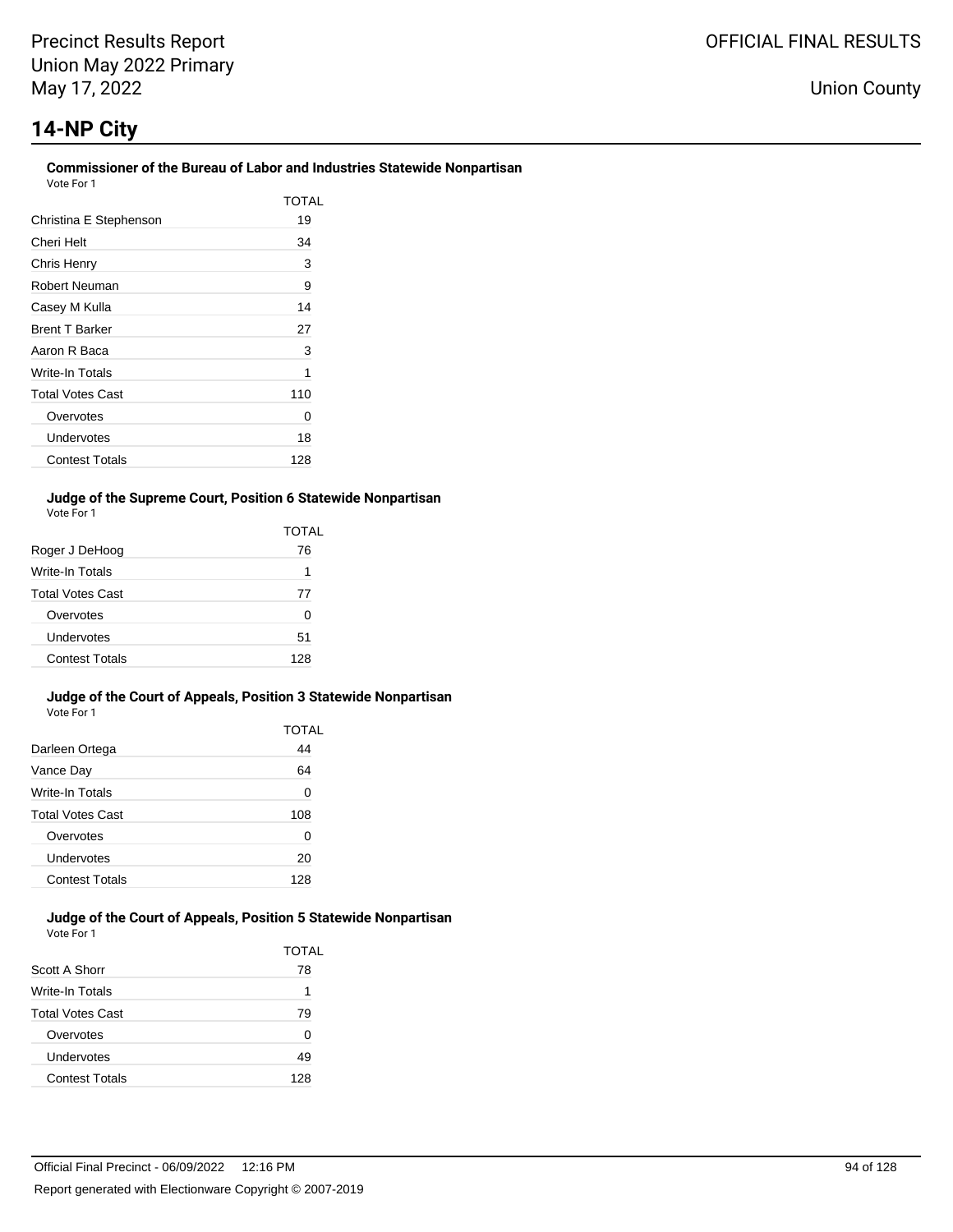# 14-NP City

### Commissioner of the Bureau of Labor and Industries Statewide Nonpartisan

Vote For 1

| | TOTAL |
|---|---|
| Christina E Stephenson | 19 |
| Cheri Helt | 34 |
| Chris Henry | 3 |
| Robert Neuman | 9 |
| Casey M Kulla | 14 |
| Brent T Barker | 27 |
| Aaron R Baca | 3 |
| Write-In Totals | 1 |
| Total Votes Cast | 110 |
| Overvotes | 0 |
| Undervotes | 18 |
| Contest Totals | 128 |

### Judge of the Supreme Court, Position 6 Statewide Nonpartisan

Vote For 1

| | TOTAL |
|---|---|
| Roger J DeHoog | 76 |
| Write-In Totals | 1 |
| Total Votes Cast | 77 |
| Overvotes | 0 |
| Undervotes | 51 |
| Contest Totals | 128 |

### Judge of the Court of Appeals, Position 3 Statewide Nonpartisan

Vote For 1

| | TOTAL |
|---|---|
| Darleen Ortega | 44 |
| Vance Day | 64 |
| Write-In Totals | 0 |
| Total Votes Cast | 108 |
| Overvotes | 0 |
| Undervotes | 20 |
| Contest Totals | 128 |

### Judge of the Court of Appeals, Position 5 Statewide Nonpartisan

Vote For 1

| | TOTAL |
|---|---|
| Scott A Shorr | 78 |
| Write-In Totals | 1 |
| Total Votes Cast | 79 |
| Overvotes | 0 |
| Undervotes | 49 |
| Contest Totals | 128 |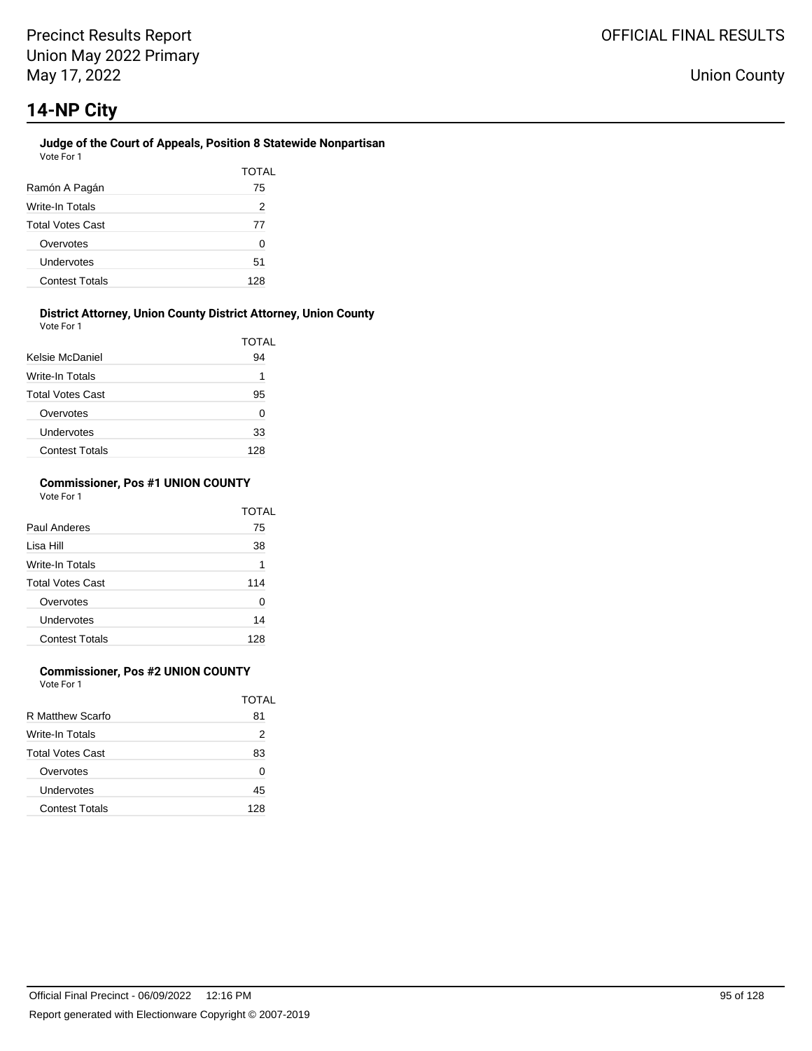# 14-NP City

### Judge of the Court of Appeals, Position 8 Statewide Nonpartisan

Vote For 1

| | TOTAL |
|---|---|
| Ramón A Pagán | 75 |
| Write-In Totals | 2 |
| Total Votes Cast | 77 |
| Overvotes | 0 |
| Undervotes | 51 |
| Contest Totals | 128 |

### District Attorney, Union County District Attorney, Union County

Vote For 1

| | TOTAL |
|---|---|
| Kelsie McDaniel | 94 |
| Write-In Totals | 1 |
| Total Votes Cast | 95 |
| Overvotes | 0 |
| Undervotes | 33 |
| Contest Totals | 128 |

### Commissioner, Pos #1 UNION COUNTY

Vote For 1

| | TOTAL |
|---|---|
| Paul Anderes | 75 |
| Lisa Hill | 38 |
| Write-In Totals | 1 |
| Total Votes Cast | 114 |
| Overvotes | 0 |
| Undervotes | 14 |
| Contest Totals | 128 |

### Commissioner, Pos #2 UNION COUNTY

Vote For 1

| | TOTAL |
|---|---|
| R Matthew Scarfo | 81 |
| Write-In Totals | 2 |
| Total Votes Cast | 83 |
| Overvotes | 0 |
| Undervotes | 45 |
| Contest Totals | 128 |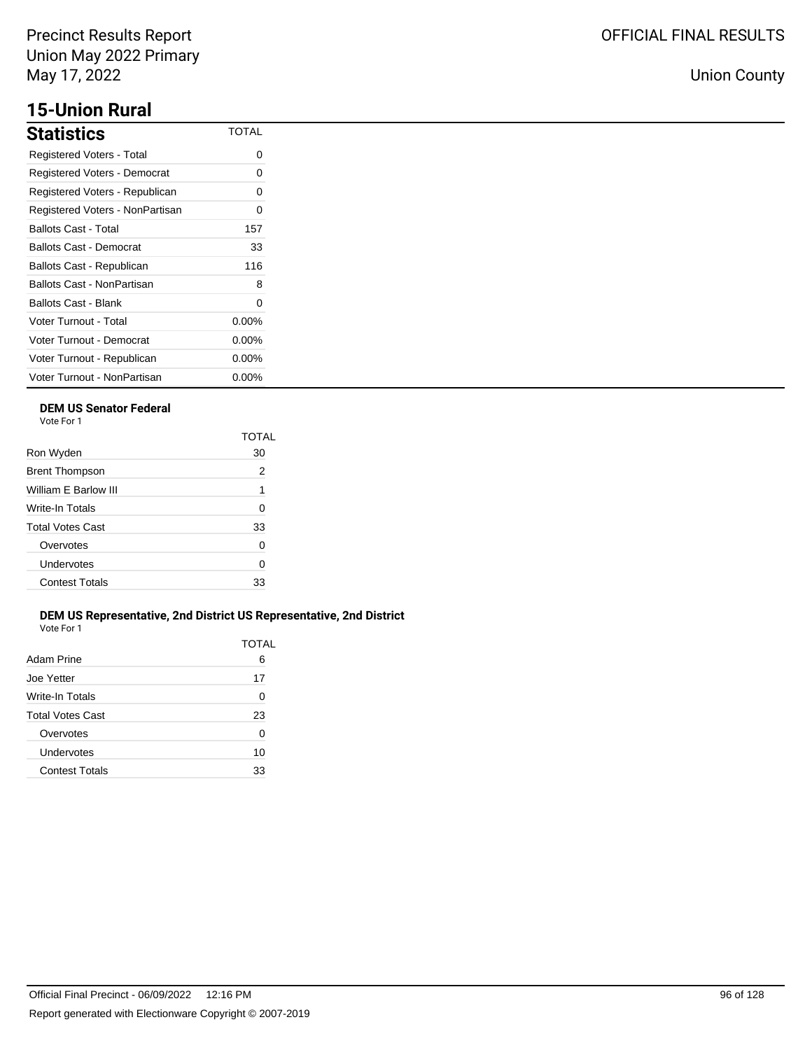## 15-Union Rural

### Statistics

| Statistics | TOTAL |
|---|---|
| Registered Voters - Total | 0 |
| Registered Voters - Democrat | 0 |
| Registered Voters - Republican | 0 |
| Registered Voters - NonPartisan | 0 |
| Ballots Cast - Total | 157 |
| Ballots Cast - Democrat | 33 |
| Ballots Cast - Republican | 116 |
| Ballots Cast - NonPartisan | 8 |
| Ballots Cast - Blank | 0 |
| Voter Turnout - Total | 0.00% |
| Voter Turnout - Democrat | 0.00% |
| Voter Turnout - Republican | 0.00% |
| Voter Turnout - NonPartisan | 0.00% |

**DEM US Senator Federal**
Vote For 1

| | TOTAL |
|---|---|
| Ron Wyden | 30 |
| Brent Thompson | 2 |
| William E Barlow III | 1 |
| Write-In Totals | 0 |
| Total Votes Cast | 33 |
| Overvotes | 0 |
| Undervotes | 0 |
| Contest Totals | 33 |

**DEM US Representative, 2nd District US Representative, 2nd District**
Vote For 1

| | TOTAL |
|---|---|
| Adam Prine | 6 |
| Joe Yetter | 17 |
| Write-In Totals | 0 |
| Total Votes Cast | 23 |
| Overvotes | 0 |
| Undervotes | 10 |
| Contest Totals | 33 |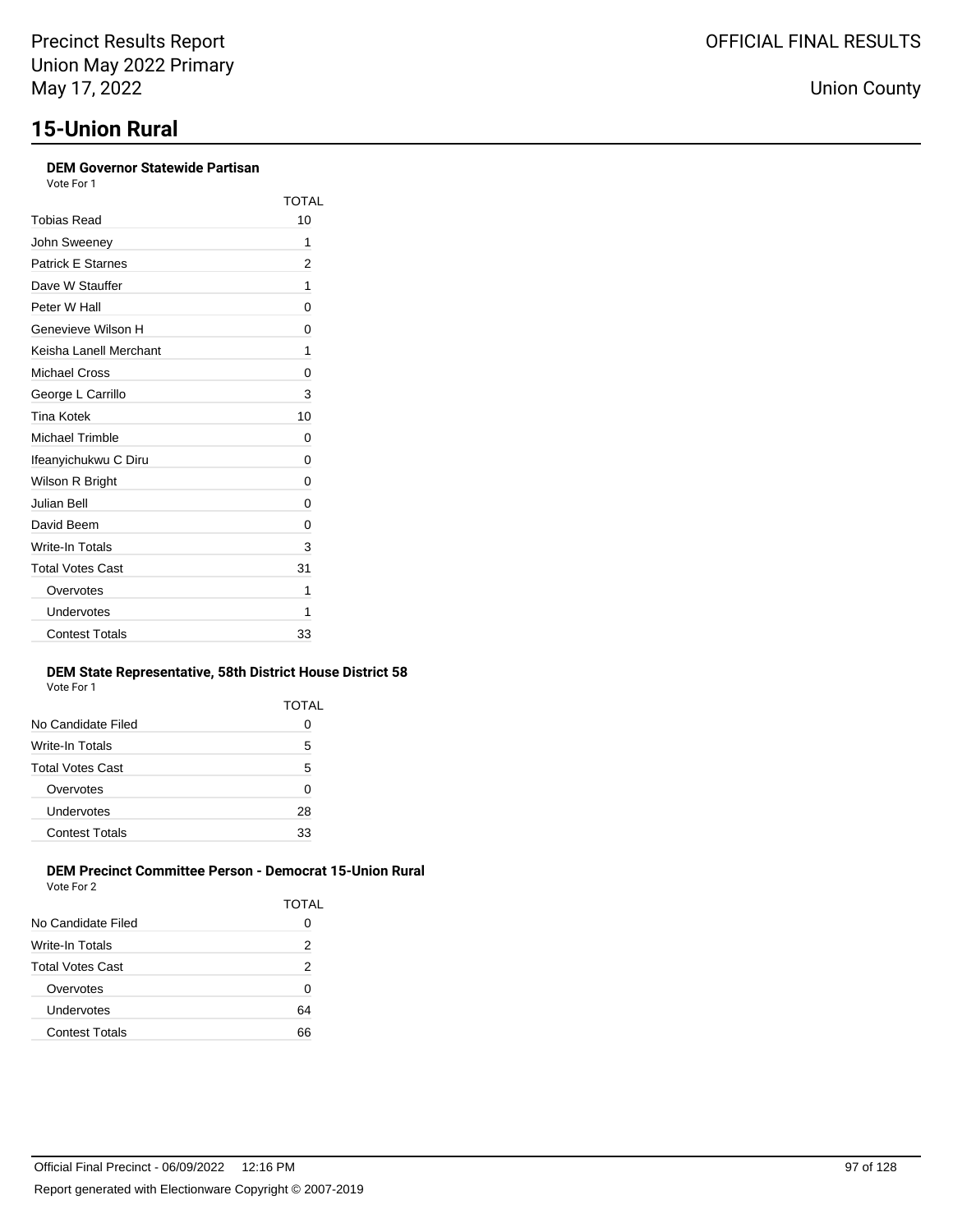# 15-Union Rural

### DEM Governor Statewide Partisan

Vote For 1

| | TOTAL |
|---|---|
| Tobias Read | 10 |
| John Sweeney | 1 |
| Patrick E Starnes | 2 |
| Dave W Stauffer | 1 |
| Peter W Hall | 0 |
| Genevieve Wilson H | 0 |
| Keisha Lanell Merchant | 1 |
| Michael Cross | 0 |
| George L Carrillo | 3 |
| Tina Kotek | 10 |
| Michael Trimble | 0 |
| Ifeanyichukwu C Diru | 0 |
| Wilson R Bright | 0 |
| Julian Bell | 0 |
| David Beem | 0 |
| Write-In Totals | 3 |
| Total Votes Cast | 31 |
| Overvotes | 1 |
| Undervotes | 1 |
| Contest Totals | 33 |

### DEM State Representative, 58th District House District 58

Vote For 1

| | TOTAL |
|---|---|
| No Candidate Filed | 0 |
| Write-In Totals | 5 |
| Total Votes Cast | 5 |
| Overvotes | 0 |
| Undervotes | 28 |
| Contest Totals | 33 |

### DEM Precinct Committee Person - Democrat 15-Union Rural

Vote For 2

| | TOTAL |
|---|---|
| No Candidate Filed | 0 |
| Write-In Totals | 2 |
| Total Votes Cast | 2 |
| Overvotes | 0 |
| Undervotes | 64 |
| Contest Totals | 66 |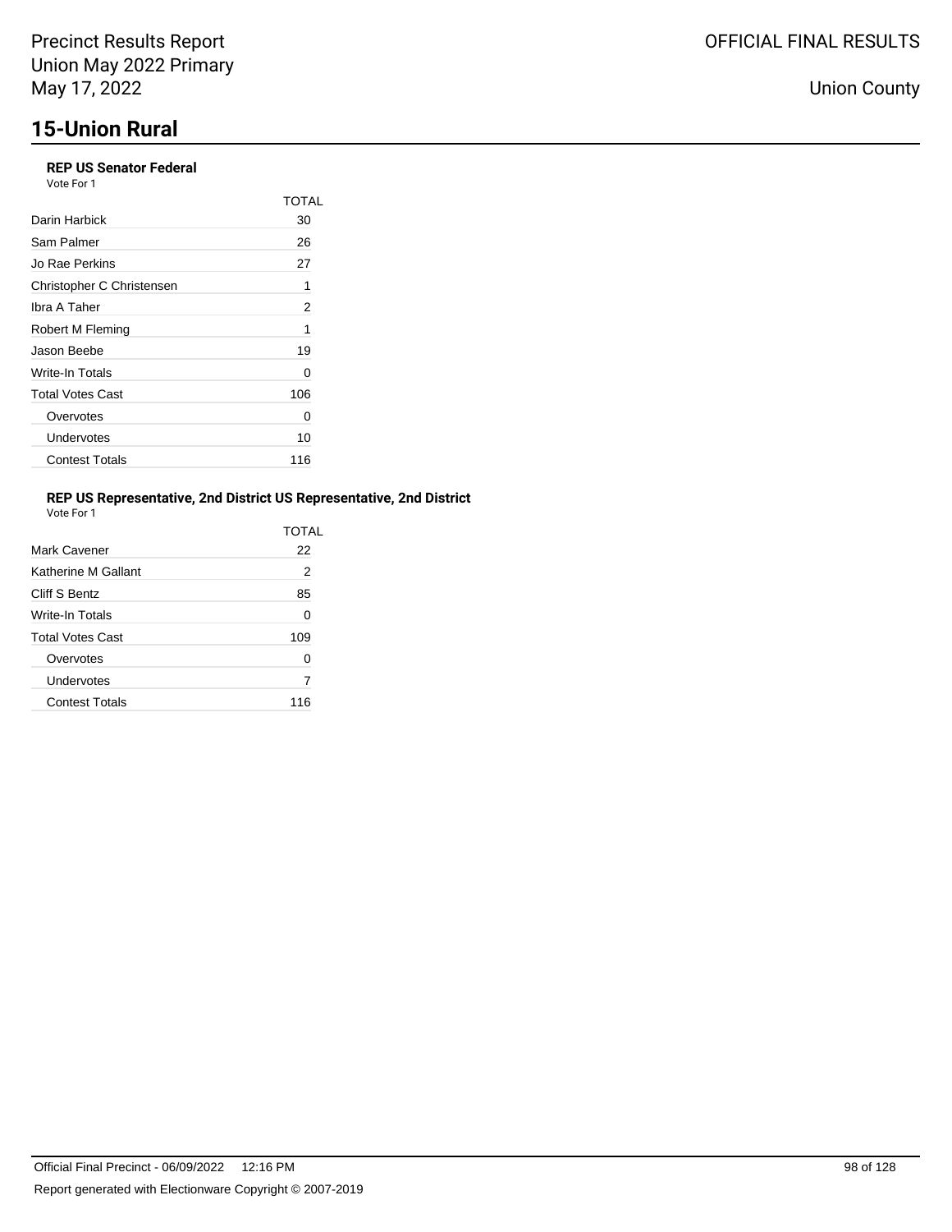# 15-Union Rural

### REP US Senator Federal

Vote For 1

| | TOTAL |
|---|---|
| Darin Harbick | 30 |
| Sam Palmer | 26 |
| Jo Rae Perkins | 27 |
| Christopher C Christensen | 1 |
| Ibra A Taher | 2 |
| Robert M Fleming | 1 |
| Jason Beebe | 19 |
| Write-In Totals | 0 |
| Total Votes Cast | 106 |
| Overvotes | 0 |
| Undervotes | 10 |
| Contest Totals | 116 |

### REP US Representative, 2nd District US Representative, 2nd District

Vote For 1

| | TOTAL |
|---|---|
| Mark Cavener | 22 |
| Katherine M Gallant | 2 |
| Cliff S Bentz | 85 |
| Write-In Totals | 0 |
| Total Votes Cast | 109 |
| Overvotes | 0 |
| Undervotes | 7 |
| Contest Totals | 116 |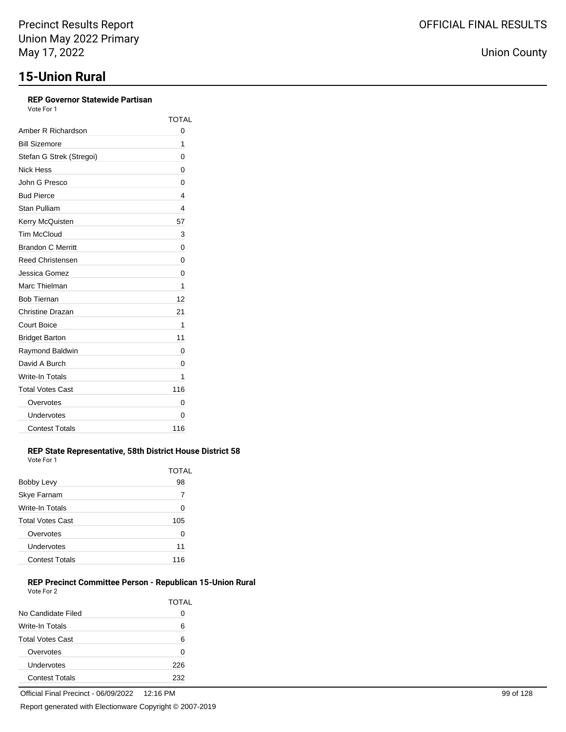# 15-Union Rural

### REP Governor Statewide Partisan

Vote For 1

| | TOTAL |
|---|---|
| Amber R Richardson | 0 |
| Bill Sizemore | 1 |
| Stefan G Strek (Stregoi) | 0 |
| Nick Hess | 0 |
| John G Presco | 0 |
| Bud Pierce | 4 |
| Stan Pulliam | 4 |
| Kerry McQuisten | 57 |
| Tim McCloud | 3 |
| Brandon C Merritt | 0 |
| Reed Christensen | 0 |
| Jessica Gomez | 0 |
| Marc Thielman | 1 |
| Bob Tiernan | 12 |
| Christine Drazan | 21 |
| Court Boice | 1 |
| Bridget Barton | 11 |
| Raymond Baldwin | 0 |
| David A Burch | 0 |
| Write-In Totals | 1 |
| Total Votes Cast | 116 |
| Overvotes | 0 |
| Undervotes | 0 |
| Contest Totals | 116 |

### REP State Representative, 58th District House District 58

Vote For 1

| | TOTAL |
|---|---|
| Bobby Levy | 98 |
| Skye Farnam | 7 |
| Write-In Totals | 0 |
| Total Votes Cast | 105 |
| Overvotes | 0 |
| Undervotes | 11 |
| Contest Totals | 116 |

### REP Precinct Committee Person - Republican 15-Union Rural

Vote For 2

| | TOTAL |
|---|---|
| No Candidate Filed | 0 |
| Write-In Totals | 6 |
| Total Votes Cast | 6 |
| Overvotes | 0 |
| Undervotes | 226 |
| Contest Totals | 232 |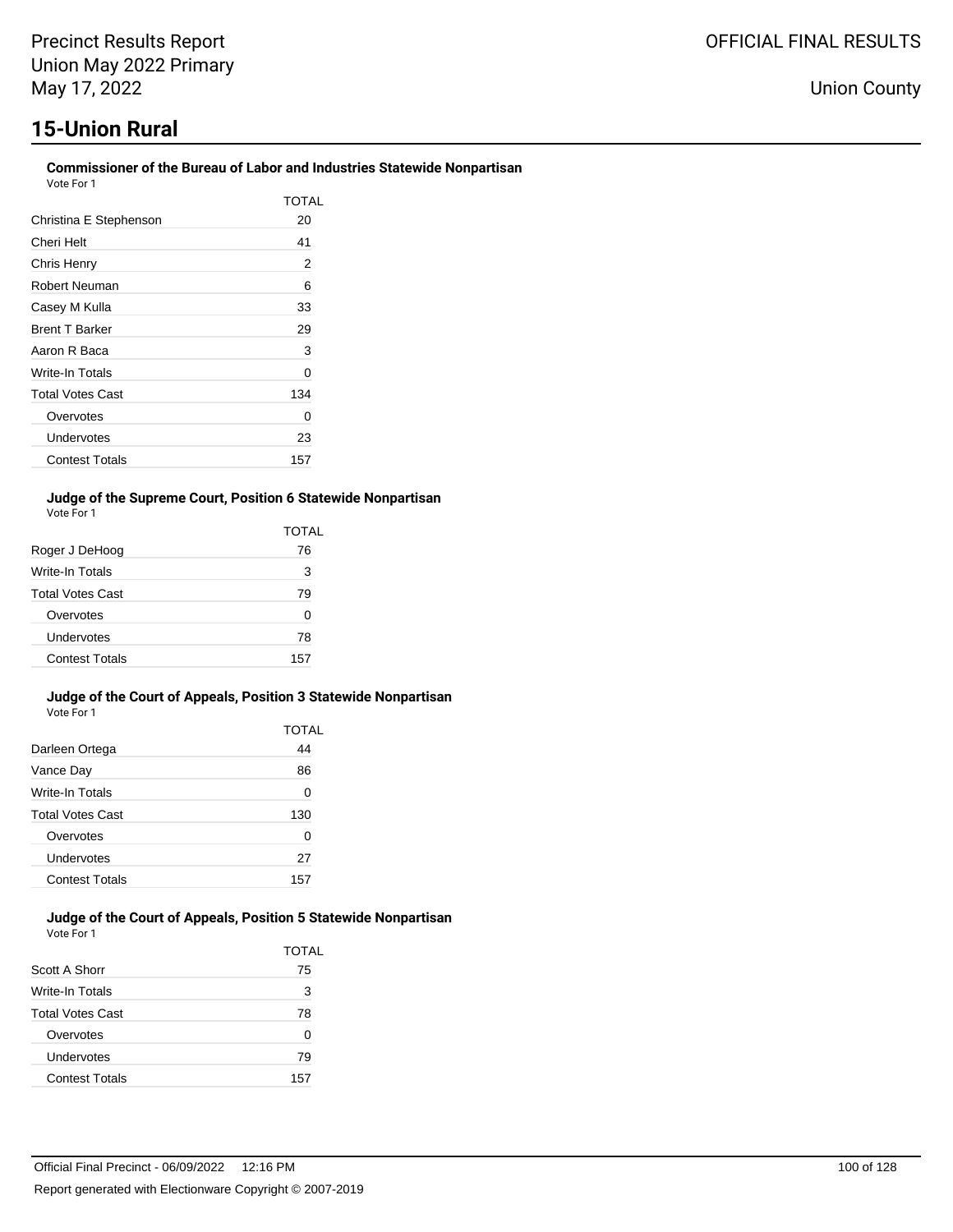# 15-Union Rural

### Commissioner of the Bureau of Labor and Industries Statewide Nonpartisan

Vote For 1

| | TOTAL |
|---|---|
| Christina E Stephenson | 20 |
| Cheri Helt | 41 |
| Chris Henry | 2 |
| Robert Neuman | 6 |
| Casey M Kulla | 33 |
| Brent T Barker | 29 |
| Aaron R Baca | 3 |
| Write-In Totals | 0 |
| Total Votes Cast | 134 |
| Overvotes | 0 |
| Undervotes | 23 |
| Contest Totals | 157 |

### Judge of the Supreme Court, Position 6 Statewide Nonpartisan

Vote For 1

| | TOTAL |
|---|---|
| Roger J DeHoog | 76 |
| Write-In Totals | 3 |
| Total Votes Cast | 79 |
| Overvotes | 0 |
| Undervotes | 78 |
| Contest Totals | 157 |

### Judge of the Court of Appeals, Position 3 Statewide Nonpartisan

Vote For 1

| | TOTAL |
|---|---|
| Darleen Ortega | 44 |
| Vance Day | 86 |
| Write-In Totals | 0 |
| Total Votes Cast | 130 |
| Overvotes | 0 |
| Undervotes | 27 |
| Contest Totals | 157 |

### Judge of the Court of Appeals, Position 5 Statewide Nonpartisan

Vote For 1

| | TOTAL |
|---|---|
| Scott A Shorr | 75 |
| Write-In Totals | 3 |
| Total Votes Cast | 78 |
| Overvotes | 0 |
| Undervotes | 79 |
| Contest Totals | 157 |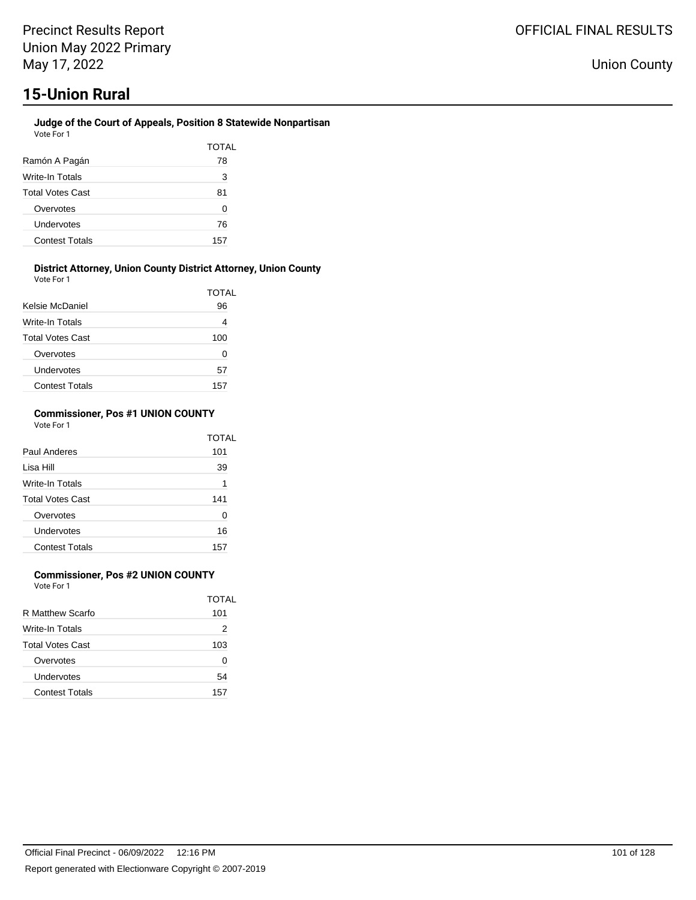# 15-Union Rural

### Judge of the Court of Appeals, Position 8 Statewide Nonpartisan

Vote For 1

| | TOTAL |
|---|---|
| Ramón A Pagán | 78 |
| Write-In Totals | 3 |
| Total Votes Cast | 81 |
| Overvotes | 0 |
| Undervotes | 76 |
| Contest Totals | 157 |

### District Attorney, Union County District Attorney, Union County

Vote For 1

| | TOTAL |
|---|---|
| Kelsie McDaniel | 96 |
| Write-In Totals | 4 |
| Total Votes Cast | 100 |
| Overvotes | 0 |
| Undervotes | 57 |
| Contest Totals | 157 |

### Commissioner, Pos #1 UNION COUNTY

Vote For 1

| | TOTAL |
|---|---|
| Paul Anderes | 101 |
| Lisa Hill | 39 |
| Write-In Totals | 1 |
| Total Votes Cast | 141 |
| Overvotes | 0 |
| Undervotes | 16 |
| Contest Totals | 157 |

### Commissioner, Pos #2 UNION COUNTY

Vote For 1

| | TOTAL |
|---|---|
| R Matthew Scarfo | 101 |
| Write-In Totals | 2 |
| Total Votes Cast | 103 |
| Overvotes | 0 |
| Undervotes | 54 |
| Contest Totals | 157 |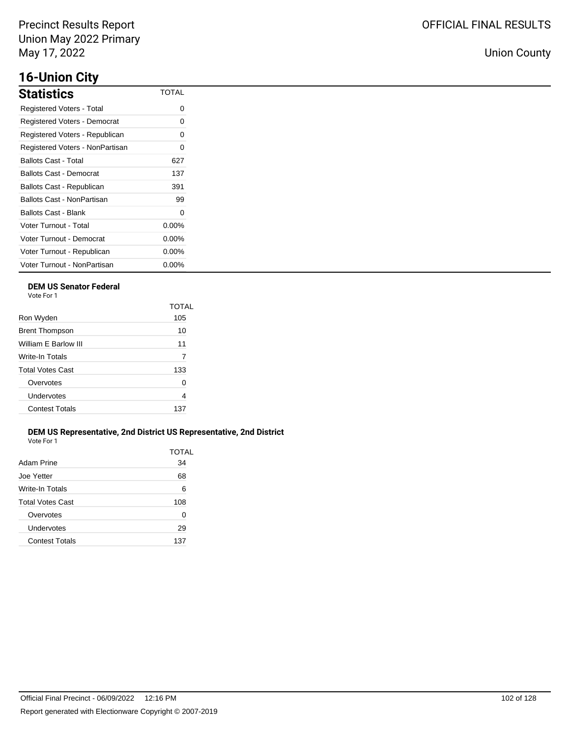## 16-Union City

### Statistics

| Statistics | TOTAL |
|---|---|
| Registered Voters - Total | 0 |
| Registered Voters - Democrat | 0 |
| Registered Voters - Republican | 0 |
| Registered Voters - NonPartisan | 0 |
| Ballots Cast - Total | 627 |
| Ballots Cast - Democrat | 137 |
| Ballots Cast - Republican | 391 |
| Ballots Cast - NonPartisan | 99 |
| Ballots Cast - Blank | 0 |
| Voter Turnout - Total | 0.00% |
| Voter Turnout - Democrat | 0.00% |
| Voter Turnout - Republican | 0.00% |
| Voter Turnout - NonPartisan | 0.00% |

**DEM US Senator Federal**

Vote For 1

| | TOTAL |
|---|---|
| Ron Wyden | 105 |
| Brent Thompson | 10 |
| William E Barlow III | 11 |
| Write-In Totals | 7 |
| Total Votes Cast | 133 |
| Overvotes | 0 |
| Undervotes | 4 |
| Contest Totals | 137 |

**DEM US Representative, 2nd District US Representative, 2nd District**

Vote For 1

| | TOTAL |
|---|---|
| Adam Prine | 34 |
| Joe Yetter | 68 |
| Write-In Totals | 6 |
| Total Votes Cast | 108 |
| Overvotes | 0 |
| Undervotes | 29 |
| Contest Totals | 137 |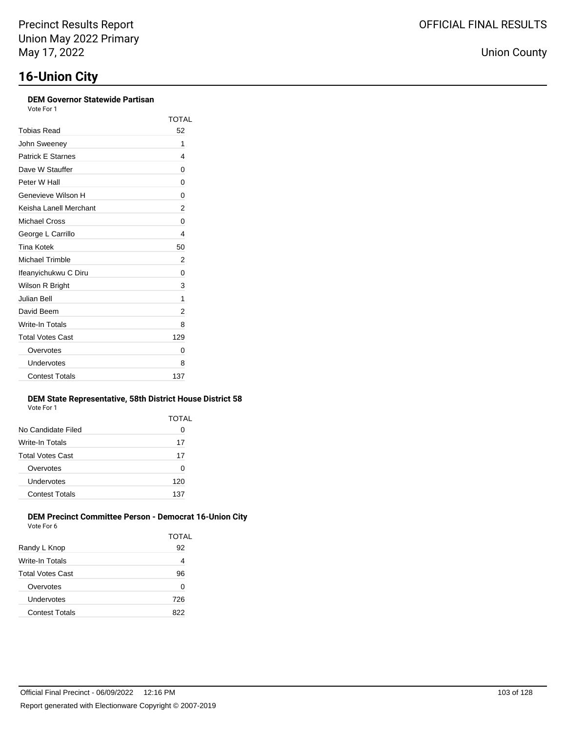Precinct Results Report
Union May 2022 Primary
May 17, 2022

OFFICIAL FINAL RESULTS

Union County

# 16-Union City

### DEM Governor Statewide Partisan

Vote For 1

| | TOTAL |
|---|---|
| Tobias Read | 52 |
| John Sweeney | 1 |
| Patrick E Starnes | 4 |
| Dave W Stauffer | 0 |
| Peter W Hall | 0 |
| Genevieve Wilson H | 0 |
| Keisha Lanell Merchant | 2 |
| Michael Cross | 0 |
| George L Carrillo | 4 |
| Tina Kotek | 50 |
| Michael Trimble | 2 |
| Ifeanyichukwu C Diru | 0 |
| Wilson R Bright | 3 |
| Julian Bell | 1 |
| David Beem | 2 |
| Write-In Totals | 8 |
| Total Votes Cast | 129 |
| Overvotes | 0 |
| Undervotes | 8 |
| Contest Totals | 137 |

### DEM State Representative, 58th District House District 58

Vote For 1

| | TOTAL |
|---|---|
| No Candidate Filed | 0 |
| Write-In Totals | 17 |
| Total Votes Cast | 17 |
| Overvotes | 0 |
| Undervotes | 120 |
| Contest Totals | 137 |

### DEM Precinct Committee Person - Democrat 16-Union City

Vote For 6

| | TOTAL |
|---|---|
| Randy L Knop | 92 |
| Write-In Totals | 4 |
| Total Votes Cast | 96 |
| Overvotes | 0 |
| Undervotes | 726 |
| Contest Totals | 822 |

Official Final Precinct - 06/09/2022 12:16 PM

Report generated with Electionware Copyright © 2007-2019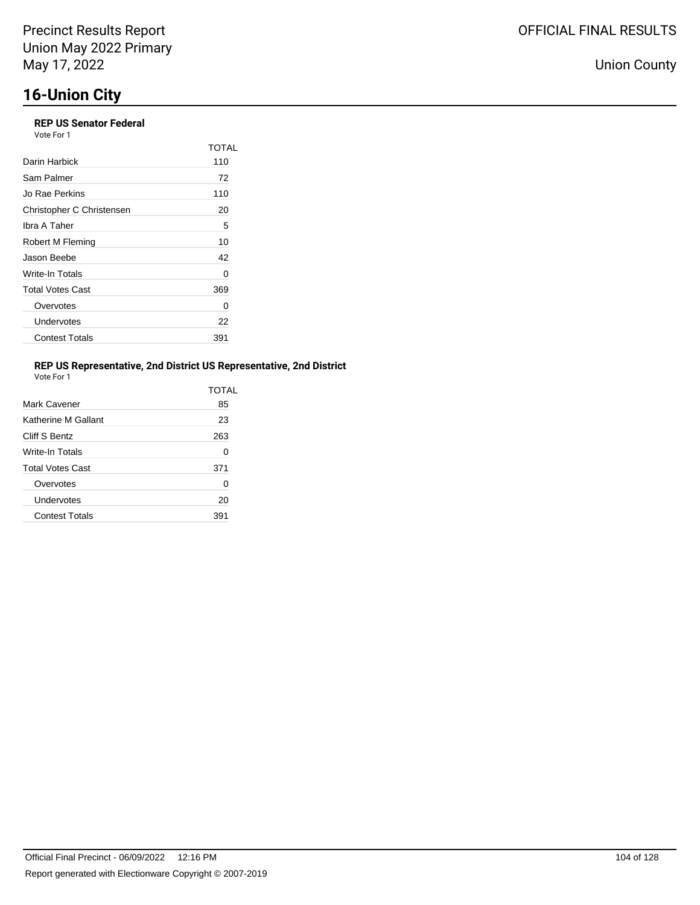# 16-Union City

### REP US Senator Federal

Vote For 1

| | TOTAL |
|---|---|
| Darin Harbick | 110 |
| Sam Palmer | 72 |
| Jo Rae Perkins | 110 |
| Christopher C Christensen | 20 |
| Ibra A Taher | 5 |
| Robert M Fleming | 10 |
| Jason Beebe | 42 |
| Write-In Totals | 0 |
| Total Votes Cast | 369 |
| Overvotes | 0 |
| Undervotes | 22 |
| Contest Totals | 391 |

### REP US Representative, 2nd District US Representative, 2nd District

Vote For 1

| | TOTAL |
|---|---|
| Mark Cavener | 85 |
| Katherine M Gallant | 23 |
| Cliff S Bentz | 263 |
| Write-In Totals | 0 |
| Total Votes Cast | 371 |
| Overvotes | 0 |
| Undervotes | 20 |
| Contest Totals | 391 |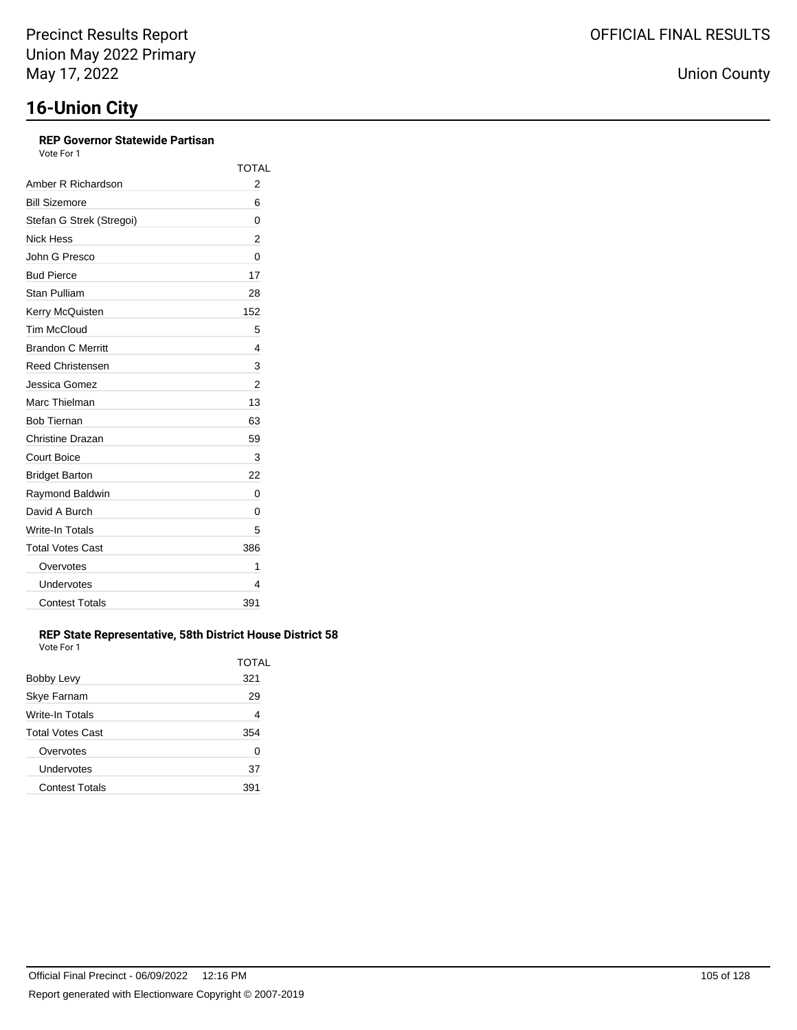# 16-Union City

**REP Governor Statewide Partisan**
Vote For 1

| | TOTAL |
|---|---|
| Amber R Richardson | 2 |
| Bill Sizemore | 6 |
| Stefan G Strek (Stregoi) | 0 |
| Nick Hess | 2 |
| John G Presco | 0 |
| Bud Pierce | 17 |
| Stan Pulliam | 28 |
| Kerry McQuisten | 152 |
| Tim McCloud | 5 |
| Brandon C Merritt | 4 |
| Reed Christensen | 3 |
| Jessica Gomez | 2 |
| Marc Thielman | 13 |
| Bob Tiernan | 63 |
| Christine Drazan | 59 |
| Court Boice | 3 |
| Bridget Barton | 22 |
| Raymond Baldwin | 0 |
| David A Burch | 0 |
| Write-In Totals | 5 |
| Total Votes Cast | 386 |
| Overvotes | 1 |
| Undervotes | 4 |
| Contest Totals | 391 |

**REP State Representative, 58th District House District 58**
Vote For 1

| | TOTAL |
|---|---|
| Bobby Levy | 321 |
| Skye Farnam | 29 |
| Write-In Totals | 4 |
| Total Votes Cast | 354 |
| Overvotes | 0 |
| Undervotes | 37 |
| Contest Totals | 391 |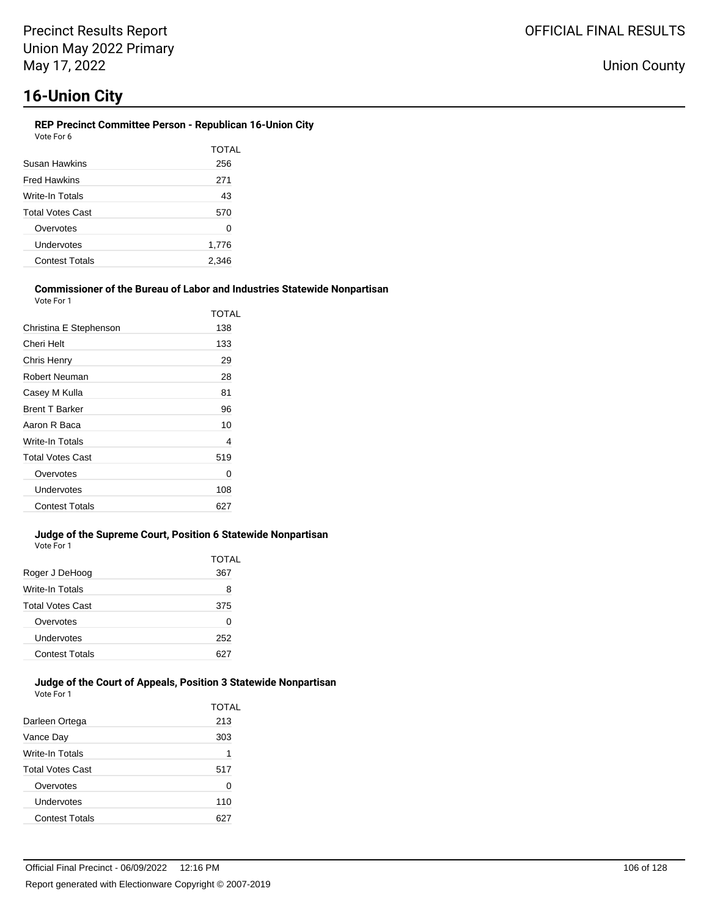# 16-Union City

### REP Precinct Committee Person - Republican 16-Union City

Vote For 6

| | TOTAL |
|---|---|
| Susan Hawkins | 256 |
| Fred Hawkins | 271 |
| Write-In Totals | 43 |
| Total Votes Cast | 570 |
| Overvotes | 0 |
| Undervotes | 1,776 |
| Contest Totals | 2,346 |

### Commissioner of the Bureau of Labor and Industries Statewide Nonpartisan

Vote For 1

| | TOTAL |
|---|---|
| Christina E Stephenson | 138 |
| Cheri Helt | 133 |
| Chris Henry | 29 |
| Robert Neuman | 28 |
| Casey M Kulla | 81 |
| Brent T Barker | 96 |
| Aaron R Baca | 10 |
| Write-In Totals | 4 |
| Total Votes Cast | 519 |
| Overvotes | 0 |
| Undervotes | 108 |
| Contest Totals | 627 |

### Judge of the Supreme Court, Position 6 Statewide Nonpartisan

Vote For 1

| | TOTAL |
|---|---|
| Roger J DeHoog | 367 |
| Write-In Totals | 8 |
| Total Votes Cast | 375 |
| Overvotes | 0 |
| Undervotes | 252 |
| Contest Totals | 627 |

### Judge of the Court of Appeals, Position 3 Statewide Nonpartisan

Vote For 1

| | TOTAL |
|---|---|
| Darleen Ortega | 213 |
| Vance Day | 303 |
| Write-In Totals | 1 |
| Total Votes Cast | 517 |
| Overvotes | 0 |
| Undervotes | 110 |
| Contest Totals | 627 |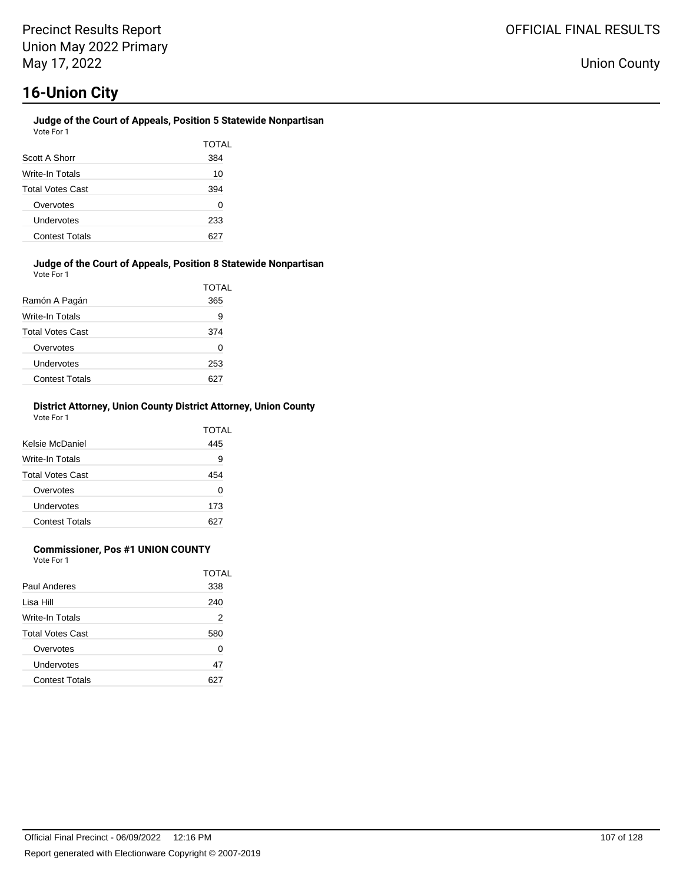# 16-Union City

### Judge of the Court of Appeals, Position 5 Statewide Nonpartisan

Vote For 1

| | TOTAL |
|---|---|
| Scott A Shorr | 384 |
| Write-In Totals | 10 |
| Total Votes Cast | 394 |
| Overvotes | 0 |
| Undervotes | 233 |
| Contest Totals | 627 |

### Judge of the Court of Appeals, Position 8 Statewide Nonpartisan

Vote For 1

| | TOTAL |
|---|---|
| Ramón A Pagán | 365 |
| Write-In Totals | 9 |
| Total Votes Cast | 374 |
| Overvotes | 0 |
| Undervotes | 253 |
| Contest Totals | 627 |

### District Attorney, Union County District Attorney, Union County

Vote For 1

| | TOTAL |
|---|---|
| Kelsie McDaniel | 445 |
| Write-In Totals | 9 |
| Total Votes Cast | 454 |
| Overvotes | 0 |
| Undervotes | 173 |
| Contest Totals | 627 |

### Commissioner, Pos #1 UNION COUNTY

Vote For 1

| | TOTAL |
|---|---|
| Paul Anderes | 338 |
| Lisa Hill | 240 |
| Write-In Totals | 2 |
| Total Votes Cast | 580 |
| Overvotes | 0 |
| Undervotes | 47 |
| Contest Totals | 627 |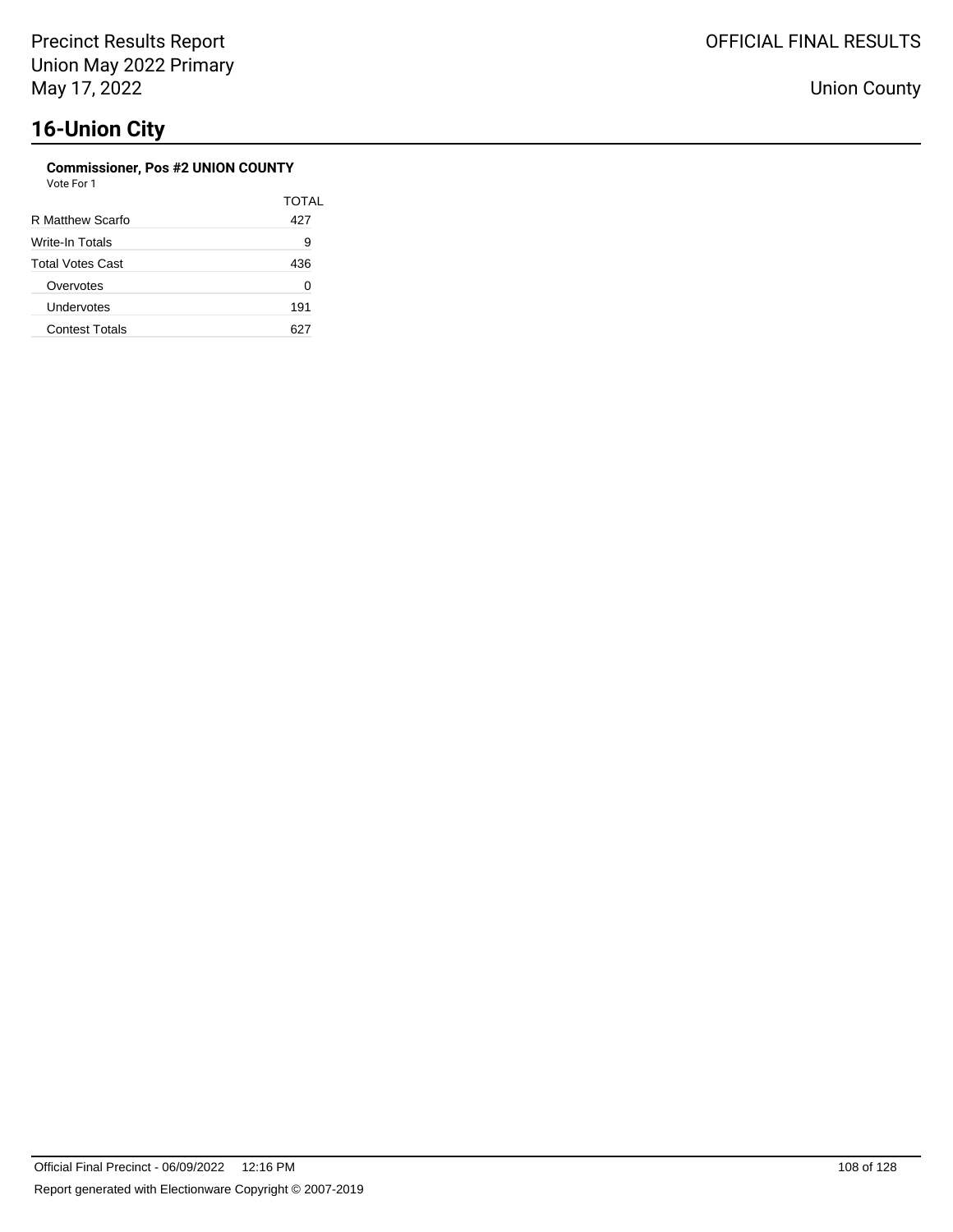## 16-Union City

**Commissioner, Pos #2 UNION COUNTY**

Vote For 1

| | TOTAL |
|---|---|
| R Matthew Scarfo | 427 |
| Write-In Totals | 9 |
| Total Votes Cast | 436 |
| Overvotes | 0 |
| Undervotes | 191 |
| Contest Totals | 627 |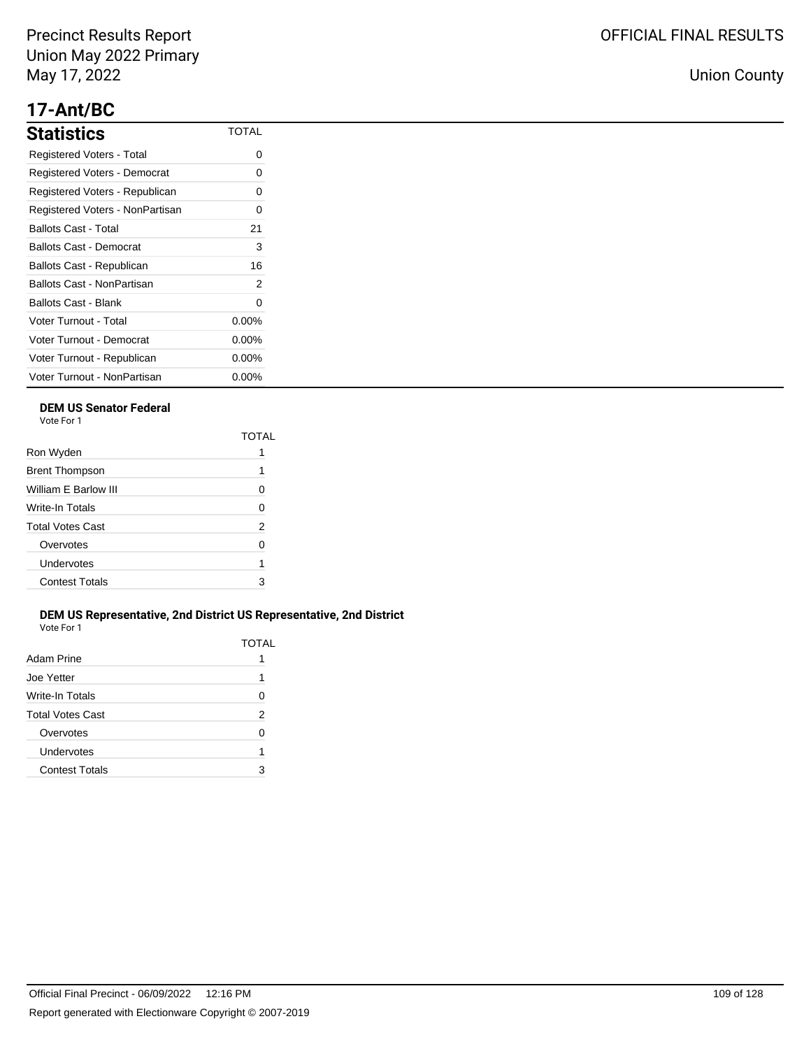# 17-Ant/BC

## Statistics

| Statistics | TOTAL |
|---|---|
| Registered Voters - Total | 0 |
| Registered Voters - Democrat | 0 |
| Registered Voters - Republican | 0 |
| Registered Voters - NonPartisan | 0 |
| Ballots Cast - Total | 21 |
| Ballots Cast - Democrat | 3 |
| Ballots Cast - Republican | 16 |
| Ballots Cast - NonPartisan | 2 |
| Ballots Cast - Blank | 0 |
| Voter Turnout - Total | 0.00% |
| Voter Turnout - Democrat | 0.00% |
| Voter Turnout - Republican | 0.00% |
| Voter Turnout - NonPartisan | 0.00% |

### DEM US Senator Federal

Vote For 1

| | TOTAL |
|---|---|
| Ron Wyden | 1 |
| Brent Thompson | 1 |
| William E Barlow III | 0 |
| Write-In Totals | 0 |
| Total Votes Cast | 2 |
| Overvotes | 0 |
| Undervotes | 1 |
| Contest Totals | 3 |

### DEM US Representative, 2nd District US Representative, 2nd District

Vote For 1

| | TOTAL |
|---|---|
| Adam Prine | 1 |
| Joe Yetter | 1 |
| Write-In Totals | 0 |
| Total Votes Cast | 2 |
| Overvotes | 0 |
| Undervotes | 1 |
| Contest Totals | 3 |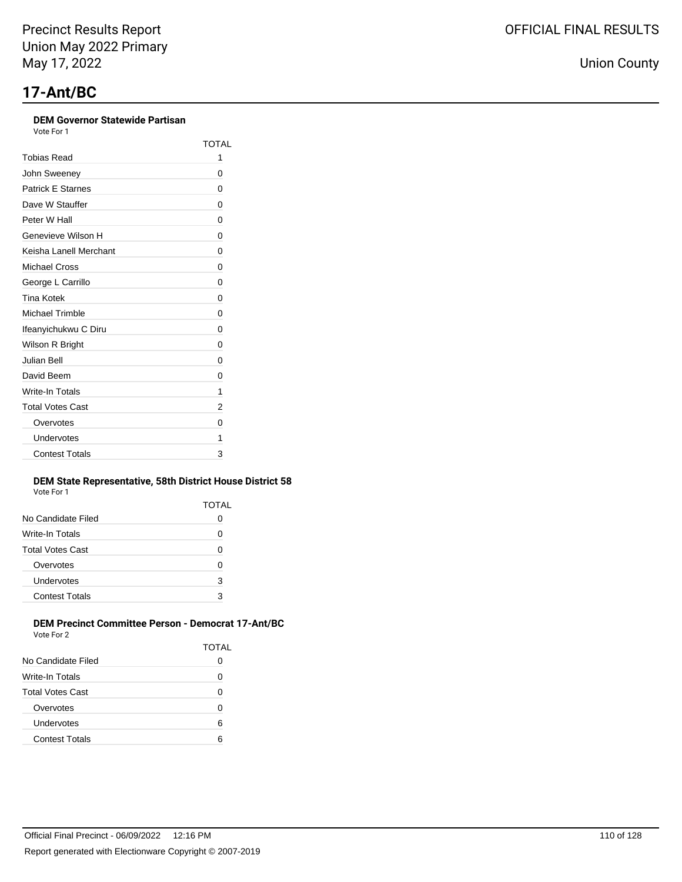# 17-Ant/BC

### DEM Governor Statewide Partisan

Vote For 1

| | TOTAL |
|---|---|
| Tobias Read | 1 |
| John Sweeney | 0 |
| Patrick E Starnes | 0 |
| Dave W Stauffer | 0 |
| Peter W Hall | 0 |
| Genevieve Wilson H | 0 |
| Keisha Lanell Merchant | 0 |
| Michael Cross | 0 |
| George L Carrillo | 0 |
| Tina Kotek | 0 |
| Michael Trimble | 0 |
| Ifeanyichukwu C Diru | 0 |
| Wilson R Bright | 0 |
| Julian Bell | 0 |
| David Beem | 0 |
| Write-In Totals | 1 |
| Total Votes Cast | 2 |
| Overvotes | 0 |
| Undervotes | 1 |
| Contest Totals | 3 |

### DEM State Representative, 58th District House District 58

Vote For 1

| | TOTAL |
|---|---|
| No Candidate Filed | 0 |
| Write-In Totals | 0 |
| Total Votes Cast | 0 |
| Overvotes | 0 |
| Undervotes | 3 |
| Contest Totals | 3 |

### DEM Precinct Committee Person - Democrat 17-Ant/BC

Vote For 2

| | TOTAL |
|---|---|
| No Candidate Filed | 0 |
| Write-In Totals | 0 |
| Total Votes Cast | 0 |
| Overvotes | 0 |
| Undervotes | 6 |
| Contest Totals | 6 |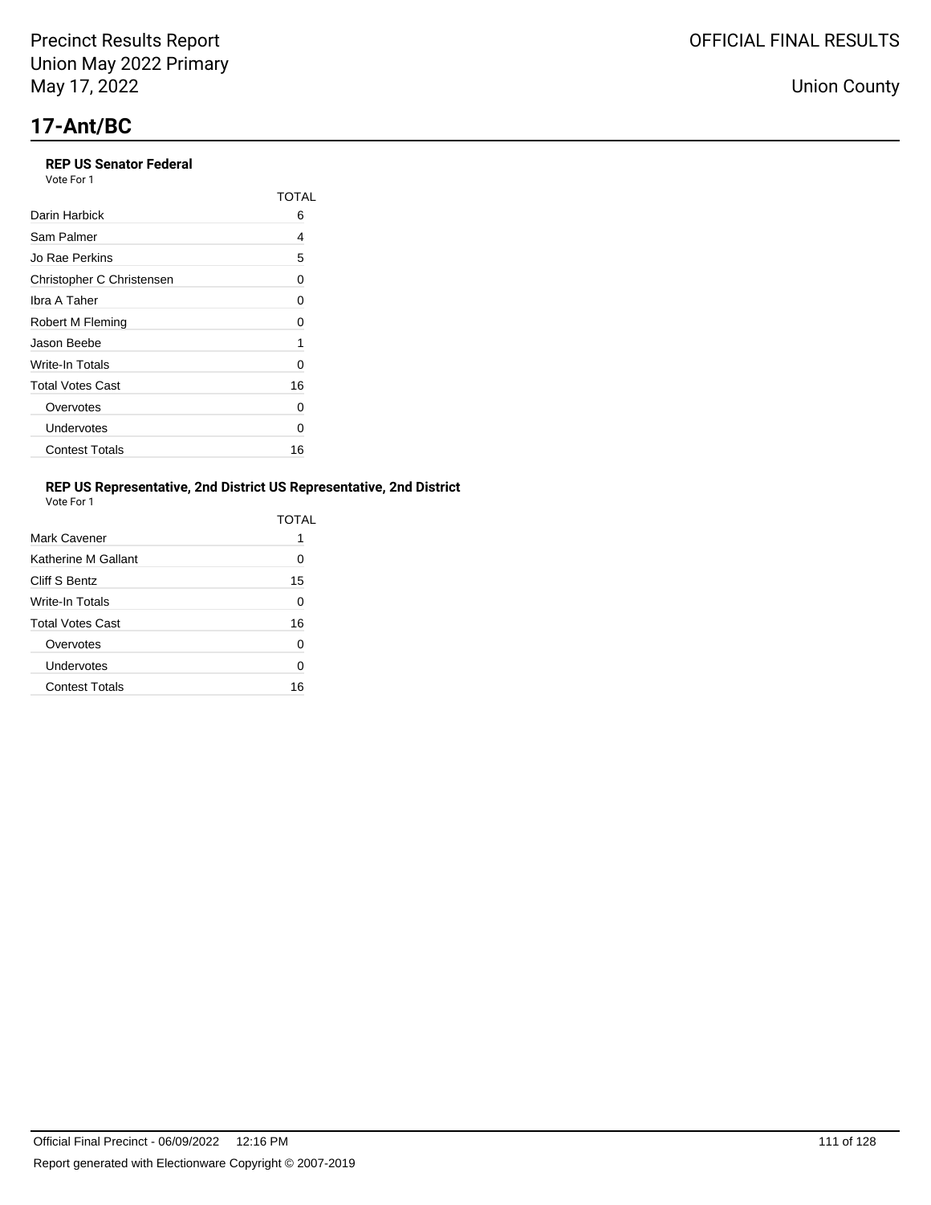# 17-Ant/BC

### REP US Senator Federal

Vote For 1

| | TOTAL |
|---|---|
| Darin Harbick | 6 |
| Sam Palmer | 4 |
| Jo Rae Perkins | 5 |
| Christopher C Christensen | 0 |
| Ibra A Taher | 0 |
| Robert M Fleming | 0 |
| Jason Beebe | 1 |
| Write-In Totals | 0 |
| Total Votes Cast | 16 |
| Overvotes | 0 |
| Undervotes | 0 |
| Contest Totals | 16 |

### REP US Representative, 2nd District US Representative, 2nd District

Vote For 1

| | TOTAL |
|---|---|
| Mark Cavener | 1 |
| Katherine M Gallant | 0 |
| Cliff S Bentz | 15 |
| Write-In Totals | 0 |
| Total Votes Cast | 16 |
| Overvotes | 0 |
| Undervotes | 0 |
| Contest Totals | 16 |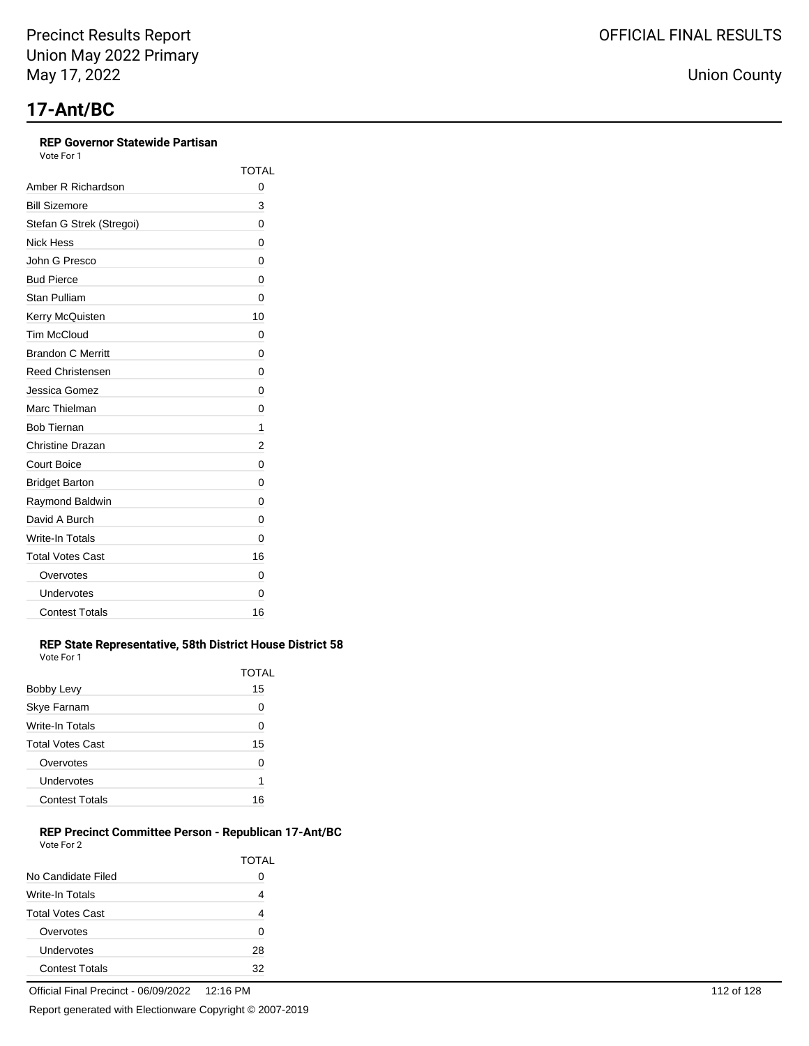# 17-Ant/BC

### REP Governor Statewide Partisan

Vote For 1

| | TOTAL |
|---|---|
| Amber R Richardson | 0 |
| Bill Sizemore | 3 |
| Stefan G Strek (Stregoi) | 0 |
| Nick Hess | 0 |
| John G Presco | 0 |
| Bud Pierce | 0 |
| Stan Pulliam | 0 |
| Kerry McQuisten | 10 |
| Tim McCloud | 0 |
| Brandon C Merritt | 0 |
| Reed Christensen | 0 |
| Jessica Gomez | 0 |
| Marc Thielman | 0 |
| Bob Tiernan | 1 |
| Christine Drazan | 2 |
| Court Boice | 0 |
| Bridget Barton | 0 |
| Raymond Baldwin | 0 |
| David A Burch | 0 |
| Write-In Totals | 0 |
| Total Votes Cast | 16 |
| Overvotes | 0 |
| Undervotes | 0 |
| Contest Totals | 16 |

### REP State Representative, 58th District House District 58

Vote For 1

| | TOTAL |
|---|---|
| Bobby Levy | 15 |
| Skye Farnam | 0 |
| Write-In Totals | 0 |
| Total Votes Cast | 15 |
| Overvotes | 0 |
| Undervotes | 1 |
| Contest Totals | 16 |

### REP Precinct Committee Person - Republican 17-Ant/BC

Vote For 2

| | TOTAL |
|---|---|
| No Candidate Filed | 0 |
| Write-In Totals | 4 |
| Total Votes Cast | 4 |
| Overvotes | 0 |
| Undervotes | 28 |
| Contest Totals | 32 |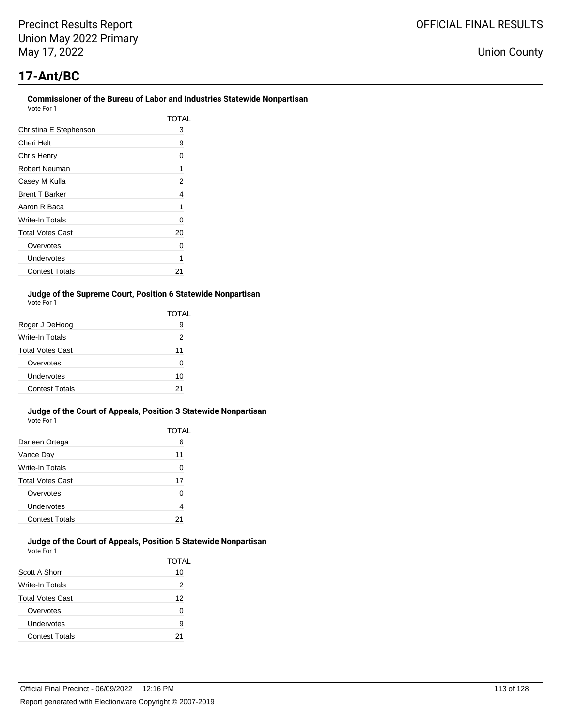# 17-Ant/BC

### Commissioner of the Bureau of Labor and Industries Statewide Nonpartisan

Vote For 1

| | TOTAL |
|---|---|
| Christina E Stephenson | 3 |
| Cheri Helt | 9 |
| Chris Henry | 0 |
| Robert Neuman | 1 |
| Casey M Kulla | 2 |
| Brent T Barker | 4 |
| Aaron R Baca | 1 |
| Write-In Totals | 0 |
| Total Votes Cast | 20 |
| Overvotes | 0 |
| Undervotes | 1 |
| Contest Totals | 21 |

### Judge of the Supreme Court, Position 6 Statewide Nonpartisan

Vote For 1

| | TOTAL |
|---|---|
| Roger J DeHoog | 9 |
| Write-In Totals | 2 |
| Total Votes Cast | 11 |
| Overvotes | 0 |
| Undervotes | 10 |
| Contest Totals | 21 |

### Judge of the Court of Appeals, Position 3 Statewide Nonpartisan

Vote For 1

| | TOTAL |
|---|---|
| Darleen Ortega | 6 |
| Vance Day | 11 |
| Write-In Totals | 0 |
| Total Votes Cast | 17 |
| Overvotes | 0 |
| Undervotes | 4 |
| Contest Totals | 21 |

### Judge of the Court of Appeals, Position 5 Statewide Nonpartisan

Vote For 1

| | TOTAL |
|---|---|
| Scott A Shorr | 10 |
| Write-In Totals | 2 |
| Total Votes Cast | 12 |
| Overvotes | 0 |
| Undervotes | 9 |
| Contest Totals | 21 |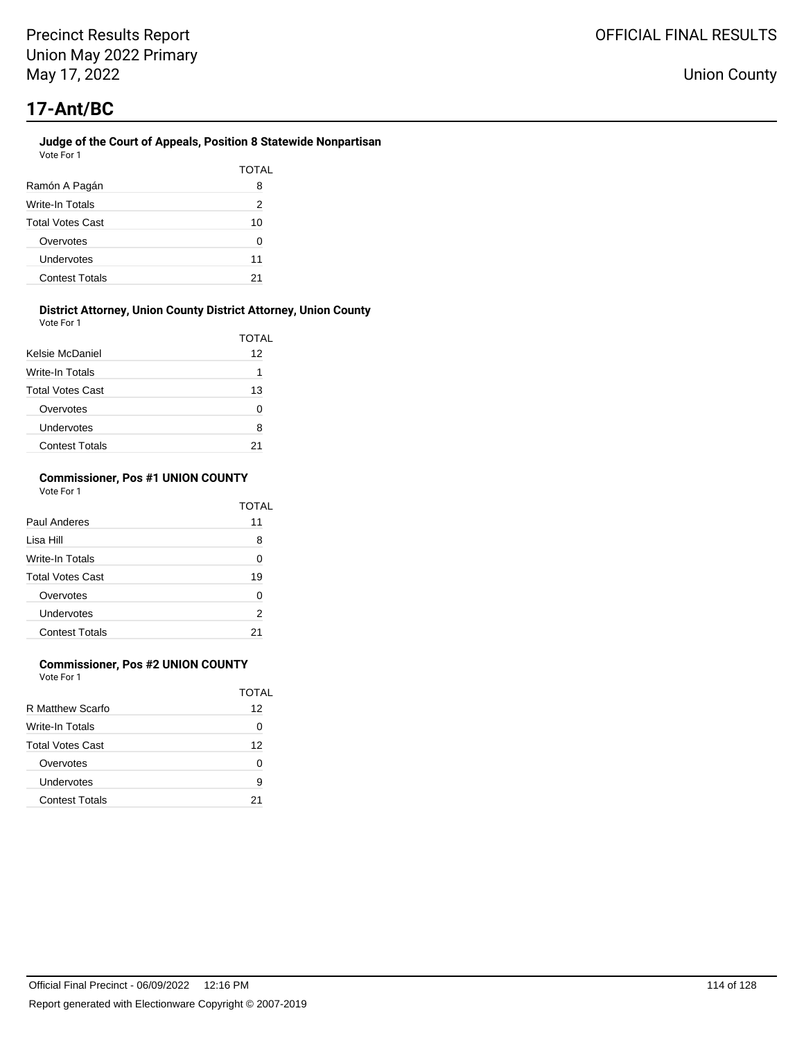# 17-Ant/BC

### Judge of the Court of Appeals, Position 8 Statewide Nonpartisan

Vote For 1

| | TOTAL |
|---|---|
| Ramón A Pagán | 8 |
| Write-In Totals | 2 |
| Total Votes Cast | 10 |
| Overvotes | 0 |
| Undervotes | 11 |
| Contest Totals | 21 |

### District Attorney, Union County District Attorney, Union County

Vote For 1

| | TOTAL |
|---|---|
| Kelsie McDaniel | 12 |
| Write-In Totals | 1 |
| Total Votes Cast | 13 |
| Overvotes | 0 |
| Undervotes | 8 |
| Contest Totals | 21 |

### Commissioner, Pos #1 UNION COUNTY

Vote For 1

| | TOTAL |
|---|---|
| Paul Anderes | 11 |
| Lisa Hill | 8 |
| Write-In Totals | 0 |
| Total Votes Cast | 19 |
| Overvotes | 0 |
| Undervotes | 2 |
| Contest Totals | 21 |

### Commissioner, Pos #2 UNION COUNTY

Vote For 1

| | TOTAL |
|---|---|
| R Matthew Scarfo | 12 |
| Write-In Totals | 0 |
| Total Votes Cast | 12 |
| Overvotes | 0 |
| Undervotes | 9 |
| Contest Totals | 21 |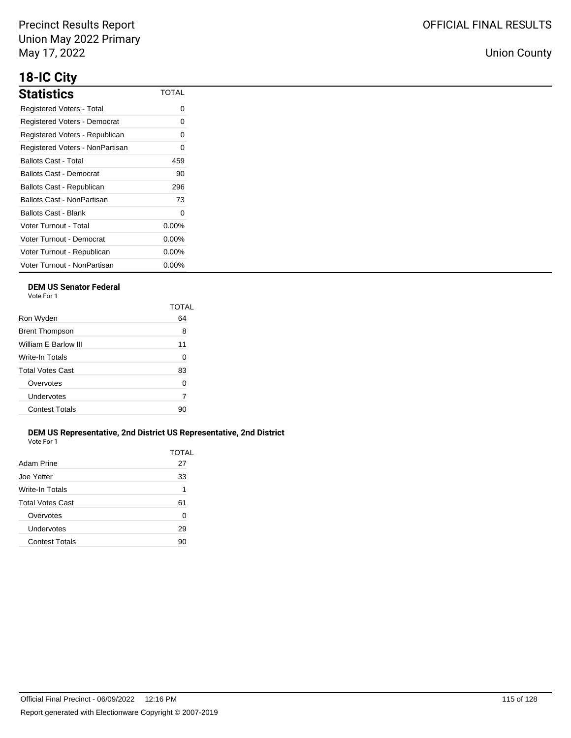# 18-IC City

## Statistics

| Statistics | TOTAL |
|---|---|
| Registered Voters - Total | 0 |
| Registered Voters - Democrat | 0 |
| Registered Voters - Republican | 0 |
| Registered Voters - NonPartisan | 0 |
| Ballots Cast - Total | 459 |
| Ballots Cast - Democrat | 90 |
| Ballots Cast - Republican | 296 |
| Ballots Cast - NonPartisan | 73 |
| Ballots Cast - Blank | 0 |
| Voter Turnout - Total | 0.00% |
| Voter Turnout - Democrat | 0.00% |
| Voter Turnout - Republican | 0.00% |
| Voter Turnout - NonPartisan | 0.00% |

### DEM US Senator Federal

Vote For 1

| | TOTAL |
|---|---|
| Ron Wyden | 64 |
| Brent Thompson | 8 |
| William E Barlow III | 11 |
| Write-In Totals | 0 |
| Total Votes Cast | 83 |
| Overvotes | 0 |
| Undervotes | 7 |
| Contest Totals | 90 |

### DEM US Representative, 2nd District US Representative, 2nd District

Vote For 1

| | TOTAL |
|---|---|
| Adam Prine | 27 |
| Joe Yetter | 33 |
| Write-In Totals | 1 |
| Total Votes Cast | 61 |
| Overvotes | 0 |
| Undervotes | 29 |
| Contest Totals | 90 |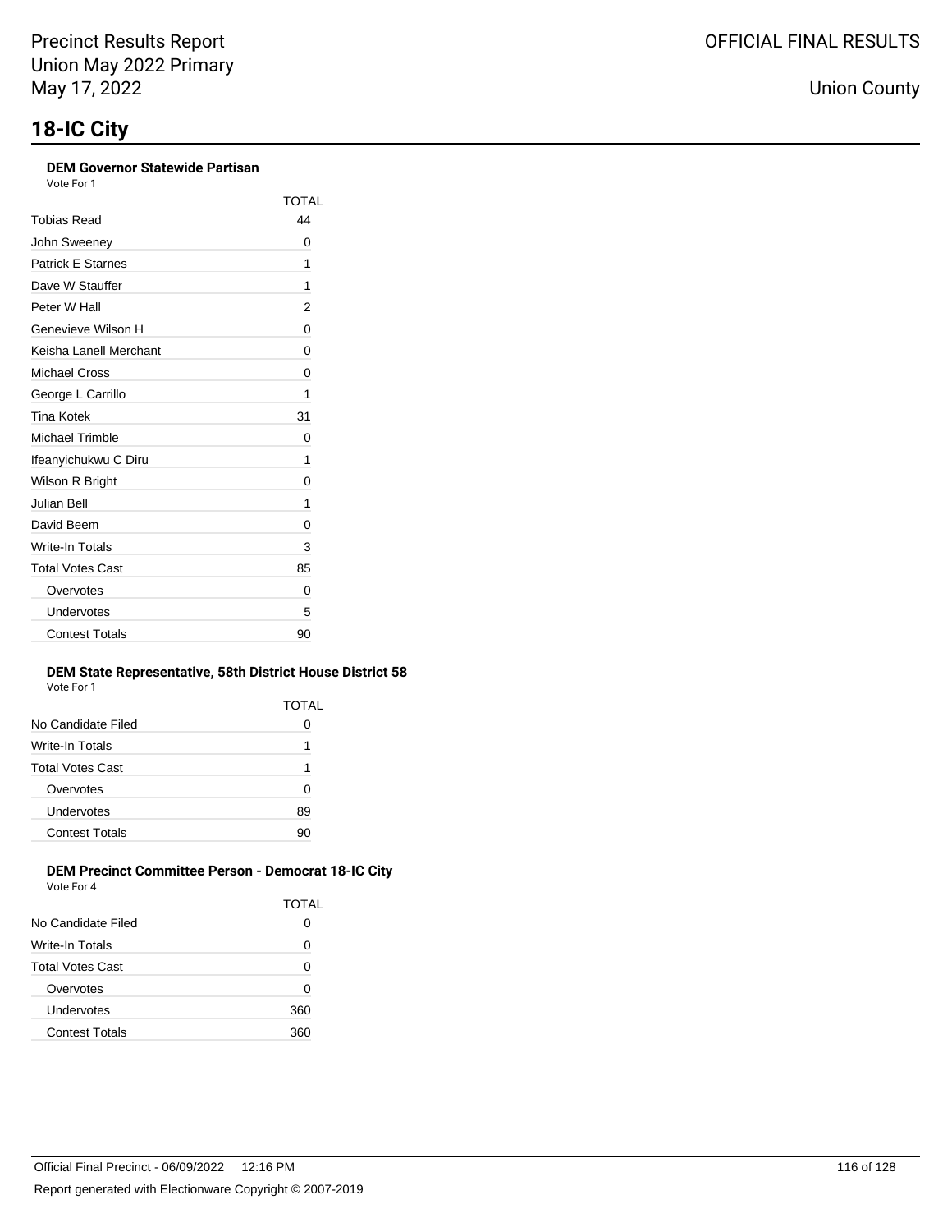# 18-IC City

### DEM Governor Statewide Partisan

Vote For 1

| | TOTAL |
|---|---|
| Tobias Read | 44 |
| John Sweeney | 0 |
| Patrick E Starnes | 1 |
| Dave W Stauffer | 1 |
| Peter W Hall | 2 |
| Genevieve Wilson H | 0 |
| Keisha Lanell Merchant | 0 |
| Michael Cross | 0 |
| George L Carrillo | 1 |
| Tina Kotek | 31 |
| Michael Trimble | 0 |
| Ifeanyichukwu C Diru | 1 |
| Wilson R Bright | 0 |
| Julian Bell | 1 |
| David Beem | 0 |
| Write-In Totals | 3 |
| Total Votes Cast | 85 |
| Overvotes | 0 |
| Undervotes | 5 |
| Contest Totals | 90 |

### DEM State Representative, 58th District House District 58

Vote For 1

| | TOTAL |
|---|---|
| No Candidate Filed | 0 |
| Write-In Totals | 1 |
| Total Votes Cast | 1 |
| Overvotes | 0 |
| Undervotes | 89 |
| Contest Totals | 90 |

### DEM Precinct Committee Person - Democrat 18-IC City

Vote For 4

| | TOTAL |
|---|---|
| No Candidate Filed | 0 |
| Write-In Totals | 0 |
| Total Votes Cast | 0 |
| Overvotes | 0 |
| Undervotes | 360 |
| Contest Totals | 360 |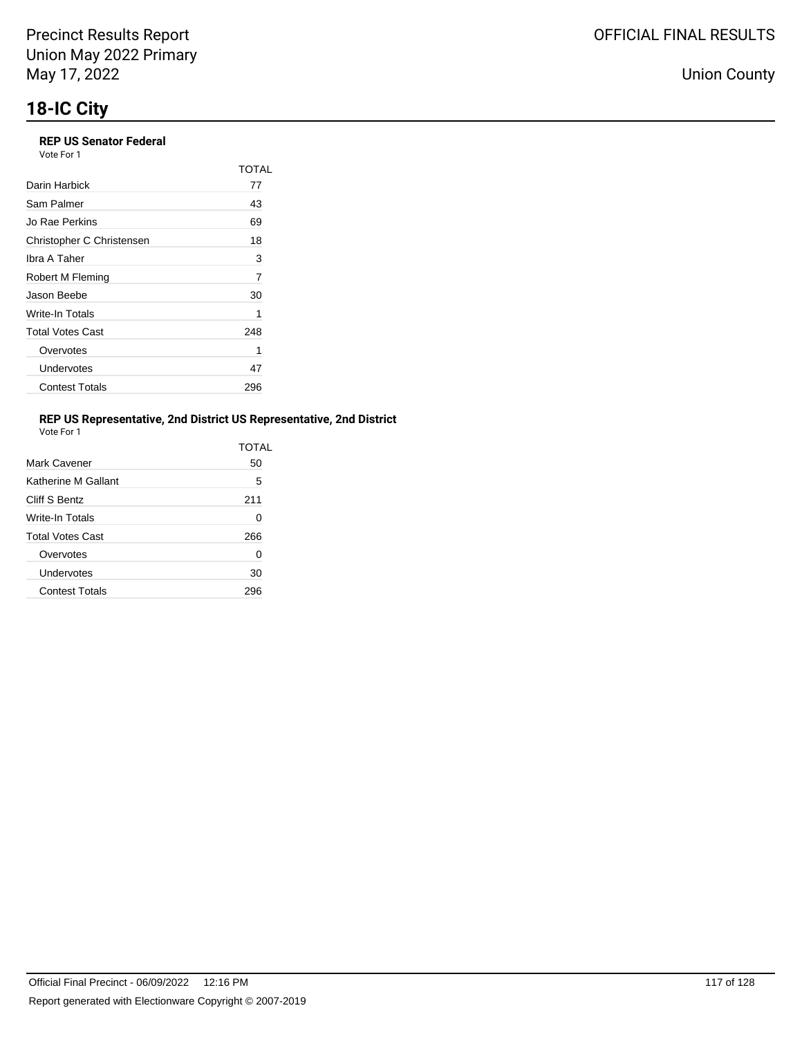# 18-IC City

### REP US Senator Federal

Vote For 1

| | TOTAL |
|---|---|
| Darin Harbick | 77 |
| Sam Palmer | 43 |
| Jo Rae Perkins | 69 |
| Christopher C Christensen | 18 |
| Ibra A Taher | 3 |
| Robert M Fleming | 7 |
| Jason Beebe | 30 |
| Write-In Totals | 1 |
| Total Votes Cast | 248 |
| Overvotes | 1 |
| Undervotes | 47 |
| Contest Totals | 296 |

### REP US Representative, 2nd District US Representative, 2nd District

Vote For 1

| | TOTAL |
|---|---|
| Mark Cavener | 50 |
| Katherine M Gallant | 5 |
| Cliff S Bentz | 211 |
| Write-In Totals | 0 |
| Total Votes Cast | 266 |
| Overvotes | 0 |
| Undervotes | 30 |
| Contest Totals | 296 |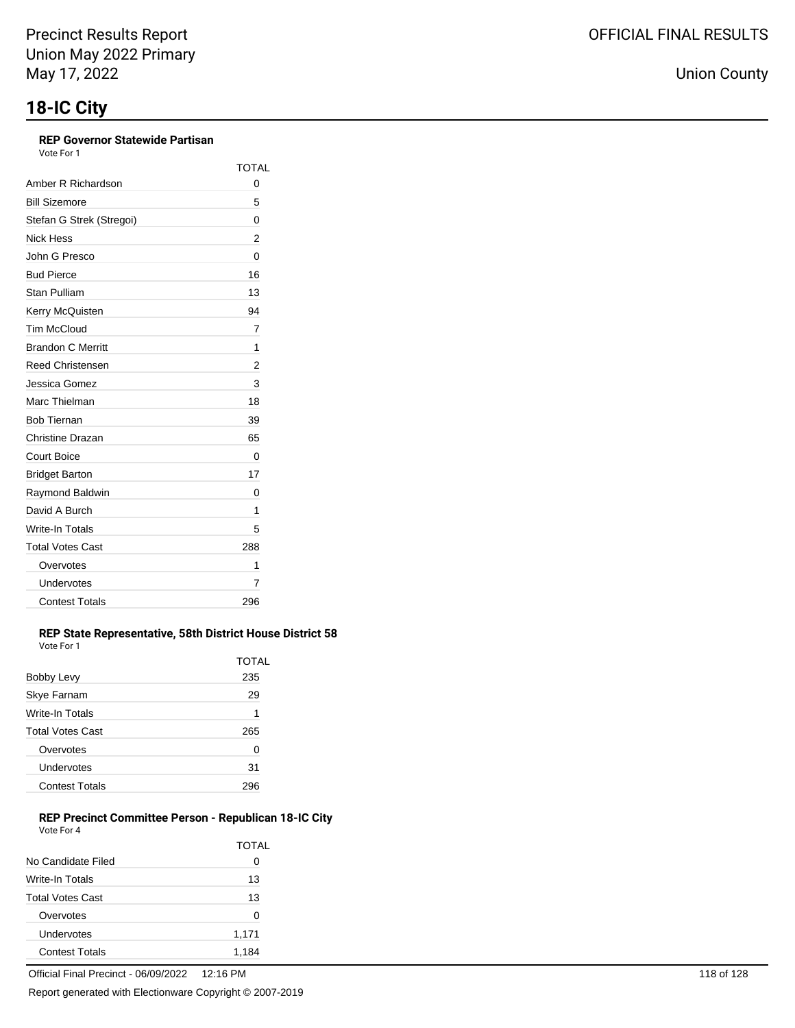# 18-IC City

### REP Governor Statewide Partisan

Vote For 1

| | TOTAL |
|---|---|
| Amber R Richardson | 0 |
| Bill Sizemore | 5 |
| Stefan G Strek (Stregoi) | 0 |
| Nick Hess | 2 |
| John G Presco | 0 |
| Bud Pierce | 16 |
| Stan Pulliam | 13 |
| Kerry McQuisten | 94 |
| Tim McCloud | 7 |
| Brandon C Merritt | 1 |
| Reed Christensen | 2 |
| Jessica Gomez | 3 |
| Marc Thielman | 18 |
| Bob Tiernan | 39 |
| Christine Drazan | 65 |
| Court Boice | 0 |
| Bridget Barton | 17 |
| Raymond Baldwin | 0 |
| David A Burch | 1 |
| Write-In Totals | 5 |
| Total Votes Cast | 288 |
| Overvotes | 1 |
| Undervotes | 7 |
| Contest Totals | 296 |

### REP State Representative, 58th District House District 58

Vote For 1

| | TOTAL |
|---|---|
| Bobby Levy | 235 |
| Skye Farnam | 29 |
| Write-In Totals | 1 |
| Total Votes Cast | 265 |
| Overvotes | 0 |
| Undervotes | 31 |
| Contest Totals | 296 |

### REP Precinct Committee Person - Republican 18-IC City

Vote For 4

| | TOTAL |
|---|---|
| No Candidate Filed | 0 |
| Write-In Totals | 13 |
| Total Votes Cast | 13 |
| Overvotes | 0 |
| Undervotes | 1,171 |
| Contest Totals | 1,184 |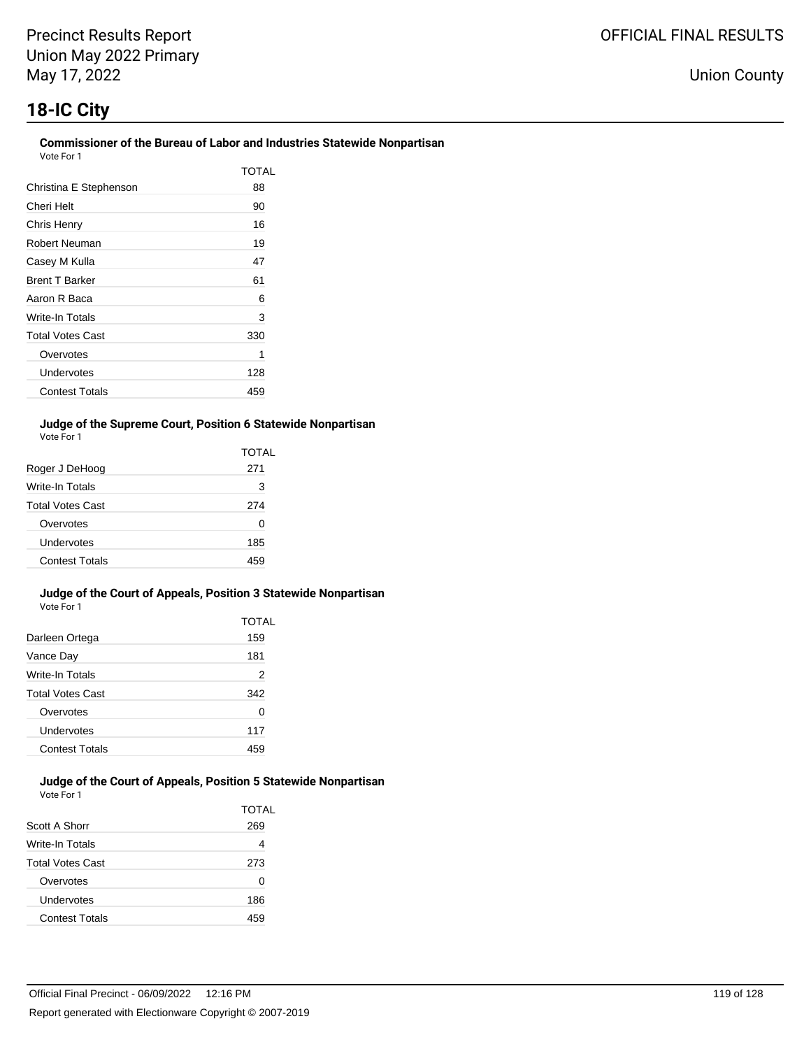## 18-IC City

### Commissioner of the Bureau of Labor and Industries Statewide Nonpartisan

Vote For 1

| | TOTAL |
|---|---|
| Christina E Stephenson | 88 |
| Cheri Helt | 90 |
| Chris Henry | 16 |
| Robert Neuman | 19 |
| Casey M Kulla | 47 |
| Brent T Barker | 61 |
| Aaron R Baca | 6 |
| Write-In Totals | 3 |
| Total Votes Cast | 330 |
| Overvotes | 1 |
| Undervotes | 128 |
| Contest Totals | 459 |

### Judge of the Supreme Court, Position 6 Statewide Nonpartisan

Vote For 1

| | TOTAL |
|---|---|
| Roger J DeHoog | 271 |
| Write-In Totals | 3 |
| Total Votes Cast | 274 |
| Overvotes | 0 |
| Undervotes | 185 |
| Contest Totals | 459 |

### Judge of the Court of Appeals, Position 3 Statewide Nonpartisan

Vote For 1

| | TOTAL |
|---|---|
| Darleen Ortega | 159 |
| Vance Day | 181 |
| Write-In Totals | 2 |
| Total Votes Cast | 342 |
| Overvotes | 0 |
| Undervotes | 117 |
| Contest Totals | 459 |

### Judge of the Court of Appeals, Position 5 Statewide Nonpartisan

Vote For 1

| | TOTAL |
|---|---|
| Scott A Shorr | 269 |
| Write-In Totals | 4 |
| Total Votes Cast | 273 |
| Overvotes | 0 |
| Undervotes | 186 |
| Contest Totals | 459 |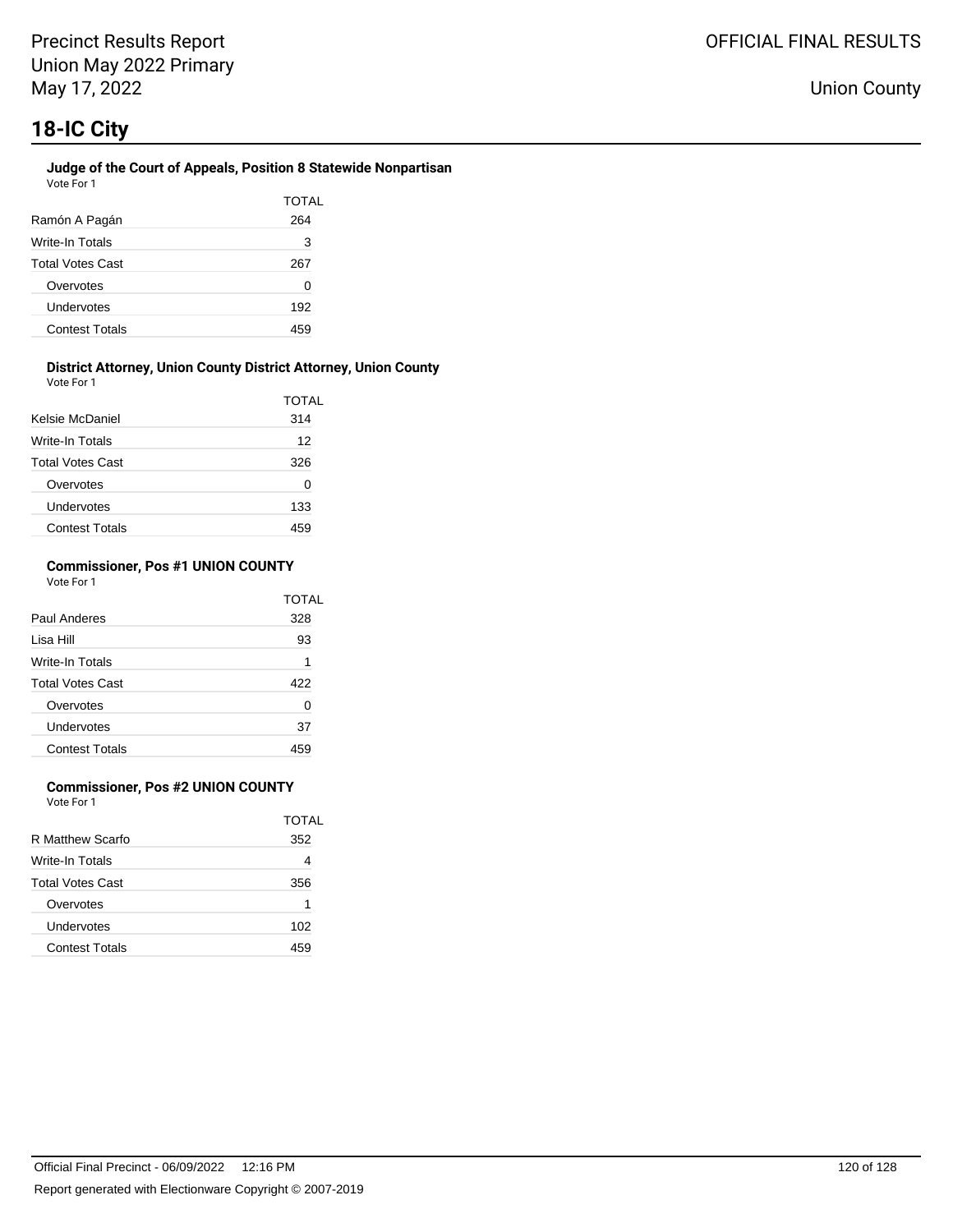# 18-IC City

### Judge of the Court of Appeals, Position 8 Statewide Nonpartisan

Vote For 1

| | TOTAL |
|---|---|
| Ramón A Pagán | 264 |
| Write-In Totals | 3 |
| Total Votes Cast | 267 |
| Overvotes | 0 |
| Undervotes | 192 |
| Contest Totals | 459 |

### District Attorney, Union County District Attorney, Union County

Vote For 1

| | TOTAL |
|---|---|
| Kelsie McDaniel | 314 |
| Write-In Totals | 12 |
| Total Votes Cast | 326 |
| Overvotes | 0 |
| Undervotes | 133 |
| Contest Totals | 459 |

### Commissioner, Pos #1 UNION COUNTY

Vote For 1

| | TOTAL |
|---|---|
| Paul Anderes | 328 |
| Lisa Hill | 93 |
| Write-In Totals | 1 |
| Total Votes Cast | 422 |
| Overvotes | 0 |
| Undervotes | 37 |
| Contest Totals | 459 |

### Commissioner, Pos #2 UNION COUNTY

Vote For 1

| | TOTAL |
|---|---|
| R Matthew Scarfo | 352 |
| Write-In Totals | 4 |
| Total Votes Cast | 356 |
| Overvotes | 1 |
| Undervotes | 102 |
| Contest Totals | 459 |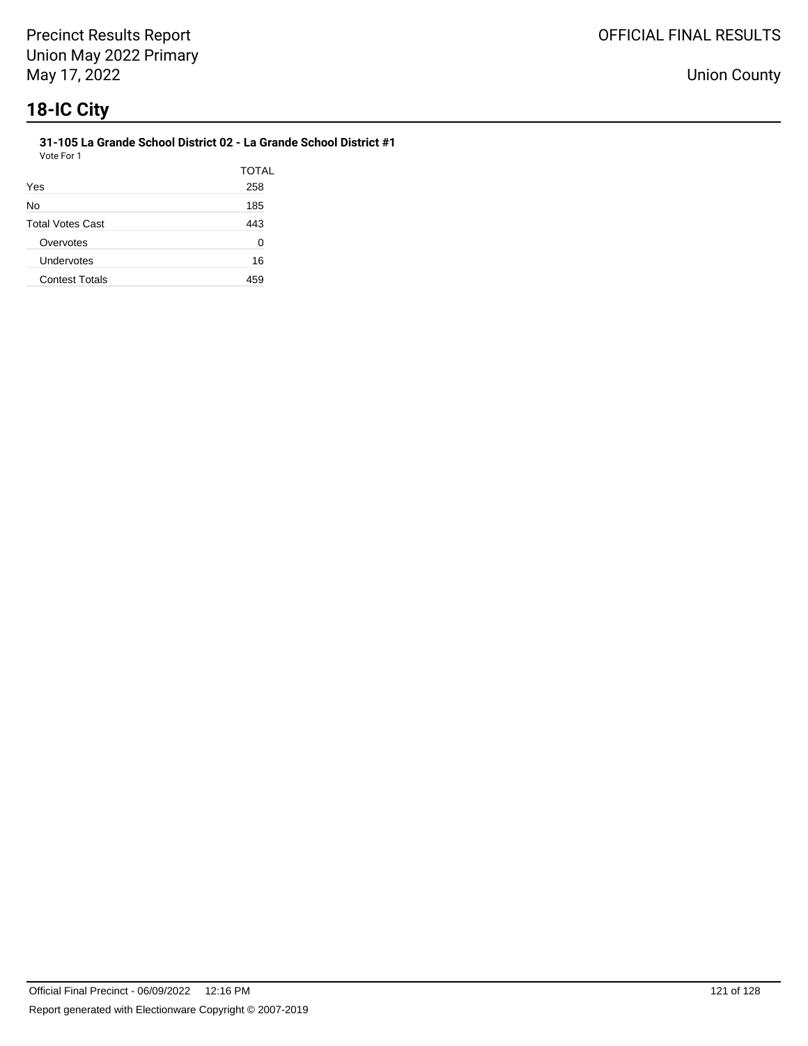# 18-IC City

### 31-105 La Grande School District 02 - La Grande School District #1

Vote For 1

| | TOTAL |
|---|---|
| Yes | 258 |
| No | 185 |
| Total Votes Cast | 443 |
| Overvotes | 0 |
| Undervotes | 16 |
| Contest Totals | 459 |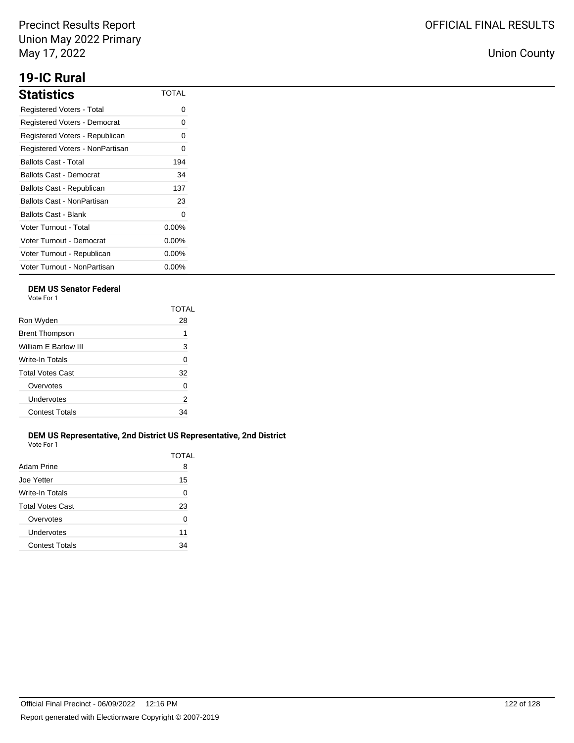# 19-IC Rural

## Statistics

| Statistics | TOTAL |
|---|---|
| Registered Voters - Total | 0 |
| Registered Voters - Democrat | 0 |
| Registered Voters - Republican | 0 |
| Registered Voters - NonPartisan | 0 |
| Ballots Cast - Total | 194 |
| Ballots Cast - Democrat | 34 |
| Ballots Cast - Republican | 137 |
| Ballots Cast - NonPartisan | 23 |
| Ballots Cast - Blank | 0 |
| Voter Turnout - Total | 0.00% |
| Voter Turnout - Democrat | 0.00% |
| Voter Turnout - Republican | 0.00% |
| Voter Turnout - NonPartisan | 0.00% |

### DEM US Senator Federal

Vote For 1

| | TOTAL |
|---|---|
| Ron Wyden | 28 |
| Brent Thompson | 1 |
| William E Barlow III | 3 |
| Write-In Totals | 0 |
| Total Votes Cast | 32 |
| Overvotes | 0 |
| Undervotes | 2 |
| Contest Totals | 34 |

### DEM US Representative, 2nd District US Representative, 2nd District

Vote For 1

| | TOTAL |
|---|---|
| Adam Prine | 8 |
| Joe Yetter | 15 |
| Write-In Totals | 0 |
| Total Votes Cast | 23 |
| Overvotes | 0 |
| Undervotes | 11 |
| Contest Totals | 34 |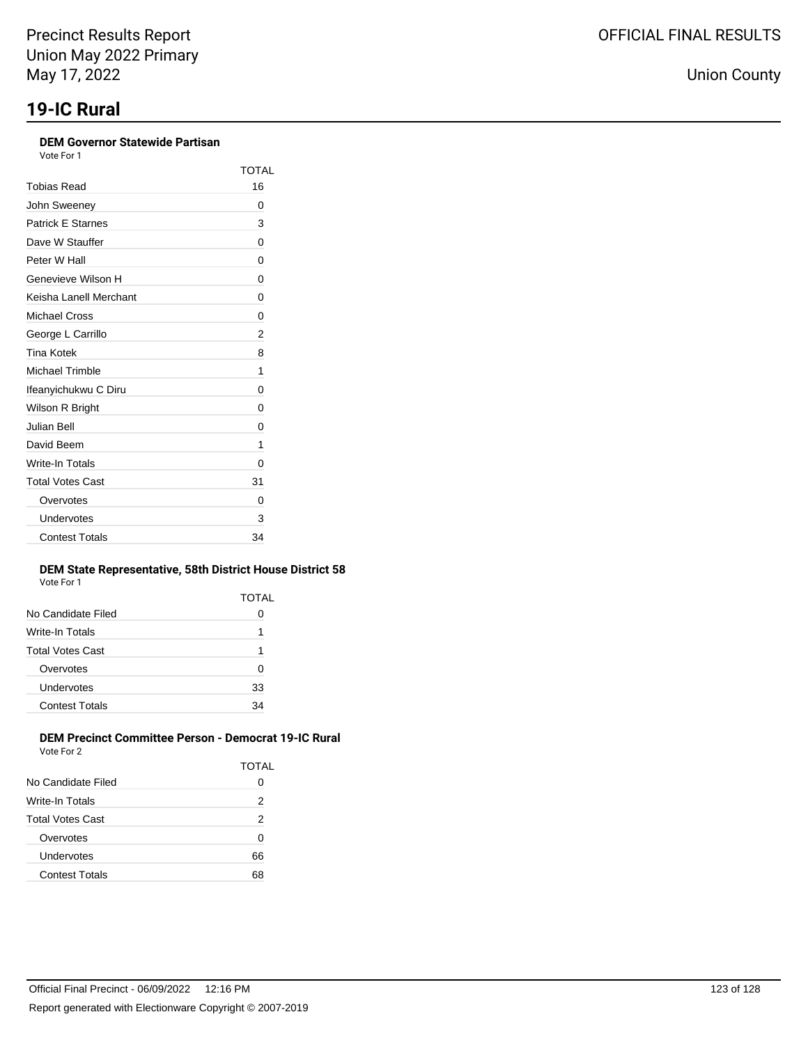# 19-IC Rural

### DEM Governor Statewide Partisan

Vote For 1

| | TOTAL |
|---|---|
| Tobias Read | 16 |
| John Sweeney | 0 |
| Patrick E Starnes | 3 |
| Dave W Stauffer | 0 |
| Peter W Hall | 0 |
| Genevieve Wilson H | 0 |
| Keisha Lanell Merchant | 0 |
| Michael Cross | 0 |
| George L Carrillo | 2 |
| Tina Kotek | 8 |
| Michael Trimble | 1 |
| Ifeanyichukwu C Diru | 0 |
| Wilson R Bright | 0 |
| Julian Bell | 0 |
| David Beem | 1 |
| Write-In Totals | 0 |
| Total Votes Cast | 31 |
| Overvotes | 0 |
| Undervotes | 3 |
| Contest Totals | 34 |

### DEM State Representative, 58th District House District 58

Vote For 1

| | TOTAL |
|---|---|
| No Candidate Filed | 0 |
| Write-In Totals | 1 |
| Total Votes Cast | 1 |
| Overvotes | 0 |
| Undervotes | 33 |
| Contest Totals | 34 |

### DEM Precinct Committee Person - Democrat 19-IC Rural

Vote For 2

| | TOTAL |
|---|---|
| No Candidate Filed | 0 |
| Write-In Totals | 2 |
| Total Votes Cast | 2 |
| Overvotes | 0 |
| Undervotes | 66 |
| Contest Totals | 68 |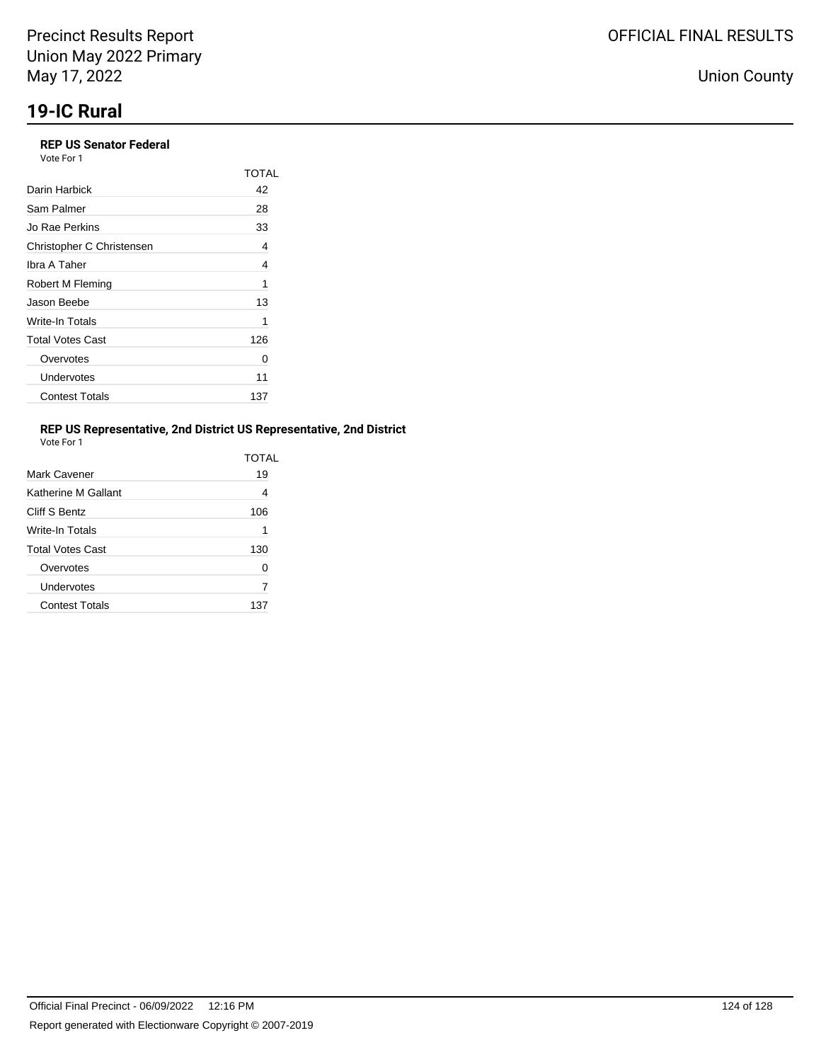# 19-IC Rural

### REP US Senator Federal

Vote For 1

| | TOTAL |
|---|---|
| Darin Harbick | 42 |
| Sam Palmer | 28 |
| Jo Rae Perkins | 33 |
| Christopher C Christensen | 4 |
| Ibra A Taher | 4 |
| Robert M Fleming | 1 |
| Jason Beebe | 13 |
| Write-In Totals | 1 |
| Total Votes Cast | 126 |
| Overvotes | 0 |
| Undervotes | 11 |
| Contest Totals | 137 |

### REP US Representative, 2nd District US Representative, 2nd District

Vote For 1

| | TOTAL |
|---|---|
| Mark Cavener | 19 |
| Katherine M Gallant | 4 |
| Cliff S Bentz | 106 |
| Write-In Totals | 1 |
| Total Votes Cast | 130 |
| Overvotes | 0 |
| Undervotes | 7 |
| Contest Totals | 137 |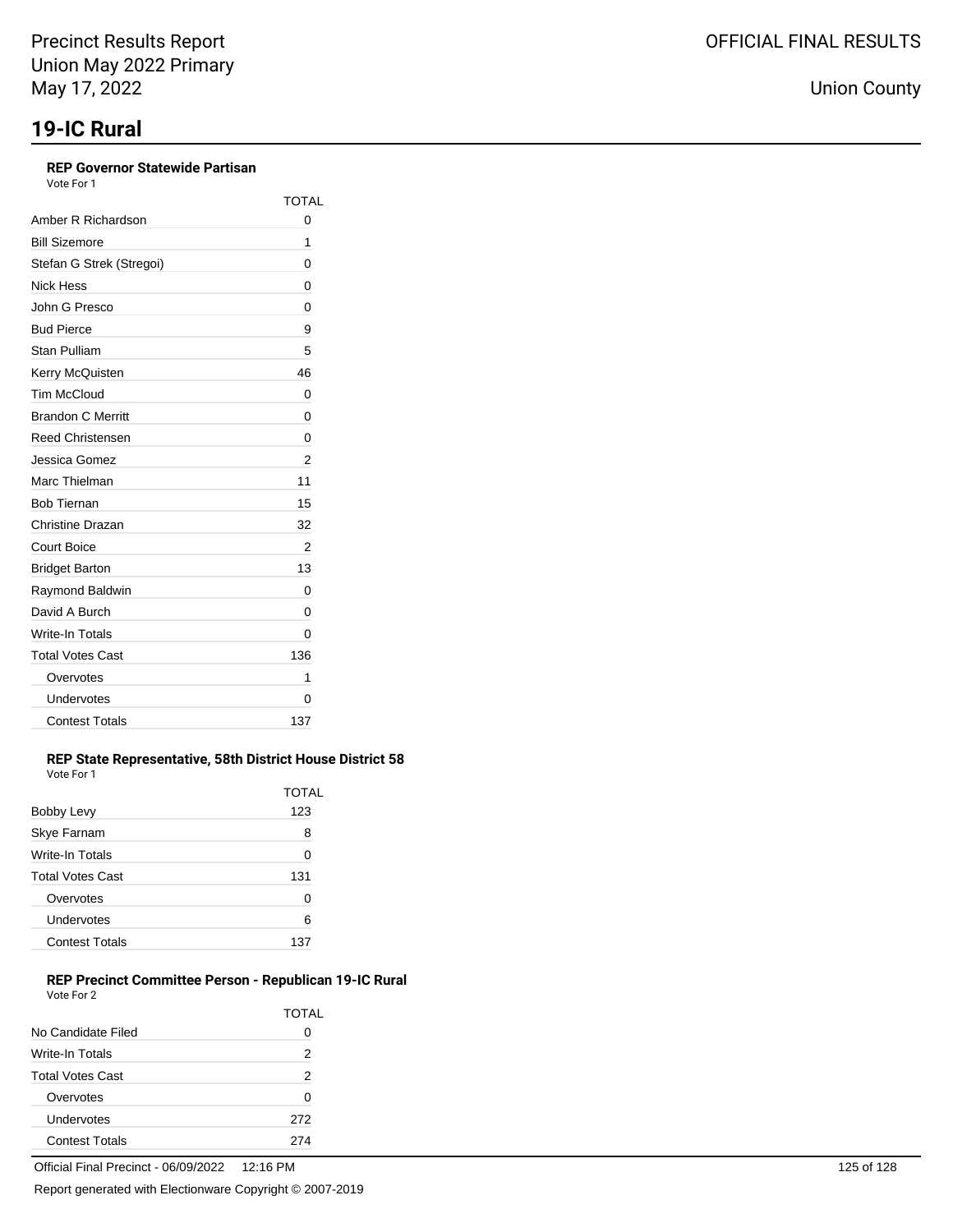# 19-IC Rural

### REP Governor Statewide Partisan

Vote For 1

| | TOTAL |
|---|---|
| Amber R Richardson | 0 |
| Bill Sizemore | 1 |
| Stefan G Strek (Stregoi) | 0 |
| Nick Hess | 0 |
| John G Presco | 0 |
| Bud Pierce | 9 |
| Stan Pulliam | 5 |
| Kerry McQuisten | 46 |
| Tim McCloud | 0 |
| Brandon C Merritt | 0 |
| Reed Christensen | 0 |
| Jessica Gomez | 2 |
| Marc Thielman | 11 |
| Bob Tiernan | 15 |
| Christine Drazan | 32 |
| Court Boice | 2 |
| Bridget Barton | 13 |
| Raymond Baldwin | 0 |
| David A Burch | 0 |
| Write-In Totals | 0 |
| Total Votes Cast | 136 |
| Overvotes | 1 |
| Undervotes | 0 |
| Contest Totals | 137 |

### REP State Representative, 58th District House District 58

Vote For 1

| | TOTAL |
|---|---|
| Bobby Levy | 123 |
| Skye Farnam | 8 |
| Write-In Totals | 0 |
| Total Votes Cast | 131 |
| Overvotes | 0 |
| Undervotes | 6 |
| Contest Totals | 137 |

### REP Precinct Committee Person - Republican 19-IC Rural

Vote For 2

| | TOTAL |
|---|---|
| No Candidate Filed | 0 |
| Write-In Totals | 2 |
| Total Votes Cast | 2 |
| Overvotes | 0 |
| Undervotes | 272 |
| Contest Totals | 274 |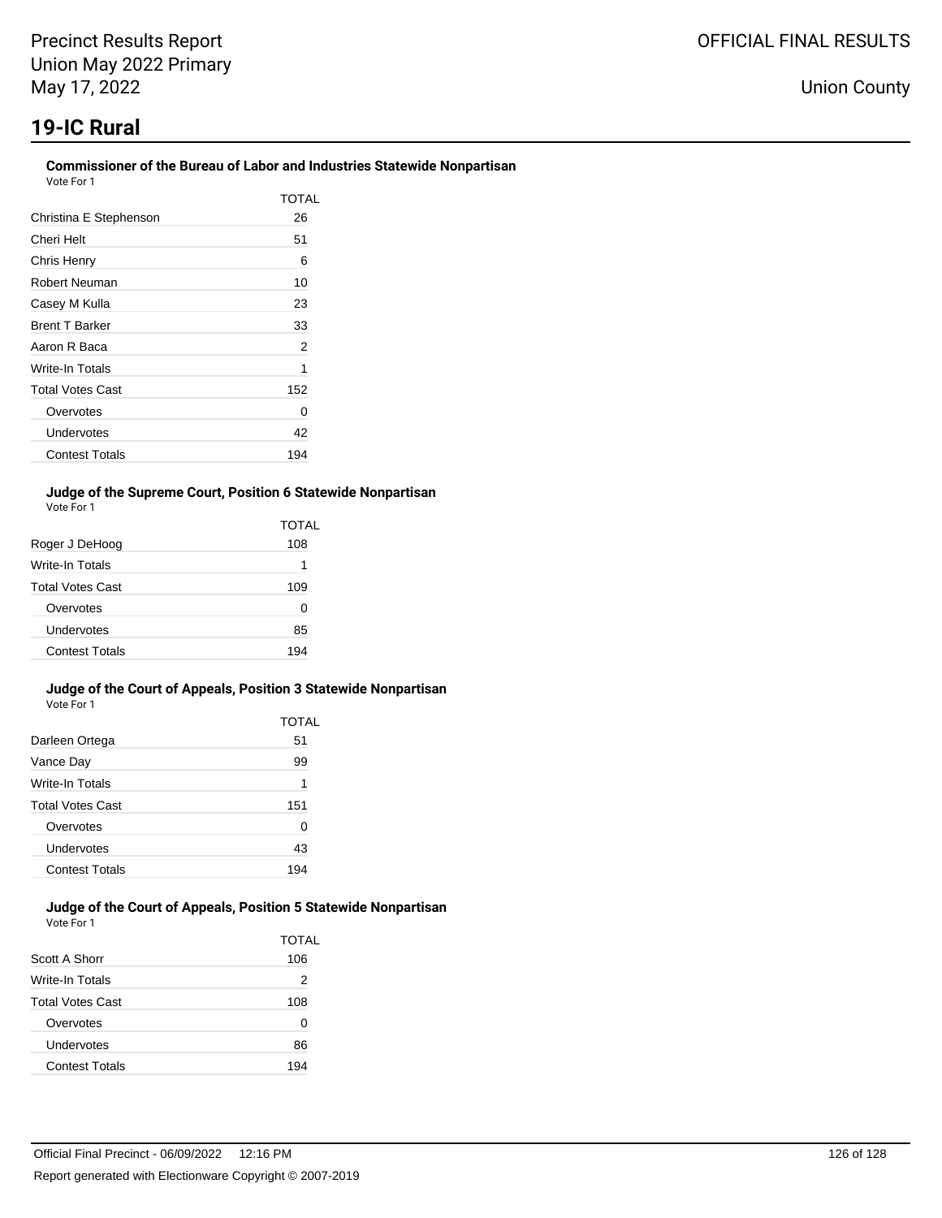# 19-IC Rural

### Commissioner of the Bureau of Labor and Industries Statewide Nonpartisan

Vote For 1

| | TOTAL |
|---|---|
| Christina E Stephenson | 26 |
| Cheri Helt | 51 |
| Chris Henry | 6 |
| Robert Neuman | 10 |
| Casey M Kulla | 23 |
| Brent T Barker | 33 |
| Aaron R Baca | 2 |
| Write-In Totals | 1 |
| Total Votes Cast | 152 |
| Overvotes | 0 |
| Undervotes | 42 |
| Contest Totals | 194 |

### Judge of the Supreme Court, Position 6 Statewide Nonpartisan

Vote For 1

| | TOTAL |
|---|---|
| Roger J DeHoog | 108 |
| Write-In Totals | 1 |
| Total Votes Cast | 109 |
| Overvotes | 0 |
| Undervotes | 85 |
| Contest Totals | 194 |

### Judge of the Court of Appeals, Position 3 Statewide Nonpartisan

Vote For 1

| | TOTAL |
|---|---|
| Darleen Ortega | 51 |
| Vance Day | 99 |
| Write-In Totals | 1 |
| Total Votes Cast | 151 |
| Overvotes | 0 |
| Undervotes | 43 |
| Contest Totals | 194 |

### Judge of the Court of Appeals, Position 5 Statewide Nonpartisan

Vote For 1

| | TOTAL |
|---|---|
| Scott A Shorr | 106 |
| Write-In Totals | 2 |
| Total Votes Cast | 108 |
| Overvotes | 0 |
| Undervotes | 86 |
| Contest Totals | 194 |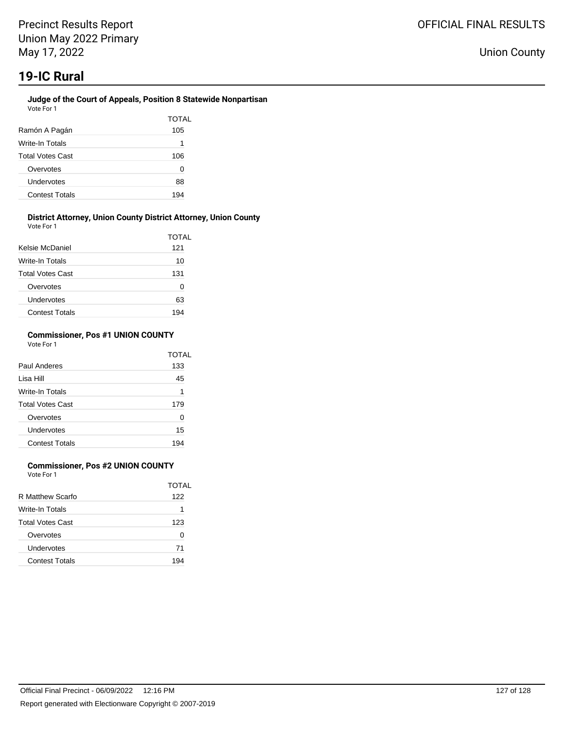# 19-IC Rural

### Judge of the Court of Appeals, Position 8 Statewide Nonpartisan

Vote For 1

| | TOTAL |
|---|---|
| Ramón A Pagán | 105 |
| Write-In Totals | 1 |
| Total Votes Cast | 106 |
| Overvotes | 0 |
| Undervotes | 88 |
| Contest Totals | 194 |

### District Attorney, Union County District Attorney, Union County

Vote For 1

| | TOTAL |
|---|---|
| Kelsie McDaniel | 121 |
| Write-In Totals | 10 |
| Total Votes Cast | 131 |
| Overvotes | 0 |
| Undervotes | 63 |
| Contest Totals | 194 |

### Commissioner, Pos #1 UNION COUNTY

Vote For 1

| | TOTAL |
|---|---|
| Paul Anderes | 133 |
| Lisa Hill | 45 |
| Write-In Totals | 1 |
| Total Votes Cast | 179 |
| Overvotes | 0 |
| Undervotes | 15 |
| Contest Totals | 194 |

### Commissioner, Pos #2 UNION COUNTY

Vote For 1

| | TOTAL |
|---|---|
| R Matthew Scarfo | 122 |
| Write-In Totals | 1 |
| Total Votes Cast | 123 |
| Overvotes | 0 |
| Undervotes | 71 |
| Contest Totals | 194 |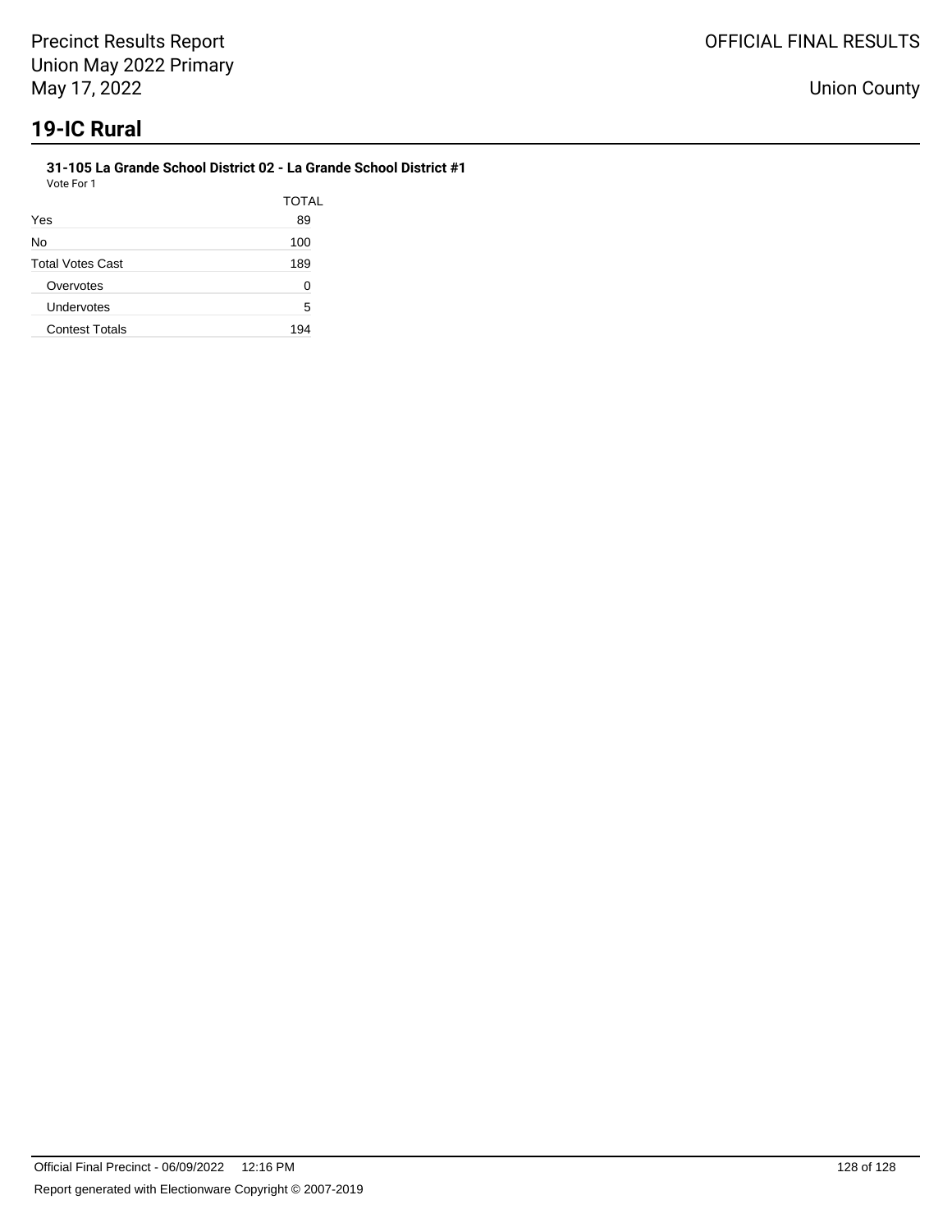# 19-IC Rural

**31-105 La Grande School District 02 - La Grande School District #1**

Vote For 1

| | TOTAL |
|---|---|
| Yes | 89 |
| No | 100 |
| Total Votes Cast | 189 |
| Overvotes | 0 |
| Undervotes | 5 |
| Contest Totals | 194 |